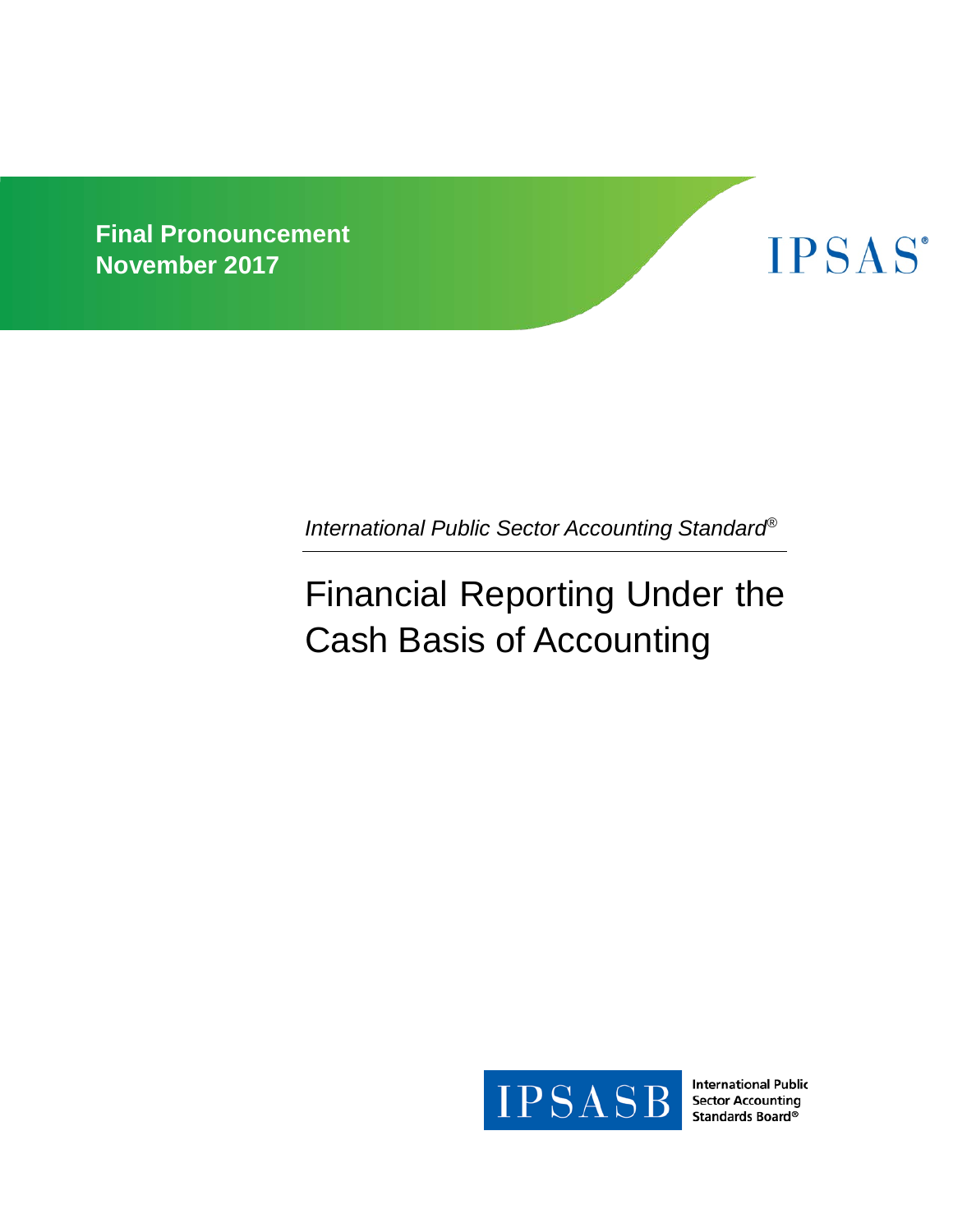**Final Pronouncement**
**November 2017**

IPSAS®

*International Public Sector Accounting Standard®*

# Financial Reporting Under the Cash Basis of Accounting

IPSASB International Public Sector Accounting Standards Board®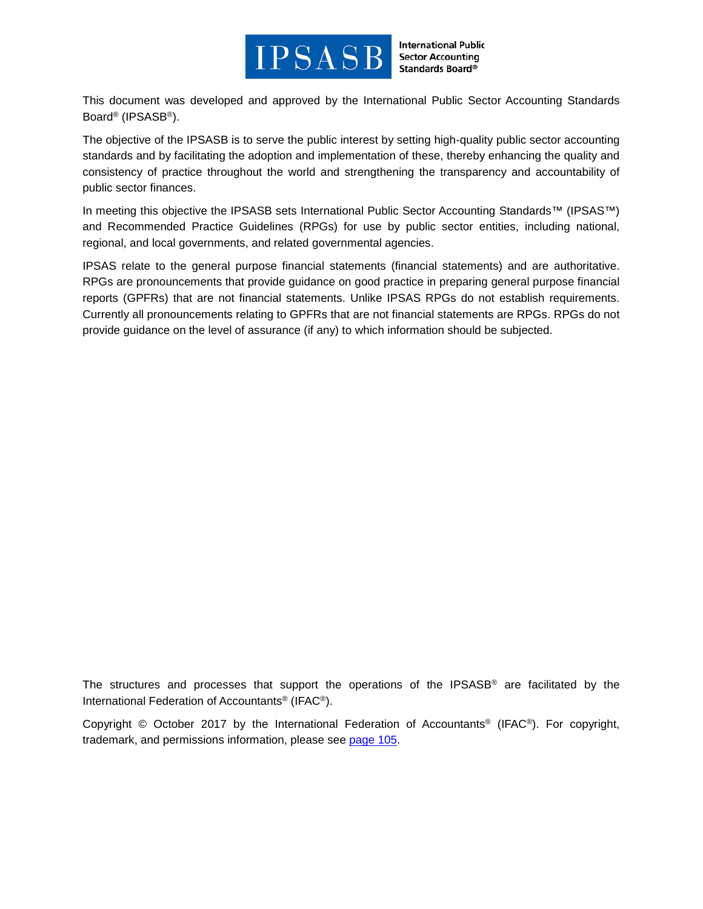This document was developed and approved by the International Public Sector Accounting Standards Board® (IPSASB®).

The objective of the IPSASB is to serve the public interest by setting high-quality public sector accounting standards and by facilitating the adoption and implementation of these, thereby enhancing the quality and consistency of practice throughout the world and strengthening the transparency and accountability of public sector finances.

In meeting this objective the IPSASB sets International Public Sector Accounting Standards™ (IPSAS™) and Recommended Practice Guidelines (RPGs) for use by public sector entities, including national, regional, and local governments, and related governmental agencies.

IPSAS relate to the general purpose financial statements (financial statements) and are authoritative. RPGs are pronouncements that provide guidance on good practice in preparing general purpose financial reports (GPFRs) that are not financial statements. Unlike IPSAS RPGs do not establish requirements. Currently all pronouncements relating to GPFRs that are not financial statements are RPGs. RPGs do not provide guidance on the level of assurance (if any) to which information should be subjected.

The structures and processes that support the operations of the IPSASB® are facilitated by the International Federation of Accountants® (IFAC®).

Copyright © October 2017 by the International Federation of Accountants® (IFAC®). For copyright, trademark, and permissions information, please see page 105.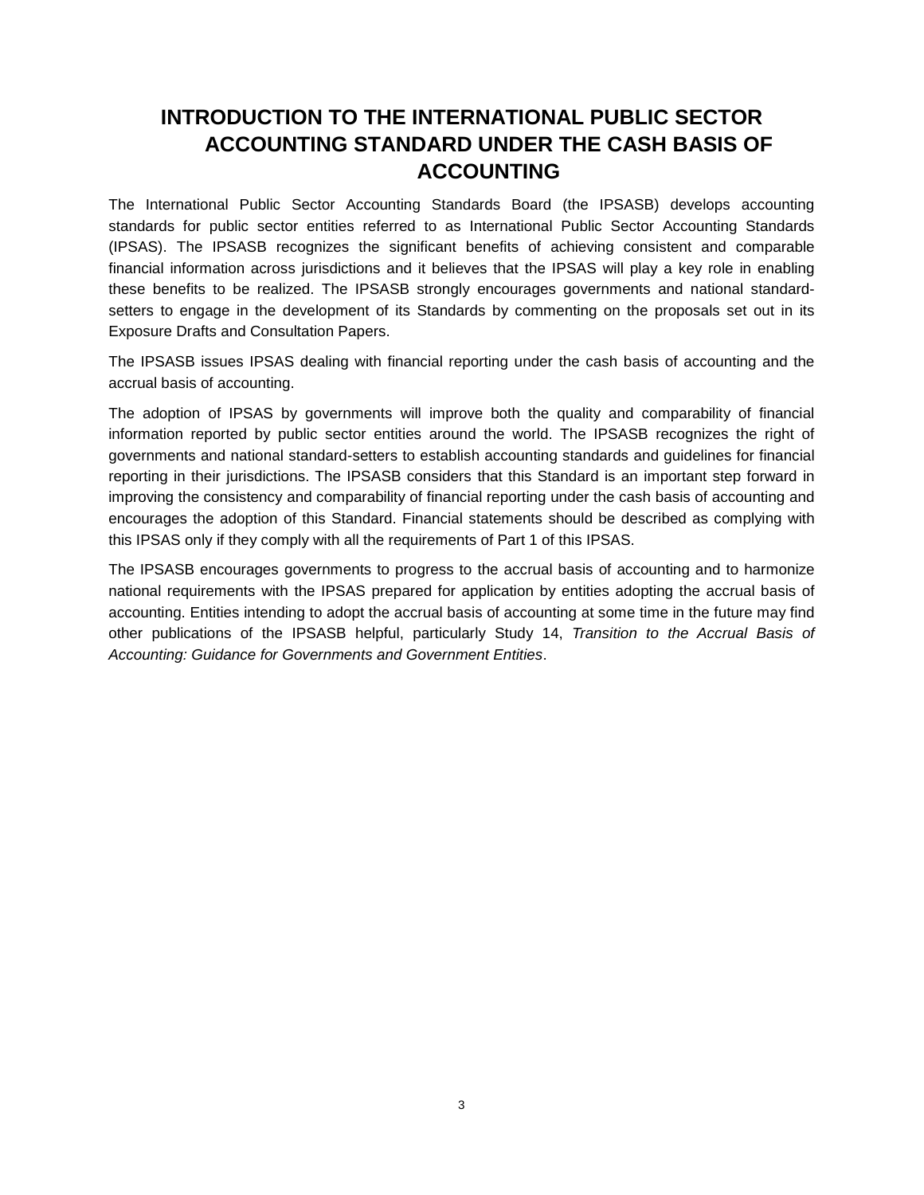# INTRODUCTION TO THE INTERNATIONAL PUBLIC SECTOR ACCOUNTING STANDARD UNDER THE CASH BASIS OF ACCOUNTING

The International Public Sector Accounting Standards Board (the IPSASB) develops accounting standards for public sector entities referred to as International Public Sector Accounting Standards (IPSAS). The IPSASB recognizes the significant benefits of achieving consistent and comparable financial information across jurisdictions and it believes that the IPSAS will play a key role in enabling these benefits to be realized. The IPSASB strongly encourages governments and national standard-setters to engage in the development of its Standards by commenting on the proposals set out in its Exposure Drafts and Consultation Papers.

The IPSASB issues IPSAS dealing with financial reporting under the cash basis of accounting and the accrual basis of accounting.

The adoption of IPSAS by governments will improve both the quality and comparability of financial information reported by public sector entities around the world. The IPSASB recognizes the right of governments and national standard-setters to establish accounting standards and guidelines for financial reporting in their jurisdictions. The IPSASB considers that this Standard is an important step forward in improving the consistency and comparability of financial reporting under the cash basis of accounting and encourages the adoption of this Standard. Financial statements should be described as complying with this IPSAS only if they comply with all the requirements of Part 1 of this IPSAS.

The IPSASB encourages governments to progress to the accrual basis of accounting and to harmonize national requirements with the IPSAS prepared for application by entities adopting the accrual basis of accounting. Entities intending to adopt the accrual basis of accounting at some time in the future may find other publications of the IPSASB helpful, particularly Study 14, *Transition to the Accrual Basis of Accounting: Guidance for Governments and Government Entities*.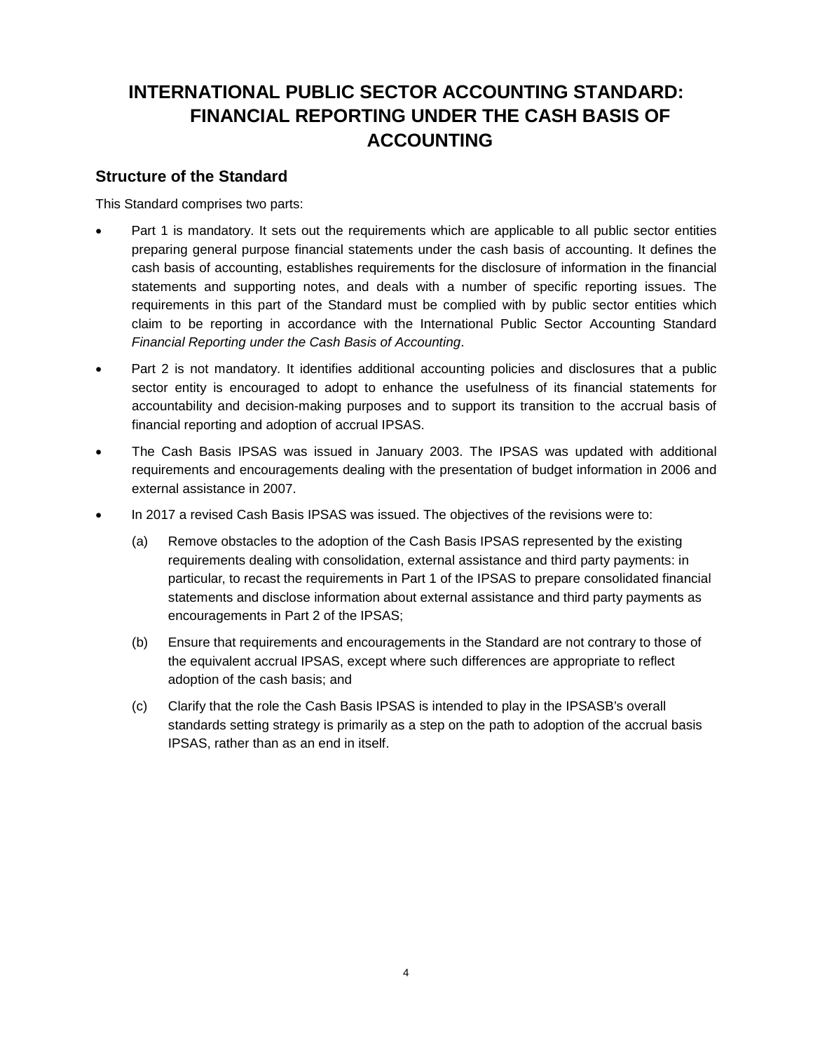# INTERNATIONAL PUBLIC SECTOR ACCOUNTING STANDARD: FINANCIAL REPORTING UNDER THE CASH BASIS OF ACCOUNTING

## Structure of the Standard

This Standard comprises two parts:

- Part 1 is mandatory. It sets out the requirements which are applicable to all public sector entities preparing general purpose financial statements under the cash basis of accounting. It defines the cash basis of accounting, establishes requirements for the disclosure of information in the financial statements and supporting notes, and deals with a number of specific reporting issues. The requirements in this part of the Standard must be complied with by public sector entities which claim to be reporting in accordance with the International Public Sector Accounting Standard *Financial Reporting under the Cash Basis of Accounting*.
- Part 2 is not mandatory. It identifies additional accounting policies and disclosures that a public sector entity is encouraged to adopt to enhance the usefulness of its financial statements for accountability and decision-making purposes and to support its transition to the accrual basis of financial reporting and adoption of accrual IPSAS.
- The Cash Basis IPSAS was issued in January 2003. The IPSAS was updated with additional requirements and encouragements dealing with the presentation of budget information in 2006 and external assistance in 2007.
- In 2017 a revised Cash Basis IPSAS was issued. The objectives of the revisions were to:
  - (a) Remove obstacles to the adoption of the Cash Basis IPSAS represented by the existing requirements dealing with consolidation, external assistance and third party payments: in particular, to recast the requirements in Part 1 of the IPSAS to prepare consolidated financial statements and disclose information about external assistance and third party payments as encouragements in Part 2 of the IPSAS;
  - (b) Ensure that requirements and encouragements in the Standard are not contrary to those of the equivalent accrual IPSAS, except where such differences are appropriate to reflect adoption of the cash basis; and
  - (c) Clarify that the role the Cash Basis IPSAS is intended to play in the IPSASB's overall standards setting strategy is primarily as a step on the path to adoption of the accrual basis IPSAS, rather than as an end in itself.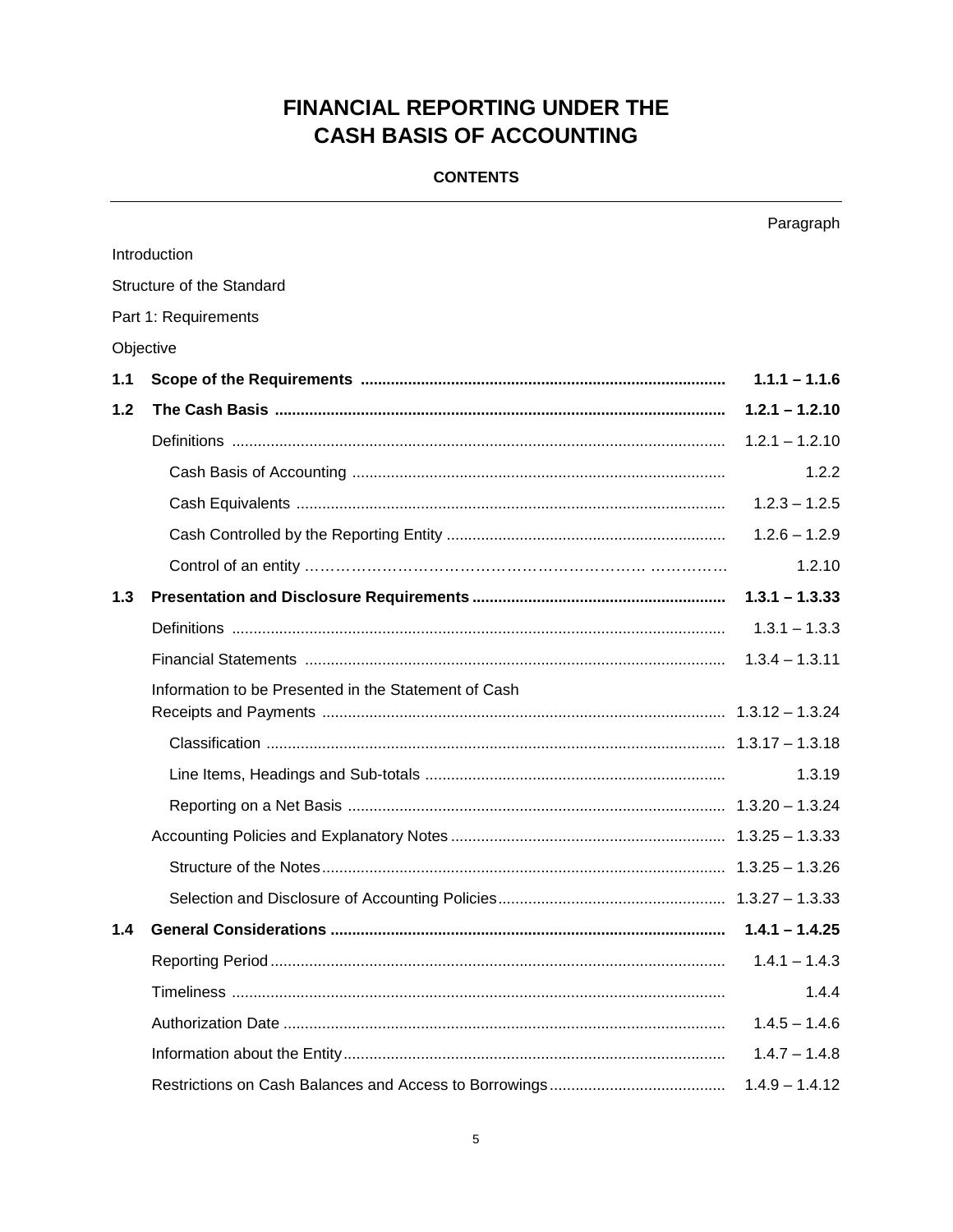# FINANCIAL REPORTING UNDER THE CASH BASIS OF ACCOUNTING

## CONTENTS

| | | Paragraph |
|---|---|---|
| Introduction | | |
| Structure of the Standard | | |
| Part 1: Requirements | | |
| Objective | | |
| **1.1** | **Scope of the Requirements** | **1.1.1 – 1.1.6** |
| **1.2** | **The Cash Basis** | **1.2.1 – 1.2.10** |
| | Definitions | 1.2.1 – 1.2.10 |
| | Cash Basis of Accounting | 1.2.2 |
| | Cash Equivalents | 1.2.3 – 1.2.5 |
| | Cash Controlled by the Reporting Entity | 1.2.6 – 1.2.9 |
| | Control of an entity | 1.2.10 |
| **1.3** | **Presentation and Disclosure Requirements** | **1.3.1 – 1.3.33** |
| | Definitions | 1.3.1 – 1.3.3 |
| | Financial Statements | 1.3.4 – 1.3.11 |
| | Information to be Presented in the Statement of Cash Receipts and Payments | 1.3.12 – 1.3.24 |
| | Classification | 1.3.17 – 1.3.18 |
| | Line Items, Headings and Sub-totals | 1.3.19 |
| | Reporting on a Net Basis | 1.3.20 – 1.3.24 |
| | Accounting Policies and Explanatory Notes | 1.3.25 – 1.3.33 |
| | Structure of the Notes | 1.3.25 – 1.3.26 |
| | Selection and Disclosure of Accounting Policies | 1.3.27 – 1.3.33 |
| **1.4** | **General Considerations** | **1.4.1 – 1.4.25** |
| | Reporting Period | 1.4.1 – 1.4.3 |
| | Timeliness | 1.4.4 |
| | Authorization Date | 1.4.5 – 1.4.6 |
| | Information about the Entity | 1.4.7 – 1.4.8 |
| | Restrictions on Cash Balances and Access to Borrowings | 1.4.9 – 1.4.12 |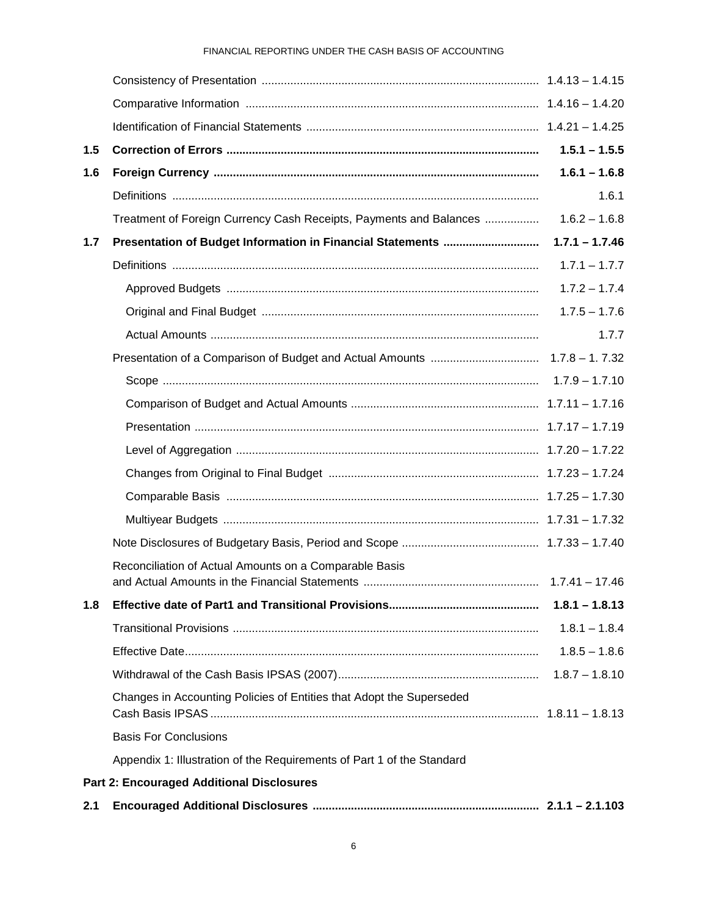| | | |
|---|---|---|
| | Consistency of Presentation | 1.4.13 – 1.4.15 |
| | Comparative Information | 1.4.16 – 1.4.20 |
| | Identification of Financial Statements | 1.4.21 – 1.4.25 |
| **1.5** | **Correction of Errors** | **1.5.1 – 1.5.5** |
| **1.6** | **Foreign Currency** | **1.6.1 – 1.6.8** |
| | Definitions | 1.6.1 |
| | Treatment of Foreign Currency Cash Receipts, Payments and Balances | 1.6.2 – 1.6.8 |
| **1.7** | **Presentation of Budget Information in Financial Statements** | **1.7.1 – 1.7.46** |
| | Definitions | 1.7.1 – 1.7.7 |
| | Approved Budgets | 1.7.2 – 1.7.4 |
| | Original and Final Budget | 1.7.5 – 1.7.6 |
| | Actual Amounts | 1.7.7 |
| | Presentation of a Comparison of Budget and Actual Amounts | 1.7.8 – 1. 7.32 |
| | Scope | 1.7.9 – 1.7.10 |
| | Comparison of Budget and Actual Amounts | 1.7.11 – 1.7.16 |
| | Presentation | 1.7.17 – 1.7.19 |
| | Level of Aggregation | 1.7.20 – 1.7.22 |
| | Changes from Original to Final Budget | 1.7.23 – 1.7.24 |
| | Comparable Basis | 1.7.25 – 1.7.30 |
| | Multiyear Budgets | 1.7.31 – 1.7.32 |
| | Note Disclosures of Budgetary Basis, Period and Scope | 1.7.33 – 1.7.40 |
| | Reconciliation of Actual Amounts on a Comparable Basis and Actual Amounts in the Financial Statements | 1.7.41 – 17.46 |
| **1.8** | **Effective date of Part1 and Transitional Provisions** | **1.8.1 – 1.8.13** |
| | Transitional Provisions | 1.8.1 – 1.8.4 |
| | Effective Date | 1.8.5 – 1.8.6 |
| | Withdrawal of the Cash Basis IPSAS (2007) | 1.8.7 – 1.8.10 |
| | Changes in Accounting Policies of Entities that Adopt the Superseded Cash Basis IPSAS | 1.8.11 – 1.8.13 |
| | Basis For Conclusions | |
| | Appendix 1: Illustration of the Requirements of Part 1 of the Standard | |

**Part 2: Encouraged Additional Disclosures**

| | | |
|---|---|---|
| **2.1** | **Encouraged Additional Disclosures** | **2.1.1 – 2.1.103** |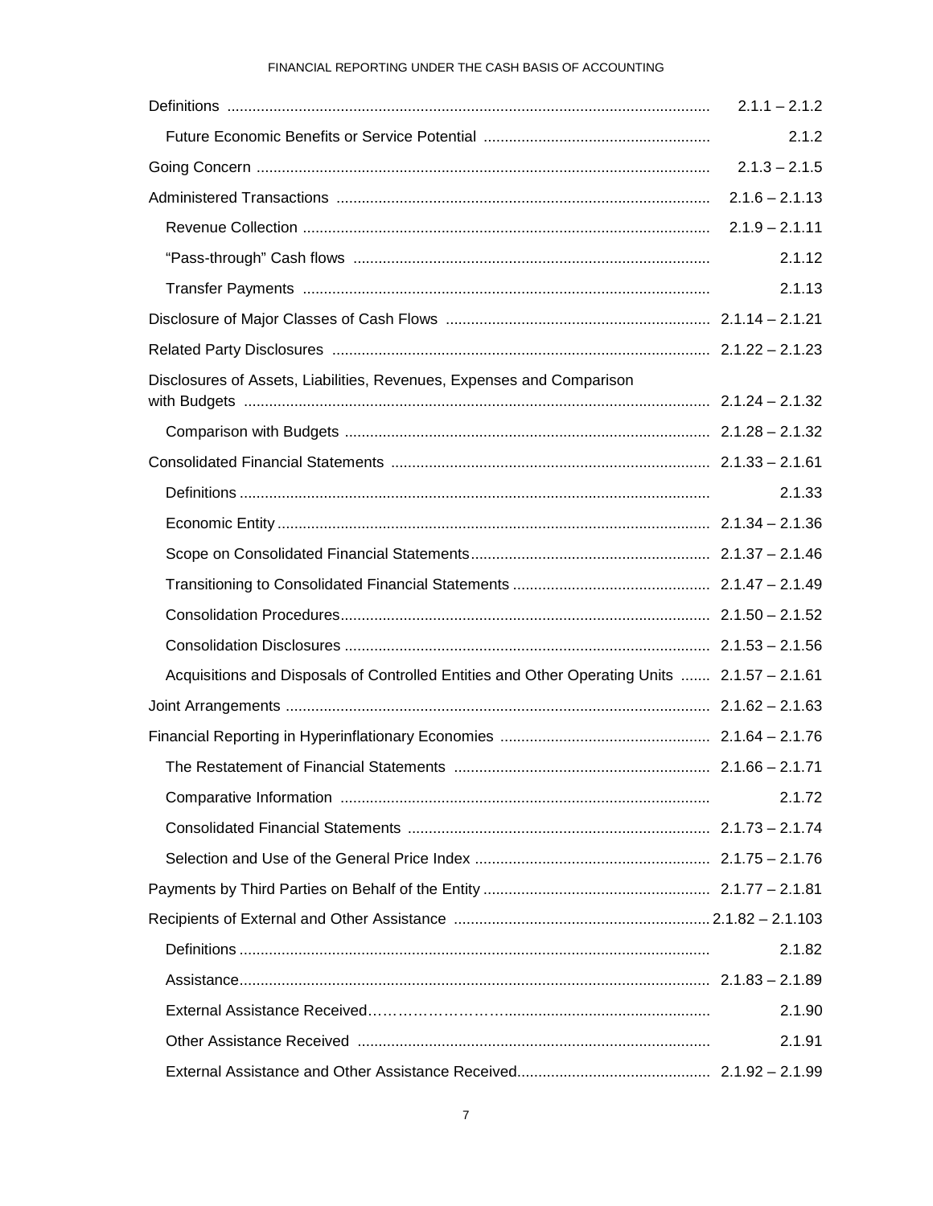| | |
|---|---|
| Definitions | 2.1.1 – 2.1.2 |
| Future Economic Benefits or Service Potential | 2.1.2 |
| Going Concern | 2.1.3 – 2.1.5 |
| Administered Transactions | 2.1.6 – 2.1.13 |
| Revenue Collection | 2.1.9 – 2.1.11 |
| "Pass-through" Cash flows | 2.1.12 |
| Transfer Payments | 2.1.13 |
| Disclosure of Major Classes of Cash Flows | 2.1.14 – 2.1.21 |
| Related Party Disclosures | 2.1.22 – 2.1.23 |
| Disclosures of Assets, Liabilities, Revenues, Expenses and Comparison with Budgets | 2.1.24 – 2.1.32 |
| Comparison with Budgets | 2.1.28 – 2.1.32 |
| Consolidated Financial Statements | 2.1.33 – 2.1.61 |
| Definitions | 2.1.33 |
| Economic Entity | 2.1.34 – 2.1.36 |
| Scope on Consolidated Financial Statements | 2.1.37 – 2.1.46 |
| Transitioning to Consolidated Financial Statements | 2.1.47 – 2.1.49 |
| Consolidation Procedures | 2.1.50 – 2.1.52 |
| Consolidation Disclosures | 2.1.53 – 2.1.56 |
| Acquisitions and Disposals of Controlled Entities and Other Operating Units | 2.1.57 – 2.1.61 |
| Joint Arrangements | 2.1.62 – 2.1.63 |
| Financial Reporting in Hyperinflationary Economies | 2.1.64 – 2.1.76 |
| The Restatement of Financial Statements | 2.1.66 – 2.1.71 |
| Comparative Information | 2.1.72 |
| Consolidated Financial Statements | 2.1.73 – 2.1.74 |
| Selection and Use of the General Price Index | 2.1.75 – 2.1.76 |
| Payments by Third Parties on Behalf of the Entity | 2.1.77 – 2.1.81 |
| Recipients of External and Other Assistance | 2.1.82 – 2.1.103 |
| Definitions | 2.1.82 |
| Assistance | 2.1.83 – 2.1.89 |
| External Assistance Received | 2.1.90 |
| Other Assistance Received | 2.1.91 |
| External Assistance and Other Assistance Received | 2.1.92 – 2.1.99 |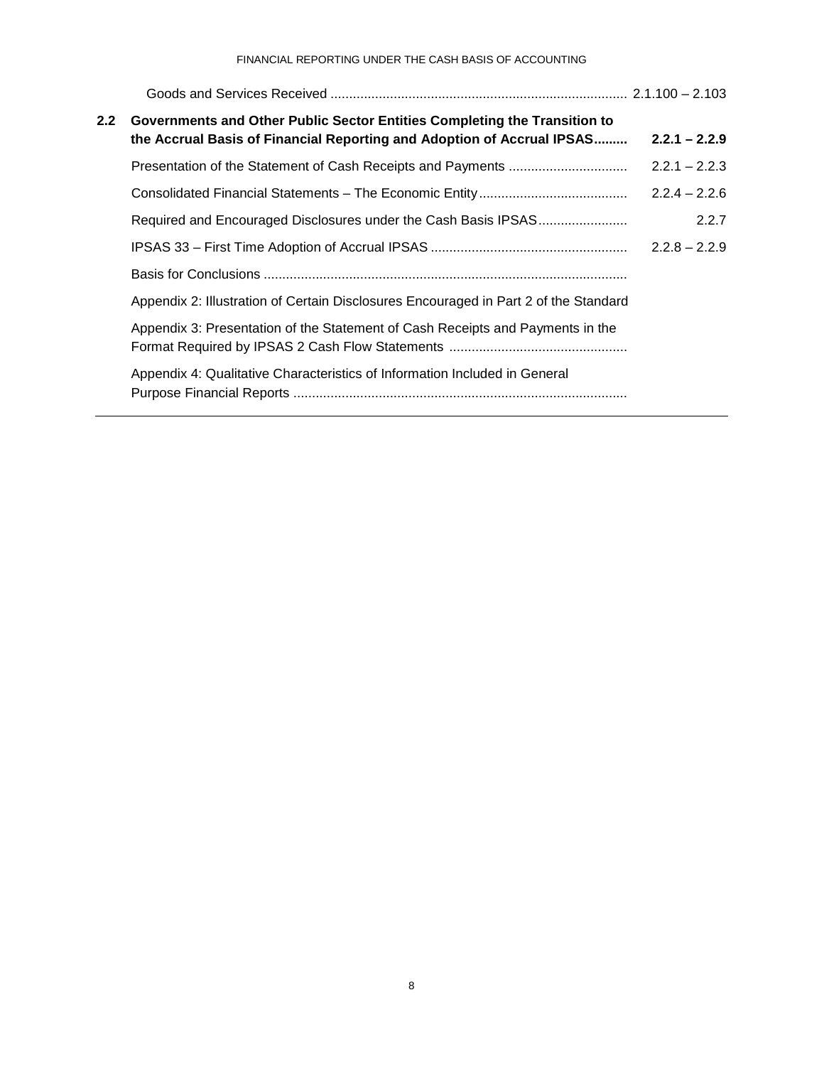| | | |
|---|---|---|
| | Goods and Services Received | 2.1.100 – 2.103 |
| **2.2** | **Governments and Other Public Sector Entities Completing the Transition to the Accrual Basis of Financial Reporting and Adoption of Accrual IPSAS** | **2.2.1 – 2.2.9** |
| | Presentation of the Statement of Cash Receipts and Payments | 2.2.1 – 2.2.3 |
| | Consolidated Financial Statements – The Economic Entity | 2.2.4 – 2.2.6 |
| | Required and Encouraged Disclosures under the Cash Basis IPSAS | 2.2.7 |
| | IPSAS 33 – First Time Adoption of Accrual IPSAS | 2.2.8 – 2.2.9 |
| | Basis for Conclusions | |
| | Appendix 2: Illustration of Certain Disclosures Encouraged in Part 2 of the Standard | |
| | Appendix 3: Presentation of the Statement of Cash Receipts and Payments in the Format Required by IPSAS 2 Cash Flow Statements | |
| | Appendix 4: Qualitative Characteristics of Information Included in General Purpose Financial Reports | |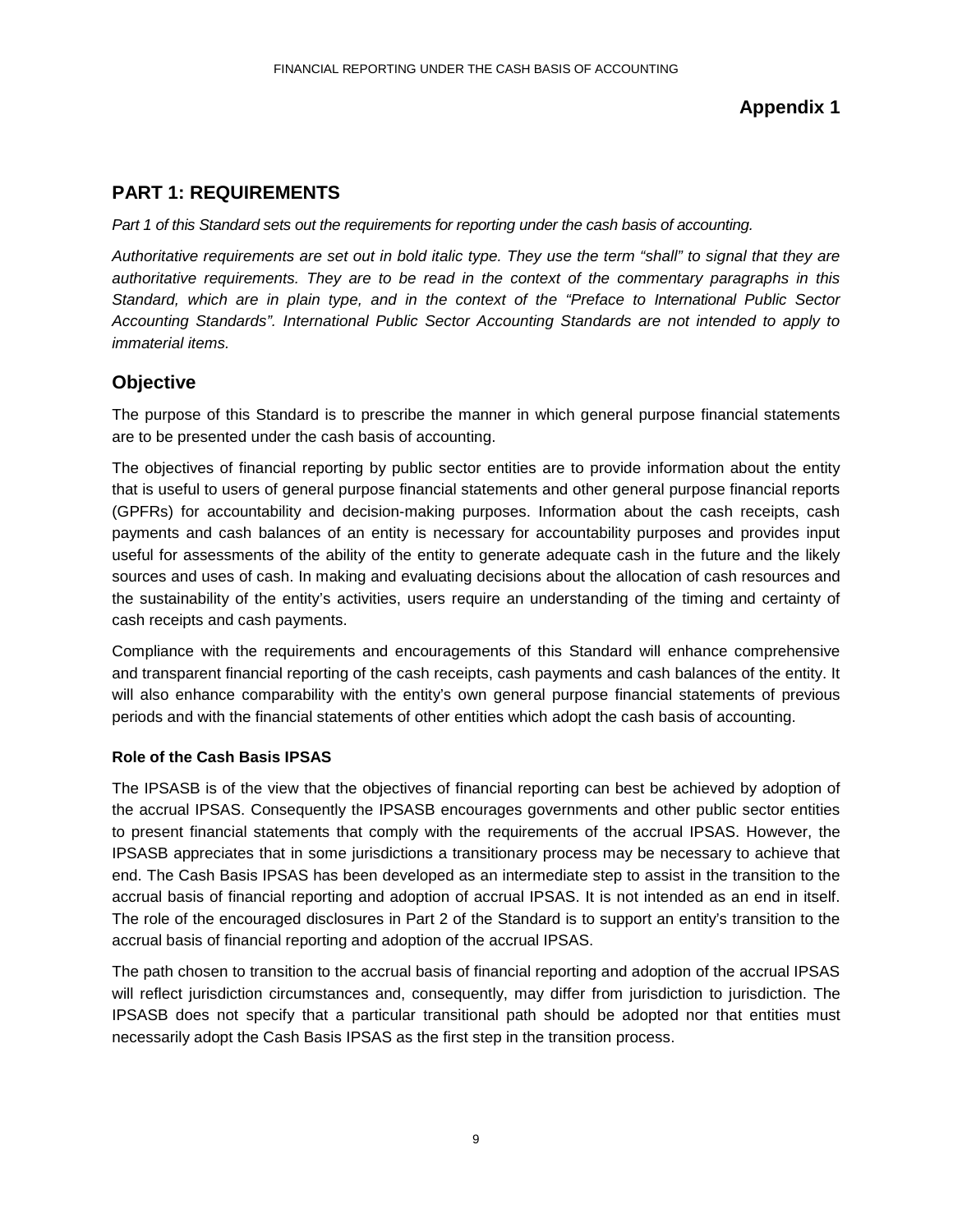**Appendix 1**

## PART 1: REQUIREMENTS

*Part 1 of this Standard sets out the requirements for reporting under the cash basis of accounting.*

*Authoritative requirements are set out in bold italic type. They use the term "shall" to signal that they are authoritative requirements. They are to be read in the context of the commentary paragraphs in this Standard, which are in plain type, and in the context of the "Preface to International Public Sector Accounting Standards". International Public Sector Accounting Standards are not intended to apply to immaterial items.*

## Objective

The purpose of this Standard is to prescribe the manner in which general purpose financial statements are to be presented under the cash basis of accounting.

The objectives of financial reporting by public sector entities are to provide information about the entity that is useful to users of general purpose financial statements and other general purpose financial reports (GPFRs) for accountability and decision-making purposes. Information about the cash receipts, cash payments and cash balances of an entity is necessary for accountability purposes and provides input useful for assessments of the ability of the entity to generate adequate cash in the future and the likely sources and uses of cash. In making and evaluating decisions about the allocation of cash resources and the sustainability of the entity's activities, users require an understanding of the timing and certainty of cash receipts and cash payments.

Compliance with the requirements and encouragements of this Standard will enhance comprehensive and transparent financial reporting of the cash receipts, cash payments and cash balances of the entity. It will also enhance comparability with the entity's own general purpose financial statements of previous periods and with the financial statements of other entities which adopt the cash basis of accounting.

### Role of the Cash Basis IPSAS

The IPSASB is of the view that the objectives of financial reporting can best be achieved by adoption of the accrual IPSAS. Consequently the IPSASB encourages governments and other public sector entities to present financial statements that comply with the requirements of the accrual IPSAS. However, the IPSASB appreciates that in some jurisdictions a transitionary process may be necessary to achieve that end. The Cash Basis IPSAS has been developed as an intermediate step to assist in the transition to the accrual basis of financial reporting and adoption of accrual IPSAS. It is not intended as an end in itself. The role of the encouraged disclosures in Part 2 of the Standard is to support an entity's transition to the accrual basis of financial reporting and adoption of the accrual IPSAS.

The path chosen to transition to the accrual basis of financial reporting and adoption of the accrual IPSAS will reflect jurisdiction circumstances and, consequently, may differ from jurisdiction to jurisdiction. The IPSASB does not specify that a particular transitional path should be adopted nor that entities must necessarily adopt the Cash Basis IPSAS as the first step in the transition process.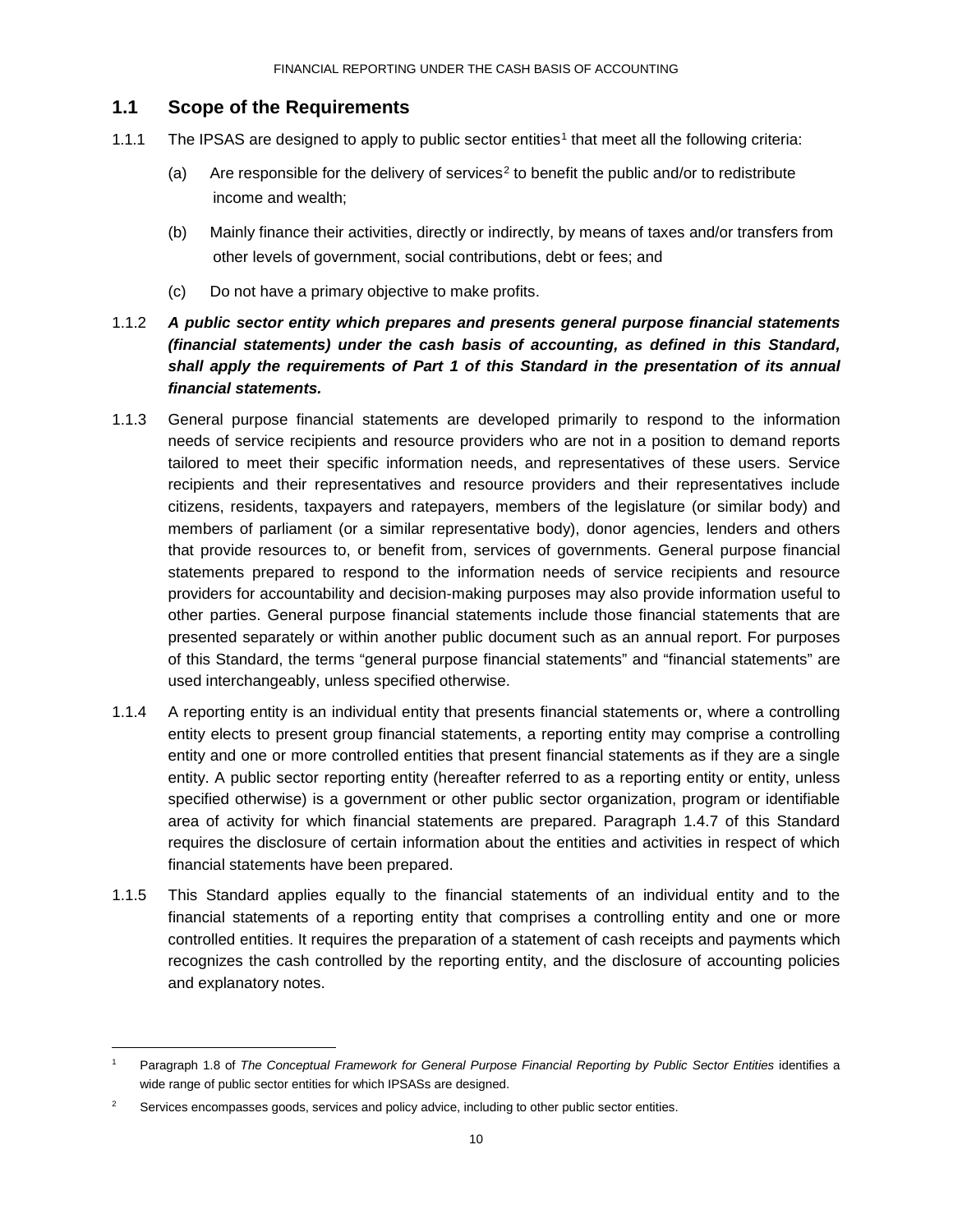## 1.1 Scope of the Requirements

1.1.1 The IPSAS are designed to apply to public sector entities[1] that meet all the following criteria:

(a) Are responsible for the delivery of services[2] to benefit the public and/or to redistribute income and wealth;

(b) Mainly finance their activities, directly or indirectly, by means of taxes and/or transfers from other levels of government, social contributions, debt or fees; and

(c) Do not have a primary objective to make profits.

1.1.2 ***A public sector entity which prepares and presents general purpose financial statements (financial statements) under the cash basis of accounting, as defined in this Standard, shall apply the requirements of Part 1 of this Standard in the presentation of its annual financial statements.***

1.1.3 General purpose financial statements are developed primarily to respond to the information needs of service recipients and resource providers who are not in a position to demand reports tailored to meet their specific information needs, and representatives of these users. Service recipients and their representatives and resource providers and their representatives include citizens, residents, taxpayers and ratepayers, members of the legislature (or similar body) and members of parliament (or a similar representative body), donor agencies, lenders and others that provide resources to, or benefit from, services of governments. General purpose financial statements prepared to respond to the information needs of service recipients and resource providers for accountability and decision-making purposes may also provide information useful to other parties. General purpose financial statements include those financial statements that are presented separately or within another public document such as an annual report. For purposes of this Standard, the terms "general purpose financial statements" and "financial statements" are used interchangeably, unless specified otherwise.

1.1.4 A reporting entity is an individual entity that presents financial statements or, where a controlling entity elects to present group financial statements, a reporting entity may comprise a controlling entity and one or more controlled entities that present financial statements as if they are a single entity. A public sector reporting entity (hereafter referred to as a reporting entity or entity, unless specified otherwise) is a government or other public sector organization, program or identifiable area of activity for which financial statements are prepared. Paragraph 1.4.7 of this Standard requires the disclosure of certain information about the entities and activities in respect of which financial statements have been prepared.

1.1.5 This Standard applies equally to the financial statements of an individual entity and to the financial statements of a reporting entity that comprises a controlling entity and one or more controlled entities. It requires the preparation of a statement of cash receipts and payments which recognizes the cash controlled by the reporting entity, and the disclosure of accounting policies and explanatory notes.

---

[1] Paragraph 1.8 of *The Conceptual Framework for General Purpose Financial Reporting by Public Sector Entities* identifies a wide range of public sector entities for which IPSASs are designed.

[2] Services encompasses goods, services and policy advice, including to other public sector entities.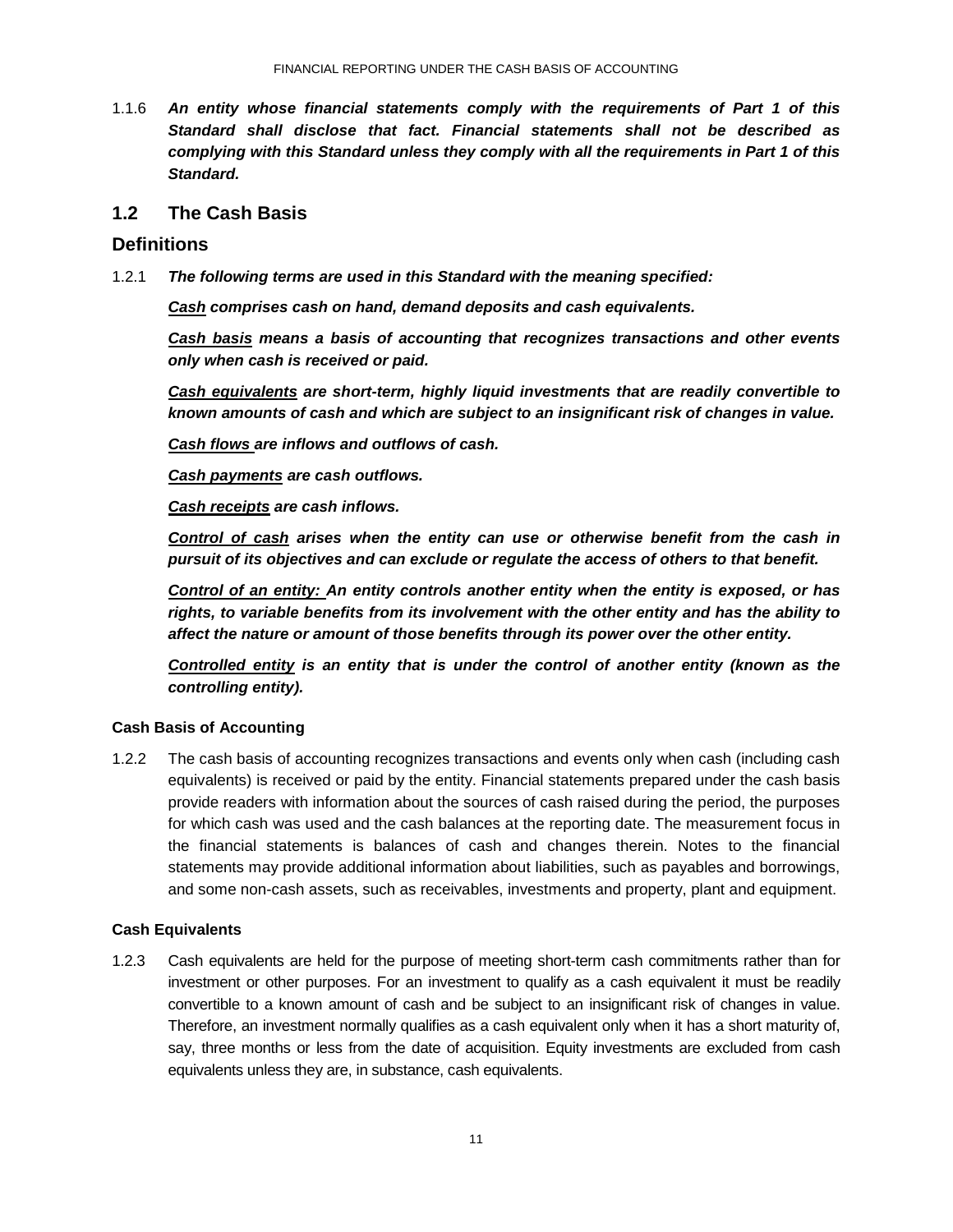1.1.6 ***An entity whose financial statements comply with the requirements of Part 1 of this Standard shall disclose that fact. Financial statements shall not be described as complying with this Standard unless they comply with all the requirements in Part 1 of this Standard.***

## 1.2 The Cash Basis

## Definitions

1.2.1 ***The following terms are used in this Standard with the meaning specified:***

***<u>Cash</u> comprises cash on hand, demand deposits and cash equivalents.***

***<u>Cash basis</u> means a basis of accounting that recognizes transactions and other events only when cash is received or paid.***

***<u>Cash equivalents</u> are short-term, highly liquid investments that are readily convertible to known amounts of cash and which are subject to an insignificant risk of changes in value.***

***<u>Cash flows</u> are inflows and outflows of cash.***

***<u>Cash payments</u> are cash outflows.***

***<u>Cash receipts</u> are cash inflows.***

***<u>Control of cash</u> arises when the entity can use or otherwise benefit from the cash in pursuit of its objectives and can exclude or regulate the access of others to that benefit.***

***<u>Control of an entity:</u> An entity controls another entity when the entity is exposed, or has rights, to variable benefits from its involvement with the other entity and has the ability to affect the nature or amount of those benefits through its power over the other entity.***

***<u>Controlled entity</u> is an entity that is under the control of another entity (known as the controlling entity).***

#### Cash Basis of Accounting

1.2.2 The cash basis of accounting recognizes transactions and events only when cash (including cash equivalents) is received or paid by the entity. Financial statements prepared under the cash basis provide readers with information about the sources of cash raised during the period, the purposes for which cash was used and the cash balances at the reporting date. The measurement focus in the financial statements is balances of cash and changes therein. Notes to the financial statements may provide additional information about liabilities, such as payables and borrowings, and some non-cash assets, such as receivables, investments and property, plant and equipment.

#### Cash Equivalents

1.2.3 Cash equivalents are held for the purpose of meeting short-term cash commitments rather than for investment or other purposes. For an investment to qualify as a cash equivalent it must be readily convertible to a known amount of cash and be subject to an insignificant risk of changes in value. Therefore, an investment normally qualifies as a cash equivalent only when it has a short maturity of, say, three months or less from the date of acquisition. Equity investments are excluded from cash equivalents unless they are, in substance, cash equivalents.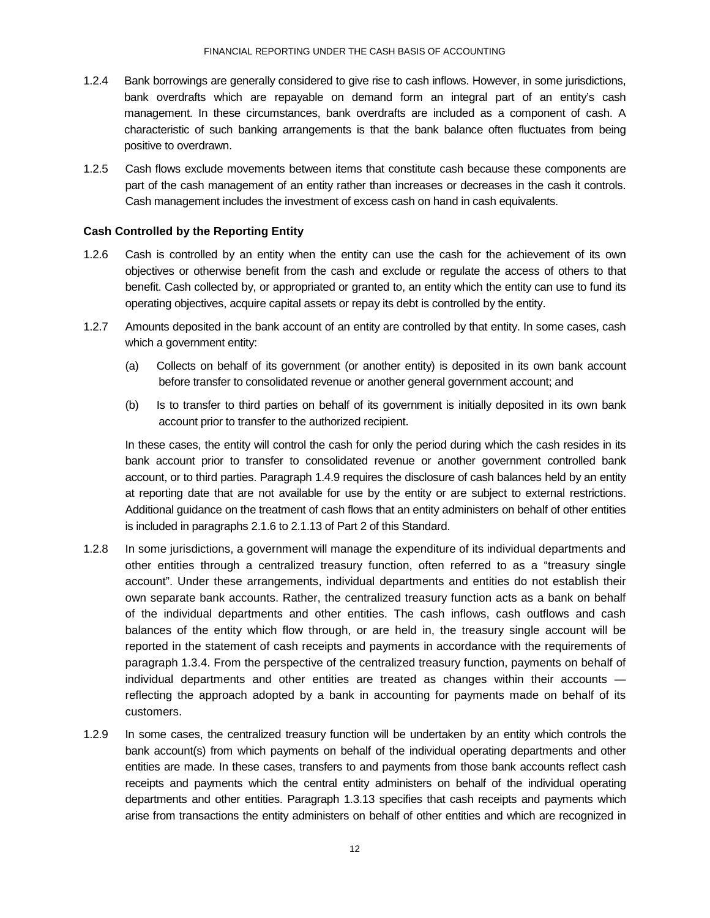1.2.4 Bank borrowings are generally considered to give rise to cash inflows. However, in some jurisdictions, bank overdrafts which are repayable on demand form an integral part of an entity's cash management. In these circumstances, bank overdrafts are included as a component of cash. A characteristic of such banking arrangements is that the bank balance often fluctuates from being positive to overdrawn.

1.2.5 Cash flows exclude movements between items that constitute cash because these components are part of the cash management of an entity rather than increases or decreases in the cash it controls. Cash management includes the investment of excess cash on hand in cash equivalents.

**Cash Controlled by the Reporting Entity**

1.2.6 Cash is controlled by an entity when the entity can use the cash for the achievement of its own objectives or otherwise benefit from the cash and exclude or regulate the access of others to that benefit. Cash collected by, or appropriated or granted to, an entity which the entity can use to fund its operating objectives, acquire capital assets or repay its debt is controlled by the entity.

1.2.7 Amounts deposited in the bank account of an entity are controlled by that entity. In some cases, cash which a government entity:

(a) Collects on behalf of its government (or another entity) is deposited in its own bank account before transfer to consolidated revenue or another general government account; and

(b) Is to transfer to third parties on behalf of its government is initially deposited in its own bank account prior to transfer to the authorized recipient.

In these cases, the entity will control the cash for only the period during which the cash resides in its bank account prior to transfer to consolidated revenue or another government controlled bank account, or to third parties. Paragraph 1.4.9 requires the disclosure of cash balances held by an entity at reporting date that are not available for use by the entity or are subject to external restrictions. Additional guidance on the treatment of cash flows that an entity administers on behalf of other entities is included in paragraphs 2.1.6 to 2.1.13 of Part 2 of this Standard.

1.2.8 In some jurisdictions, a government will manage the expenditure of its individual departments and other entities through a centralized treasury function, often referred to as a "treasury single account". Under these arrangements, individual departments and entities do not establish their own separate bank accounts. Rather, the centralized treasury function acts as a bank on behalf of the individual departments and other entities. The cash inflows, cash outflows and cash balances of the entity which flow through, or are held in, the treasury single account will be reported in the statement of cash receipts and payments in accordance with the requirements of paragraph 1.3.4. From the perspective of the centralized treasury function, payments on behalf of individual departments and other entities are treated as changes within their accounts — reflecting the approach adopted by a bank in accounting for payments made on behalf of its customers.

1.2.9 In some cases, the centralized treasury function will be undertaken by an entity which controls the bank account(s) from which payments on behalf of the individual operating departments and other entities are made. In these cases, transfers to and payments from those bank accounts reflect cash receipts and payments which the central entity administers on behalf of the individual operating departments and other entities. Paragraph 1.3.13 specifies that cash receipts and payments which arise from transactions the entity administers on behalf of other entities and which are recognized in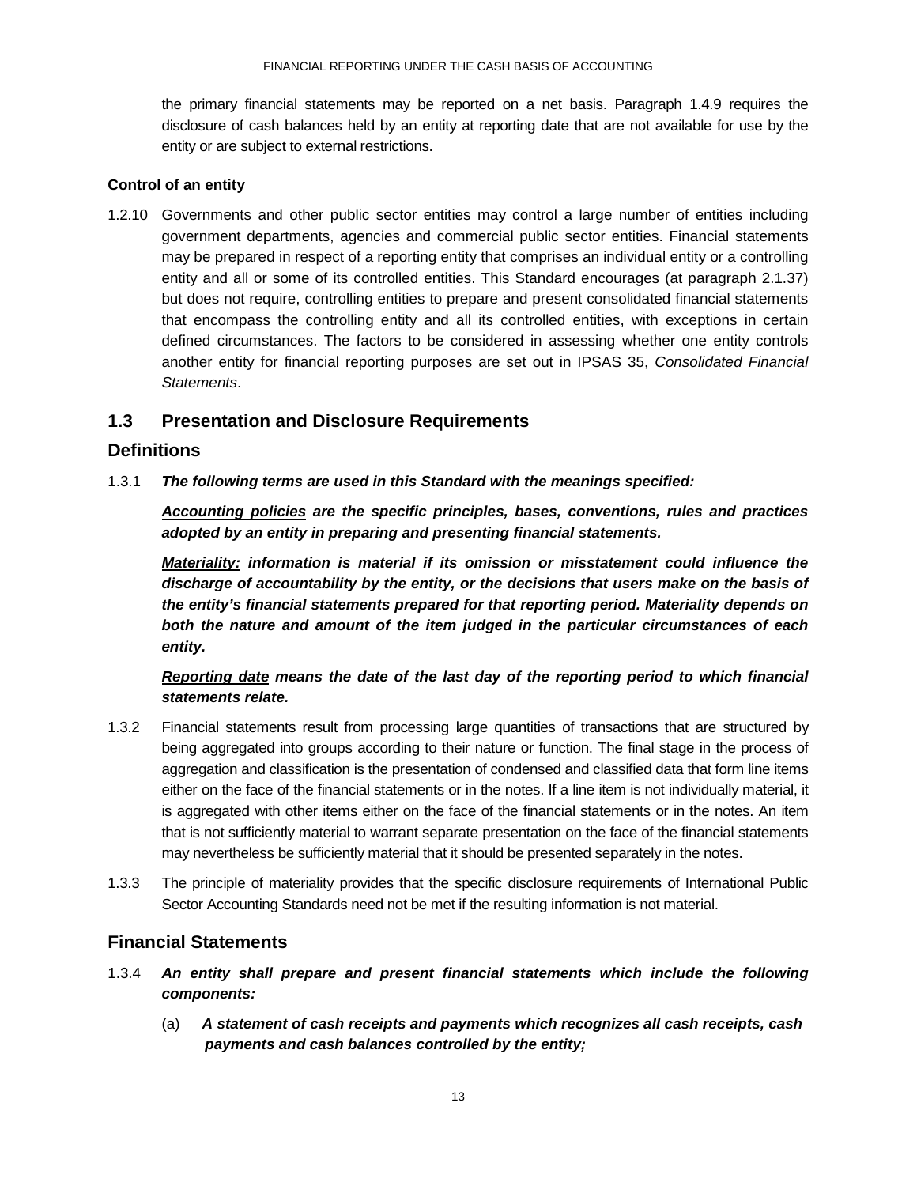the primary financial statements may be reported on a net basis. Paragraph 1.4.9 requires the disclosure of cash balances held by an entity at reporting date that are not available for use by the entity or are subject to external restrictions.

**Control of an entity**

1.2.10 Governments and other public sector entities may control a large number of entities including government departments, agencies and commercial public sector entities. Financial statements may be prepared in respect of a reporting entity that comprises an individual entity or a controlling entity and all or some of its controlled entities. This Standard encourages (at paragraph 2.1.37) but does not require, controlling entities to prepare and present consolidated financial statements that encompass the controlling entity and all its controlled entities, with exceptions in certain defined circumstances. The factors to be considered in assessing whether one entity controls another entity for financial reporting purposes are set out in IPSAS 35, *Consolidated Financial Statements*.

## 1.3 Presentation and Disclosure Requirements

### Definitions

1.3.1 ***The following terms are used in this Standard with the meanings specified:***

***<u>Accounting policies</u> are the specific principles, bases, conventions, rules and practices adopted by an entity in preparing and presenting financial statements.***

***<u>Materiality:</u> information is material if its omission or misstatement could influence the discharge of accountability by the entity, or the decisions that users make on the basis of the entity's financial statements prepared for that reporting period. Materiality depends on both the nature and amount of the item judged in the particular circumstances of each entity.***

***<u>Reporting date</u> means the date of the last day of the reporting period to which financial statements relate.***

1.3.2 Financial statements result from processing large quantities of transactions that are structured by being aggregated into groups according to their nature or function. The final stage in the process of aggregation and classification is the presentation of condensed and classified data that form line items either on the face of the financial statements or in the notes. If a line item is not individually material, it is aggregated with other items either on the face of the financial statements or in the notes. An item that is not sufficiently material to warrant separate presentation on the face of the financial statements may nevertheless be sufficiently material that it should be presented separately in the notes.

1.3.3 The principle of materiality provides that the specific disclosure requirements of International Public Sector Accounting Standards need not be met if the resulting information is not material.

### Financial Statements

1.3.4 ***An entity shall prepare and present financial statements which include the following components:***

(a) ***A statement of cash receipts and payments which recognizes all cash receipts, cash payments and cash balances controlled by the entity;***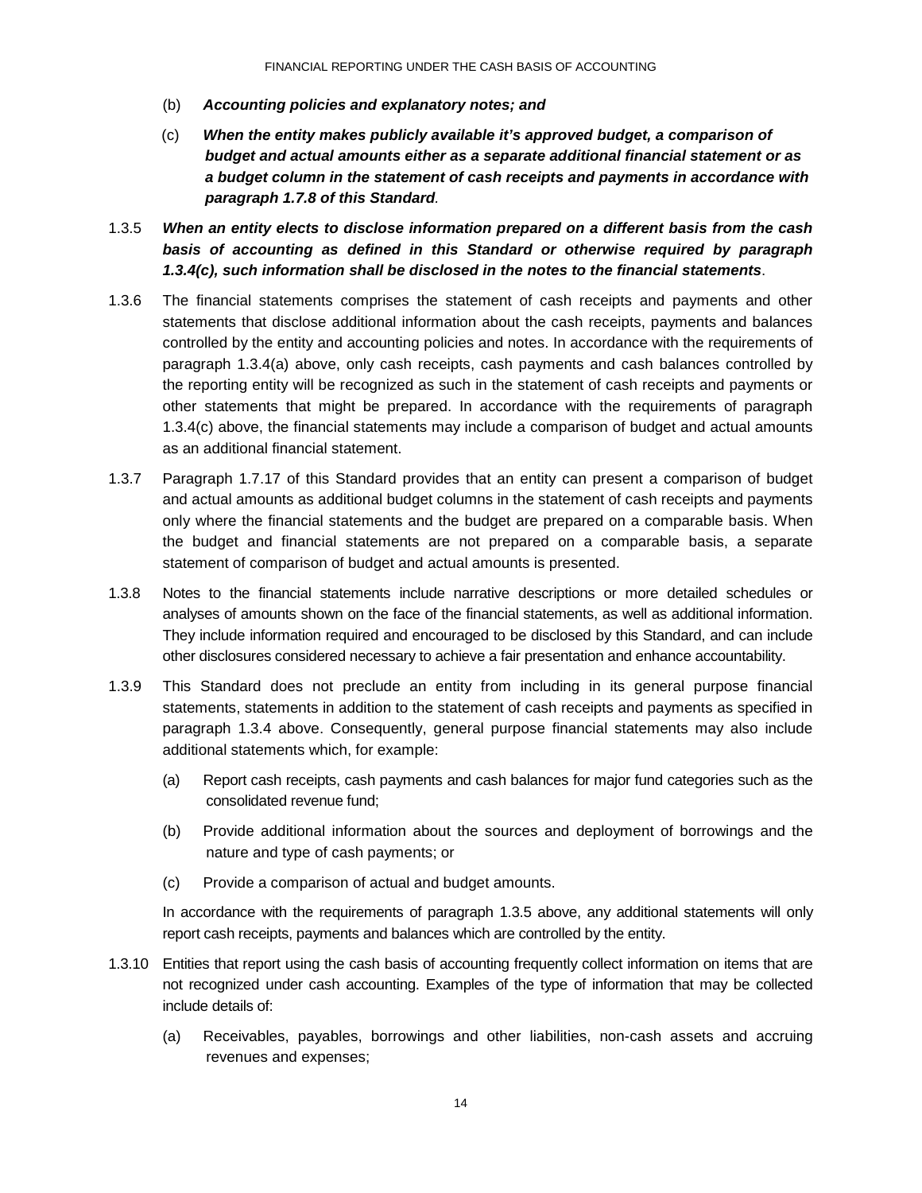(b) ***Accounting policies and explanatory notes; and***

(c) ***When the entity makes publicly available it's approved budget, a comparison of budget and actual amounts either as a separate additional financial statement or as a budget column in the statement of cash receipts and payments in accordance with paragraph 1.7.8 of this Standard**.*

1.3.5 ***When an entity elects to disclose information prepared on a different basis from the cash basis of accounting as defined in this Standard or otherwise required by paragraph 1.3.4(c), such information shall be disclosed in the notes to the financial statements***.

1.3.6 The financial statements comprises the statement of cash receipts and payments and other statements that disclose additional information about the cash receipts, payments and balances controlled by the entity and accounting policies and notes. In accordance with the requirements of paragraph 1.3.4(a) above, only cash receipts, cash payments and cash balances controlled by the reporting entity will be recognized as such in the statement of cash receipts and payments or other statements that might be prepared. In accordance with the requirements of paragraph 1.3.4(c) above, the financial statements may include a comparison of budget and actual amounts as an additional financial statement.

1.3.7 Paragraph 1.7.17 of this Standard provides that an entity can present a comparison of budget and actual amounts as additional budget columns in the statement of cash receipts and payments only where the financial statements and the budget are prepared on a comparable basis. When the budget and financial statements are not prepared on a comparable basis, a separate statement of comparison of budget and actual amounts is presented.

1.3.8 Notes to the financial statements include narrative descriptions or more detailed schedules or analyses of amounts shown on the face of the financial statements, as well as additional information. They include information required and encouraged to be disclosed by this Standard, and can include other disclosures considered necessary to achieve a fair presentation and enhance accountability.

1.3.9 This Standard does not preclude an entity from including in its general purpose financial statements, statements in addition to the statement of cash receipts and payments as specified in paragraph 1.3.4 above. Consequently, general purpose financial statements may also include additional statements which, for example:

(a) Report cash receipts, cash payments and cash balances for major fund categories such as the consolidated revenue fund;

(b) Provide additional information about the sources and deployment of borrowings and the nature and type of cash payments; or

(c) Provide a comparison of actual and budget amounts.

In accordance with the requirements of paragraph 1.3.5 above, any additional statements will only report cash receipts, payments and balances which are controlled by the entity.

1.3.10 Entities that report using the cash basis of accounting frequently collect information on items that are not recognized under cash accounting. Examples of the type of information that may be collected include details of:

(a) Receivables, payables, borrowings and other liabilities, non-cash assets and accruing revenues and expenses;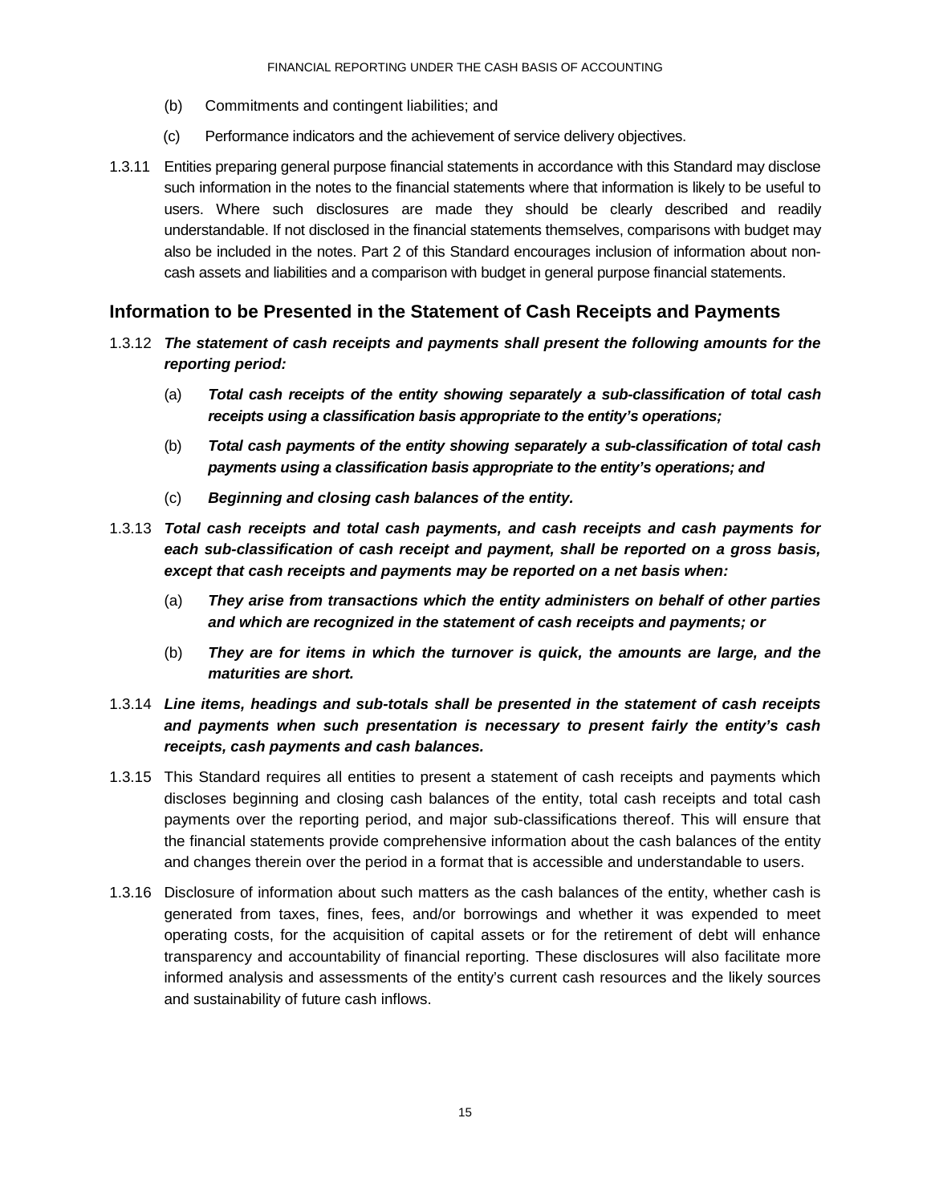(b) Commitments and contingent liabilities; and

(c) Performance indicators and the achievement of service delivery objectives.

1.3.11 Entities preparing general purpose financial statements in accordance with this Standard may disclose such information in the notes to the financial statements where that information is likely to be useful to users. Where such disclosures are made they should be clearly described and readily understandable. If not disclosed in the financial statements themselves, comparisons with budget may also be included in the notes. Part 2 of this Standard encourages inclusion of information about non-cash assets and liabilities and a comparison with budget in general purpose financial statements.

## Information to be Presented in the Statement of Cash Receipts and Payments

1.3.12 ***The statement of cash receipts and payments shall present the following amounts for the reporting period:***

(a) ***Total cash receipts of the entity showing separately a sub-classification of total cash receipts using a classification basis appropriate to the entity's operations;***

(b) ***Total cash payments of the entity showing separately a sub-classification of total cash payments using a classification basis appropriate to the entity's operations; and***

(c) ***Beginning and closing cash balances of the entity.***

1.3.13 ***Total cash receipts and total cash payments, and cash receipts and cash payments for each sub-classification of cash receipt and payment, shall be reported on a gross basis, except that cash receipts and payments may be reported on a net basis when:***

(a) ***They arise from transactions which the entity administers on behalf of other parties and which are recognized in the statement of cash receipts and payments; or***

(b) ***They are for items in which the turnover is quick, the amounts are large, and the maturities are short.***

1.3.14 ***Line items, headings and sub-totals shall be presented in the statement of cash receipts and payments when such presentation is necessary to present fairly the entity's cash receipts, cash payments and cash balances.***

1.3.15 This Standard requires all entities to present a statement of cash receipts and payments which discloses beginning and closing cash balances of the entity, total cash receipts and total cash payments over the reporting period, and major sub-classifications thereof. This will ensure that the financial statements provide comprehensive information about the cash balances of the entity and changes therein over the period in a format that is accessible and understandable to users.

1.3.16 Disclosure of information about such matters as the cash balances of the entity, whether cash is generated from taxes, fines, fees, and/or borrowings and whether it was expended to meet operating costs, for the acquisition of capital assets or for the retirement of debt will enhance transparency and accountability of financial reporting. These disclosures will also facilitate more informed analysis and assessments of the entity's current cash resources and the likely sources and sustainability of future cash inflows.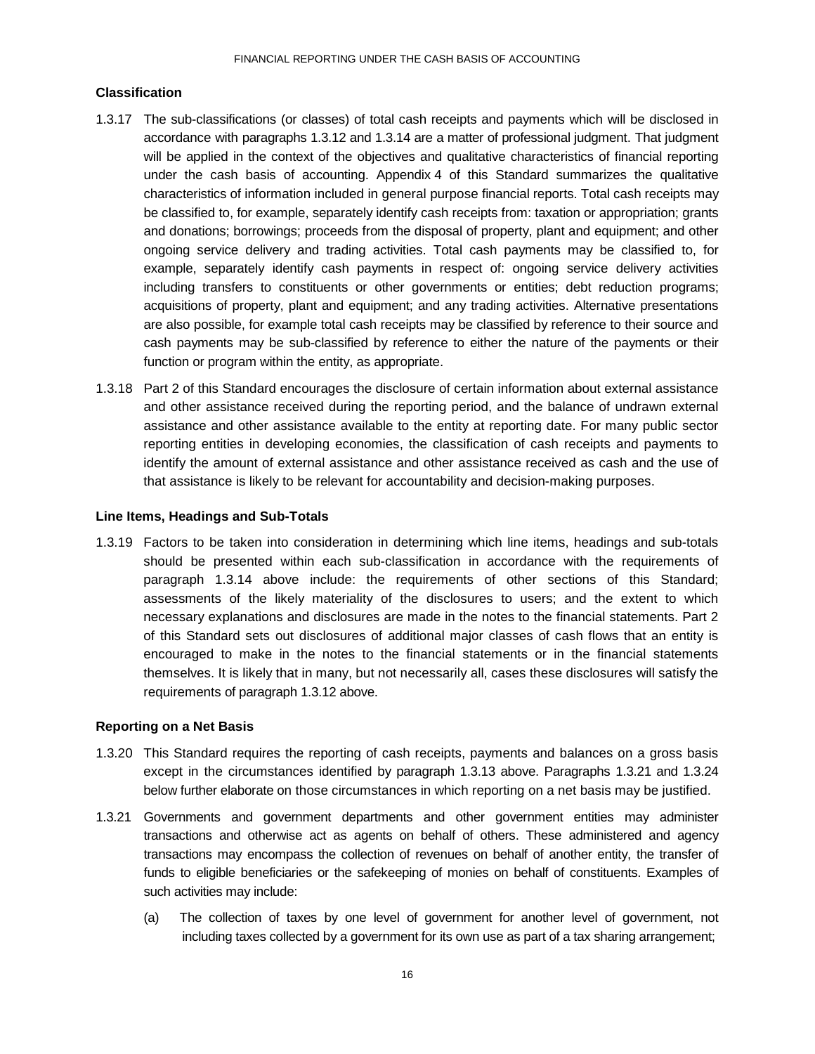### Classification

1.3.17 The sub-classifications (or classes) of total cash receipts and payments which will be disclosed in accordance with paragraphs 1.3.12 and 1.3.14 are a matter of professional judgment. That judgment will be applied in the context of the objectives and qualitative characteristics of financial reporting under the cash basis of accounting. Appendix 4 of this Standard summarizes the qualitative characteristics of information included in general purpose financial reports. Total cash receipts may be classified to, for example, separately identify cash receipts from: taxation or appropriation; grants and donations; borrowings; proceeds from the disposal of property, plant and equipment; and other ongoing service delivery and trading activities. Total cash payments may be classified to, for example, separately identify cash payments in respect of: ongoing service delivery activities including transfers to constituents or other governments or entities; debt reduction programs; acquisitions of property, plant and equipment; and any trading activities. Alternative presentations are also possible, for example total cash receipts may be classified by reference to their source and cash payments may be sub-classified by reference to either the nature of the payments or their function or program within the entity, as appropriate.

1.3.18 Part 2 of this Standard encourages the disclosure of certain information about external assistance and other assistance received during the reporting period, and the balance of undrawn external assistance and other assistance available to the entity at reporting date. For many public sector reporting entities in developing economies, the classification of cash receipts and payments to identify the amount of external assistance and other assistance received as cash and the use of that assistance is likely to be relevant for accountability and decision-making purposes.

### Line Items, Headings and Sub-Totals

1.3.19 Factors to be taken into consideration in determining which line items, headings and sub-totals should be presented within each sub-classification in accordance with the requirements of paragraph 1.3.14 above include: the requirements of other sections of this Standard; assessments of the likely materiality of the disclosures to users; and the extent to which necessary explanations and disclosures are made in the notes to the financial statements. Part 2 of this Standard sets out disclosures of additional major classes of cash flows that an entity is encouraged to make in the notes to the financial statements or in the financial statements themselves. It is likely that in many, but not necessarily all, cases these disclosures will satisfy the requirements of paragraph 1.3.12 above.

### Reporting on a Net Basis

1.3.20 This Standard requires the reporting of cash receipts, payments and balances on a gross basis except in the circumstances identified by paragraph 1.3.13 above. Paragraphs 1.3.21 and 1.3.24 below further elaborate on those circumstances in which reporting on a net basis may be justified.

1.3.21 Governments and government departments and other government entities may administer transactions and otherwise act as agents on behalf of others. These administered and agency transactions may encompass the collection of revenues on behalf of another entity, the transfer of funds to eligible beneficiaries or the safekeeping of monies on behalf of constituents. Examples of such activities may include:

(a) The collection of taxes by one level of government for another level of government, not including taxes collected by a government for its own use as part of a tax sharing arrangement;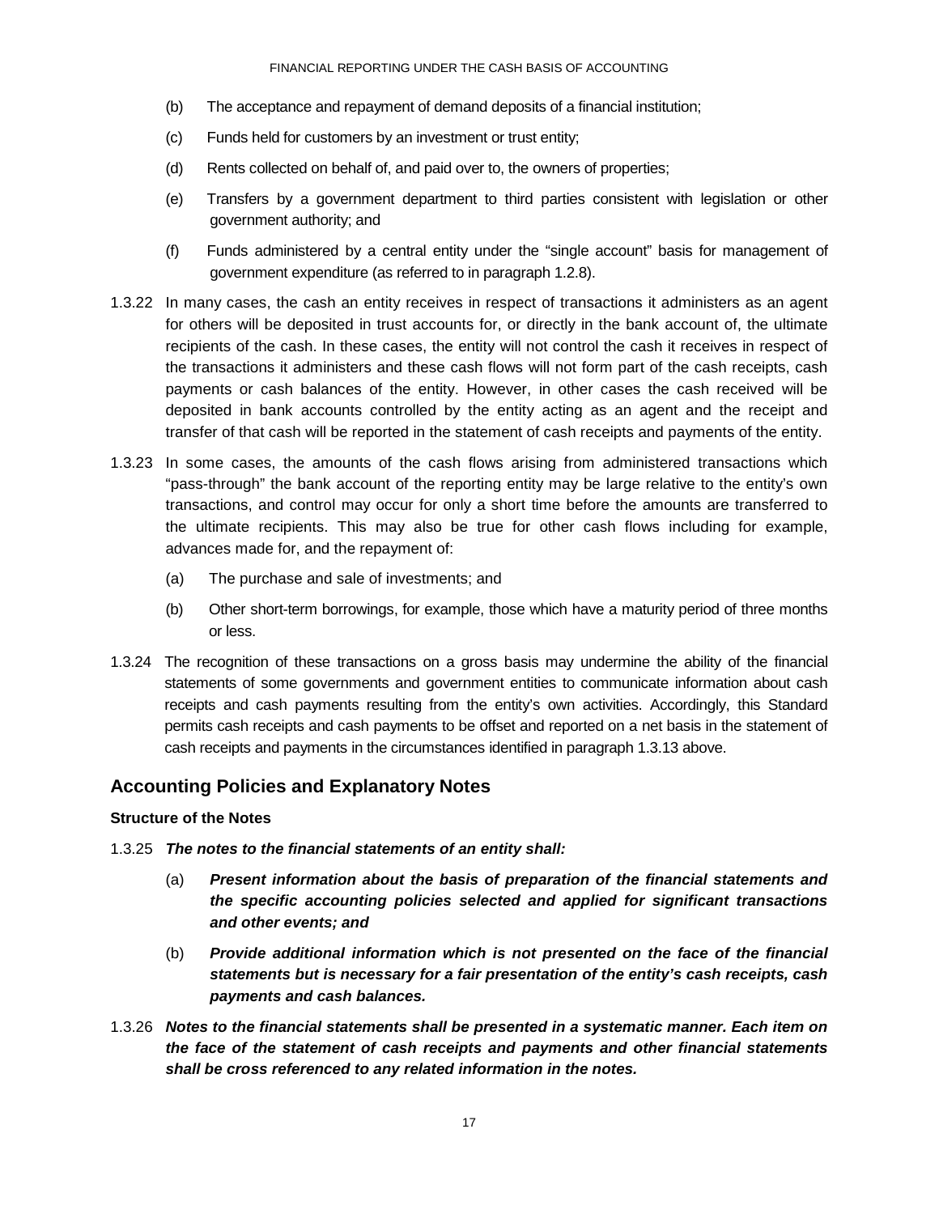(b) The acceptance and repayment of demand deposits of a financial institution;

(c) Funds held for customers by an investment or trust entity;

(d) Rents collected on behalf of, and paid over to, the owners of properties;

(e) Transfers by a government department to third parties consistent with legislation or other government authority; and

(f) Funds administered by a central entity under the "single account" basis for management of government expenditure (as referred to in paragraph 1.2.8).

1.3.22 In many cases, the cash an entity receives in respect of transactions it administers as an agent for others will be deposited in trust accounts for, or directly in the bank account of, the ultimate recipients of the cash. In these cases, the entity will not control the cash it receives in respect of the transactions it administers and these cash flows will not form part of the cash receipts, cash payments or cash balances of the entity. However, in other cases the cash received will be deposited in bank accounts controlled by the entity acting as an agent and the receipt and transfer of that cash will be reported in the statement of cash receipts and payments of the entity.

1.3.23 In some cases, the amounts of the cash flows arising from administered transactions which "pass-through" the bank account of the reporting entity may be large relative to the entity's own transactions, and control may occur for only a short time before the amounts are transferred to the ultimate recipients. This may also be true for other cash flows including for example, advances made for, and the repayment of:

(a) The purchase and sale of investments; and

(b) Other short-term borrowings, for example, those which have a maturity period of three months or less.

1.3.24 The recognition of these transactions on a gross basis may undermine the ability of the financial statements of some governments and government entities to communicate information about cash receipts and cash payments resulting from the entity's own activities. Accordingly, this Standard permits cash receipts and cash payments to be offset and reported on a net basis in the statement of cash receipts and payments in the circumstances identified in paragraph 1.3.13 above.

## Accounting Policies and Explanatory Notes

### Structure of the Notes

1.3.25 ***The notes to the financial statements of an entity shall:***

(a) ***Present information about the basis of preparation of the financial statements and the specific accounting policies selected and applied for significant transactions and other events; and***

(b) ***Provide additional information which is not presented on the face of the financial statements but is necessary for a fair presentation of the entity's cash receipts, cash payments and cash balances.***

1.3.26 ***Notes to the financial statements shall be presented in a systematic manner. Each item on the face of the statement of cash receipts and payments and other financial statements shall be cross referenced to any related information in the notes.***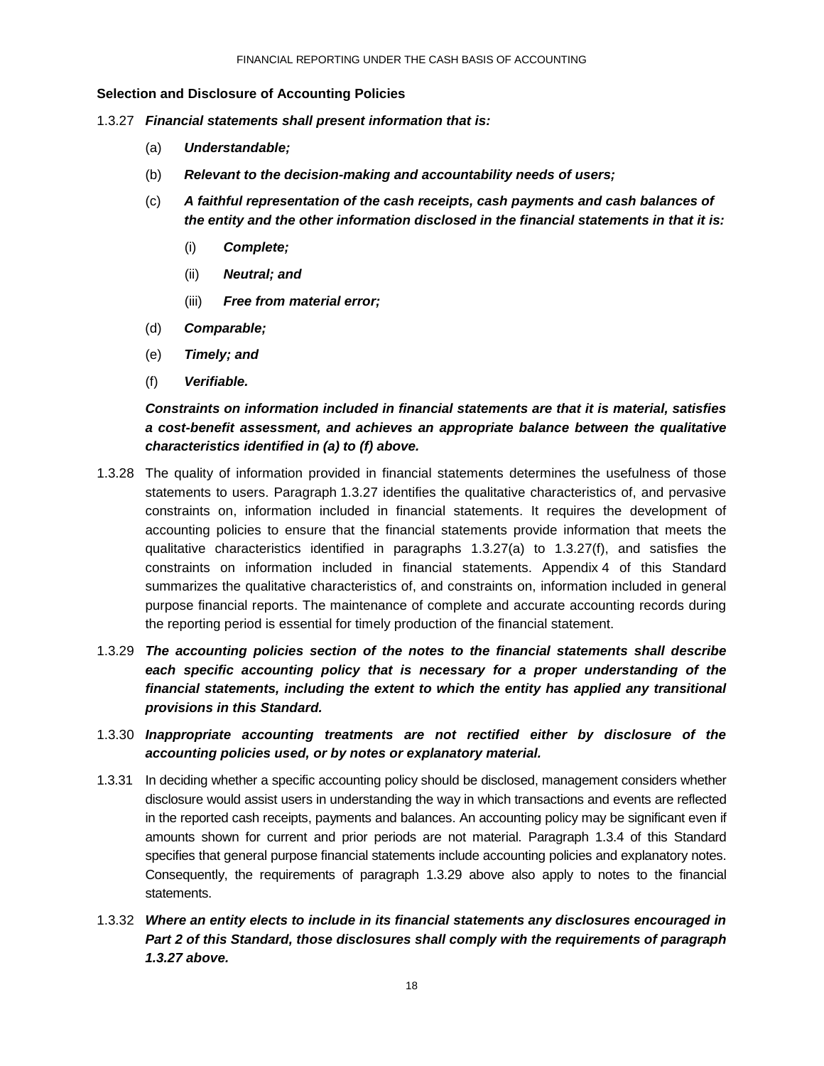### Selection and Disclosure of Accounting Policies

1.3.27 ***Financial statements shall present information that is:***

(a) ***Understandable;***

(b) ***Relevant to the decision-making and accountability needs of users;***

(c) ***A faithful representation of the cash receipts, cash payments and cash balances of the entity and the other information disclosed in the financial statements in that it is:***

(i) ***Complete;***

(ii) ***Neutral; and***

(iii) ***Free from material error;***

(d) ***Comparable;***

(e) ***Timely; and***

(f) ***Verifiable.***

***Constraints on information included in financial statements are that it is material, satisfies a cost-benefit assessment, and achieves an appropriate balance between the qualitative characteristics identified in (a) to (f) above.***

1.3.28 The quality of information provided in financial statements determines the usefulness of those statements to users. Paragraph 1.3.27 identifies the qualitative characteristics of, and pervasive constraints on, information included in financial statements. It requires the development of accounting policies to ensure that the financial statements provide information that meets the qualitative characteristics identified in paragraphs 1.3.27(a) to 1.3.27(f), and satisfies the constraints on information included in financial statements. Appendix 4 of this Standard summarizes the qualitative characteristics of, and constraints on, information included in general purpose financial reports. The maintenance of complete and accurate accounting records during the reporting period is essential for timely production of the financial statement.

1.3.29 ***The accounting policies section of the notes to the financial statements shall describe each specific accounting policy that is necessary for a proper understanding of the financial statements, including the extent to which the entity has applied any transitional provisions in this Standard.***

1.3.30 ***Inappropriate accounting treatments are not rectified either by disclosure of the accounting policies used, or by notes or explanatory material.***

1.3.31 In deciding whether a specific accounting policy should be disclosed, management considers whether disclosure would assist users in understanding the way in which transactions and events are reflected in the reported cash receipts, payments and balances. An accounting policy may be significant even if amounts shown for current and prior periods are not material. Paragraph 1.3.4 of this Standard specifies that general purpose financial statements include accounting policies and explanatory notes. Consequently, the requirements of paragraph 1.3.29 above also apply to notes to the financial statements.

1.3.32 ***Where an entity elects to include in its financial statements any disclosures encouraged in Part 2 of this Standard, those disclosures shall comply with the requirements of paragraph 1.3.27 above.***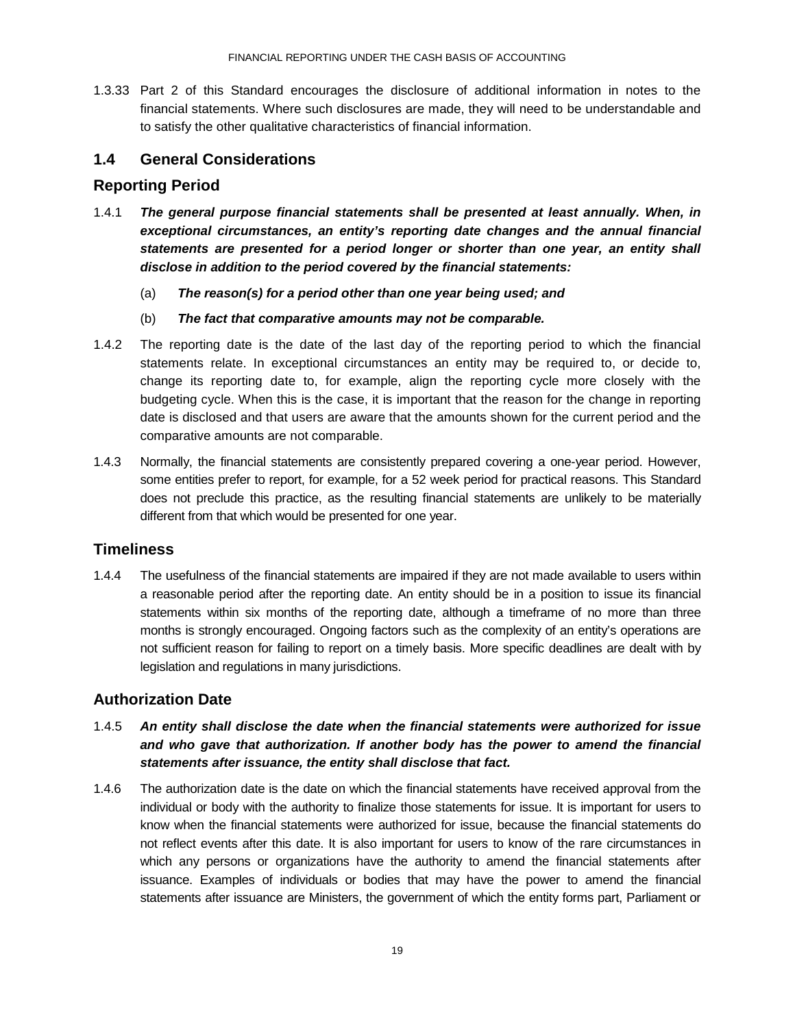1.3.33 Part 2 of this Standard encourages the disclosure of additional information in notes to the financial statements. Where such disclosures are made, they will need to be understandable and to satisfy the other qualitative characteristics of financial information.

## 1.4 General Considerations

### Reporting Period

1.4.1 ***The general purpose financial statements shall be presented at least annually. When, in exceptional circumstances, an entity's reporting date changes and the annual financial statements are presented for a period longer or shorter than one year, an entity shall disclose in addition to the period covered by the financial statements:***

(a) ***The reason(s) for a period other than one year being used; and***

(b) ***The fact that comparative amounts may not be comparable.***

1.4.2 The reporting date is the date of the last day of the reporting period to which the financial statements relate. In exceptional circumstances an entity may be required to, or decide to, change its reporting date to, for example, align the reporting cycle more closely with the budgeting cycle. When this is the case, it is important that the reason for the change in reporting date is disclosed and that users are aware that the amounts shown for the current period and the comparative amounts are not comparable.

1.4.3 Normally, the financial statements are consistently prepared covering a one-year period. However, some entities prefer to report, for example, for a 52 week period for practical reasons. This Standard does not preclude this practice, as the resulting financial statements are unlikely to be materially different from that which would be presented for one year.

### Timeliness

1.4.4 The usefulness of the financial statements are impaired if they are not made available to users within a reasonable period after the reporting date. An entity should be in a position to issue its financial statements within six months of the reporting date, although a timeframe of no more than three months is strongly encouraged. Ongoing factors such as the complexity of an entity's operations are not sufficient reason for failing to report on a timely basis. More specific deadlines are dealt with by legislation and regulations in many jurisdictions.

### Authorization Date

1.4.5 ***An entity shall disclose the date when the financial statements were authorized for issue and who gave that authorization. If another body has the power to amend the financial statements after issuance, the entity shall disclose that fact.***

1.4.6 The authorization date is the date on which the financial statements have received approval from the individual or body with the authority to finalize those statements for issue. It is important for users to know when the financial statements were authorized for issue, because the financial statements do not reflect events after this date. It is also important for users to know of the rare circumstances in which any persons or organizations have the authority to amend the financial statements after issuance. Examples of individuals or bodies that may have the power to amend the financial statements after issuance are Ministers, the government of which the entity forms part, Parliament or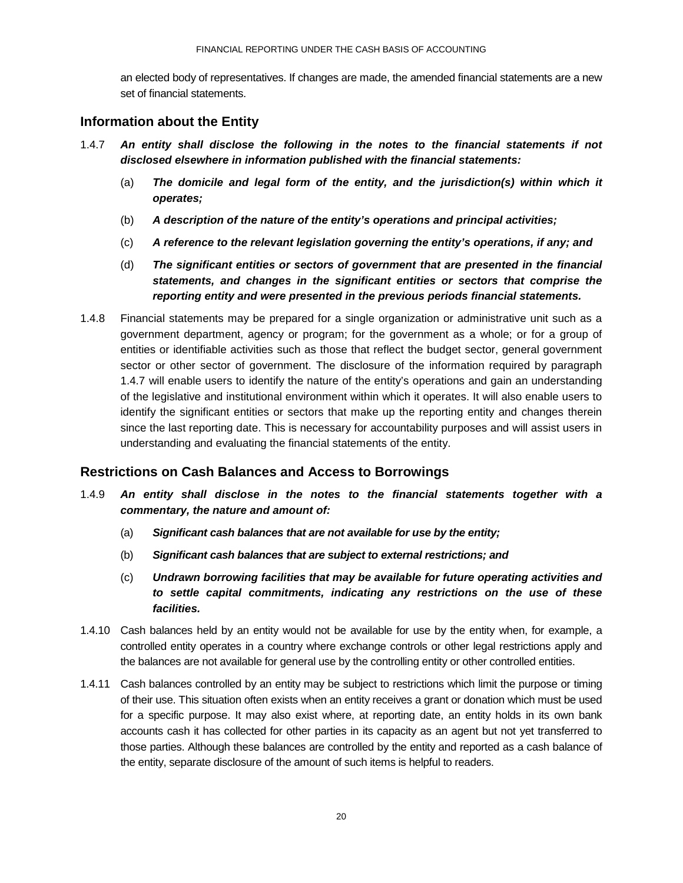an elected body of representatives. If changes are made, the amended financial statements are a new set of financial statements.

## Information about the Entity

1.4.7 ***An entity shall disclose the following in the notes to the financial statements if not disclosed elsewhere in information published with the financial statements:***

(a) ***The domicile and legal form of the entity, and the jurisdiction(s) within which it operates;***

(b) ***A description of the nature of the entity's operations and principal activities;***

(c) ***A reference to the relevant legislation governing the entity's operations, if any; and***

(d) ***The significant entities or sectors of government that are presented in the financial statements, and changes in the significant entities or sectors that comprise the reporting entity and were presented in the previous periods financial statements.***

1.4.8 Financial statements may be prepared for a single organization or administrative unit such as a government department, agency or program; for the government as a whole; or for a group of entities or identifiable activities such as those that reflect the budget sector, general government sector or other sector of government. The disclosure of the information required by paragraph 1.4.7 will enable users to identify the nature of the entity's operations and gain an understanding of the legislative and institutional environment within which it operates. It will also enable users to identify the significant entities or sectors that make up the reporting entity and changes therein since the last reporting date. This is necessary for accountability purposes and will assist users in understanding and evaluating the financial statements of the entity.

## Restrictions on Cash Balances and Access to Borrowings

1.4.9 ***An entity shall disclose in the notes to the financial statements together with a commentary, the nature and amount of:***

(a) ***Significant cash balances that are not available for use by the entity;***

(b) ***Significant cash balances that are subject to external restrictions; and***

(c) ***Undrawn borrowing facilities that may be available for future operating activities and to settle capital commitments, indicating any restrictions on the use of these facilities.***

1.4.10 Cash balances held by an entity would not be available for use by the entity when, for example, a controlled entity operates in a country where exchange controls or other legal restrictions apply and the balances are not available for general use by the controlling entity or other controlled entities.

1.4.11 Cash balances controlled by an entity may be subject to restrictions which limit the purpose or timing of their use. This situation often exists when an entity receives a grant or donation which must be used for a specific purpose. It may also exist where, at reporting date, an entity holds in its own bank accounts cash it has collected for other parties in its capacity as an agent but not yet transferred to those parties. Although these balances are controlled by the entity and reported as a cash balance of the entity, separate disclosure of the amount of such items is helpful to readers.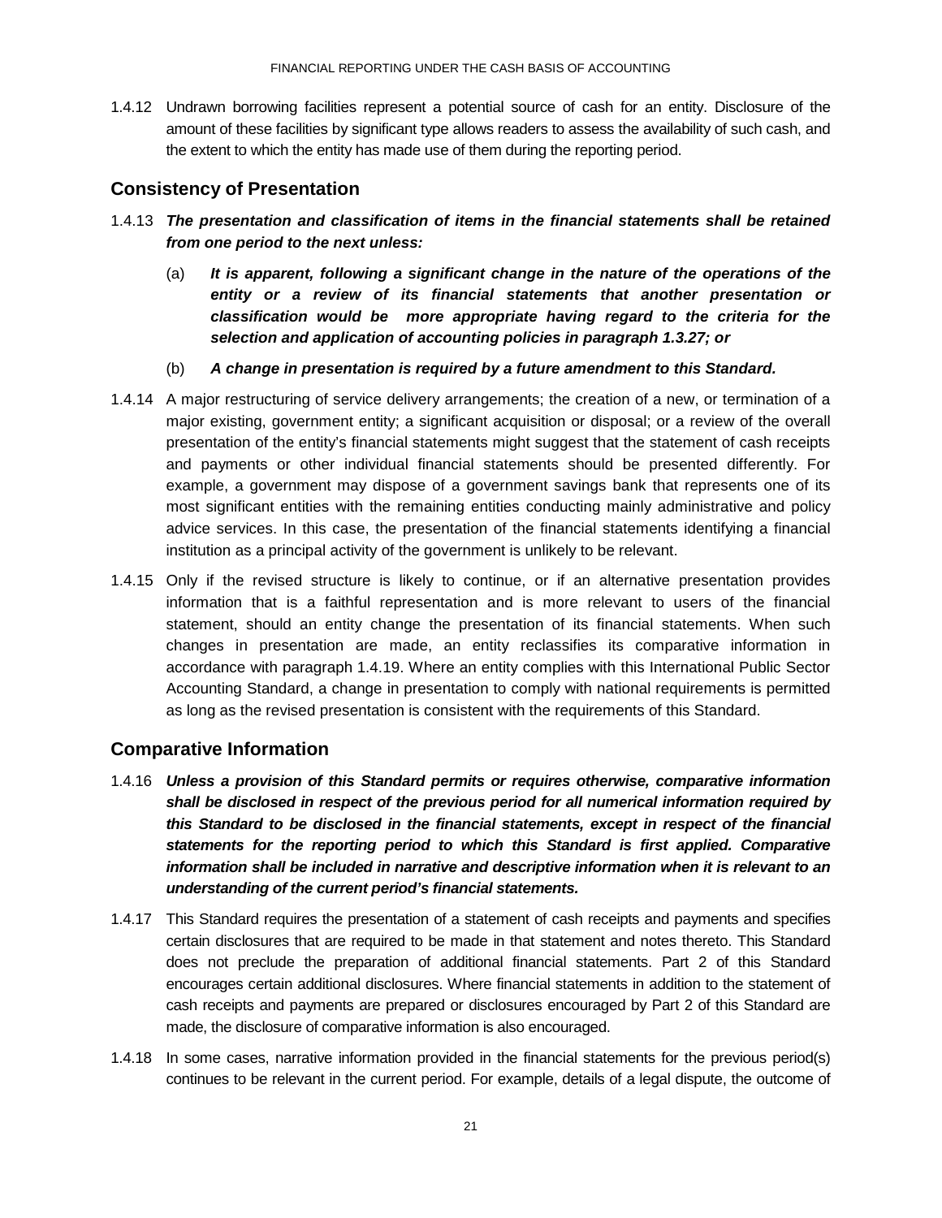1.4.12 Undrawn borrowing facilities represent a potential source of cash for an entity. Disclosure of the amount of these facilities by significant type allows readers to assess the availability of such cash, and the extent to which the entity has made use of them during the reporting period.

## Consistency of Presentation

1.4.13 ***The presentation and classification of items in the financial statements shall be retained from one period to the next unless:***

(a) ***It is apparent, following a significant change in the nature of the operations of the entity or a review of its financial statements that another presentation or classification would be more appropriate having regard to the criteria for the selection and application of accounting policies in paragraph 1.3.27; or***

(b) ***A change in presentation is required by a future amendment to this Standard.***

1.4.14 A major restructuring of service delivery arrangements; the creation of a new, or termination of a major existing, government entity; a significant acquisition or disposal; or a review of the overall presentation of the entity's financial statements might suggest that the statement of cash receipts and payments or other individual financial statements should be presented differently. For example, a government may dispose of a government savings bank that represents one of its most significant entities with the remaining entities conducting mainly administrative and policy advice services. In this case, the presentation of the financial statements identifying a financial institution as a principal activity of the government is unlikely to be relevant.

1.4.15 Only if the revised structure is likely to continue, or if an alternative presentation provides information that is a faithful representation and is more relevant to users of the financial statement, should an entity change the presentation of its financial statements. When such changes in presentation are made, an entity reclassifies its comparative information in accordance with paragraph 1.4.19. Where an entity complies with this International Public Sector Accounting Standard, a change in presentation to comply with national requirements is permitted as long as the revised presentation is consistent with the requirements of this Standard.

## Comparative Information

1.4.16 ***Unless a provision of this Standard permits or requires otherwise, comparative information shall be disclosed in respect of the previous period for all numerical information required by this Standard to be disclosed in the financial statements, except in respect of the financial statements for the reporting period to which this Standard is first applied. Comparative information shall be included in narrative and descriptive information when it is relevant to an understanding of the current period's financial statements.***

1.4.17 This Standard requires the presentation of a statement of cash receipts and payments and specifies certain disclosures that are required to be made in that statement and notes thereto. This Standard does not preclude the preparation of additional financial statements. Part 2 of this Standard encourages certain additional disclosures. Where financial statements in addition to the statement of cash receipts and payments are prepared or disclosures encouraged by Part 2 of this Standard are made, the disclosure of comparative information is also encouraged.

1.4.18 In some cases, narrative information provided in the financial statements for the previous period(s) continues to be relevant in the current period. For example, details of a legal dispute, the outcome of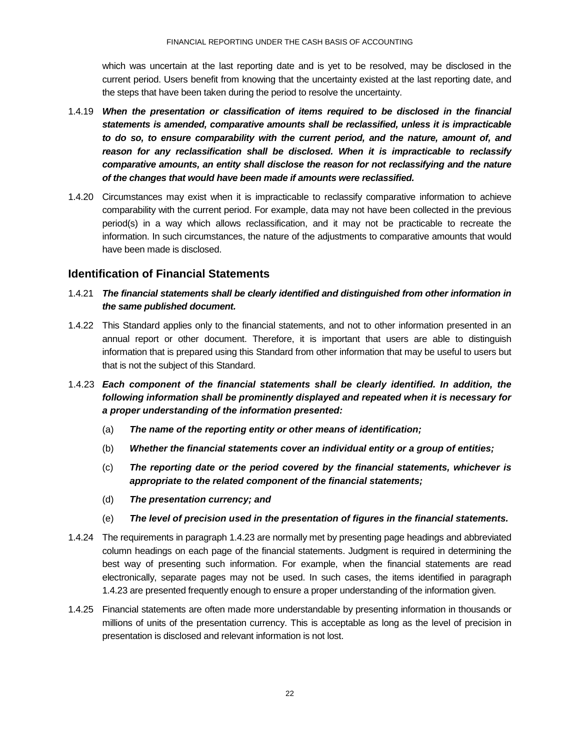which was uncertain at the last reporting date and is yet to be resolved, may be disclosed in the current period. Users benefit from knowing that the uncertainty existed at the last reporting date, and the steps that have been taken during the period to resolve the uncertainty.

1.4.19 ***When the presentation or classification of items required to be disclosed in the financial statements is amended, comparative amounts shall be reclassified, unless it is impracticable to do so, to ensure comparability with the current period, and the nature, amount of, and reason for any reclassification shall be disclosed. When it is impracticable to reclassify comparative amounts, an entity shall disclose the reason for not reclassifying and the nature of the changes that would have been made if amounts were reclassified.***

1.4.20 Circumstances may exist when it is impracticable to reclassify comparative information to achieve comparability with the current period. For example, data may not have been collected in the previous period(s) in a way which allows reclassification, and it may not be practicable to recreate the information. In such circumstances, the nature of the adjustments to comparative amounts that would have been made is disclosed.

## Identification of Financial Statements

1.4.21 ***The financial statements shall be clearly identified and distinguished from other information in the same published document.***

1.4.22 This Standard applies only to the financial statements, and not to other information presented in an annual report or other document. Therefore, it is important that users are able to distinguish information that is prepared using this Standard from other information that may be useful to users but that is not the subject of this Standard.

1.4.23 ***Each component of the financial statements shall be clearly identified. In addition, the following information shall be prominently displayed and repeated when it is necessary for a proper understanding of the information presented:***

(a) ***The name of the reporting entity or other means of identification;***

(b) ***Whether the financial statements cover an individual entity or a group of entities;***

(c) ***The reporting date or the period covered by the financial statements, whichever is appropriate to the related component of the financial statements;***

(d) ***The presentation currency; and***

(e) ***The level of precision used in the presentation of figures in the financial statements.***

1.4.24 The requirements in paragraph 1.4.23 are normally met by presenting page headings and abbreviated column headings on each page of the financial statements. Judgment is required in determining the best way of presenting such information. For example, when the financial statements are read electronically, separate pages may not be used. In such cases, the items identified in paragraph 1.4.23 are presented frequently enough to ensure a proper understanding of the information given.

1.4.25 Financial statements are often made more understandable by presenting information in thousands or millions of units of the presentation currency. This is acceptable as long as the level of precision in presentation is disclosed and relevant information is not lost.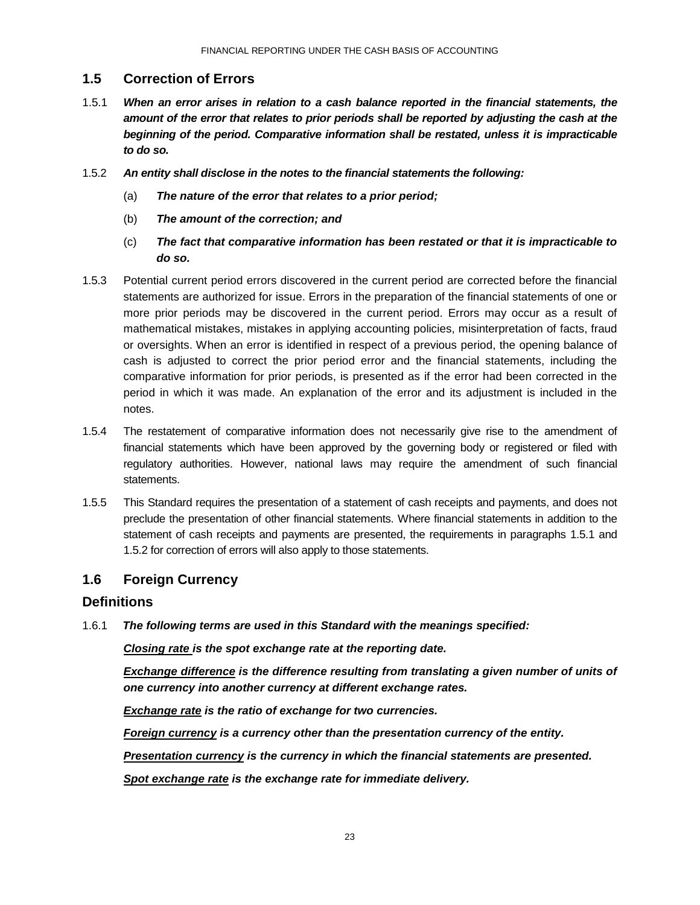## 1.5 Correction of Errors

1.5.1 ***When an error arises in relation to a cash balance reported in the financial statements, the amount of the error that relates to prior periods shall be reported by adjusting the cash at the beginning of the period. Comparative information shall be restated, unless it is impracticable to do so.***

1.5.2 ***An entity shall disclose in the notes to the financial statements the following:***

(a) ***The nature of the error that relates to a prior period;***

(b) ***The amount of the correction; and***

(c) ***The fact that comparative information has been restated or that it is impracticable to do so.***

1.5.3 Potential current period errors discovered in the current period are corrected before the financial statements are authorized for issue. Errors in the preparation of the financial statements of one or more prior periods may be discovered in the current period. Errors may occur as a result of mathematical mistakes, mistakes in applying accounting policies, misinterpretation of facts, fraud or oversights. When an error is identified in respect of a previous period, the opening balance of cash is adjusted to correct the prior period error and the financial statements, including the comparative information for prior periods, is presented as if the error had been corrected in the period in which it was made. An explanation of the error and its adjustment is included in the notes.

1.5.4 The restatement of comparative information does not necessarily give rise to the amendment of financial statements which have been approved by the governing body or registered or filed with regulatory authorities. However, national laws may require the amendment of such financial statements.

1.5.5 This Standard requires the presentation of a statement of cash receipts and payments, and does not preclude the presentation of other financial statements. Where financial statements in addition to the statement of cash receipts and payments are presented, the requirements in paragraphs 1.5.1 and 1.5.2 for correction of errors will also apply to those statements.

## 1.6 Foreign Currency

### Definitions

1.6.1 ***The following terms are used in this Standard with the meanings specified:***

***<u>Closing rate</u> is the spot exchange rate at the reporting date.***

***<u>Exchange difference</u> is the difference resulting from translating a given number of units of one currency into another currency at different exchange rates.***

***<u>Exchange rate</u> is the ratio of exchange for two currencies.***

***<u>Foreign currency</u> is a currency other than the presentation currency of the entity.***

***<u>Presentation currency</u> is the currency in which the financial statements are presented.***

***<u>Spot exchange rate</u> is the exchange rate for immediate delivery.***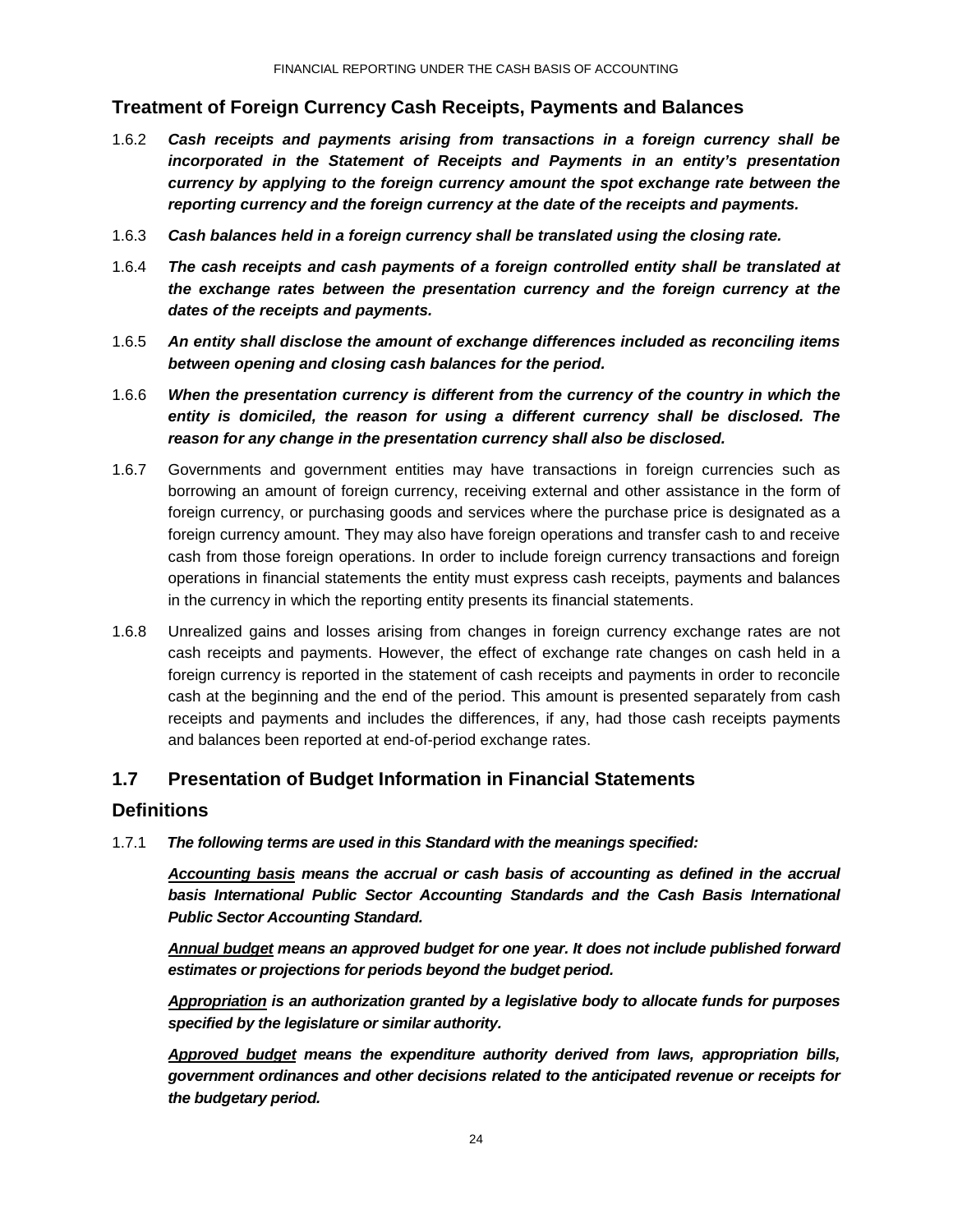### Treatment of Foreign Currency Cash Receipts, Payments and Balances

1.6.2 ***Cash receipts and payments arising from transactions in a foreign currency shall be incorporated in the Statement of Receipts and Payments in an entity's presentation currency by applying to the foreign currency amount the spot exchange rate between the reporting currency and the foreign currency at the date of the receipts and payments.***

1.6.3 ***Cash balances held in a foreign currency shall be translated using the closing rate.***

1.6.4 ***The cash receipts and cash payments of a foreign controlled entity shall be translated at the exchange rates between the presentation currency and the foreign currency at the dates of the receipts and payments.***

1.6.5 ***An entity shall disclose the amount of exchange differences included as reconciling items between opening and closing cash balances for the period.***

1.6.6 ***When the presentation currency is different from the currency of the country in which the entity is domiciled, the reason for using a different currency shall be disclosed. The reason for any change in the presentation currency shall also be disclosed.***

1.6.7 Governments and government entities may have transactions in foreign currencies such as borrowing an amount of foreign currency, receiving external and other assistance in the form of foreign currency, or purchasing goods and services where the purchase price is designated as a foreign currency amount. They may also have foreign operations and transfer cash to and receive cash from those foreign operations. In order to include foreign currency transactions and foreign operations in financial statements the entity must express cash receipts, payments and balances in the currency in which the reporting entity presents its financial statements.

1.6.8 Unrealized gains and losses arising from changes in foreign currency exchange rates are not cash receipts and payments. However, the effect of exchange rate changes on cash held in a foreign currency is reported in the statement of cash receipts and payments in order to reconcile cash at the beginning and the end of the period. This amount is presented separately from cash receipts and payments and includes the differences, if any, had those cash receipts payments and balances been reported at end-of-period exchange rates.

## 1.7 Presentation of Budget Information in Financial Statements

### Definitions

1.7.1 ***The following terms are used in this Standard with the meanings specified:***

***<u>Accounting basis</u> means the accrual or cash basis of accounting as defined in the accrual basis International Public Sector Accounting Standards and the Cash Basis International Public Sector Accounting Standard.***

***<u>Annual budget</u> means an approved budget for one year. It does not include published forward estimates or projections for periods beyond the budget period.***

***<u>Appropriation</u> is an authorization granted by a legislative body to allocate funds for purposes specified by the legislature or similar authority.***

***<u>Approved budget</u> means the expenditure authority derived from laws, appropriation bills, government ordinances and other decisions related to the anticipated revenue or receipts for the budgetary period.***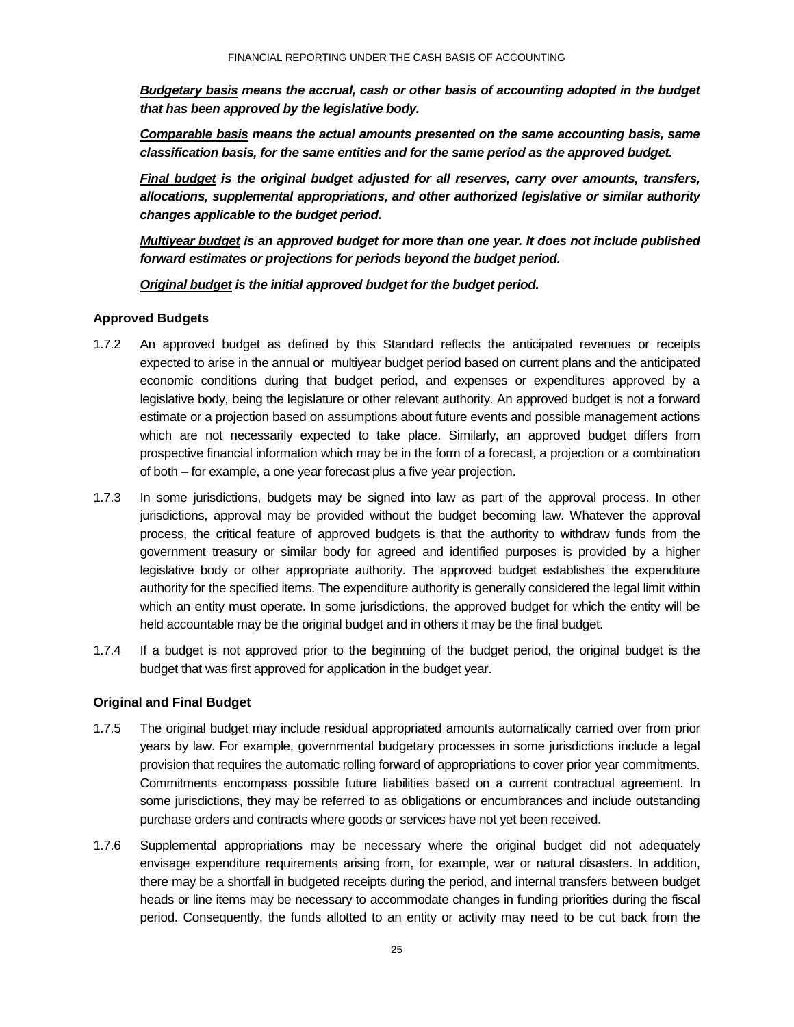***<u>Budgetary basis</u>* means the accrual, cash or other basis of accounting adopted in the budget that has been approved by the legislative body.**

***<u>Comparable basis</u>* means the actual amounts presented on the same accounting basis, same classification basis, for the same entities and for the same period as the approved budget.**

***<u>Final budget</u>* is the original budget adjusted for all reserves, carry over amounts, transfers, allocations, supplemental appropriations, and other authorized legislative or similar authority changes applicable to the budget period.**

***<u>Multiyear budget</u>* is an approved budget for more than one year. It does not include published forward estimates or projections for periods beyond the budget period.**

***<u>Original budget</u>* is the initial approved budget for the budget period.**

### Approved Budgets

1.7.2 An approved budget as defined by this Standard reflects the anticipated revenues or receipts expected to arise in the annual or multiyear budget period based on current plans and the anticipated economic conditions during that budget period, and expenses or expenditures approved by a legislative body, being the legislature or other relevant authority. An approved budget is not a forward estimate or a projection based on assumptions about future events and possible management actions which are not necessarily expected to take place. Similarly, an approved budget differs from prospective financial information which may be in the form of a forecast, a projection or a combination of both – for example, a one year forecast plus a five year projection.

1.7.3 In some jurisdictions, budgets may be signed into law as part of the approval process. In other jurisdictions, approval may be provided without the budget becoming law. Whatever the approval process, the critical feature of approved budgets is that the authority to withdraw funds from the government treasury or similar body for agreed and identified purposes is provided by a higher legislative body or other appropriate authority. The approved budget establishes the expenditure authority for the specified items. The expenditure authority is generally considered the legal limit within which an entity must operate. In some jurisdictions, the approved budget for which the entity will be held accountable may be the original budget and in others it may be the final budget.

1.7.4 If a budget is not approved prior to the beginning of the budget period, the original budget is the budget that was first approved for application in the budget year.

### Original and Final Budget

1.7.5 The original budget may include residual appropriated amounts automatically carried over from prior years by law. For example, governmental budgetary processes in some jurisdictions include a legal provision that requires the automatic rolling forward of appropriations to cover prior year commitments. Commitments encompass possible future liabilities based on a current contractual agreement. In some jurisdictions, they may be referred to as obligations or encumbrances and include outstanding purchase orders and contracts where goods or services have not yet been received.

1.7.6 Supplemental appropriations may be necessary where the original budget did not adequately envisage expenditure requirements arising from, for example, war or natural disasters. In addition, there may be a shortfall in budgeted receipts during the period, and internal transfers between budget heads or line items may be necessary to accommodate changes in funding priorities during the fiscal period. Consequently, the funds allotted to an entity or activity may need to be cut back from the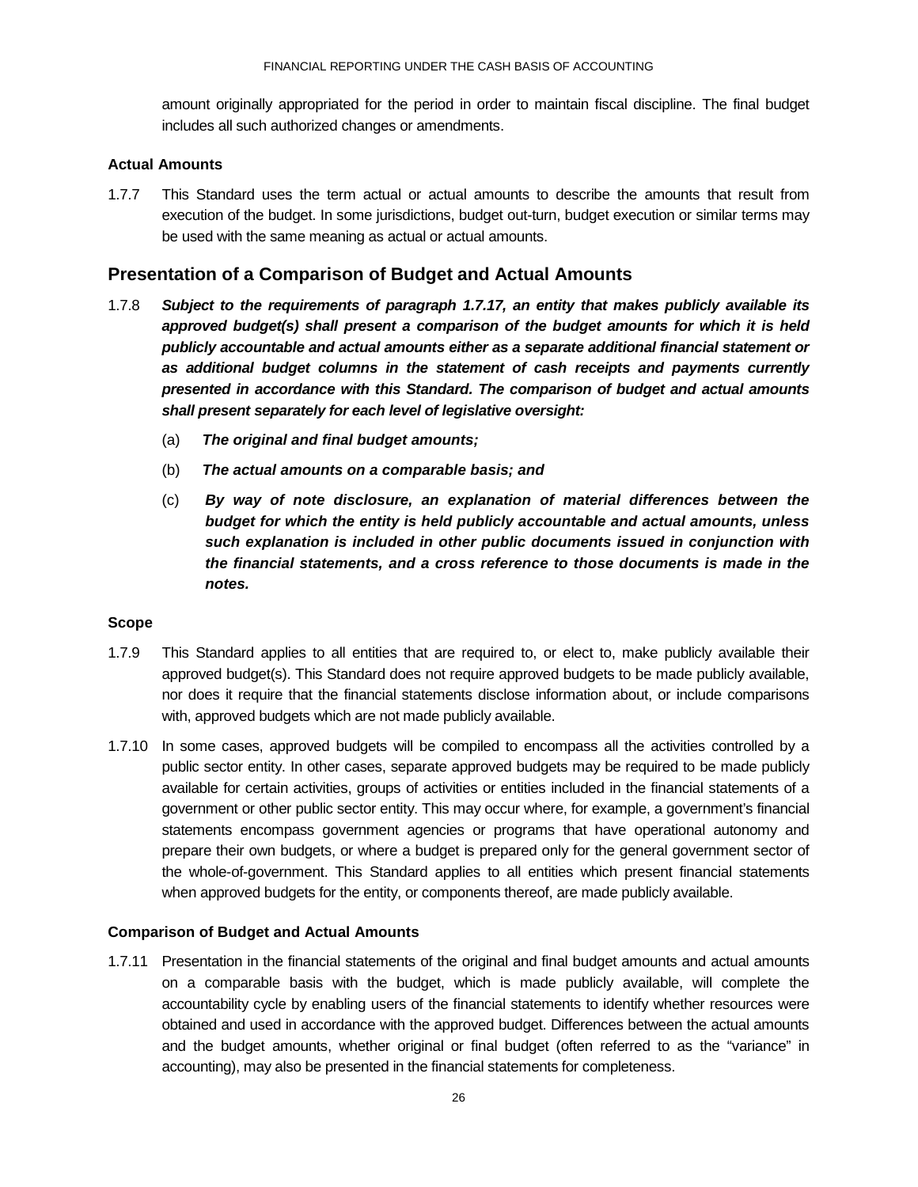amount originally appropriated for the period in order to maintain fiscal discipline. The final budget includes all such authorized changes or amendments.

#### Actual Amounts

1.7.7 This Standard uses the term actual or actual amounts to describe the amounts that result from execution of the budget. In some jurisdictions, budget out-turn, budget execution or similar terms may be used with the same meaning as actual or actual amounts.

## Presentation of a Comparison of Budget and Actual Amounts

1.7.8 ***Subject to the requirements of paragraph 1.7.17, an entity that makes publicly available its approved budget(s) shall present a comparison of the budget amounts for which it is held publicly accountable and actual amounts either as a separate additional financial statement or as additional budget columns in the statement of cash receipts and payments currently presented in accordance with this Standard. The comparison of budget and actual amounts shall present separately for each level of legislative oversight:***

(a) ***The original and final budget amounts;***

(b) ***The actual amounts on a comparable basis; and***

(c) ***By way of note disclosure, an explanation of material differences between the budget for which the entity is held publicly accountable and actual amounts, unless such explanation is included in other public documents issued in conjunction with the financial statements, and a cross reference to those documents is made in the notes.***

#### Scope

1.7.9 This Standard applies to all entities that are required to, or elect to, make publicly available their approved budget(s). This Standard does not require approved budgets to be made publicly available, nor does it require that the financial statements disclose information about, or include comparisons with, approved budgets which are not made publicly available.

1.7.10 In some cases, approved budgets will be compiled to encompass all the activities controlled by a public sector entity. In other cases, separate approved budgets may be required to be made publicly available for certain activities, groups of activities or entities included in the financial statements of a government or other public sector entity. This may occur where, for example, a government's financial statements encompass government agencies or programs that have operational autonomy and prepare their own budgets, or where a budget is prepared only for the general government sector of the whole-of-government. This Standard applies to all entities which present financial statements when approved budgets for the entity, or components thereof, are made publicly available.

#### Comparison of Budget and Actual Amounts

1.7.11 Presentation in the financial statements of the original and final budget amounts and actual amounts on a comparable basis with the budget, which is made publicly available, will complete the accountability cycle by enabling users of the financial statements to identify whether resources were obtained and used in accordance with the approved budget. Differences between the actual amounts and the budget amounts, whether original or final budget (often referred to as the "variance" in accounting), may also be presented in the financial statements for completeness.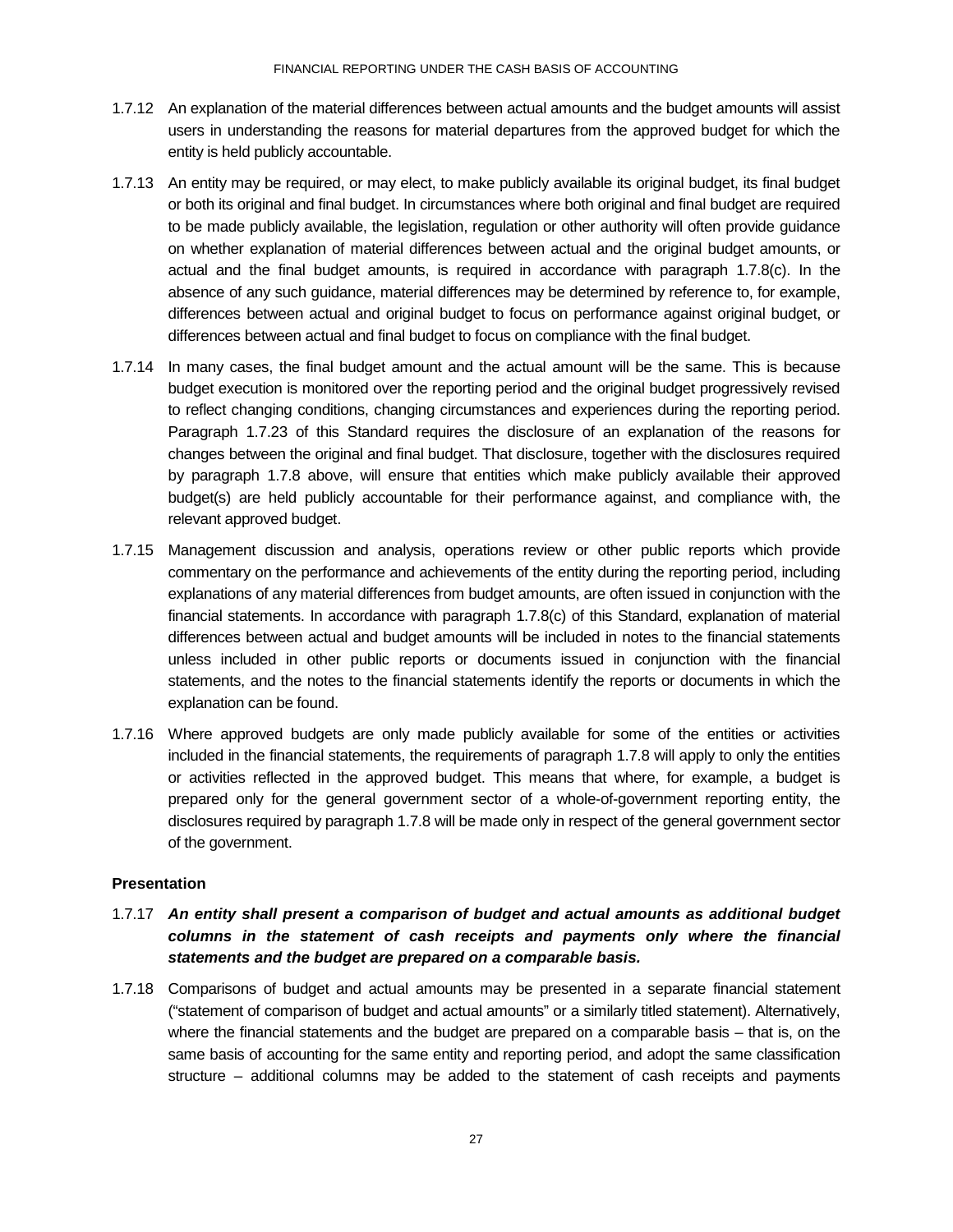1.7.12 An explanation of the material differences between actual amounts and the budget amounts will assist users in understanding the reasons for material departures from the approved budget for which the entity is held publicly accountable.

1.7.13 An entity may be required, or may elect, to make publicly available its original budget, its final budget or both its original and final budget. In circumstances where both original and final budget are required to be made publicly available, the legislation, regulation or other authority will often provide guidance on whether explanation of material differences between actual and the original budget amounts, or actual and the final budget amounts, is required in accordance with paragraph 1.7.8(c). In the absence of any such guidance, material differences may be determined by reference to, for example, differences between actual and original budget to focus on performance against original budget, or differences between actual and final budget to focus on compliance with the final budget.

1.7.14 In many cases, the final budget amount and the actual amount will be the same. This is because budget execution is monitored over the reporting period and the original budget progressively revised to reflect changing conditions, changing circumstances and experiences during the reporting period. Paragraph 1.7.23 of this Standard requires the disclosure of an explanation of the reasons for changes between the original and final budget. That disclosure, together with the disclosures required by paragraph 1.7.8 above, will ensure that entities which make publicly available their approved budget(s) are held publicly accountable for their performance against, and compliance with, the relevant approved budget.

1.7.15 Management discussion and analysis, operations review or other public reports which provide commentary on the performance and achievements of the entity during the reporting period, including explanations of any material differences from budget amounts, are often issued in conjunction with the financial statements. In accordance with paragraph 1.7.8(c) of this Standard, explanation of material differences between actual and budget amounts will be included in notes to the financial statements unless included in other public reports or documents issued in conjunction with the financial statements, and the notes to the financial statements identify the reports or documents in which the explanation can be found.

1.7.16 Where approved budgets are only made publicly available for some of the entities or activities included in the financial statements, the requirements of paragraph 1.7.8 will apply to only the entities or activities reflected in the approved budget. This means that where, for example, a budget is prepared only for the general government sector of a whole-of-government reporting entity, the disclosures required by paragraph 1.7.8 will be made only in respect of the general government sector of the government.

### Presentation

1.7.17 ***An entity shall present a comparison of budget and actual amounts as additional budget columns in the statement of cash receipts and payments only where the financial statements and the budget are prepared on a comparable basis.***

1.7.18 Comparisons of budget and actual amounts may be presented in a separate financial statement ("statement of comparison of budget and actual amounts" or a similarly titled statement). Alternatively, where the financial statements and the budget are prepared on a comparable basis – that is, on the same basis of accounting for the same entity and reporting period, and adopt the same classification structure – additional columns may be added to the statement of cash receipts and payments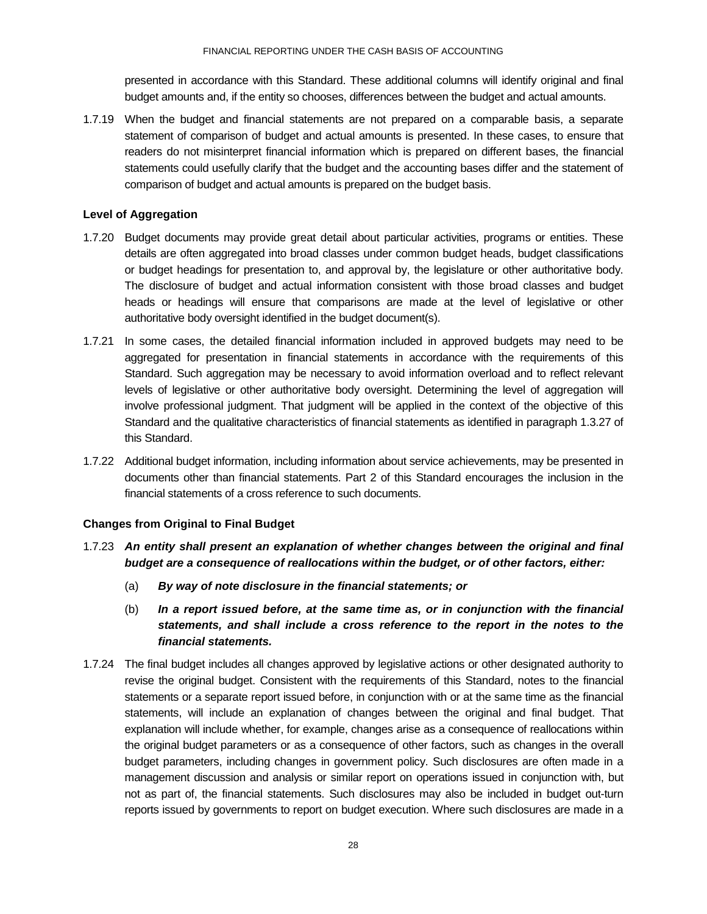presented in accordance with this Standard. These additional columns will identify original and final budget amounts and, if the entity so chooses, differences between the budget and actual amounts.

1.7.19 When the budget and financial statements are not prepared on a comparable basis, a separate statement of comparison of budget and actual amounts is presented. In these cases, to ensure that readers do not misinterpret financial information which is prepared on different bases, the financial statements could usefully clarify that the budget and the accounting bases differ and the statement of comparison of budget and actual amounts is prepared on the budget basis.

**Level of Aggregation**

1.7.20 Budget documents may provide great detail about particular activities, programs or entities. These details are often aggregated into broad classes under common budget heads, budget classifications or budget headings for presentation to, and approval by, the legislature or other authoritative body. The disclosure of budget and actual information consistent with those broad classes and budget heads or headings will ensure that comparisons are made at the level of legislative or other authoritative body oversight identified in the budget document(s).

1.7.21 In some cases, the detailed financial information included in approved budgets may need to be aggregated for presentation in financial statements in accordance with the requirements of this Standard. Such aggregation may be necessary to avoid information overload and to reflect relevant levels of legislative or other authoritative body oversight. Determining the level of aggregation will involve professional judgment. That judgment will be applied in the context of the objective of this Standard and the qualitative characteristics of financial statements as identified in paragraph 1.3.27 of this Standard.

1.7.22 Additional budget information, including information about service achievements, may be presented in documents other than financial statements. Part 2 of this Standard encourages the inclusion in the financial statements of a cross reference to such documents.

**Changes from Original to Final Budget**

1.7.23 ***An entity shall present an explanation of whether changes between the original and final budget are a consequence of reallocations within the budget, or of other factors, either:***

(a) ***By way of note disclosure in the financial statements; or***

(b) ***In a report issued before, at the same time as, or in conjunction with the financial statements, and shall include a cross reference to the report in the notes to the financial statements.***

1.7.24 The final budget includes all changes approved by legislative actions or other designated authority to revise the original budget. Consistent with the requirements of this Standard, notes to the financial statements or a separate report issued before, in conjunction with or at the same time as the financial statements, will include an explanation of changes between the original and final budget. That explanation will include whether, for example, changes arise as a consequence of reallocations within the original budget parameters or as a consequence of other factors, such as changes in the overall budget parameters, including changes in government policy. Such disclosures are often made in a management discussion and analysis or similar report on operations issued in conjunction with, but not as part of, the financial statements. Such disclosures may also be included in budget out-turn reports issued by governments to report on budget execution. Where such disclosures are made in a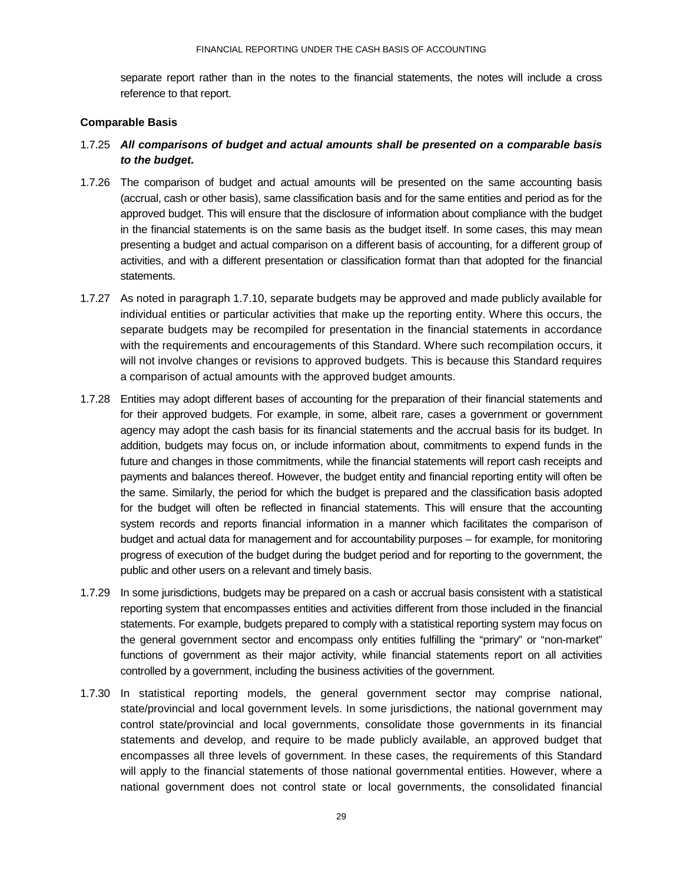separate report rather than in the notes to the financial statements, the notes will include a cross reference to that report.

### Comparable Basis

1.7.25 ***All comparisons of budget and actual amounts shall be presented on a comparable basis to the budget.***

1.7.26 The comparison of budget and actual amounts will be presented on the same accounting basis (accrual, cash or other basis), same classification basis and for the same entities and period as for the approved budget. This will ensure that the disclosure of information about compliance with the budget in the financial statements is on the same basis as the budget itself. In some cases, this may mean presenting a budget and actual comparison on a different basis of accounting, for a different group of activities, and with a different presentation or classification format than that adopted for the financial statements.

1.7.27 As noted in paragraph 1.7.10, separate budgets may be approved and made publicly available for individual entities or particular activities that make up the reporting entity. Where this occurs, the separate budgets may be recompiled for presentation in the financial statements in accordance with the requirements and encouragements of this Standard. Where such recompilation occurs, it will not involve changes or revisions to approved budgets. This is because this Standard requires a comparison of actual amounts with the approved budget amounts.

1.7.28 Entities may adopt different bases of accounting for the preparation of their financial statements and for their approved budgets. For example, in some, albeit rare, cases a government or government agency may adopt the cash basis for its financial statements and the accrual basis for its budget. In addition, budgets may focus on, or include information about, commitments to expend funds in the future and changes in those commitments, while the financial statements will report cash receipts and payments and balances thereof. However, the budget entity and financial reporting entity will often be the same. Similarly, the period for which the budget is prepared and the classification basis adopted for the budget will often be reflected in financial statements. This will ensure that the accounting system records and reports financial information in a manner which facilitates the comparison of budget and actual data for management and for accountability purposes – for example, for monitoring progress of execution of the budget during the budget period and for reporting to the government, the public and other users on a relevant and timely basis.

1.7.29 In some jurisdictions, budgets may be prepared on a cash or accrual basis consistent with a statistical reporting system that encompasses entities and activities different from those included in the financial statements. For example, budgets prepared to comply with a statistical reporting system may focus on the general government sector and encompass only entities fulfilling the "primary" or "non-market" functions of government as their major activity, while financial statements report on all activities controlled by a government, including the business activities of the government.

1.7.30 In statistical reporting models, the general government sector may comprise national, state/provincial and local government levels. In some jurisdictions, the national government may control state/provincial and local governments, consolidate those governments in its financial statements and develop, and require to be made publicly available, an approved budget that encompasses all three levels of government. In these cases, the requirements of this Standard will apply to the financial statements of those national governmental entities. However, where a national government does not control state or local governments, the consolidated financial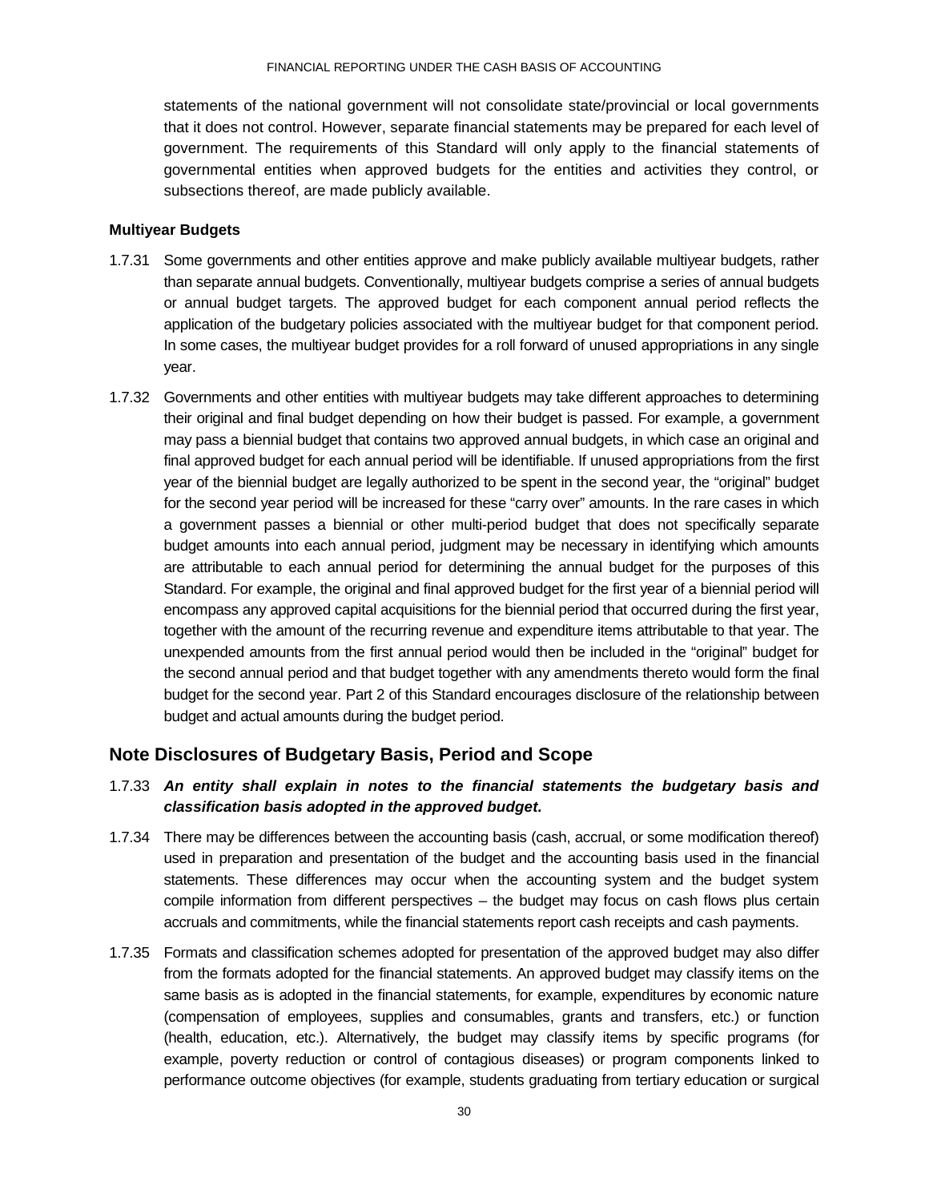statements of the national government will not consolidate state/provincial or local governments that it does not control. However, separate financial statements may be prepared for each level of government. The requirements of this Standard will only apply to the financial statements of governmental entities when approved budgets for the entities and activities they control, or subsections thereof, are made publicly available.

#### Multiyear Budgets

1.7.31 Some governments and other entities approve and make publicly available multiyear budgets, rather than separate annual budgets. Conventionally, multiyear budgets comprise a series of annual budgets or annual budget targets. The approved budget for each component annual period reflects the application of the budgetary policies associated with the multiyear budget for that component period. In some cases, the multiyear budget provides for a roll forward of unused appropriations in any single year.

1.7.32 Governments and other entities with multiyear budgets may take different approaches to determining their original and final budget depending on how their budget is passed. For example, a government may pass a biennial budget that contains two approved annual budgets, in which case an original and final approved budget for each annual period will be identifiable. If unused appropriations from the first year of the biennial budget are legally authorized to be spent in the second year, the "original" budget for the second year period will be increased for these "carry over" amounts. In the rare cases in which a government passes a biennial or other multi-period budget that does not specifically separate budget amounts into each annual period, judgment may be necessary in identifying which amounts are attributable to each annual period for determining the annual budget for the purposes of this Standard. For example, the original and final approved budget for the first year of a biennial period will encompass any approved capital acquisitions for the biennial period that occurred during the first year, together with the amount of the recurring revenue and expenditure items attributable to that year. The unexpended amounts from the first annual period would then be included in the "original" budget for the second annual period and that budget together with any amendments thereto would form the final budget for the second year. Part 2 of this Standard encourages disclosure of the relationship between budget and actual amounts during the budget period.

### Note Disclosures of Budgetary Basis, Period and Scope

1.7.33 ***An entity shall explain in notes to the financial statements the budgetary basis and classification basis adopted in the approved budget.***

1.7.34 There may be differences between the accounting basis (cash, accrual, or some modification thereof) used in preparation and presentation of the budget and the accounting basis used in the financial statements. These differences may occur when the accounting system and the budget system compile information from different perspectives – the budget may focus on cash flows plus certain accruals and commitments, while the financial statements report cash receipts and cash payments.

1.7.35 Formats and classification schemes adopted for presentation of the approved budget may also differ from the formats adopted for the financial statements. An approved budget may classify items on the same basis as is adopted in the financial statements, for example, expenditures by economic nature (compensation of employees, supplies and consumables, grants and transfers, etc.) or function (health, education, etc.). Alternatively, the budget may classify items by specific programs (for example, poverty reduction or control of contagious diseases) or program components linked to performance outcome objectives (for example, students graduating from tertiary education or surgical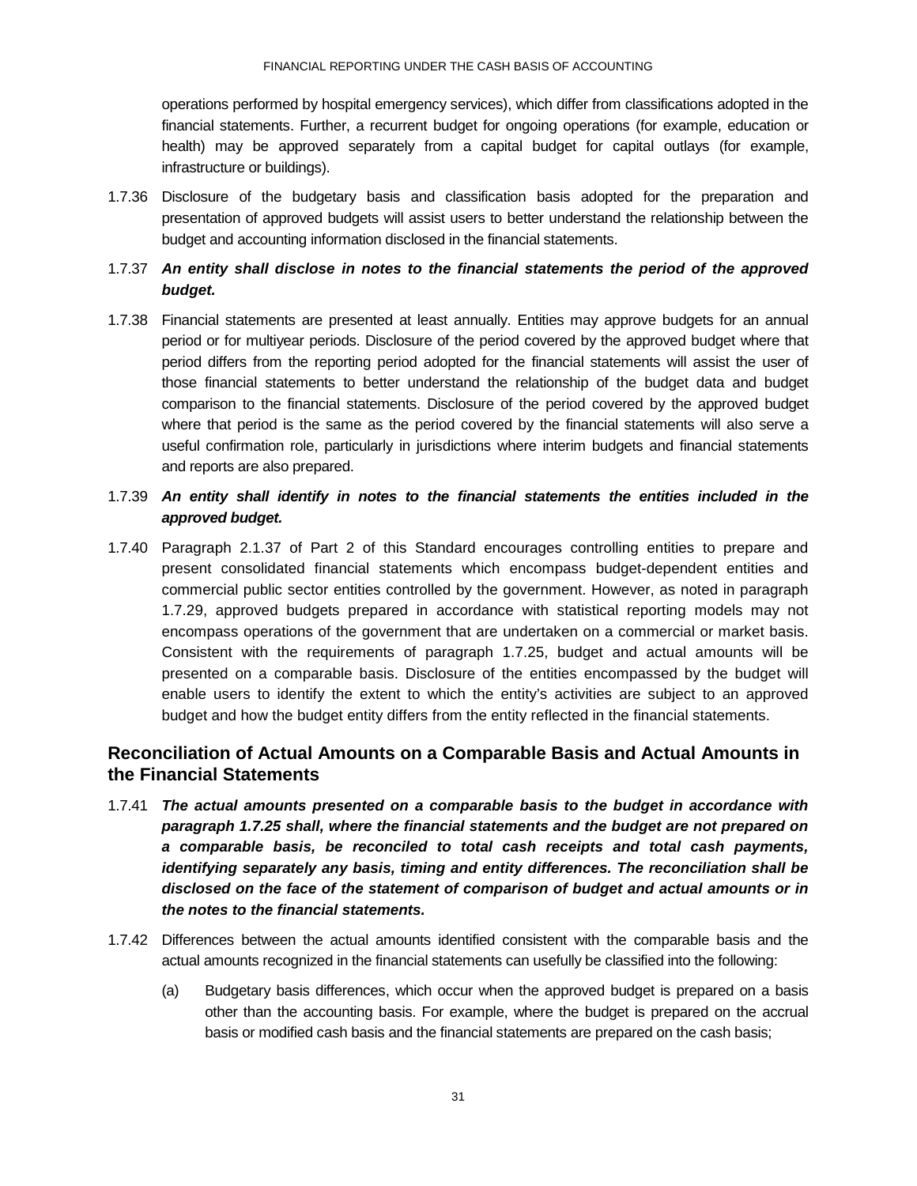operations performed by hospital emergency services), which differ from classifications adopted in the financial statements. Further, a recurrent budget for ongoing operations (for example, education or health) may be approved separately from a capital budget for capital outlays (for example, infrastructure or buildings).

1.7.36 Disclosure of the budgetary basis and classification basis adopted for the preparation and presentation of approved budgets will assist users to better understand the relationship between the budget and accounting information disclosed in the financial statements.

1.7.37 ***An entity shall disclose in notes to the financial statements the period of the approved budget.***

1.7.38 Financial statements are presented at least annually. Entities may approve budgets for an annual period or for multiyear periods. Disclosure of the period covered by the approved budget where that period differs from the reporting period adopted for the financial statements will assist the user of those financial statements to better understand the relationship of the budget data and budget comparison to the financial statements. Disclosure of the period covered by the approved budget where that period is the same as the period covered by the financial statements will also serve a useful confirmation role, particularly in jurisdictions where interim budgets and financial statements and reports are also prepared.

1.7.39 ***An entity shall identify in notes to the financial statements the entities included in the approved budget.***

1.7.40 Paragraph 2.1.37 of Part 2 of this Standard encourages controlling entities to prepare and present consolidated financial statements which encompass budget-dependent entities and commercial public sector entities controlled by the government. However, as noted in paragraph 1.7.29, approved budgets prepared in accordance with statistical reporting models may not encompass operations of the government that are undertaken on a commercial or market basis. Consistent with the requirements of paragraph 1.7.25, budget and actual amounts will be presented on a comparable basis. Disclosure of the entities encompassed by the budget will enable users to identify the extent to which the entity's activities are subject to an approved budget and how the budget entity differs from the entity reflected in the financial statements.

## Reconciliation of Actual Amounts on a Comparable Basis and Actual Amounts in the Financial Statements

1.7.41 ***The actual amounts presented on a comparable basis to the budget in accordance with paragraph 1.7.25 shall, where the financial statements and the budget are not prepared on a comparable basis, be reconciled to total cash receipts and total cash payments, identifying separately any basis, timing and entity differences. The reconciliation shall be disclosed on the face of the statement of comparison of budget and actual amounts or in the notes to the financial statements.***

1.7.42 Differences between the actual amounts identified consistent with the comparable basis and the actual amounts recognized in the financial statements can usefully be classified into the following:

(a) Budgetary basis differences, which occur when the approved budget is prepared on a basis other than the accounting basis. For example, where the budget is prepared on the accrual basis or modified cash basis and the financial statements are prepared on the cash basis;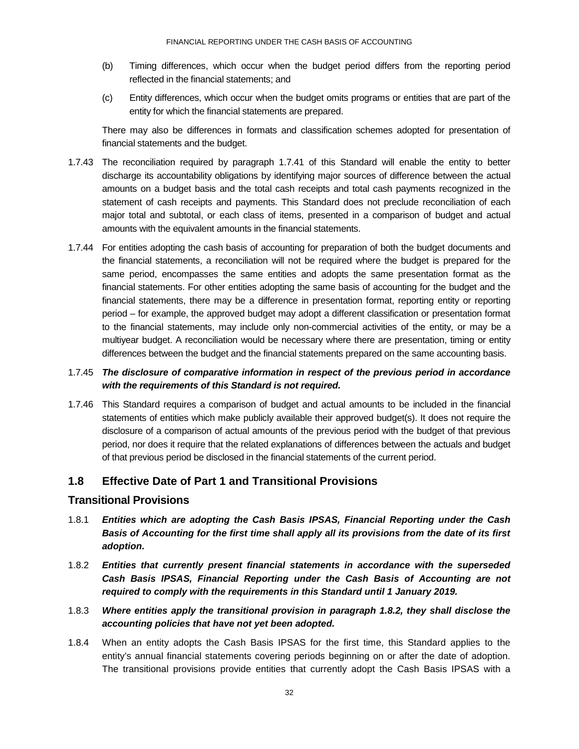(b) Timing differences, which occur when the budget period differs from the reporting period reflected in the financial statements; and

(c) Entity differences, which occur when the budget omits programs or entities that are part of the entity for which the financial statements are prepared.

There may also be differences in formats and classification schemes adopted for presentation of financial statements and the budget.

1.7.43 The reconciliation required by paragraph 1.7.41 of this Standard will enable the entity to better discharge its accountability obligations by identifying major sources of difference between the actual amounts on a budget basis and the total cash receipts and total cash payments recognized in the statement of cash receipts and payments. This Standard does not preclude reconciliation of each major total and subtotal, or each class of items, presented in a comparison of budget and actual amounts with the equivalent amounts in the financial statements.

1.7.44 For entities adopting the cash basis of accounting for preparation of both the budget documents and the financial statements, a reconciliation will not be required where the budget is prepared for the same period, encompasses the same entities and adopts the same presentation format as the financial statements. For other entities adopting the same basis of accounting for the budget and the financial statements, there may be a difference in presentation format, reporting entity or reporting period – for example, the approved budget may adopt a different classification or presentation format to the financial statements, may include only non-commercial activities of the entity, or may be a multiyear budget. A reconciliation would be necessary where there are presentation, timing or entity differences between the budget and the financial statements prepared on the same accounting basis.

1.7.45 ***The disclosure of comparative information in respect of the previous period in accordance with the requirements of this Standard is not required.***

1.7.46 This Standard requires a comparison of budget and actual amounts to be included in the financial statements of entities which make publicly available their approved budget(s). It does not require the disclosure of a comparison of actual amounts of the previous period with the budget of that previous period, nor does it require that the related explanations of differences between the actuals and budget of that previous period be disclosed in the financial statements of the current period.

## 1.8 Effective Date of Part 1 and Transitional Provisions

### Transitional Provisions

1.8.1 ***Entities which are adopting the Cash Basis IPSAS, Financial Reporting under the Cash Basis of Accounting for the first time shall apply all its provisions from the date of its first adoption.***

1.8.2 ***Entities that currently present financial statements in accordance with the superseded Cash Basis IPSAS, Financial Reporting under the Cash Basis of Accounting are not required to comply with the requirements in this Standard until 1 January 2019.***

1.8.3 ***Where entities apply the transitional provision in paragraph 1.8.2, they shall disclose the accounting policies that have not yet been adopted.***

1.8.4 When an entity adopts the Cash Basis IPSAS for the first time, this Standard applies to the entity's annual financial statements covering periods beginning on or after the date of adoption. The transitional provisions provide entities that currently adopt the Cash Basis IPSAS with a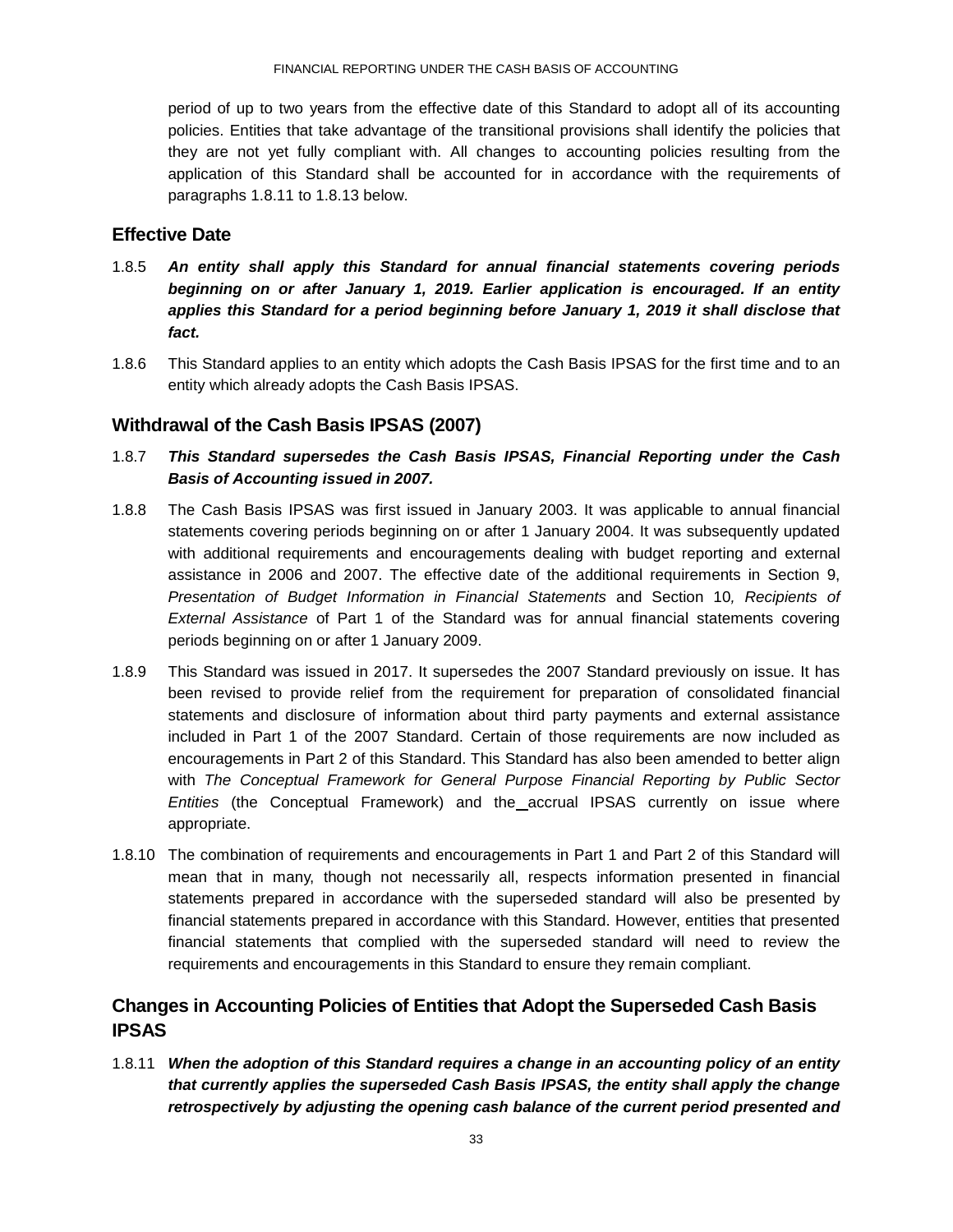period of up to two years from the effective date of this Standard to adopt all of its accounting policies. Entities that take advantage of the transitional provisions shall identify the policies that they are not yet fully compliant with. All changes to accounting policies resulting from the application of this Standard shall be accounted for in accordance with the requirements of paragraphs 1.8.11 to 1.8.13 below.

### Effective Date

1.8.5 ***An entity shall apply this Standard for annual financial statements covering periods beginning on or after January 1, 2019. Earlier application is encouraged. If an entity applies this Standard for a period beginning before January 1, 2019 it shall disclose that fact.***

1.8.6 This Standard applies to an entity which adopts the Cash Basis IPSAS for the first time and to an entity which already adopts the Cash Basis IPSAS.

### Withdrawal of the Cash Basis IPSAS (2007)

1.8.7 ***This Standard supersedes the Cash Basis IPSAS, Financial Reporting under the Cash Basis of Accounting issued in 2007.***

1.8.8 The Cash Basis IPSAS was first issued in January 2003. It was applicable to annual financial statements covering periods beginning on or after 1 January 2004. It was subsequently updated with additional requirements and encouragements dealing with budget reporting and external assistance in 2006 and 2007. The effective date of the additional requirements in Section 9, *Presentation of Budget Information in Financial Statements* and Section 10, *Recipients of External Assistance* of Part 1 of the Standard was for annual financial statements covering periods beginning on or after 1 January 2009.

1.8.9 This Standard was issued in 2017. It supersedes the 2007 Standard previously on issue. It has been revised to provide relief from the requirement for preparation of consolidated financial statements and disclosure of information about third party payments and external assistance included in Part 1 of the 2007 Standard. Certain of those requirements are now included as encouragements in Part 2 of this Standard. This Standard has also been amended to better align with *The Conceptual Framework for General Purpose Financial Reporting by Public Sector Entities* (the Conceptual Framework) and the accrual IPSAS currently on issue where appropriate.

1.8.10 The combination of requirements and encouragements in Part 1 and Part 2 of this Standard will mean that in many, though not necessarily all, respects information presented in financial statements prepared in accordance with the superseded standard will also be presented by financial statements prepared in accordance with this Standard. However, entities that presented financial statements that complied with the superseded standard will need to review the requirements and encouragements in this Standard to ensure they remain compliant.

### Changes in Accounting Policies of Entities that Adopt the Superseded Cash Basis IPSAS

1.8.11 ***When the adoption of this Standard requires a change in an accounting policy of an entity that currently applies the superseded Cash Basis IPSAS, the entity shall apply the change retrospectively by adjusting the opening cash balance of the current period presented and***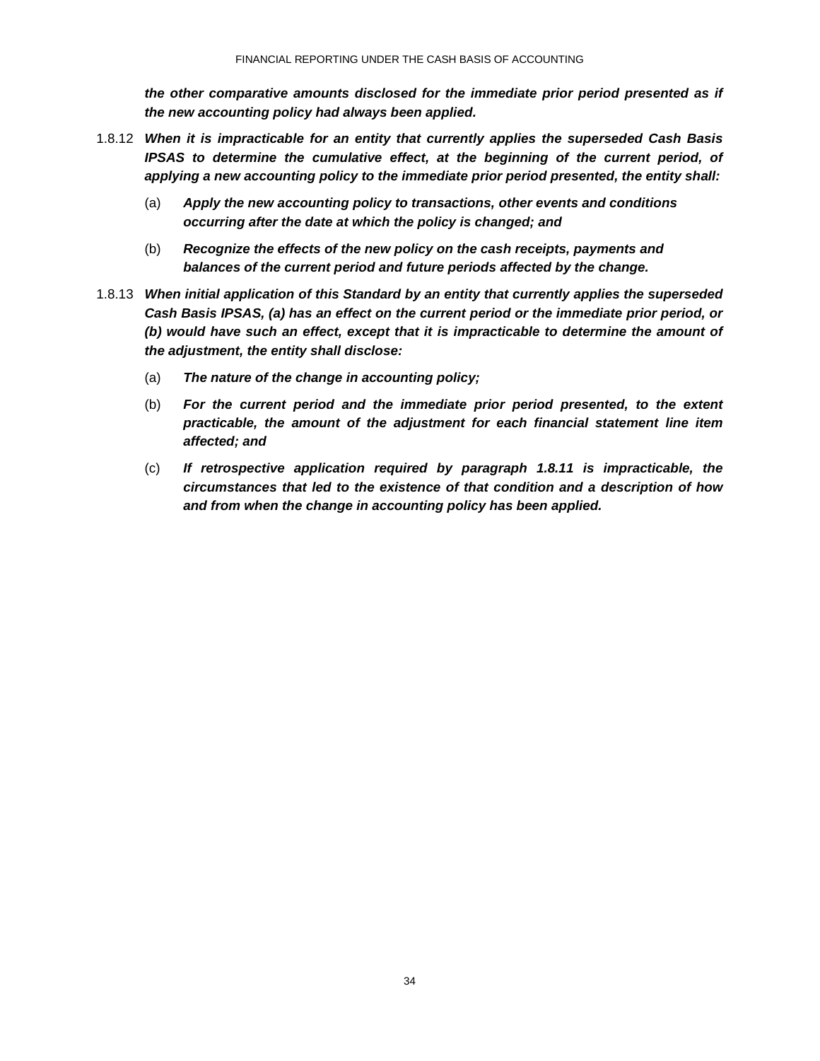***the other comparative amounts disclosed for the immediate prior period presented as if the new accounting policy had always been applied.***

1.8.12 ***When it is impracticable for an entity that currently applies the superseded Cash Basis IPSAS to determine the cumulative effect, at the beginning of the current period, of applying a new accounting policy to the immediate prior period presented, the entity shall:***

(a) ***Apply the new accounting policy to transactions, other events and conditions occurring after the date at which the policy is changed; and***

(b) ***Recognize the effects of the new policy on the cash receipts, payments and balances of the current period and future periods affected by the change.***

1.8.13 ***When initial application of this Standard by an entity that currently applies the superseded Cash Basis IPSAS, (a) has an effect on the current period or the immediate prior period, or (b) would have such an effect, except that it is impracticable to determine the amount of the adjustment, the entity shall disclose:***

(a) ***The nature of the change in accounting policy;***

(b) ***For the current period and the immediate prior period presented, to the extent practicable, the amount of the adjustment for each financial statement line item affected; and***

(c) ***If retrospective application required by paragraph 1.8.11 is impracticable, the circumstances that led to the existence of that condition and a description of how and from when the change in accounting policy has been applied.***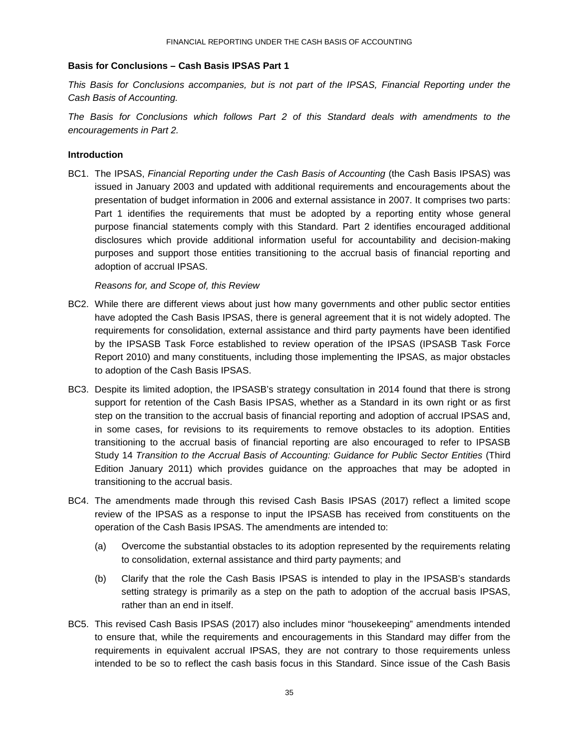**Basis for Conclusions – Cash Basis IPSAS Part 1**

*This Basis for Conclusions accompanies, but is not part of the IPSAS, Financial Reporting under the Cash Basis of Accounting.*

*The Basis for Conclusions which follows Part 2 of this Standard deals with amendments to the encouragements in Part 2.*

**Introduction**

BC1. The IPSAS, *Financial Reporting under the Cash Basis of Accounting* (the Cash Basis IPSAS) was issued in January 2003 and updated with additional requirements and encouragements about the presentation of budget information in 2006 and external assistance in 2007. It comprises two parts: Part 1 identifies the requirements that must be adopted by a reporting entity whose general purpose financial statements comply with this Standard. Part 2 identifies encouraged additional disclosures which provide additional information useful for accountability and decision-making purposes and support those entities transitioning to the accrual basis of financial reporting and adoption of accrual IPSAS.

*Reasons for, and Scope of, this Review*

BC2. While there are different views about just how many governments and other public sector entities have adopted the Cash Basis IPSAS, there is general agreement that it is not widely adopted. The requirements for consolidation, external assistance and third party payments have been identified by the IPSASB Task Force established to review operation of the IPSAS (IPSASB Task Force Report 2010) and many constituents, including those implementing the IPSAS, as major obstacles to adoption of the Cash Basis IPSAS.

BC3. Despite its limited adoption, the IPSASB's strategy consultation in 2014 found that there is strong support for retention of the Cash Basis IPSAS, whether as a Standard in its own right or as first step on the transition to the accrual basis of financial reporting and adoption of accrual IPSAS and, in some cases, for revisions to its requirements to remove obstacles to its adoption. Entities transitioning to the accrual basis of financial reporting are also encouraged to refer to IPSASB Study 14 *Transition to the Accrual Basis of Accounting: Guidance for Public Sector Entities* (Third Edition January 2011) which provides guidance on the approaches that may be adopted in transitioning to the accrual basis.

BC4. The amendments made through this revised Cash Basis IPSAS (2017) reflect a limited scope review of the IPSAS as a response to input the IPSASB has received from constituents on the operation of the Cash Basis IPSAS. The amendments are intended to:

(a) Overcome the substantial obstacles to its adoption represented by the requirements relating to consolidation, external assistance and third party payments; and

(b) Clarify that the role the Cash Basis IPSAS is intended to play in the IPSASB's standards setting strategy is primarily as a step on the path to adoption of the accrual basis IPSAS, rather than an end in itself.

BC5. This revised Cash Basis IPSAS (2017) also includes minor "housekeeping" amendments intended to ensure that, while the requirements and encouragements in this Standard may differ from the requirements in equivalent accrual IPSAS, they are not contrary to those requirements unless intended to be so to reflect the cash basis focus in this Standard. Since issue of the Cash Basis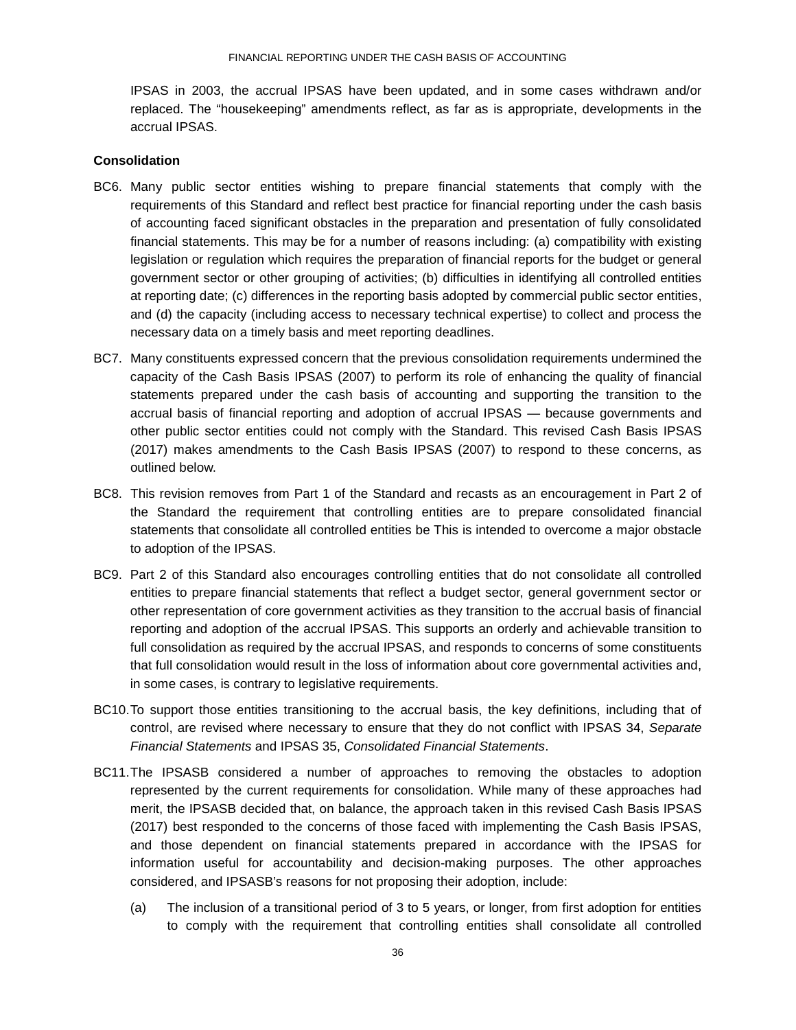IPSAS in 2003, the accrual IPSAS have been updated, and in some cases withdrawn and/or replaced. The "housekeeping" amendments reflect, as far as is appropriate, developments in the accrual IPSAS.

**Consolidation**

BC6. Many public sector entities wishing to prepare financial statements that comply with the requirements of this Standard and reflect best practice for financial reporting under the cash basis of accounting faced significant obstacles in the preparation and presentation of fully consolidated financial statements. This may be for a number of reasons including: (a) compatibility with existing legislation or regulation which requires the preparation of financial reports for the budget or general government sector or other grouping of activities; (b) difficulties in identifying all controlled entities at reporting date; (c) differences in the reporting basis adopted by commercial public sector entities, and (d) the capacity (including access to necessary technical expertise) to collect and process the necessary data on a timely basis and meet reporting deadlines.

BC7. Many constituents expressed concern that the previous consolidation requirements undermined the capacity of the Cash Basis IPSAS (2007) to perform its role of enhancing the quality of financial statements prepared under the cash basis of accounting and supporting the transition to the accrual basis of financial reporting and adoption of accrual IPSAS — because governments and other public sector entities could not comply with the Standard. This revised Cash Basis IPSAS (2017) makes amendments to the Cash Basis IPSAS (2007) to respond to these concerns, as outlined below.

BC8. This revision removes from Part 1 of the Standard and recasts as an encouragement in Part 2 of the Standard the requirement that controlling entities are to prepare consolidated financial statements that consolidate all controlled entities be This is intended to overcome a major obstacle to adoption of the IPSAS.

BC9. Part 2 of this Standard also encourages controlling entities that do not consolidate all controlled entities to prepare financial statements that reflect a budget sector, general government sector or other representation of core government activities as they transition to the accrual basis of financial reporting and adoption of the accrual IPSAS. This supports an orderly and achievable transition to full consolidation as required by the accrual IPSAS, and responds to concerns of some constituents that full consolidation would result in the loss of information about core governmental activities and, in some cases, is contrary to legislative requirements.

BC10. To support those entities transitioning to the accrual basis, the key definitions, including that of control, are revised where necessary to ensure that they do not conflict with IPSAS 34, *Separate Financial Statements* and IPSAS 35, *Consolidated Financial Statements*.

BC11. The IPSASB considered a number of approaches to removing the obstacles to adoption represented by the current requirements for consolidation. While many of these approaches had merit, the IPSASB decided that, on balance, the approach taken in this revised Cash Basis IPSAS (2017) best responded to the concerns of those faced with implementing the Cash Basis IPSAS, and those dependent on financial statements prepared in accordance with the IPSAS for information useful for accountability and decision-making purposes. The other approaches considered, and IPSASB's reasons for not proposing their adoption, include:

(a) The inclusion of a transitional period of 3 to 5 years, or longer, from first adoption for entities to comply with the requirement that controlling entities shall consolidate all controlled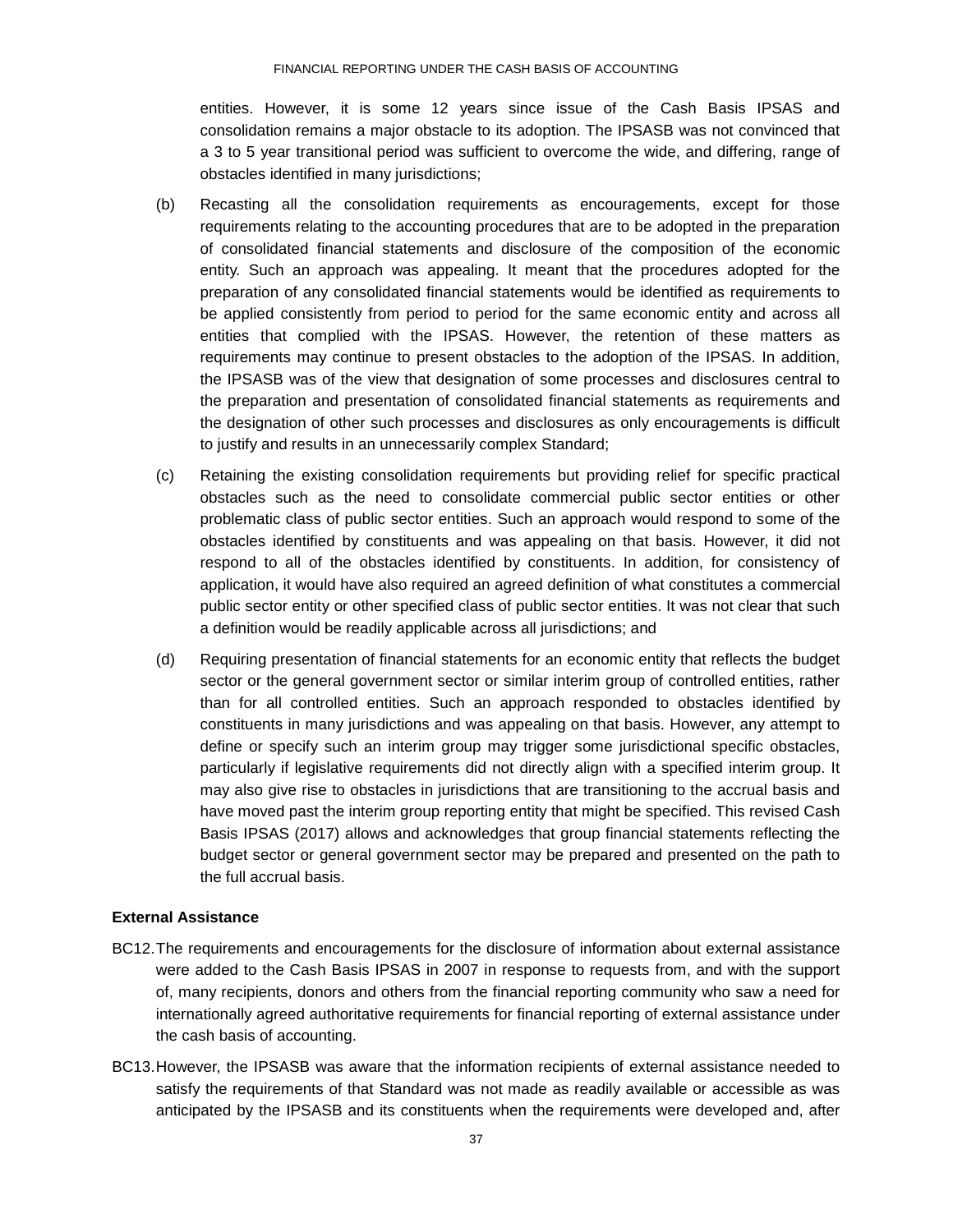entities. However, it is some 12 years since issue of the Cash Basis IPSAS and consolidation remains a major obstacle to its adoption. The IPSASB was not convinced that a 3 to 5 year transitional period was sufficient to overcome the wide, and differing, range of obstacles identified in many jurisdictions;

(b) Recasting all the consolidation requirements as encouragements, except for those requirements relating to the accounting procedures that are to be adopted in the preparation of consolidated financial statements and disclosure of the composition of the economic entity. Such an approach was appealing. It meant that the procedures adopted for the preparation of any consolidated financial statements would be identified as requirements to be applied consistently from period to period for the same economic entity and across all entities that complied with the IPSAS. However, the retention of these matters as requirements may continue to present obstacles to the adoption of the IPSAS. In addition, the IPSASB was of the view that designation of some processes and disclosures central to the preparation and presentation of consolidated financial statements as requirements and the designation of other such processes and disclosures as only encouragements is difficult to justify and results in an unnecessarily complex Standard;

(c) Retaining the existing consolidation requirements but providing relief for specific practical obstacles such as the need to consolidate commercial public sector entities or other problematic class of public sector entities. Such an approach would respond to some of the obstacles identified by constituents and was appealing on that basis. However, it did not respond to all of the obstacles identified by constituents. In addition, for consistency of application, it would have also required an agreed definition of what constitutes a commercial public sector entity or other specified class of public sector entities. It was not clear that such a definition would be readily applicable across all jurisdictions; and

(d) Requiring presentation of financial statements for an economic entity that reflects the budget sector or the general government sector or similar interim group of controlled entities, rather than for all controlled entities. Such an approach responded to obstacles identified by constituents in many jurisdictions and was appealing on that basis. However, any attempt to define or specify such an interim group may trigger some jurisdictional specific obstacles, particularly if legislative requirements did not directly align with a specified interim group. It may also give rise to obstacles in jurisdictions that are transitioning to the accrual basis and have moved past the interim group reporting entity that might be specified. This revised Cash Basis IPSAS (2017) allows and acknowledges that group financial statements reflecting the budget sector or general government sector may be prepared and presented on the path to the full accrual basis.

**External Assistance**

BC12. The requirements and encouragements for the disclosure of information about external assistance were added to the Cash Basis IPSAS in 2007 in response to requests from, and with the support of, many recipients, donors and others from the financial reporting community who saw a need for internationally agreed authoritative requirements for financial reporting of external assistance under the cash basis of accounting.

BC13. However, the IPSASB was aware that the information recipients of external assistance needed to satisfy the requirements of that Standard was not made as readily available or accessible as was anticipated by the IPSASB and its constituents when the requirements were developed and, after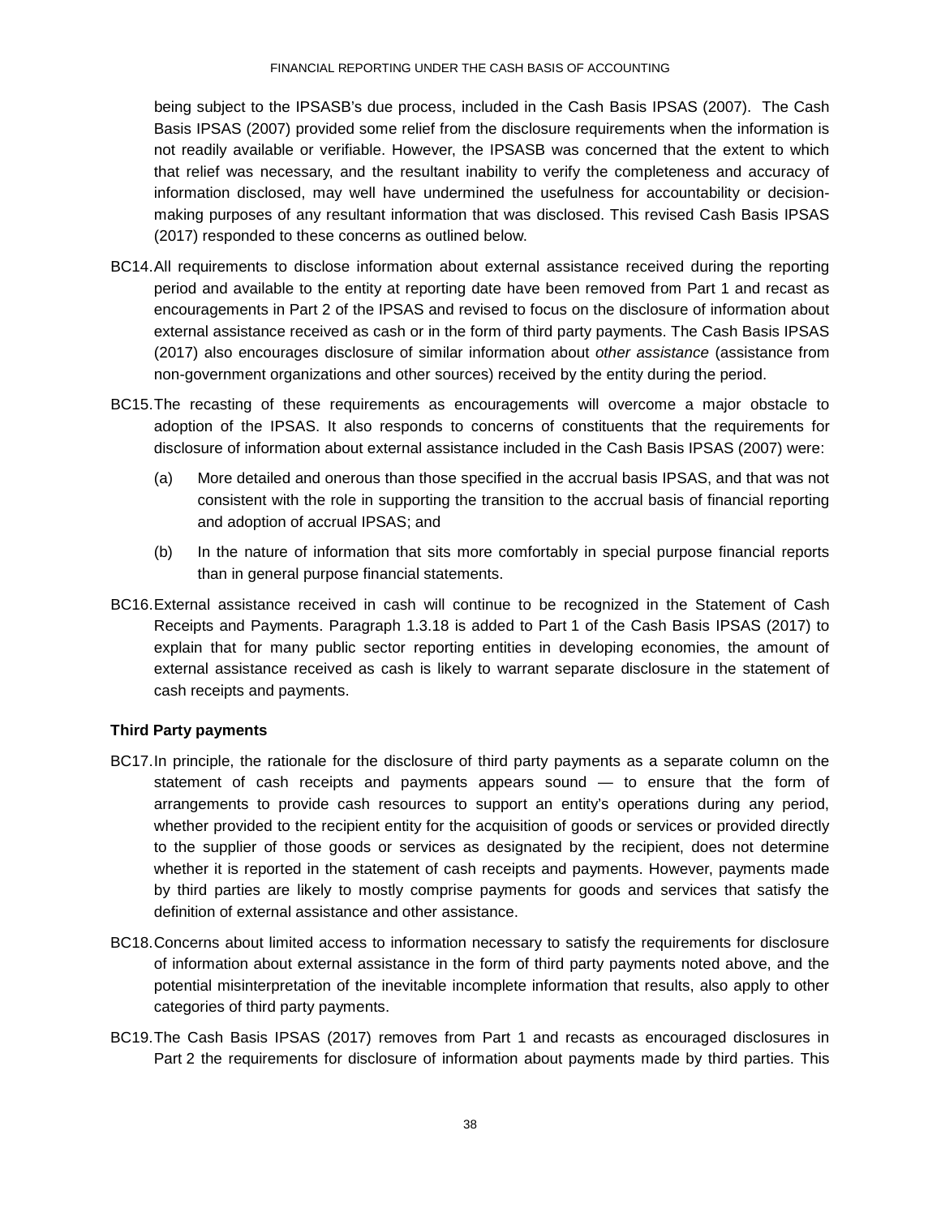being subject to the IPSASB's due process, included in the Cash Basis IPSAS (2007). The Cash Basis IPSAS (2007) provided some relief from the disclosure requirements when the information is not readily available or verifiable. However, the IPSASB was concerned that the extent to which that relief was necessary, and the resultant inability to verify the completeness and accuracy of information disclosed, may well have undermined the usefulness for accountability or decision-making purposes of any resultant information that was disclosed. This revised Cash Basis IPSAS (2017) responded to these concerns as outlined below.

BC14. All requirements to disclose information about external assistance received during the reporting period and available to the entity at reporting date have been removed from Part 1 and recast as encouragements in Part 2 of the IPSAS and revised to focus on the disclosure of information about external assistance received as cash or in the form of third party payments. The Cash Basis IPSAS (2017) also encourages disclosure of similar information about *other assistance* (assistance from non-government organizations and other sources) received by the entity during the period.

BC15. The recasting of these requirements as encouragements will overcome a major obstacle to adoption of the IPSAS. It also responds to concerns of constituents that the requirements for disclosure of information about external assistance included in the Cash Basis IPSAS (2007) were:

(a) More detailed and onerous than those specified in the accrual basis IPSAS, and that was not consistent with the role in supporting the transition to the accrual basis of financial reporting and adoption of accrual IPSAS; and

(b) In the nature of information that sits more comfortably in special purpose financial reports than in general purpose financial statements.

BC16. External assistance received in cash will continue to be recognized in the Statement of Cash Receipts and Payments. Paragraph 1.3.18 is added to Part 1 of the Cash Basis IPSAS (2017) to explain that for many public sector reporting entities in developing economies, the amount of external assistance received as cash is likely to warrant separate disclosure in the statement of cash receipts and payments.

**Third Party payments**

BC17. In principle, the rationale for the disclosure of third party payments as a separate column on the statement of cash receipts and payments appears sound — to ensure that the form of arrangements to provide cash resources to support an entity's operations during any period, whether provided to the recipient entity for the acquisition of goods or services or provided directly to the supplier of those goods or services as designated by the recipient, does not determine whether it is reported in the statement of cash receipts and payments. However, payments made by third parties are likely to mostly comprise payments for goods and services that satisfy the definition of external assistance and other assistance.

BC18. Concerns about limited access to information necessary to satisfy the requirements for disclosure of information about external assistance in the form of third party payments noted above, and the potential misinterpretation of the inevitable incomplete information that results, also apply to other categories of third party payments.

BC19. The Cash Basis IPSAS (2017) removes from Part 1 and recasts as encouraged disclosures in Part 2 the requirements for disclosure of information about payments made by third parties. This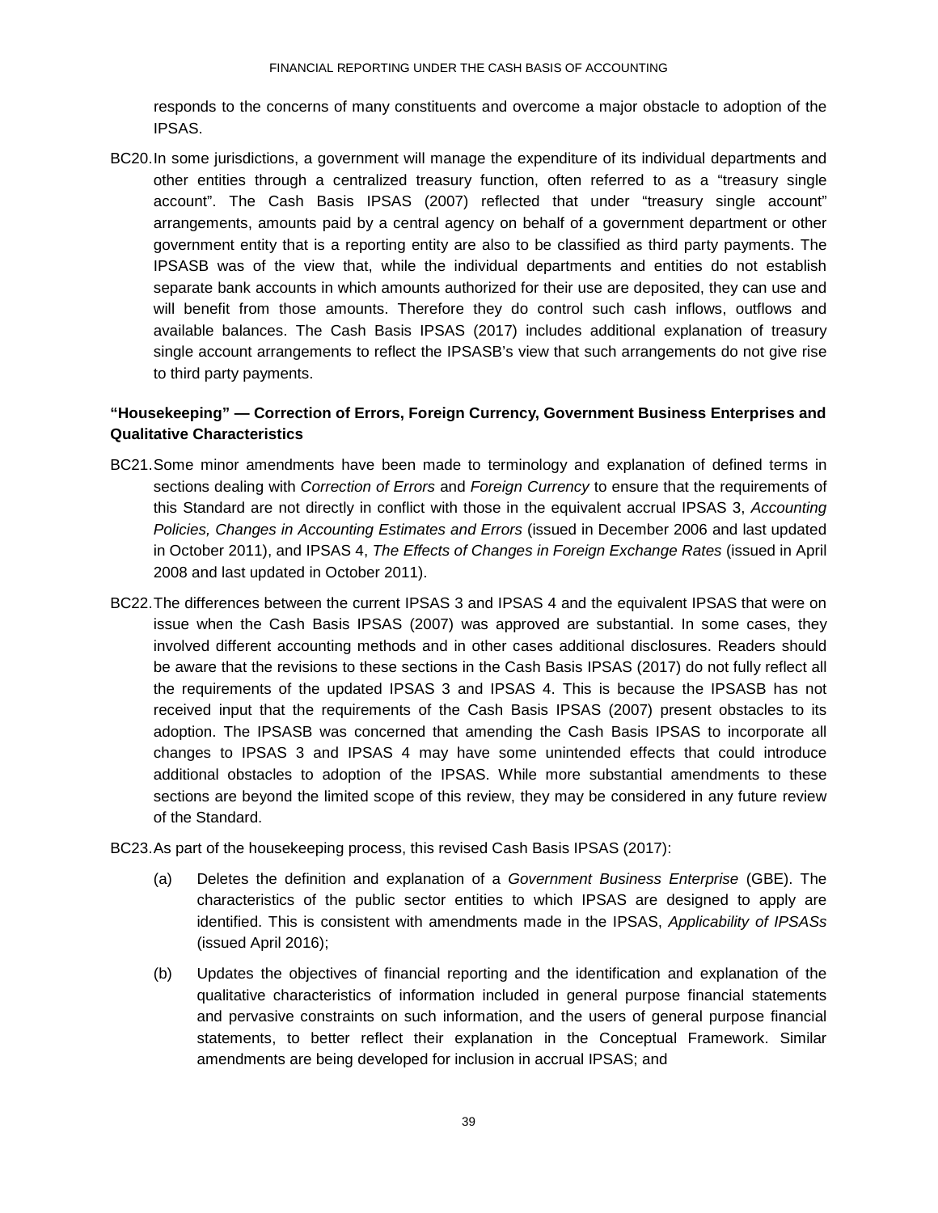responds to the concerns of many constituents and overcome a major obstacle to adoption of the IPSAS.

BC20. In some jurisdictions, a government will manage the expenditure of its individual departments and other entities through a centralized treasury function, often referred to as a "treasury single account". The Cash Basis IPSAS (2007) reflected that under "treasury single account" arrangements, amounts paid by a central agency on behalf of a government department or other government entity that is a reporting entity are also to be classified as third party payments. The IPSASB was of the view that, while the individual departments and entities do not establish separate bank accounts in which amounts authorized for their use are deposited, they can use and will benefit from those amounts. Therefore they do control such cash inflows, outflows and available balances. The Cash Basis IPSAS (2017) includes additional explanation of treasury single account arrangements to reflect the IPSASB's view that such arrangements do not give rise to third party payments.

**"Housekeeping" — Correction of Errors, Foreign Currency, Government Business Enterprises and Qualitative Characteristics**

BC21. Some minor amendments have been made to terminology and explanation of defined terms in sections dealing with *Correction of Errors* and *Foreign Currency* to ensure that the requirements of this Standard are not directly in conflict with those in the equivalent accrual IPSAS 3, *Accounting Policies, Changes in Accounting Estimates and Errors* (issued in December 2006 and last updated in October 2011), and IPSAS 4, *The Effects of Changes in Foreign Exchange Rates* (issued in April 2008 and last updated in October 2011).

BC22. The differences between the current IPSAS 3 and IPSAS 4 and the equivalent IPSAS that were on issue when the Cash Basis IPSAS (2007) was approved are substantial. In some cases, they involved different accounting methods and in other cases additional disclosures. Readers should be aware that the revisions to these sections in the Cash Basis IPSAS (2017) do not fully reflect all the requirements of the updated IPSAS 3 and IPSAS 4. This is because the IPSASB has not received input that the requirements of the Cash Basis IPSAS (2007) present obstacles to its adoption. The IPSASB was concerned that amending the Cash Basis IPSAS to incorporate all changes to IPSAS 3 and IPSAS 4 may have some unintended effects that could introduce additional obstacles to adoption of the IPSAS. While more substantial amendments to these sections are beyond the limited scope of this review, they may be considered in any future review of the Standard.

BC23. As part of the housekeeping process, this revised Cash Basis IPSAS (2017):

(a) Deletes the definition and explanation of a *Government Business Enterprise* (GBE). The characteristics of the public sector entities to which IPSAS are designed to apply are identified. This is consistent with amendments made in the IPSAS, *Applicability of IPSASs* (issued April 2016);

(b) Updates the objectives of financial reporting and the identification and explanation of the qualitative characteristics of information included in general purpose financial statements and pervasive constraints on such information, and the users of general purpose financial statements, to better reflect their explanation in the Conceptual Framework. Similar amendments are being developed for inclusion in accrual IPSAS; and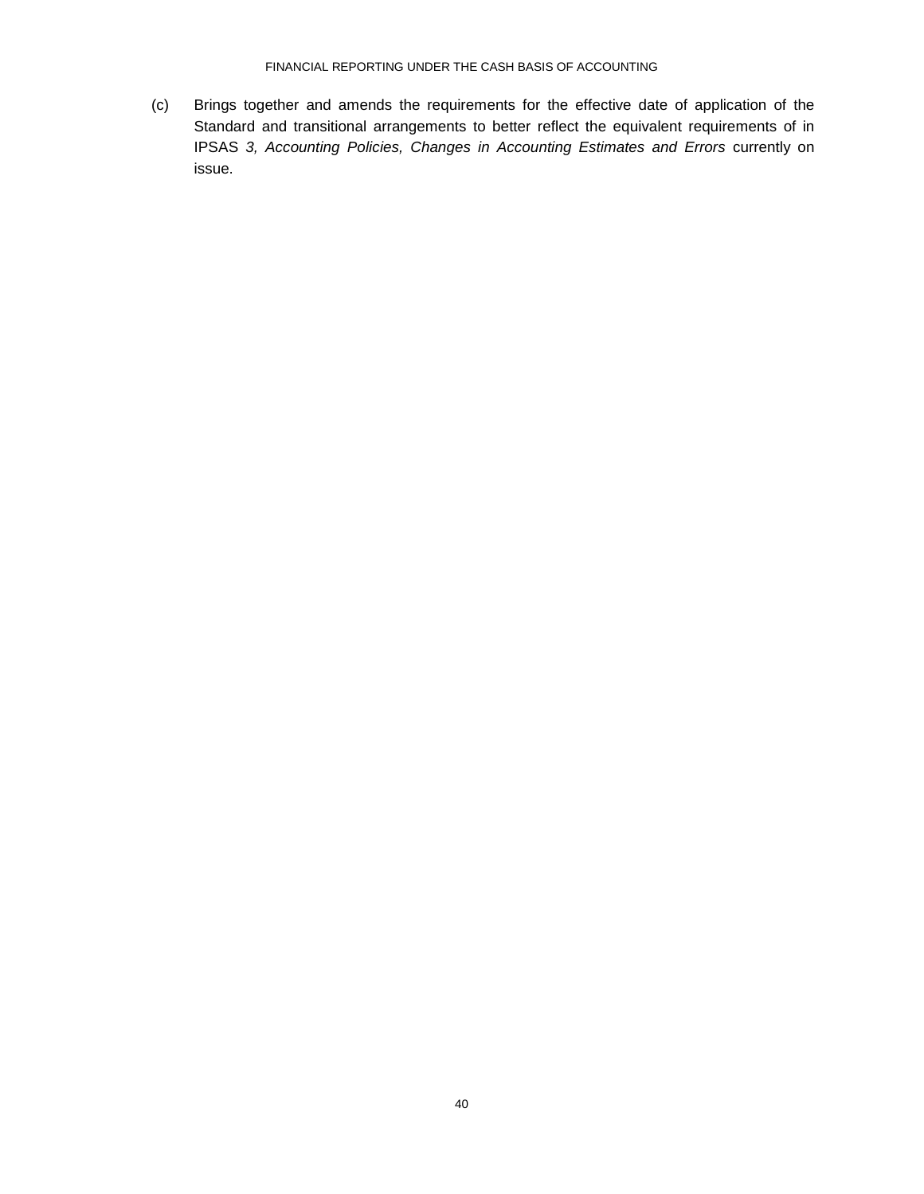(c) Brings together and amends the requirements for the effective date of application of the Standard and transitional arrangements to better reflect the equivalent requirements of in IPSAS *3, Accounting Policies, Changes in Accounting Estimates and Errors* currently on issue.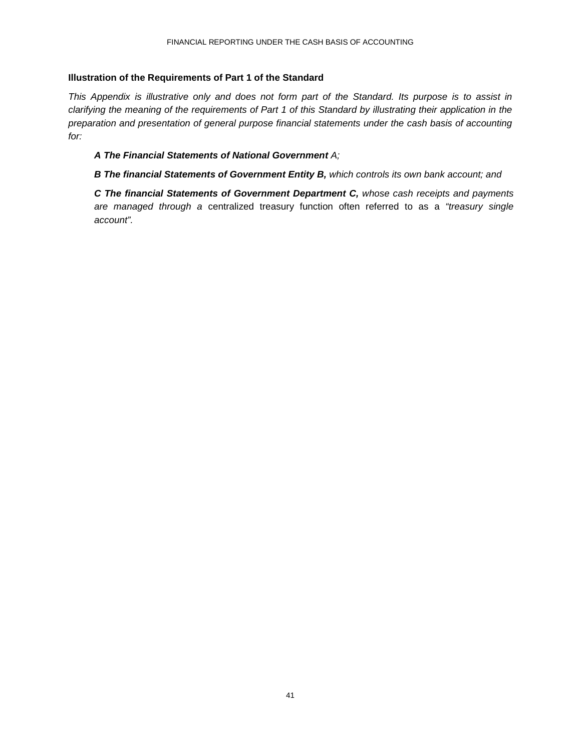### Illustration of the Requirements of Part 1 of the Standard

*This Appendix is illustrative only and does not form part of the Standard. Its purpose is to assist in clarifying the meaning of the requirements of Part 1 of this Standard by illustrating their application in the preparation and presentation of general purpose financial statements under the cash basis of accounting for:*

> ***A The Financial Statements of National Government** A;*
>
> ***B The financial Statements of Government Entity B,** which controls its own bank account; and*
>
> ***C The financial Statements of Government Department C,** whose cash receipts and payments are managed through a* centralized treasury function often referred to as a *"treasury single account".*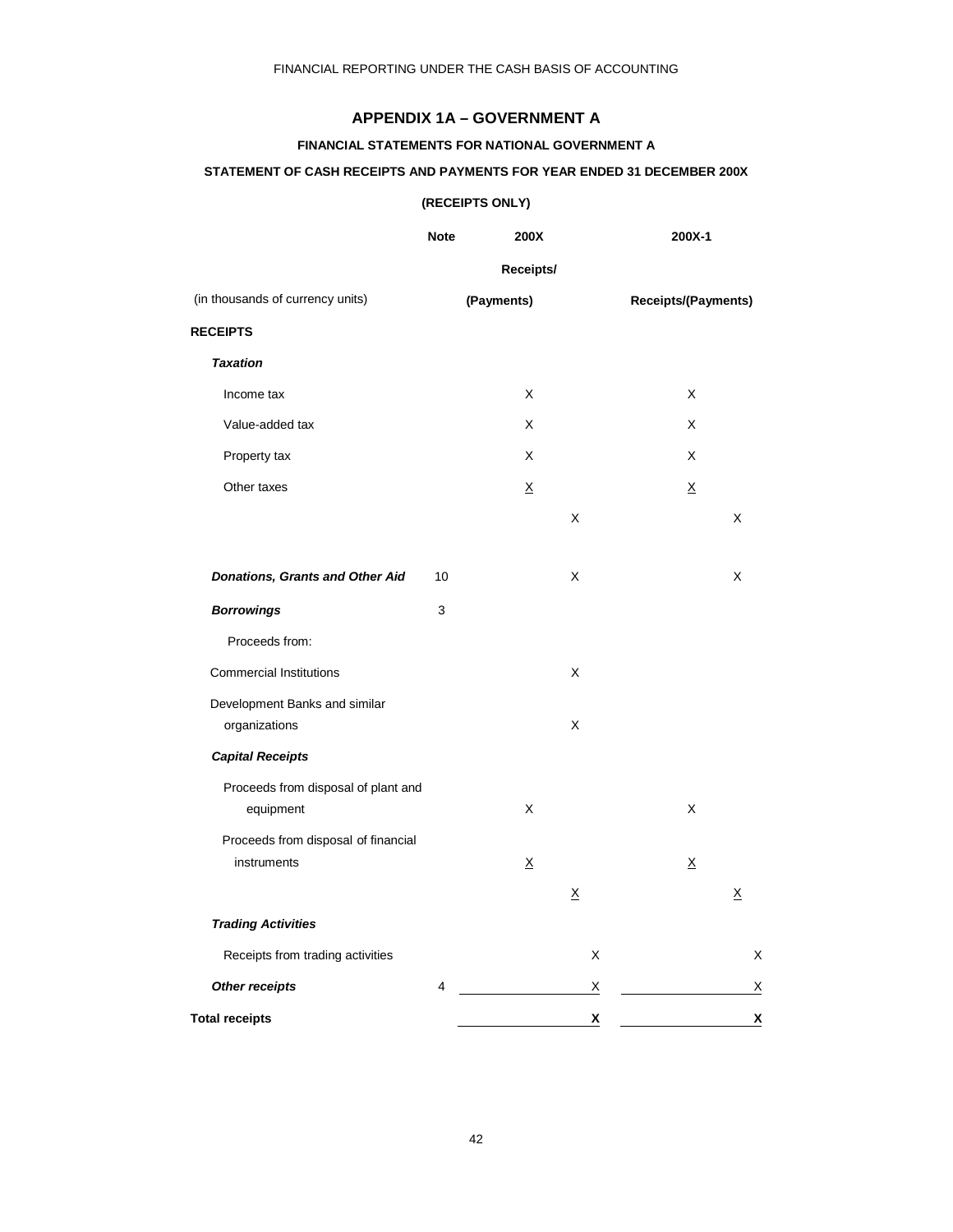## APPENDIX 1A – GOVERNMENT A

### FINANCIAL STATEMENTS FOR NATIONAL GOVERNMENT A

### STATEMENT OF CASH RECEIPTS AND PAYMENTS FOR YEAR ENDED 31 DECEMBER 200X

**(RECEIPTS ONLY)**

| (in thousands of currency units) | Note | 200X Receipts/ (Payments) | | | 200X-1 Receipts/(Payments) | | |
|---|---|---|---|---|---|---|---|
| **RECEIPTS** | | | | | | | |
| ***Taxation*** | | | | | | | |
| Income tax | | X | | | X | | |
| Value-added tax | | X | | | X | | |
| Property tax | | X | | | X | | |
| Other taxes | | X | | | X | | |
| | | | X | | | X | |
| ***Donations, Grants and Other Aid*** | 10 | | X | | | X | |
| ***Borrowings*** | 3 | | | | | | |
| Proceeds from: | | | | | | | |
| Commercial Institutions | | | X | | | | |
| Development Banks and similar organizations | | | X | | | | |
| ***Capital Receipts*** | | | | | | | |
| Proceeds from disposal of plant and equipment | | X | | | X | | |
| Proceeds from disposal of financial instruments | | X | | | X | | |
| | | | X | | | X | |
| ***Trading Activities*** | | | | | | | |
| Receipts from trading activities | | | | X | | | X |
| ***Other receipts*** | 4 | | | X | | | X |
| **Total receipts** | | | | **X** | | | **X** |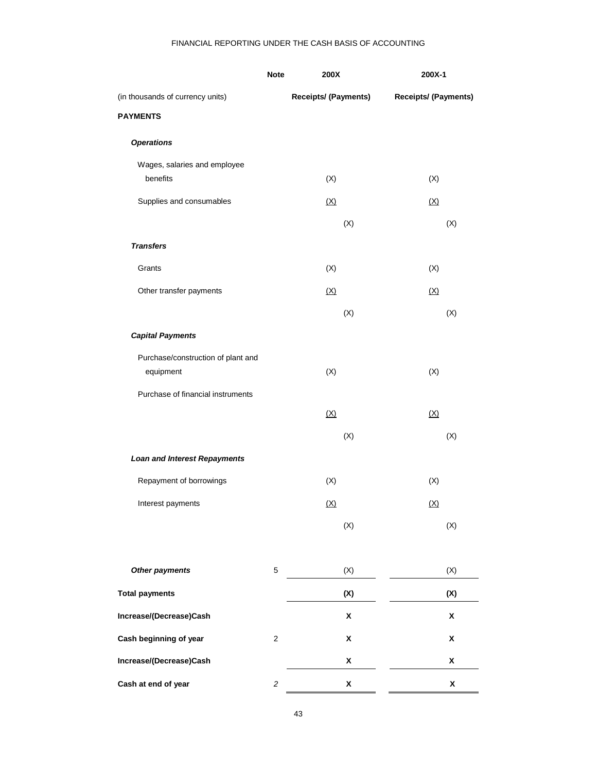FINANCIAL REPORTING UNDER THE CASH BASIS OF ACCOUNTING

| | Note | 200X | | 200X-1 | |
|---|---|---|---|---|---|
| (in thousands of currency units) | | Receipts/ (Payments) | | Receipts/ (Payments) | |
| **PAYMENTS** | | | | | |
| ***Operations*** | | | | | |
| Wages, salaries and employee benefits | | (X) | | (X) | |
| Supplies and consumables | | (X) | | (X) | |
| | | | (X) | | (X) |
| ***Transfers*** | | | | | |
| Grants | | (X) | | (X) | |
| Other transfer payments | | (X) | | (X) | |
| | | | (X) | | (X) |
| ***Capital Payments*** | | | | | |
| Purchase/construction of plant and equipment | | (X) | | (X) | |
| Purchase of financial instruments | | | | | |
| | | (X) | | (X) | |
| | | | (X) | | (X) |
| ***Loan and Interest Repayments*** | | | | | |
| Repayment of borrowings | | (X) | | (X) | |
| Interest payments | | (X) | | (X) | |
| | | | (X) | | (X) |
| ***Other payments*** | 5 | | (X) | | (X) |
| **Total payments** | | | **(X)** | | **(X)** |
| **Increase/(Decrease)Cash** | | | **X** | | **X** |
| **Cash beginning of year** | 2 | | **X** | | **X** |
| **Increase/(Decrease)Cash** | | | **X** | | **X** |
| **Cash at end of year** | *2* | | **X** | | **X** |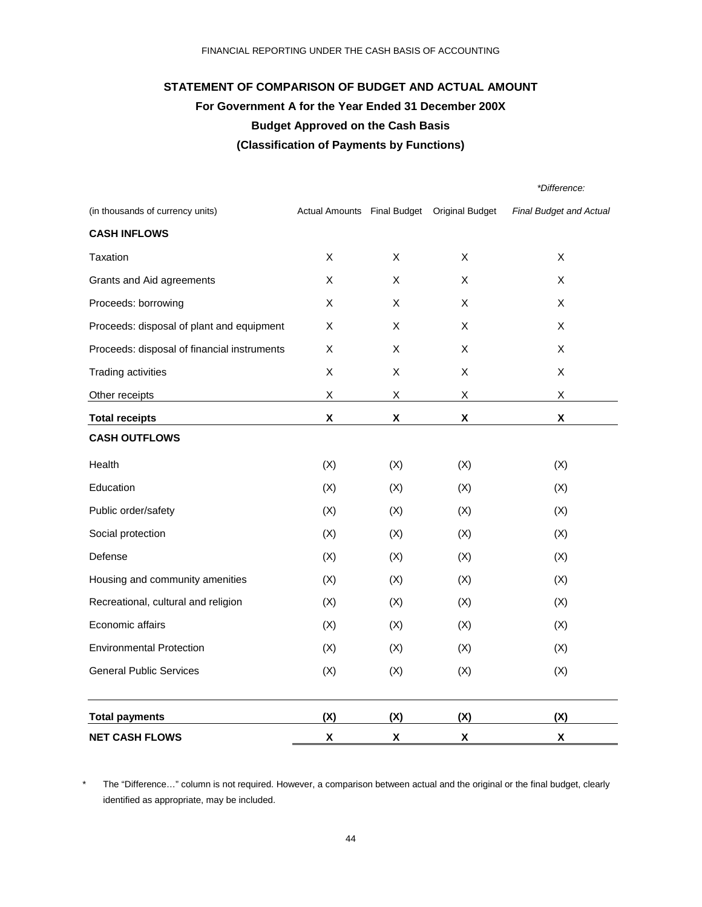## STATEMENT OF COMPARISON OF BUDGET AND ACTUAL AMOUNT

### For Government A for the Year Ended 31 December 200X

### Budget Approved on the Cash Basis

### (Classification of Payments by Functions)

| (in thousands of currency units) | Actual Amounts | Final Budget | Original Budget | **Difference:* *Final Budget and Actual* |
|---|---|---|---|---|
| **CASH INFLOWS** | | | | |
| Taxation | X | X | X | X |
| Grants and Aid agreements | X | X | X | X |
| Proceeds: borrowing | X | X | X | X |
| Proceeds: disposal of plant and equipment | X | X | X | X |
| Proceeds: disposal of financial instruments | X | X | X | X |
| Trading activities | X | X | X | X |
| Other receipts | X | X | X | X |
| **Total receipts** | **X** | **X** | **X** | **X** |
| **CASH OUTFLOWS** | | | | |
| Health | (X) | (X) | (X) | (X) |
| Education | (X) | (X) | (X) | (X) |
| Public order/safety | (X) | (X) | (X) | (X) |
| Social protection | (X) | (X) | (X) | (X) |
| Defense | (X) | (X) | (X) | (X) |
| Housing and community amenities | (X) | (X) | (X) | (X) |
| Recreational, cultural and religion | (X) | (X) | (X) | (X) |
| Economic affairs | (X) | (X) | (X) | (X) |
| Environmental Protection | (X) | (X) | (X) | (X) |
| General Public Services | (X) | (X) | (X) | (X) |
| **Total payments** | **(X)** | **(X)** | **(X)** | **(X)** |
| **NET CASH FLOWS** | **X** | **X** | **X** | **X** |

\* The "Difference…" column is not required. However, a comparison between actual and the original or the final budget, clearly identified as appropriate, may be included.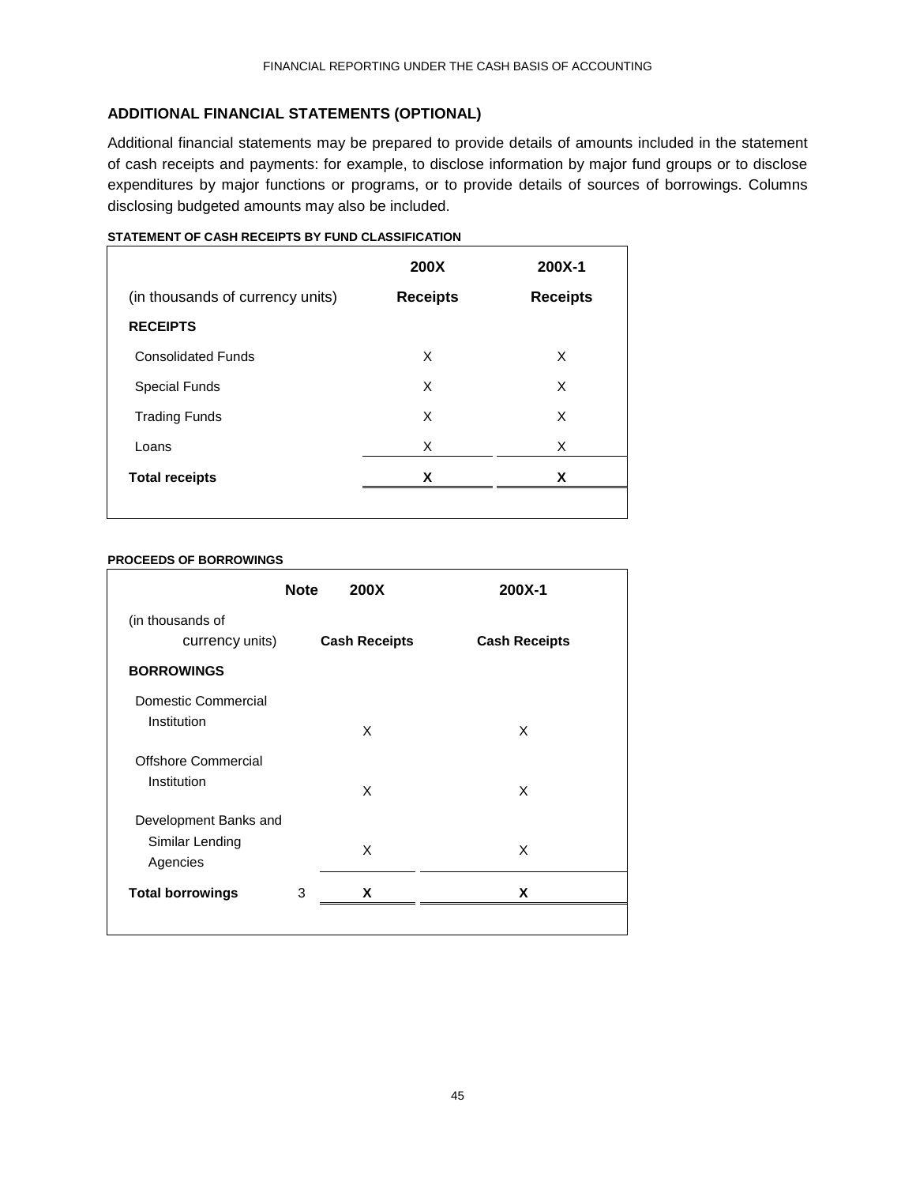## ADDITIONAL FINANCIAL STATEMENTS (OPTIONAL)

Additional financial statements may be prepared to provide details of amounts included in the statement of cash receipts and payments: for example, to disclose information by major fund groups or to disclose expenditures by major functions or programs, or to provide details of sources of borrowings. Columns disclosing budgeted amounts may also be included.

**STATEMENT OF CASH RECEIPTS BY FUND CLASSIFICATION**

| (in thousands of currency units) | 200X<br>Receipts | 200X-1<br>Receipts |
|---|---|---|
| **RECEIPTS** | | |
| Consolidated Funds | X | X |
| Special Funds | X | X |
| Trading Funds | X | X |
| Loans | X | X |
| **Total receipts** | **X** | **X** |

**PROCEEDS OF BORROWINGS**

| (in thousands of currency units) | Note | 200X<br>Cash Receipts | 200X-1<br>Cash Receipts |
|---|---|---|---|
| **BORROWINGS** | | | |
| Domestic Commercial Institution | | X | X |
| Offshore Commercial Institution | | X | X |
| Development Banks and Similar Lending Agencies | | X | X |
| **Total borrowings** | 3 | **X** | **X** |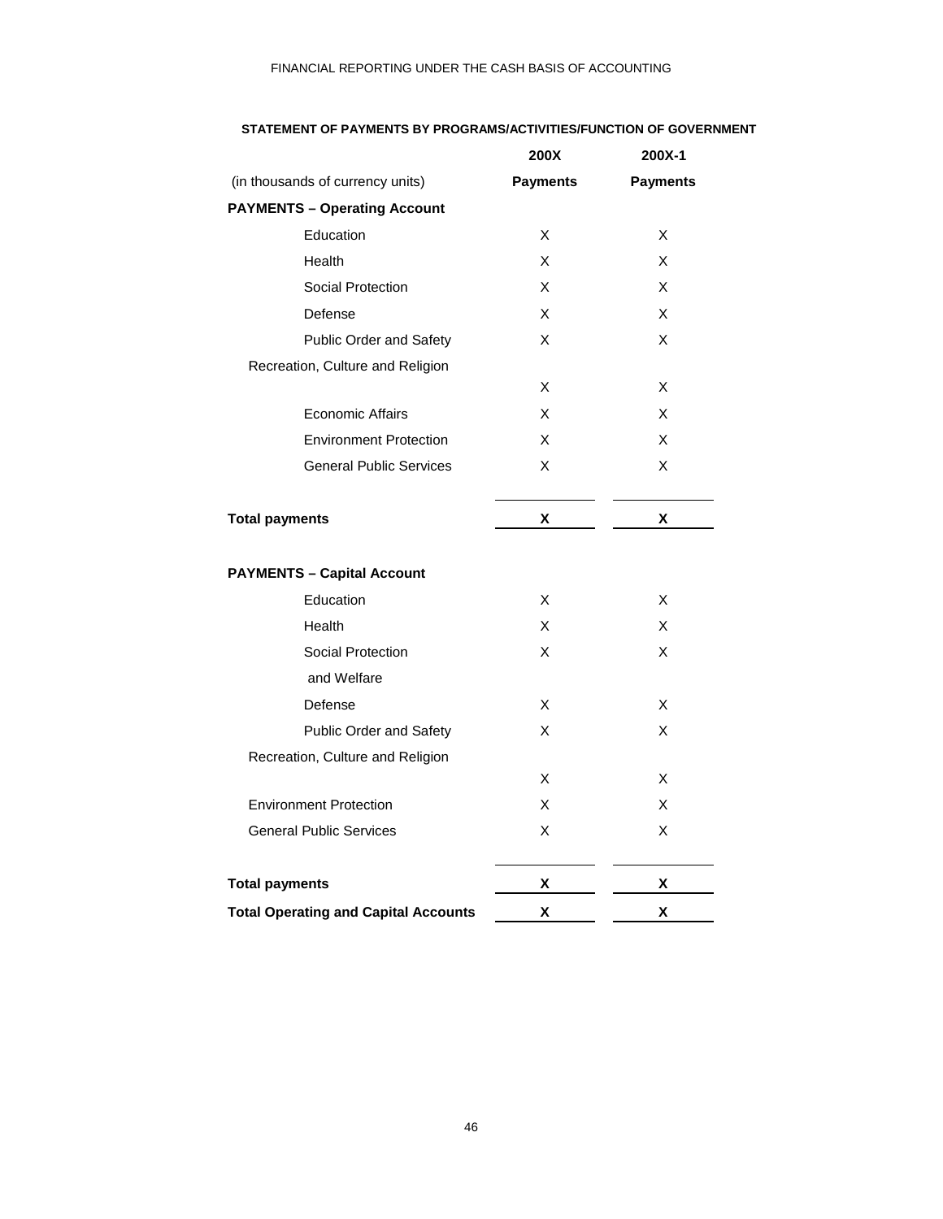**STATEMENT OF PAYMENTS BY PROGRAMS/ACTIVITIES/FUNCTION OF GOVERNMENT**

| | 200X | 200X-1 |
|---|---|---|
| (in thousands of currency units) | **Payments** | **Payments** |
| **PAYMENTS – Operating Account** | | |
| Education | X | X |
| Health | X | X |
| Social Protection | X | X |
| Defense | X | X |
| Public Order and Safety | X | X |
| Recreation, Culture and Religion | X | X |
| Economic Affairs | X | X |
| Environment Protection | X | X |
| General Public Services | X | X |
| **Total payments** | **X** | **X** |
| **PAYMENTS – Capital Account** | | |
| Education | X | X |
| Health | X | X |
| Social Protection and Welfare | X | X |
| Defense | X | X |
| Public Order and Safety | X | X |
| Recreation, Culture and Religion | X | X |
| Environment Protection | X | X |
| General Public Services | X | X |
| **Total payments** | **X** | **X** |
| **Total Operating and Capital Accounts** | **X** | **X** |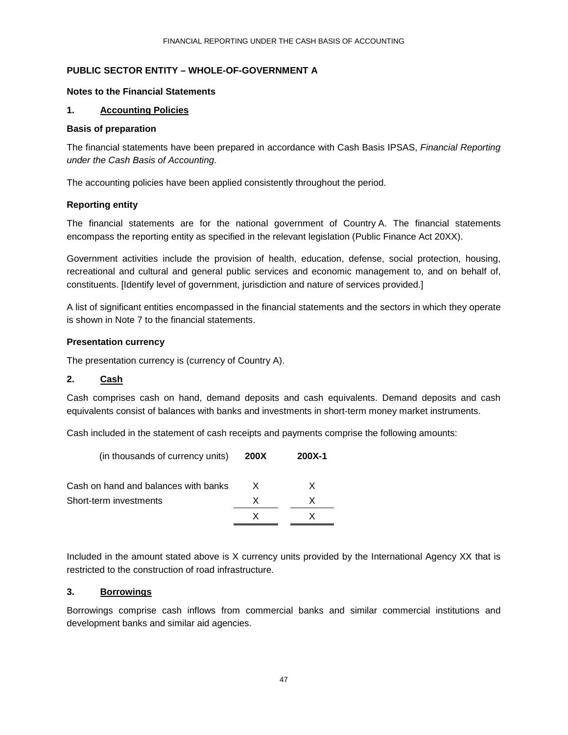## PUBLIC SECTOR ENTITY – WHOLE-OF-GOVERNMENT A

### Notes to the Financial Statements

### 1. Accounting Policies

**Basis of preparation**

The financial statements have been prepared in accordance with Cash Basis IPSAS, *Financial Reporting under the Cash Basis of Accounting*.

The accounting policies have been applied consistently throughout the period.

**Reporting entity**

The financial statements are for the national government of Country A. The financial statements encompass the reporting entity as specified in the relevant legislation (Public Finance Act 20XX).

Government activities include the provision of health, education, defense, social protection, housing, recreational and cultural and general public services and economic management to, and on behalf of, constituents. [Identify level of government, jurisdiction and nature of services provided.]

A list of significant entities encompassed in the financial statements and the sectors in which they operate is shown in Note 7 to the financial statements.

**Presentation currency**

The presentation currency is (currency of Country A).

### 2. Cash

Cash comprises cash on hand, demand deposits and cash equivalents. Demand deposits and cash equivalents consist of balances with banks and investments in short-term money market instruments.

Cash included in the statement of cash receipts and payments comprise the following amounts:

| (in thousands of currency units) | **200X** | **200X-1** |
|---|---|---|
| Cash on hand and balances with banks | X | X |
| Short-term investments | X | X |
| | X | X |

Included in the amount stated above is X currency units provided by the International Agency XX that is restricted to the construction of road infrastructure.

### 3. Borrowings

Borrowings comprise cash inflows from commercial banks and similar commercial institutions and development banks and similar aid agencies.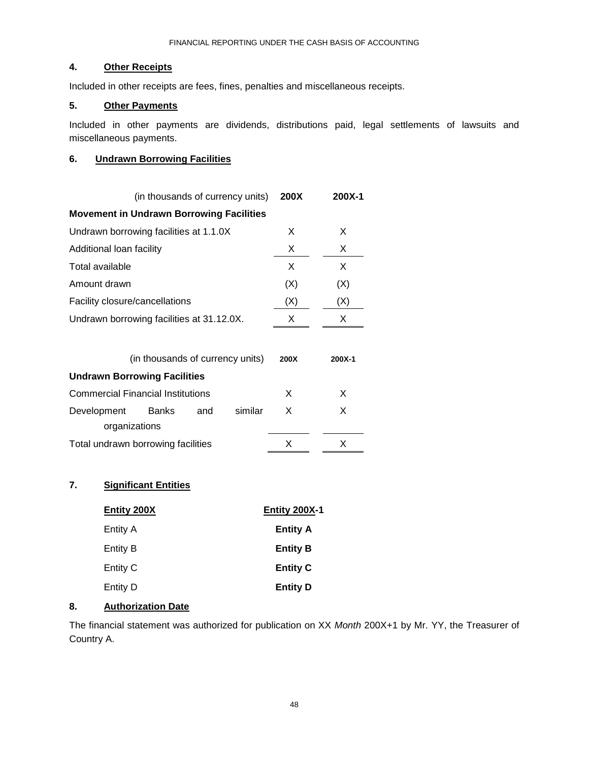## 4. Other Receipts

Included in other receipts are fees, fines, penalties and miscellaneous receipts.

## 5. Other Payments

Included in other payments are dividends, distributions paid, legal settlements of lawsuits and miscellaneous payments.

## 6. Undrawn Borrowing Facilities

| (in thousands of currency units) | 200X | 200X-1 |
|---|---|---|
| **Movement in Undrawn Borrowing Facilities** | | |
| Undrawn borrowing facilities at 1.1.0X | X | X |
| Additional loan facility | X | X |
| Total available | X | X |
| Amount drawn | (X) | (X) |
| Facility closure/cancellations | (X) | (X) |
| Undrawn borrowing facilities at 31.12.0X. | X | X |

| (in thousands of currency units) | 200X | 200X-1 |
|---|---|---|
| **Undrawn Borrowing Facilities** | | |
| Commercial Financial Institutions | X | X |
| Development Banks and similar organizations | X | X |
| Total undrawn borrowing facilities | X | X |

## 7. Significant Entities

| Entity 200X | Entity 200X-1 |
|---|---|
| Entity A | **Entity A** |
| Entity B | **Entity B** |
| Entity C | **Entity C** |
| Entity D | **Entity D** |

## 8. Authorization Date

The financial statement was authorized for publication on XX *Month* 200X+1 by Mr. YY, the Treasurer of Country A.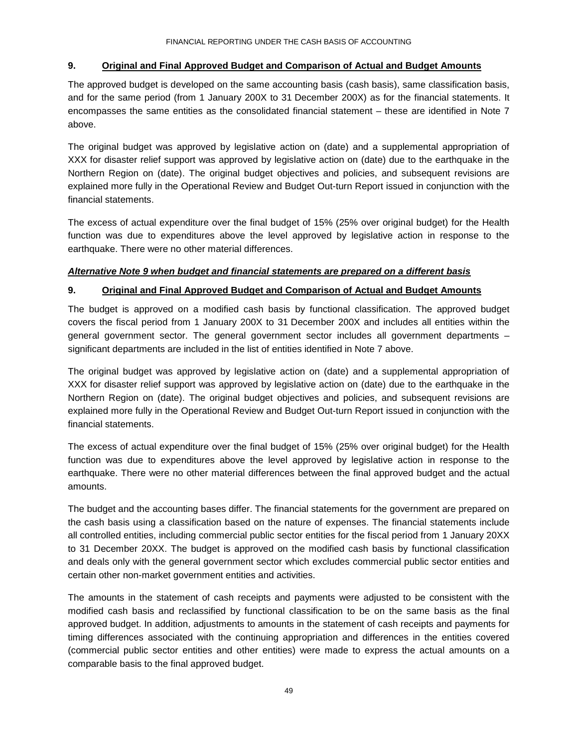## 9. Original and Final Approved Budget and Comparison of Actual and Budget Amounts

The approved budget is developed on the same accounting basis (cash basis), same classification basis, and for the same period (from 1 January 200X to 31 December 200X) as for the financial statements. It encompasses the same entities as the consolidated financial statement – these are identified in Note 7 above.

The original budget was approved by legislative action on (date) and a supplemental appropriation of XXX for disaster relief support was approved by legislative action on (date) due to the earthquake in the Northern Region on (date). The original budget objectives and policies, and subsequent revisions are explained more fully in the Operational Review and Budget Out-turn Report issued in conjunction with the financial statements.

The excess of actual expenditure over the final budget of 15% (25% over original budget) for the Health function was due to expenditures above the level approved by legislative action in response to the earthquake. There were no other material differences.

***Alternative Note 9 when budget and financial statements are prepared on a different basis***

## 9. Original and Final Approved Budget and Comparison of Actual and Budget Amounts

The budget is approved on a modified cash basis by functional classification. The approved budget covers the fiscal period from 1 January 200X to 31 December 200X and includes all entities within the general government sector. The general government sector includes all government departments – significant departments are included in the list of entities identified in Note 7 above.

The original budget was approved by legislative action on (date) and a supplemental appropriation of XXX for disaster relief support was approved by legislative action on (date) due to the earthquake in the Northern Region on (date). The original budget objectives and policies, and subsequent revisions are explained more fully in the Operational Review and Budget Out-turn Report issued in conjunction with the financial statements.

The excess of actual expenditure over the final budget of 15% (25% over original budget) for the Health function was due to expenditures above the level approved by legislative action in response to the earthquake. There were no other material differences between the final approved budget and the actual amounts.

The budget and the accounting bases differ. The financial statements for the government are prepared on the cash basis using a classification based on the nature of expenses. The financial statements include all controlled entities, including commercial public sector entities for the fiscal period from 1 January 20XX to 31 December 20XX. The budget is approved on the modified cash basis by functional classification and deals only with the general government sector which excludes commercial public sector entities and certain other non-market government entities and activities.

The amounts in the statement of cash receipts and payments were adjusted to be consistent with the modified cash basis and reclassified by functional classification to be on the same basis as the final approved budget. In addition, adjustments to amounts in the statement of cash receipts and payments for timing differences associated with the continuing appropriation and differences in the entities covered (commercial public sector entities and other entities) were made to express the actual amounts on a comparable basis to the final approved budget.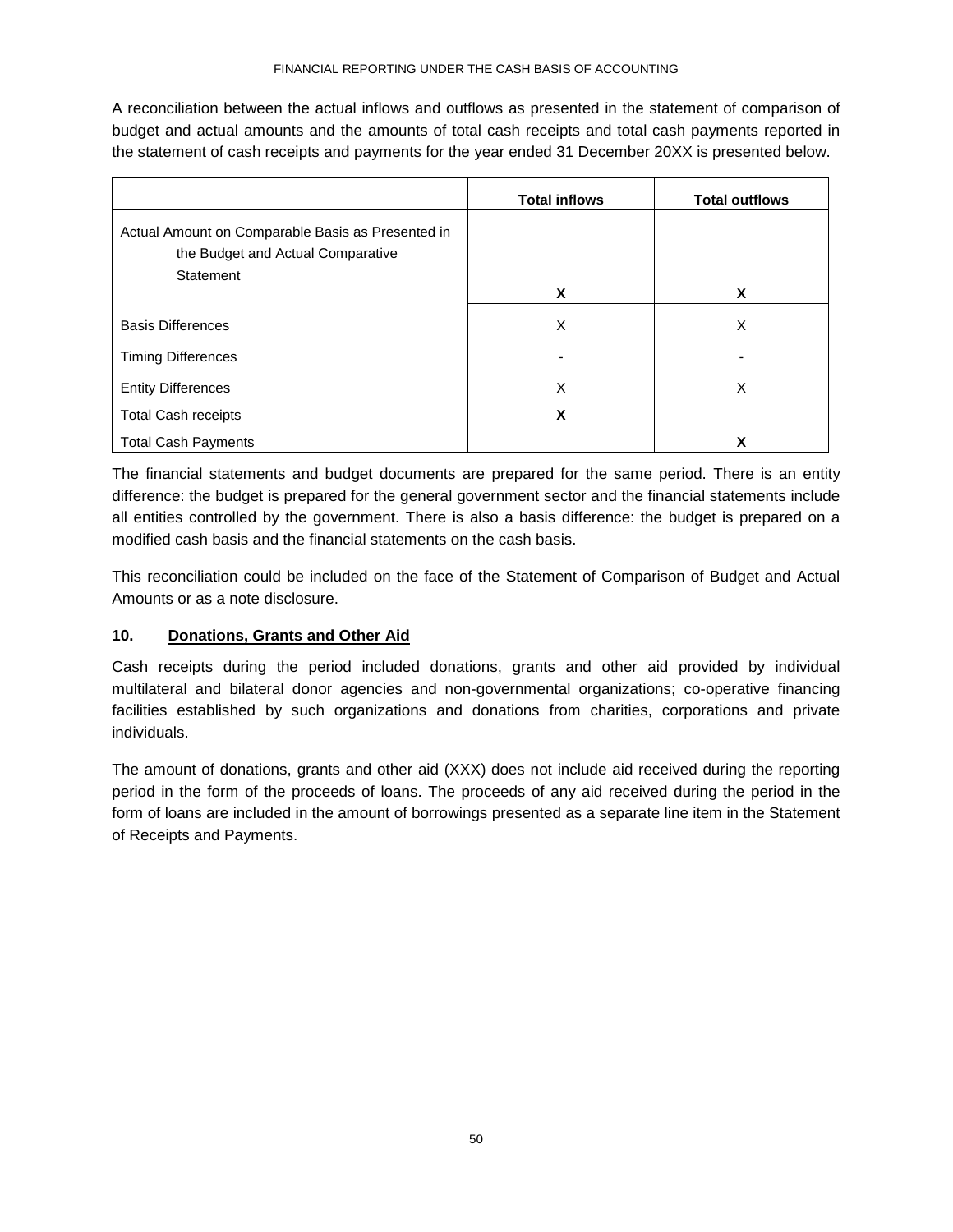A reconciliation between the actual inflows and outflows as presented in the statement of comparison of budget and actual amounts and the amounts of total cash receipts and total cash payments reported in the statement of cash receipts and payments for the year ended 31 December 20XX is presented below.

| | Total inflows | Total outflows |
|---|---|---|
| Actual Amount on Comparable Basis as Presented in the Budget and Actual Comparative Statement | **X** | **X** |
| Basis Differences | X | X |
| Timing Differences | - | - |
| Entity Differences | X | X |
| Total Cash receipts | **X** | |
| Total Cash Payments | | **X** |

The financial statements and budget documents are prepared for the same period. There is an entity difference: the budget is prepared for the general government sector and the financial statements include all entities controlled by the government. There is also a basis difference: the budget is prepared on a modified cash basis and the financial statements on the cash basis.

This reconciliation could be included on the face of the Statement of Comparison of Budget and Actual Amounts or as a note disclosure.

### 10. Donations, Grants and Other Aid

Cash receipts during the period included donations, grants and other aid provided by individual multilateral and bilateral donor agencies and non-governmental organizations; co-operative financing facilities established by such organizations and donations from charities, corporations and private individuals.

The amount of donations, grants and other aid (XXX) does not include aid received during the reporting period in the form of the proceeds of loans. The proceeds of any aid received during the period in the form of loans are included in the amount of borrowings presented as a separate line item in the Statement of Receipts and Payments.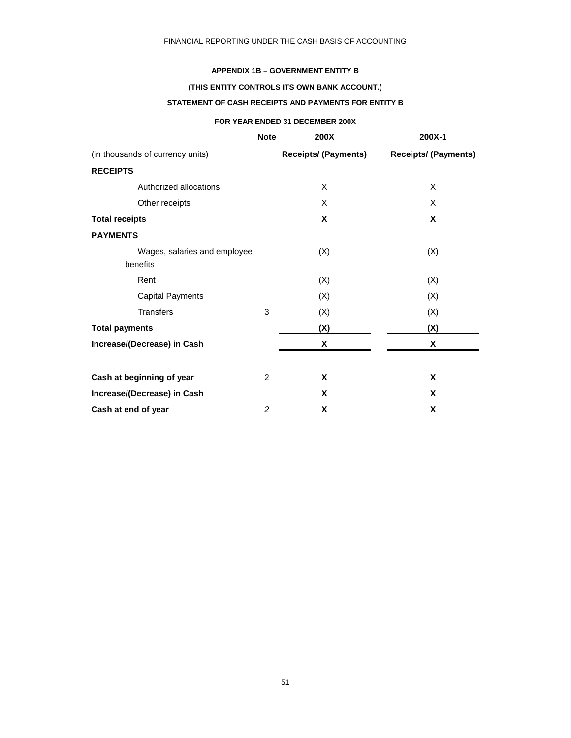## APPENDIX 1B – GOVERNMENT ENTITY B

### (THIS ENTITY CONTROLS ITS OWN BANK ACCOUNT.)

### STATEMENT OF CASH RECEIPTS AND PAYMENTS FOR ENTITY B

### FOR YEAR ENDED 31 DECEMBER 200X

| | Note | 200X | 200X-1 |
|---|---|---|---|
| (in thousands of currency units) | | **Receipts/ (Payments)** | **Receipts/ (Payments)** |
| **RECEIPTS** | | | |
| Authorized allocations | | X | X |
| Other receipts | | X | X |
| **Total receipts** | | **X** | **X** |
| **PAYMENTS** | | | |
| Wages, salaries and employee benefits | | (X) | (X) |
| Rent | | (X) | (X) |
| Capital Payments | | (X) | (X) |
| Transfers | 3 | (X) | (X) |
| **Total payments** | | **(X)** | **(X)** |
| **Increase/(Decrease) in Cash** | | **X** | **X** |
| | | | |
| **Cash at beginning of year** | 2 | **X** | **X** |
| **Increase/(Decrease) in Cash** | | **X** | **X** |
| **Cash at end of year** | *2* | **X** | **X** |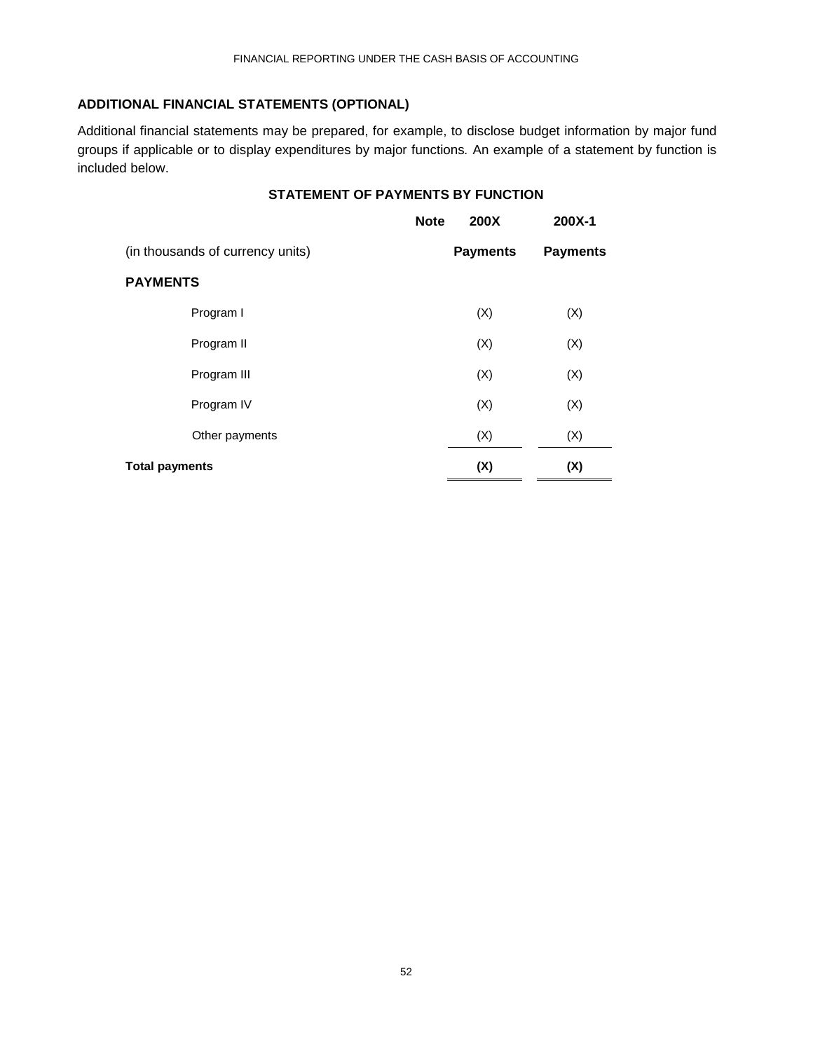## ADDITIONAL FINANCIAL STATEMENTS (OPTIONAL)

Additional financial statements may be prepared, for example, to disclose budget information by major fund groups if applicable or to display expenditures by major functions. An example of a statement by function is included below.

### STATEMENT OF PAYMENTS BY FUNCTION

| | Note | 200X | 200X-1 |
|---|---|---|---|
| (in thousands of currency units) | | **Payments** | **Payments** |
| **PAYMENTS** | | | |
| Program I | | (X) | (X) |
| Program II | | (X) | (X) |
| Program III | | (X) | (X) |
| Program IV | | (X) | (X) |
| Other payments | | (X) | (X) |
| **Total payments** | | **(X)** | **(X)** |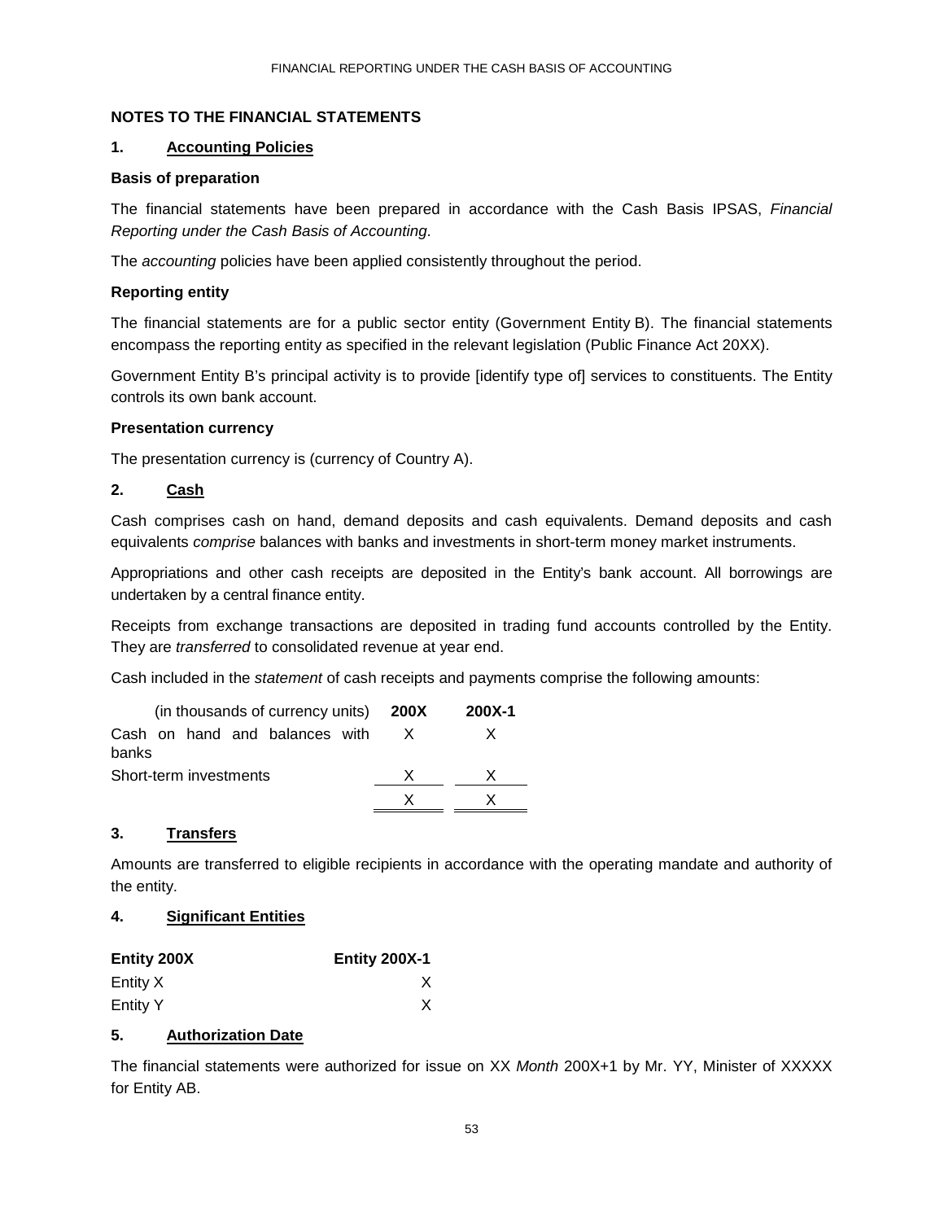## NOTES TO THE FINANCIAL STATEMENTS

### 1. Accounting Policies

**Basis of preparation**

The financial statements have been prepared in accordance with the Cash Basis IPSAS, *Financial Reporting under the Cash Basis of Accounting*.

The *accounting* policies have been applied consistently throughout the period.

**Reporting entity**

The financial statements are for a public sector entity (Government Entity B). The financial statements encompass the reporting entity as specified in the relevant legislation (Public Finance Act 20XX).

Government Entity B's principal activity is to provide [identify type of] services to constituents. The Entity controls its own bank account.

**Presentation currency**

The presentation currency is (currency of Country A).

### 2. Cash

Cash comprises cash on hand, demand deposits and cash equivalents. Demand deposits and cash equivalents *comprise* balances with banks and investments in short-term money market instruments.

Appropriations and other cash receipts are deposited in the Entity's bank account. All borrowings are undertaken by a central finance entity.

Receipts from exchange transactions are deposited in trading fund accounts controlled by the Entity. They are *transferred* to consolidated revenue at year end.

Cash included in the *statement* of cash receipts and payments comprise the following amounts:

| (in thousands of currency units) | **200X** | **200X-1** |
|---|---|---|
| Cash on hand and balances with banks | X | X |
| Short-term investments | X | X |
| | X | X |

### 3. Transfers

Amounts are transferred to eligible recipients in accordance with the operating mandate and authority of the entity.

### 4. Significant Entities

| **Entity 200X** | **Entity 200X-1** |
|---|---|
| Entity X | X |
| Entity Y | X |

### 5. Authorization Date

The financial statements were authorized for issue on XX *Month* 200X+1 by Mr. YY, Minister of XXXXX for Entity AB.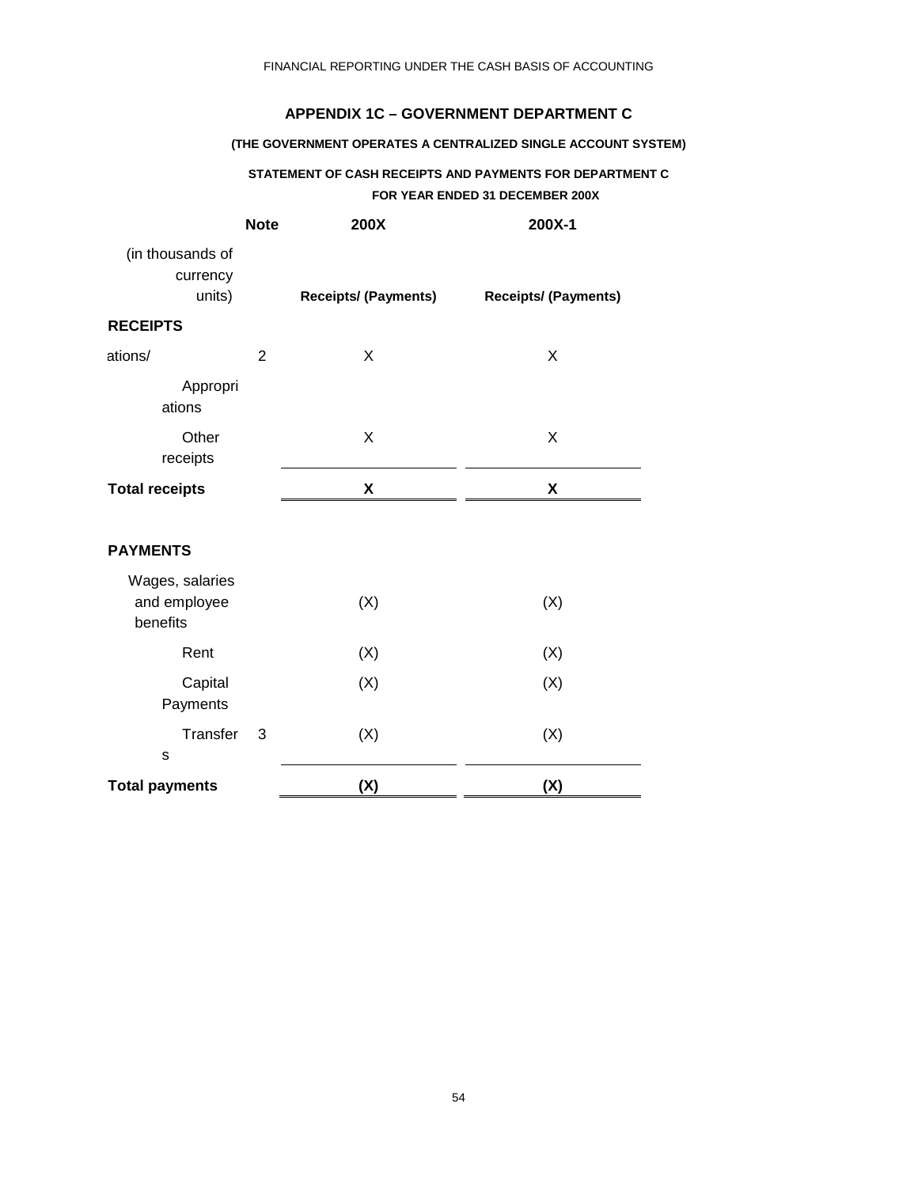## APPENDIX 1C – GOVERNMENT DEPARTMENT C

**(THE GOVERNMENT OPERATES A CENTRALIZED SINGLE ACCOUNT SYSTEM)**

**STATEMENT OF CASH RECEIPTS AND PAYMENTS FOR DEPARTMENT C**

**FOR YEAR ENDED 31 DECEMBER 200X**

| (in thousands of currency units) | Note | 200X | 200X-1 |
|---|---|---|---|
| | | **Receipts/ (Payments)** | **Receipts/ (Payments)** |
| **RECEIPTS** | | | |
| ations/ Appropriations | 2 | X | X |
| Other receipts | | X | X |
| **Total receipts** | | **X** | **X** |
| **PAYMENTS** | | | |
| Wages, salaries and employee benefits | | (X) | (X) |
| Rent | | (X) | (X) |
| Capital Payments | | (X) | (X) |
| Transfers | 3 | (X) | (X) |
| **Total payments** | | **(X)** | **(X)** |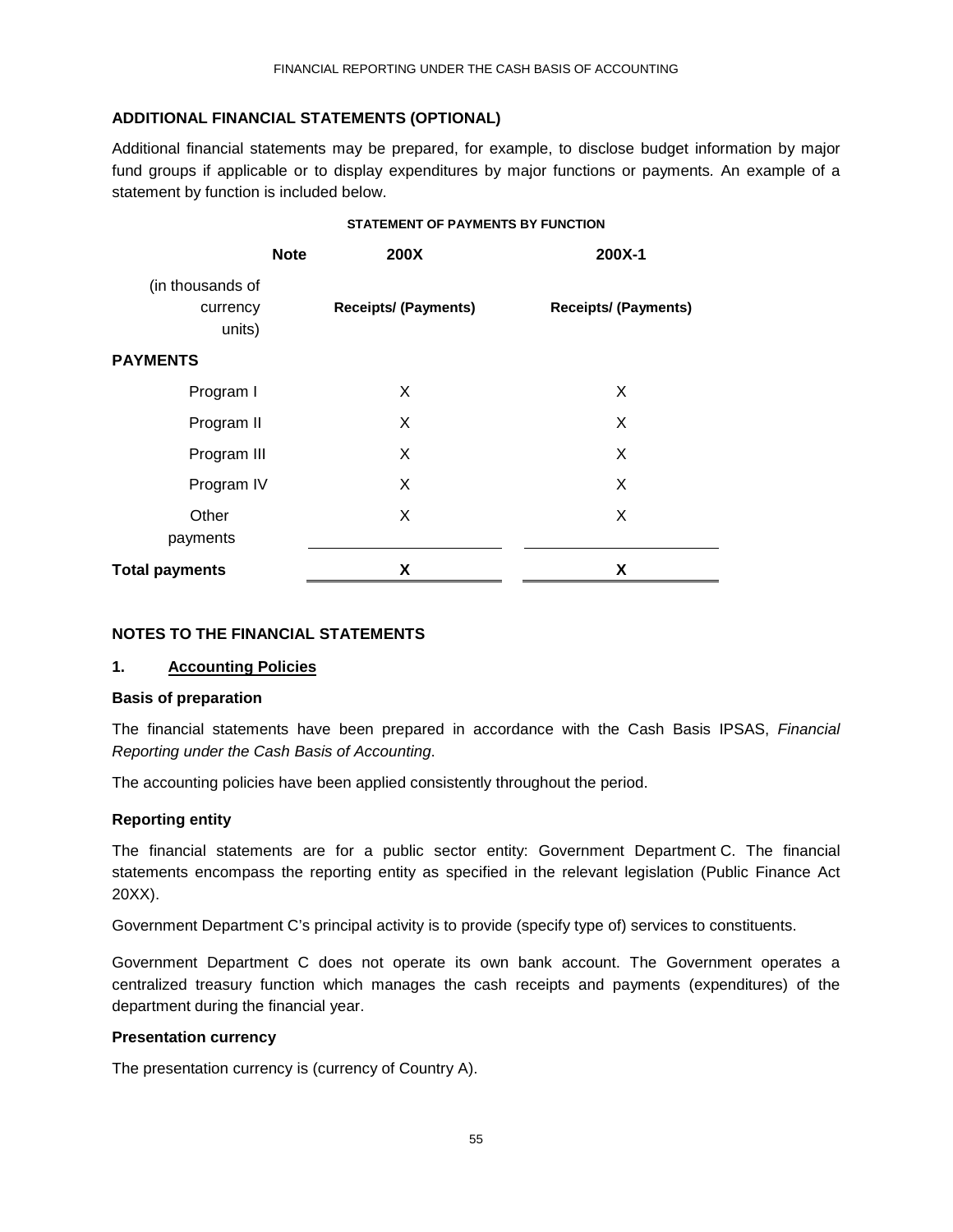## ADDITIONAL FINANCIAL STATEMENTS (OPTIONAL)

Additional financial statements may be prepared, for example, to disclose budget information by major fund groups if applicable or to display expenditures by major functions or payments. An example of a statement by function is included below.

**STATEMENT OF PAYMENTS BY FUNCTION**

| | Note | 200X | 200X-1 |
|---|---|---|---|
| (in thousands of currency units) | | **Receipts/ (Payments)** | **Receipts/ (Payments)** |
| **PAYMENTS** | | | |
| Program I | | X | X |
| Program II | | X | X |
| Program III | | X | X |
| Program IV | | X | X |
| Other payments | | X | X |
| **Total payments** | | **X** | **X** |

## NOTES TO THE FINANCIAL STATEMENTS

### 1. Accounting Policies

**Basis of preparation**

The financial statements have been prepared in accordance with the Cash Basis IPSAS, *Financial Reporting under the Cash Basis of Accounting*.

The accounting policies have been applied consistently throughout the period.

**Reporting entity**

The financial statements are for a public sector entity: Government Department C. The financial statements encompass the reporting entity as specified in the relevant legislation (Public Finance Act 20XX).

Government Department C's principal activity is to provide (specify type of) services to constituents.

Government Department C does not operate its own bank account. The Government operates a centralized treasury function which manages the cash receipts and payments (expenditures) of the department during the financial year.

**Presentation currency**

The presentation currency is (currency of Country A).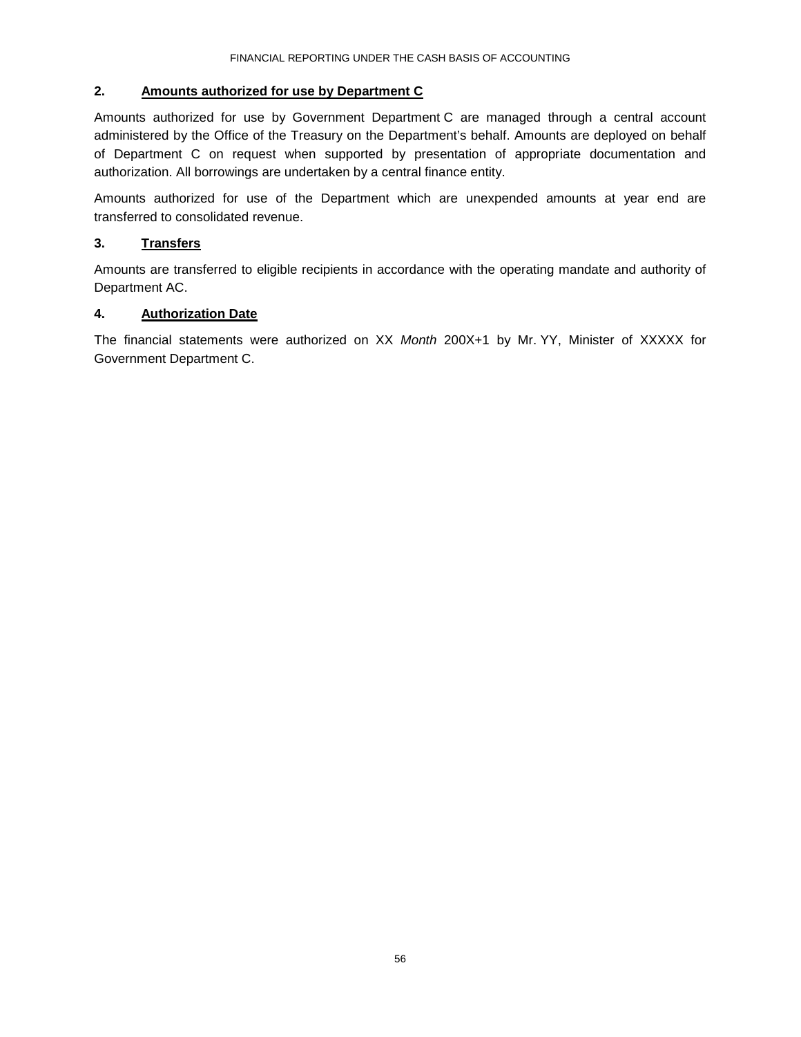### 2. <u>Amounts authorized for use by Department C</u>

Amounts authorized for use by Government Department C are managed through a central account administered by the Office of the Treasury on the Department's behalf. Amounts are deployed on behalf of Department C on request when supported by presentation of appropriate documentation and authorization. All borrowings are undertaken by a central finance entity.

Amounts authorized for use of the Department which are unexpended amounts at year end are transferred to consolidated revenue.

### 3. <u>Transfers</u>

Amounts are transferred to eligible recipients in accordance with the operating mandate and authority of Department AC.

### 4. <u>Authorization Date</u>

The financial statements were authorized on XX *Month* 200X+1 by Mr. YY, Minister of XXXXX for Government Department C.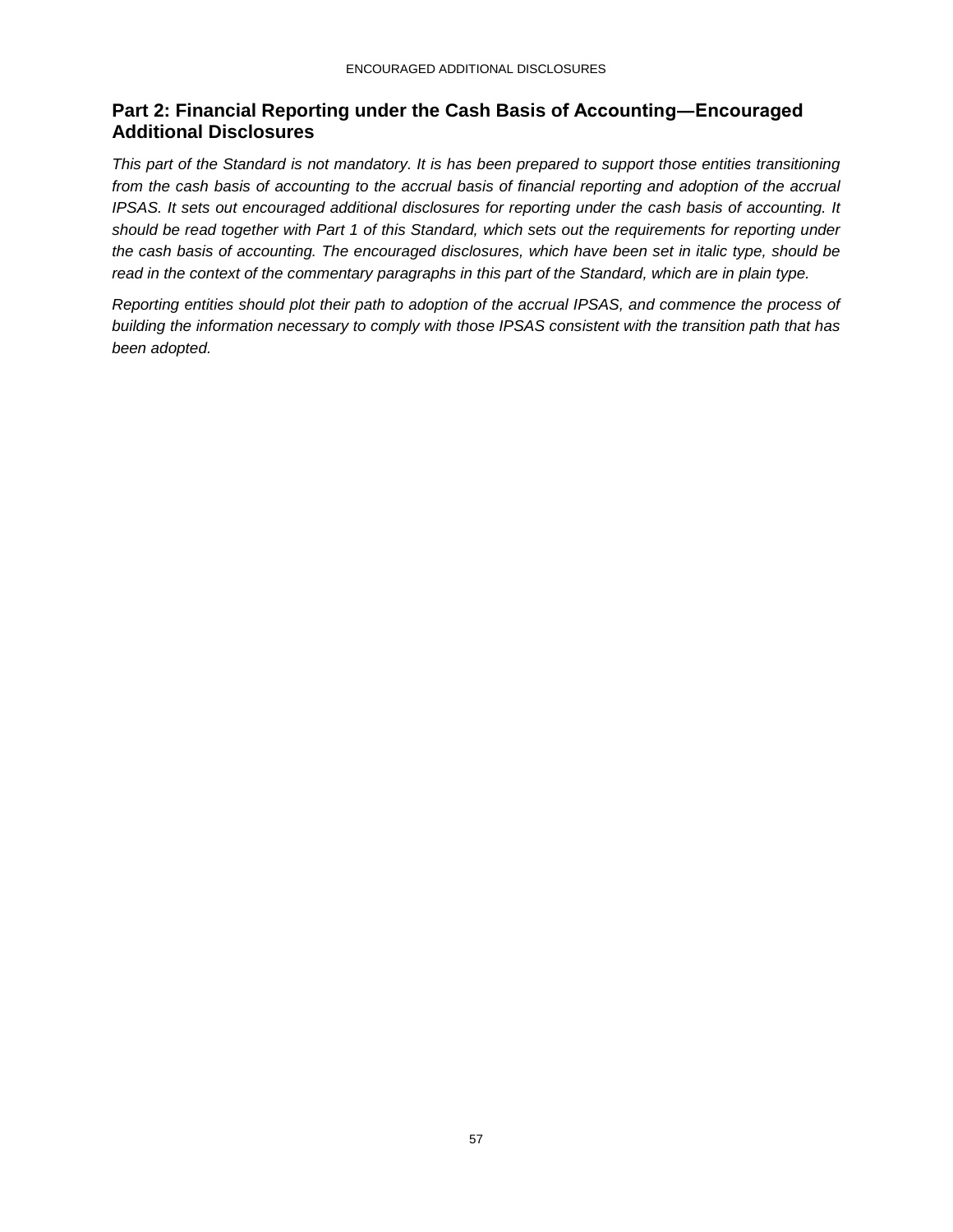## Part 2: Financial Reporting under the Cash Basis of Accounting—Encouraged Additional Disclosures

*This part of the Standard is not mandatory. It is has been prepared to support those entities transitioning from the cash basis of accounting to the accrual basis of financial reporting and adoption of the accrual IPSAS. It sets out encouraged additional disclosures for reporting under the cash basis of accounting. It should be read together with Part 1 of this Standard, which sets out the requirements for reporting under the cash basis of accounting. The encouraged disclosures, which have been set in italic type, should be read in the context of the commentary paragraphs in this part of the Standard, which are in plain type.*

*Reporting entities should plot their path to adoption of the accrual IPSAS, and commence the process of building the information necessary to comply with those IPSAS consistent with the transition path that has been adopted.*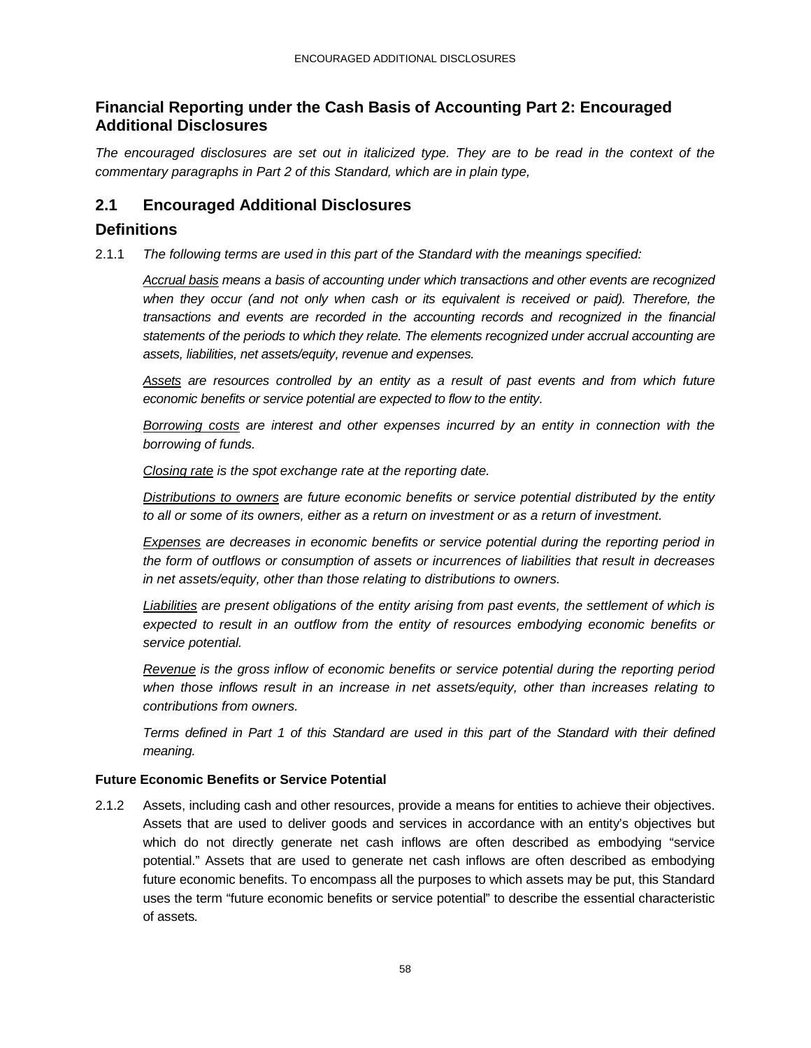## Financial Reporting under the Cash Basis of Accounting Part 2: Encouraged Additional Disclosures

*The encouraged disclosures are set out in italicized type. They are to be read in the context of the commentary paragraphs in Part 2 of this Standard, which are in plain type,*

## 2.1 Encouraged Additional Disclosures

### Definitions

2.1.1 *The following terms are used in this part of the Standard with the meanings specified:*

*Accrual basis means a basis of accounting under which transactions and other events are recognized when they occur (and not only when cash or its equivalent is received or paid). Therefore, the transactions and events are recorded in the accounting records and recognized in the financial statements of the periods to which they relate. The elements recognized under accrual accounting are assets, liabilities, net assets/equity, revenue and expenses.*

*Assets are resources controlled by an entity as a result of past events and from which future economic benefits or service potential are expected to flow to the entity.*

*Borrowing costs are interest and other expenses incurred by an entity in connection with the borrowing of funds.*

*Closing rate is the spot exchange rate at the reporting date.*

*Distributions to owners are future economic benefits or service potential distributed by the entity to all or some of its owners, either as a return on investment or as a return of investment.*

*Expenses are decreases in economic benefits or service potential during the reporting period in the form of outflows or consumption of assets or incurrences of liabilities that result in decreases in net assets/equity, other than those relating to distributions to owners.*

*Liabilities are present obligations of the entity arising from past events, the settlement of which is expected to result in an outflow from the entity of resources embodying economic benefits or service potential.*

*Revenue is the gross inflow of economic benefits or service potential during the reporting period when those inflows result in an increase in net assets/equity, other than increases relating to contributions from owners.*

*Terms defined in Part 1 of this Standard are used in this part of the Standard with their defined meaning.*

#### Future Economic Benefits or Service Potential

2.1.2 Assets, including cash and other resources, provide a means for entities to achieve their objectives. Assets that are used to deliver goods and services in accordance with an entity's objectives but which do not directly generate net cash inflows are often described as embodying "service potential." Assets that are used to generate net cash inflows are often described as embodying future economic benefits. To encompass all the purposes to which assets may be put, this Standard uses the term "future economic benefits or service potential" to describe the essential characteristic of assets.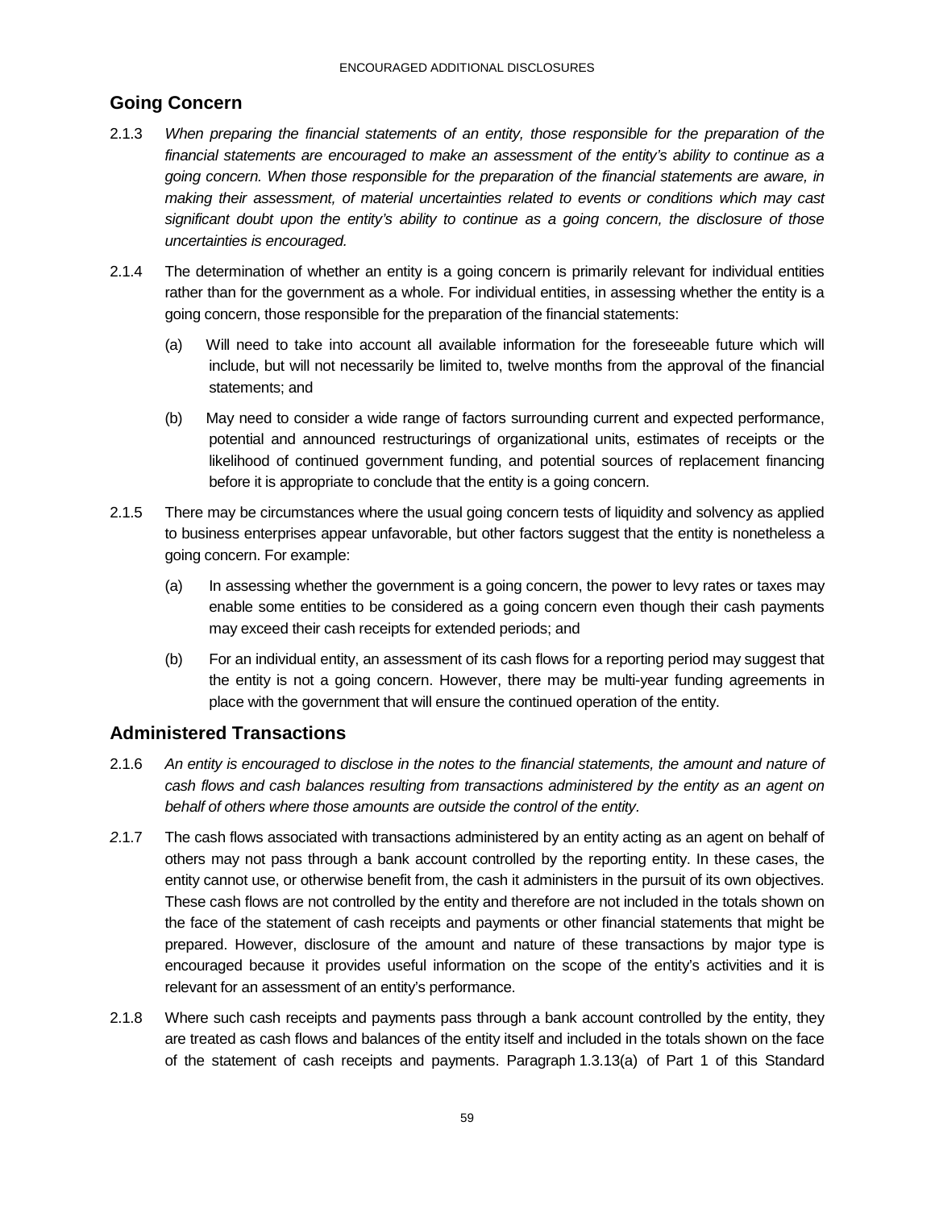## Going Concern

2.1.3 *When preparing the financial statements of an entity, those responsible for the preparation of the financial statements are encouraged to make an assessment of the entity's ability to continue as a going concern. When those responsible for the preparation of the financial statements are aware, in making their assessment, of material uncertainties related to events or conditions which may cast significant doubt upon the entity's ability to continue as a going concern, the disclosure of those uncertainties is encouraged.*

2.1.4 The determination of whether an entity is a going concern is primarily relevant for individual entities rather than for the government as a whole. For individual entities, in assessing whether the entity is a going concern, those responsible for the preparation of the financial statements:

(a) Will need to take into account all available information for the foreseeable future which will include, but will not necessarily be limited to, twelve months from the approval of the financial statements; and

(b) May need to consider a wide range of factors surrounding current and expected performance, potential and announced restructurings of organizational units, estimates of receipts or the likelihood of continued government funding, and potential sources of replacement financing before it is appropriate to conclude that the entity is a going concern.

2.1.5 There may be circumstances where the usual going concern tests of liquidity and solvency as applied to business enterprises appear unfavorable, but other factors suggest that the entity is nonetheless a going concern. For example:

(a) In assessing whether the government is a going concern, the power to levy rates or taxes may enable some entities to be considered as a going concern even though their cash payments may exceed their cash receipts for extended periods; and

(b) For an individual entity, an assessment of its cash flows for a reporting period may suggest that the entity is not a going concern. However, there may be multi-year funding agreements in place with the government that will ensure the continued operation of the entity.

## Administered Transactions

2.1.6 *An entity is encouraged to disclose in the notes to the financial statements, the amount and nature of cash flows and cash balances resulting from transactions administered by the entity as an agent on behalf of others where those amounts are outside the control of the entity.*

2.1.7 The cash flows associated with transactions administered by an entity acting as an agent on behalf of others may not pass through a bank account controlled by the reporting entity. In these cases, the entity cannot use, or otherwise benefit from, the cash it administers in the pursuit of its own objectives. These cash flows are not controlled by the entity and therefore are not included in the totals shown on the face of the statement of cash receipts and payments or other financial statements that might be prepared. However, disclosure of the amount and nature of these transactions by major type is encouraged because it provides useful information on the scope of the entity's activities and it is relevant for an assessment of an entity's performance.

2.1.8 Where such cash receipts and payments pass through a bank account controlled by the entity, they are treated as cash flows and balances of the entity itself and included in the totals shown on the face of the statement of cash receipts and payments. Paragraph 1.3.13(a) of Part 1 of this Standard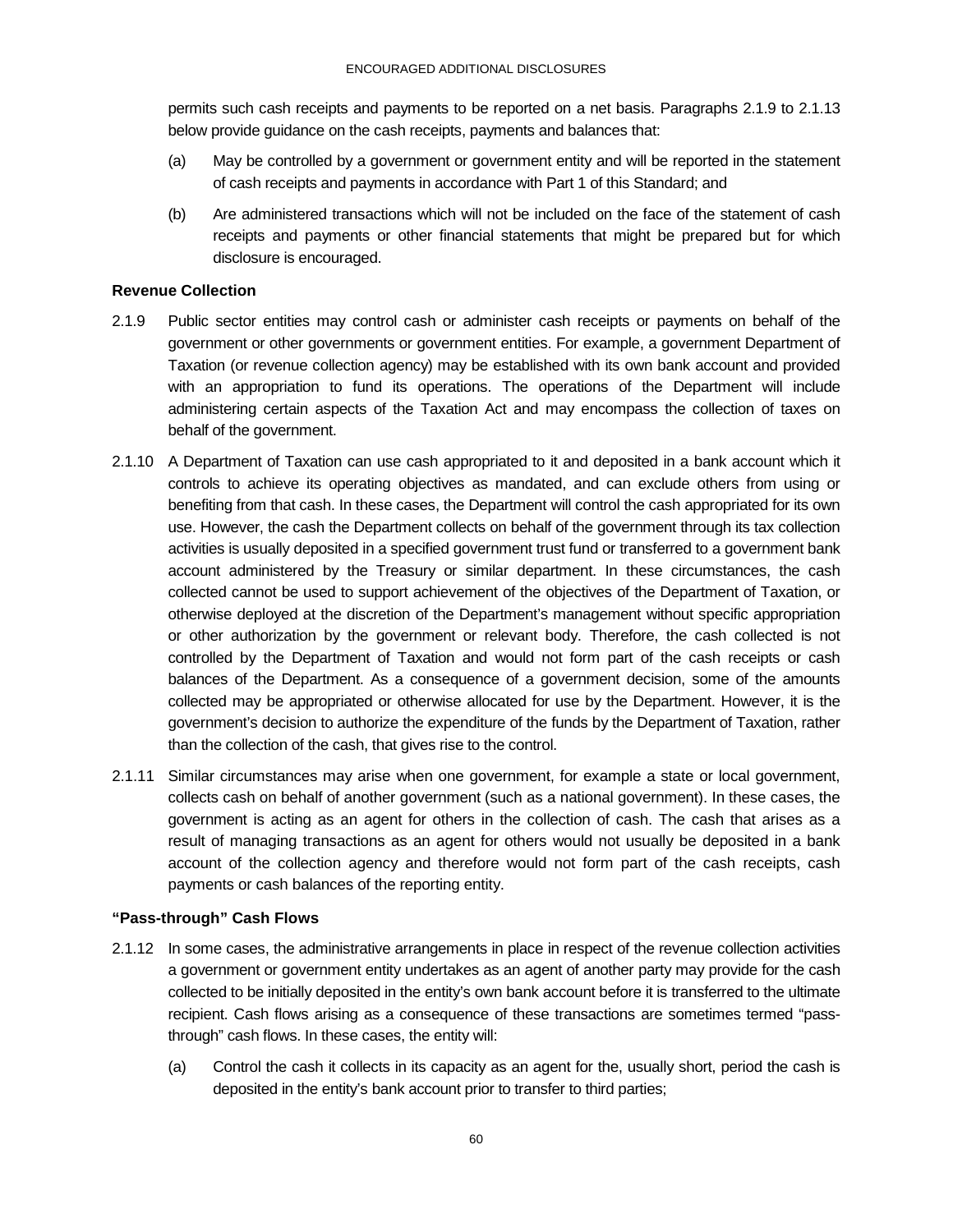permits such cash receipts and payments to be reported on a net basis. Paragraphs 2.1.9 to 2.1.13 below provide guidance on the cash receipts, payments and balances that:

(a) May be controlled by a government or government entity and will be reported in the statement of cash receipts and payments in accordance with Part 1 of this Standard; and

(b) Are administered transactions which will not be included on the face of the statement of cash receipts and payments or other financial statements that might be prepared but for which disclosure is encouraged.

**Revenue Collection**

2.1.9 Public sector entities may control cash or administer cash receipts or payments on behalf of the government or other governments or government entities. For example, a government Department of Taxation (or revenue collection agency) may be established with its own bank account and provided with an appropriation to fund its operations. The operations of the Department will include administering certain aspects of the Taxation Act and may encompass the collection of taxes on behalf of the government.

2.1.10 A Department of Taxation can use cash appropriated to it and deposited in a bank account which it controls to achieve its operating objectives as mandated, and can exclude others from using or benefiting from that cash. In these cases, the Department will control the cash appropriated for its own use. However, the cash the Department collects on behalf of the government through its tax collection activities is usually deposited in a specified government trust fund or transferred to a government bank account administered by the Treasury or similar department. In these circumstances, the cash collected cannot be used to support achievement of the objectives of the Department of Taxation, or otherwise deployed at the discretion of the Department's management without specific appropriation or other authorization by the government or relevant body. Therefore, the cash collected is not controlled by the Department of Taxation and would not form part of the cash receipts or cash balances of the Department. As a consequence of a government decision, some of the amounts collected may be appropriated or otherwise allocated for use by the Department. However, it is the government's decision to authorize the expenditure of the funds by the Department of Taxation, rather than the collection of the cash, that gives rise to the control.

2.1.11 Similar circumstances may arise when one government, for example a state or local government, collects cash on behalf of another government (such as a national government). In these cases, the government is acting as an agent for others in the collection of cash. The cash that arises as a result of managing transactions as an agent for others would not usually be deposited in a bank account of the collection agency and therefore would not form part of the cash receipts, cash payments or cash balances of the reporting entity.

**"Pass-through" Cash Flows**

2.1.12 In some cases, the administrative arrangements in place in respect of the revenue collection activities a government or government entity undertakes as an agent of another party may provide for the cash collected to be initially deposited in the entity's own bank account before it is transferred to the ultimate recipient. Cash flows arising as a consequence of these transactions are sometimes termed "pass-through" cash flows. In these cases, the entity will:

(a) Control the cash it collects in its capacity as an agent for the, usually short, period the cash is deposited in the entity's bank account prior to transfer to third parties;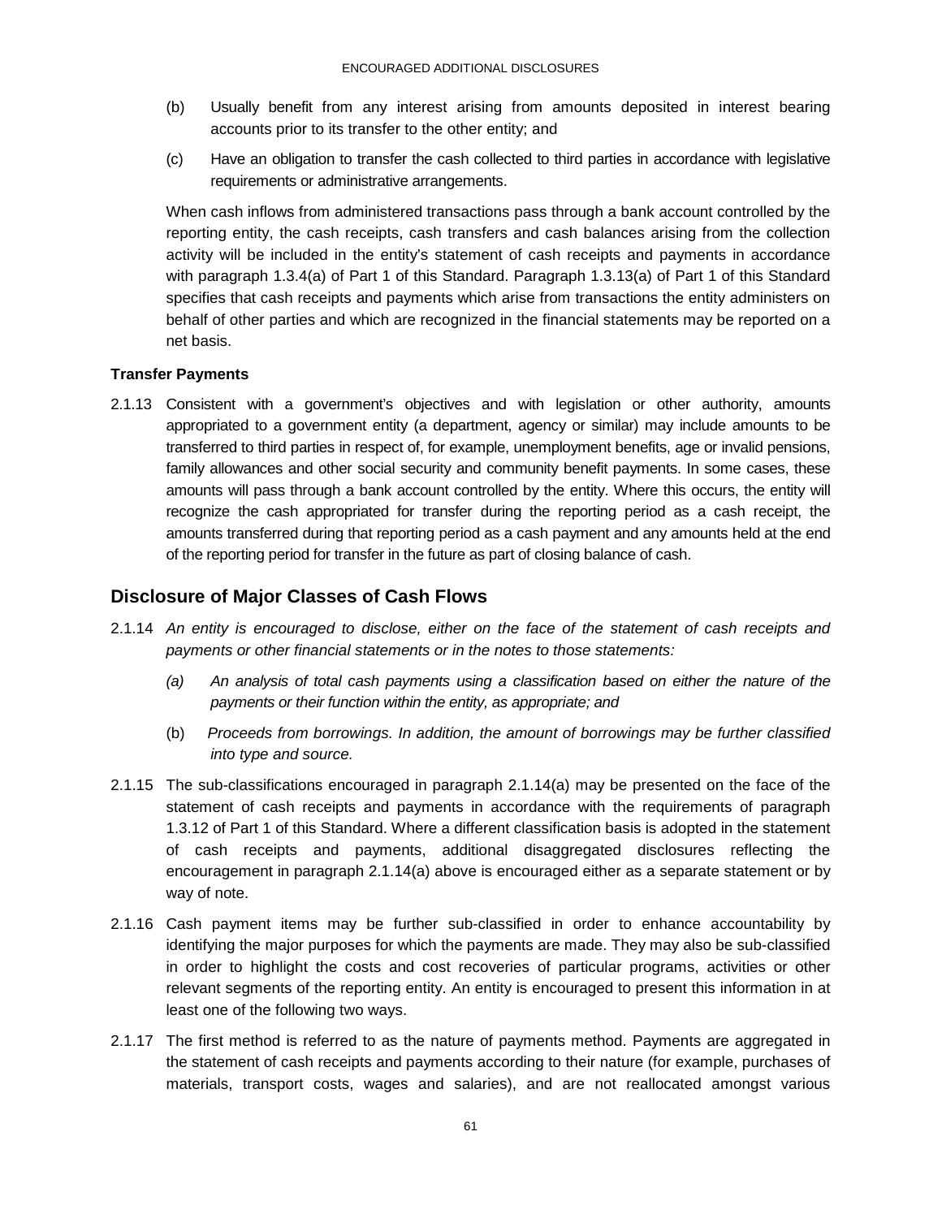(b) Usually benefit from any interest arising from amounts deposited in interest bearing accounts prior to its transfer to the other entity; and

(c) Have an obligation to transfer the cash collected to third parties in accordance with legislative requirements or administrative arrangements.

When cash inflows from administered transactions pass through a bank account controlled by the reporting entity, the cash receipts, cash transfers and cash balances arising from the collection activity will be included in the entity's statement of cash receipts and payments in accordance with paragraph 1.3.4(a) of Part 1 of this Standard. Paragraph 1.3.13(a) of Part 1 of this Standard specifies that cash receipts and payments which arise from transactions the entity administers on behalf of other parties and which are recognized in the financial statements may be reported on a net basis.

#### Transfer Payments

2.1.13 Consistent with a government's objectives and with legislation or other authority, amounts appropriated to a government entity (a department, agency or similar) may include amounts to be transferred to third parties in respect of, for example, unemployment benefits, age or invalid pensions, family allowances and other social security and community benefit payments. In some cases, these amounts will pass through a bank account controlled by the entity. Where this occurs, the entity will recognize the cash appropriated for transfer during the reporting period as a cash receipt, the amounts transferred during that reporting period as a cash payment and any amounts held at the end of the reporting period for transfer in the future as part of closing balance of cash.

### Disclosure of Major Classes of Cash Flows

2.1.14 *An entity is encouraged to disclose, either on the face of the statement of cash receipts and payments or other financial statements or in the notes to those statements:*

*(a) An analysis of total cash payments using a classification based on either the nature of the payments or their function within the entity, as appropriate; and*

(b) *Proceeds from borrowings. In addition, the amount of borrowings may be further classified into type and source.*

2.1.15 The sub-classifications encouraged in paragraph 2.1.14(a) may be presented on the face of the statement of cash receipts and payments in accordance with the requirements of paragraph 1.3.12 of Part 1 of this Standard. Where a different classification basis is adopted in the statement of cash receipts and payments, additional disaggregated disclosures reflecting the encouragement in paragraph 2.1.14(a) above is encouraged either as a separate statement or by way of note.

2.1.16 Cash payment items may be further sub-classified in order to enhance accountability by identifying the major purposes for which the payments are made. They may also be sub-classified in order to highlight the costs and cost recoveries of particular programs, activities or other relevant segments of the reporting entity. An entity is encouraged to present this information in at least one of the following two ways.

2.1.17 The first method is referred to as the nature of payments method. Payments are aggregated in the statement of cash receipts and payments according to their nature (for example, purchases of materials, transport costs, wages and salaries), and are not reallocated amongst various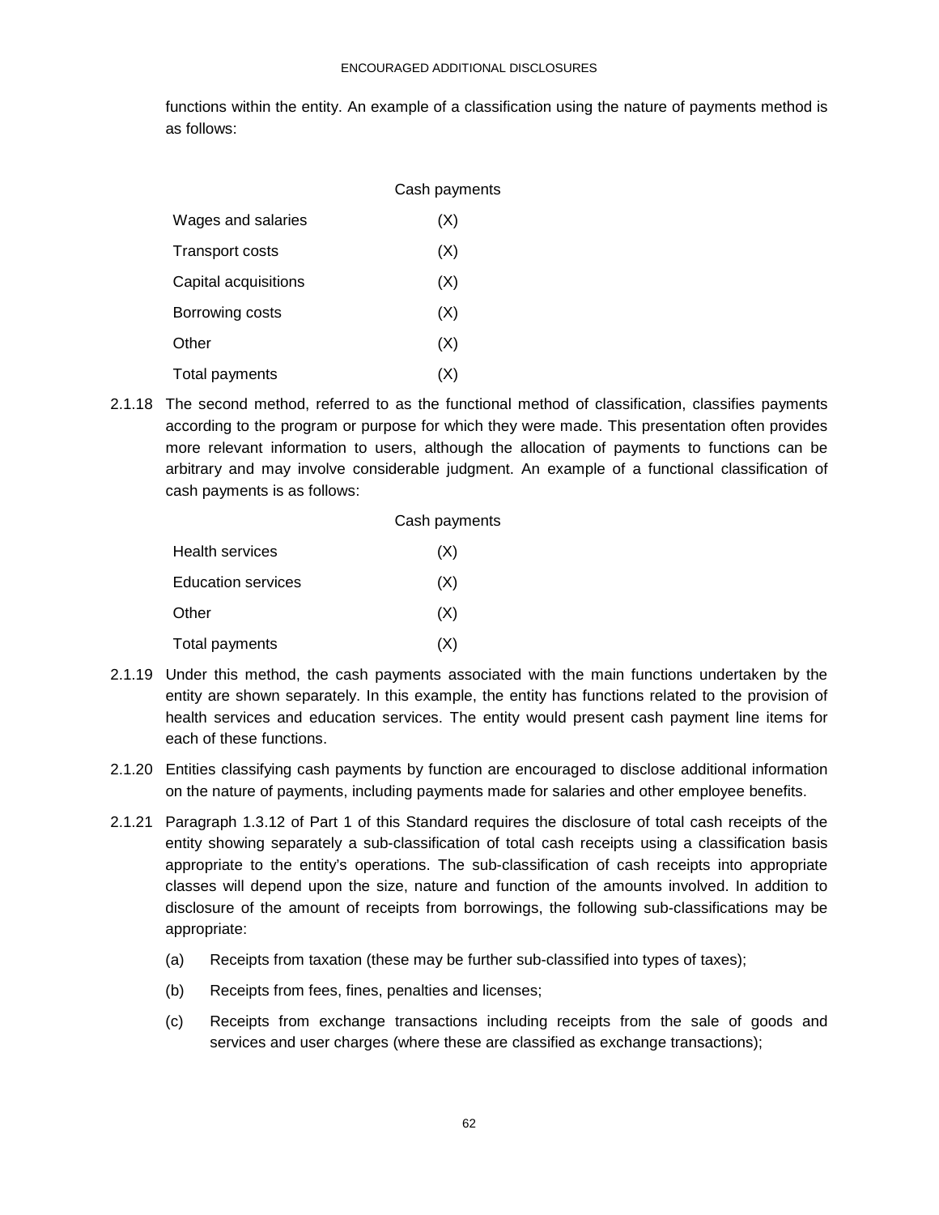functions within the entity. An example of a classification using the nature of payments method is as follows:

| | Cash payments |
|---|---|
| Wages and salaries | (X) |
| Transport costs | (X) |
| Capital acquisitions | (X) |
| Borrowing costs | (X) |
| Other | (X) |
| Total payments | (X) |

2.1.18 The second method, referred to as the functional method of classification, classifies payments according to the program or purpose for which they were made. This presentation often provides more relevant information to users, although the allocation of payments to functions can be arbitrary and may involve considerable judgment. An example of a functional classification of cash payments is as follows:

| | Cash payments |
|---|---|
| Health services | (X) |
| Education services | (X) |
| Other | (X) |
| Total payments | (X) |

2.1.19 Under this method, the cash payments associated with the main functions undertaken by the entity are shown separately. In this example, the entity has functions related to the provision of health services and education services. The entity would present cash payment line items for each of these functions.

2.1.20 Entities classifying cash payments by function are encouraged to disclose additional information on the nature of payments, including payments made for salaries and other employee benefits.

2.1.21 Paragraph 1.3.12 of Part 1 of this Standard requires the disclosure of total cash receipts of the entity showing separately a sub-classification of total cash receipts using a classification basis appropriate to the entity's operations. The sub-classification of cash receipts into appropriate classes will depend upon the size, nature and function of the amounts involved. In addition to disclosure of the amount of receipts from borrowings, the following sub-classifications may be appropriate:

(a) Receipts from taxation (these may be further sub-classified into types of taxes);

(b) Receipts from fees, fines, penalties and licenses;

(c) Receipts from exchange transactions including receipts from the sale of goods and services and user charges (where these are classified as exchange transactions);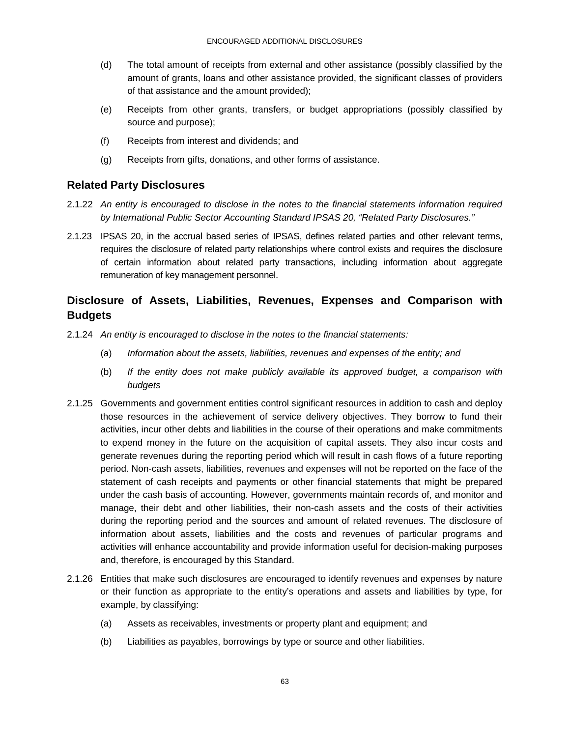(d) The total amount of receipts from external and other assistance (possibly classified by the amount of grants, loans and other assistance provided, the significant classes of providers of that assistance and the amount provided);

(e) Receipts from other grants, transfers, or budget appropriations (possibly classified by source and purpose);

(f) Receipts from interest and dividends; and

(g) Receipts from gifts, donations, and other forms of assistance.

### Related Party Disclosures

2.1.22 *An entity is encouraged to disclose in the notes to the financial statements information required by International Public Sector Accounting Standard IPSAS 20, "Related Party Disclosures."*

2.1.23 IPSAS 20, in the accrual based series of IPSAS, defines related parties and other relevant terms, requires the disclosure of related party relationships where control exists and requires the disclosure of certain information about related party transactions, including information about aggregate remuneration of key management personnel.

### Disclosure of Assets, Liabilities, Revenues, Expenses and Comparison with Budgets

2.1.24 *An entity is encouraged to disclose in the notes to the financial statements:*

(a) *Information about the assets, liabilities, revenues and expenses of the entity; and*

(b) *If the entity does not make publicly available its approved budget, a comparison with budgets*

2.1.25 Governments and government entities control significant resources in addition to cash and deploy those resources in the achievement of service delivery objectives. They borrow to fund their activities, incur other debts and liabilities in the course of their operations and make commitments to expend money in the future on the acquisition of capital assets. They also incur costs and generate revenues during the reporting period which will result in cash flows of a future reporting period. Non-cash assets, liabilities, revenues and expenses will not be reported on the face of the statement of cash receipts and payments or other financial statements that might be prepared under the cash basis of accounting. However, governments maintain records of, and monitor and manage, their debt and other liabilities, their non-cash assets and the costs of their activities during the reporting period and the sources and amount of related revenues. The disclosure of information about assets, liabilities and the costs and revenues of particular programs and activities will enhance accountability and provide information useful for decision-making purposes and, therefore, is encouraged by this Standard.

2.1.26 Entities that make such disclosures are encouraged to identify revenues and expenses by nature or their function as appropriate to the entity's operations and assets and liabilities by type, for example, by classifying:

(a) Assets as receivables, investments or property plant and equipment; and

(b) Liabilities as payables, borrowings by type or source and other liabilities.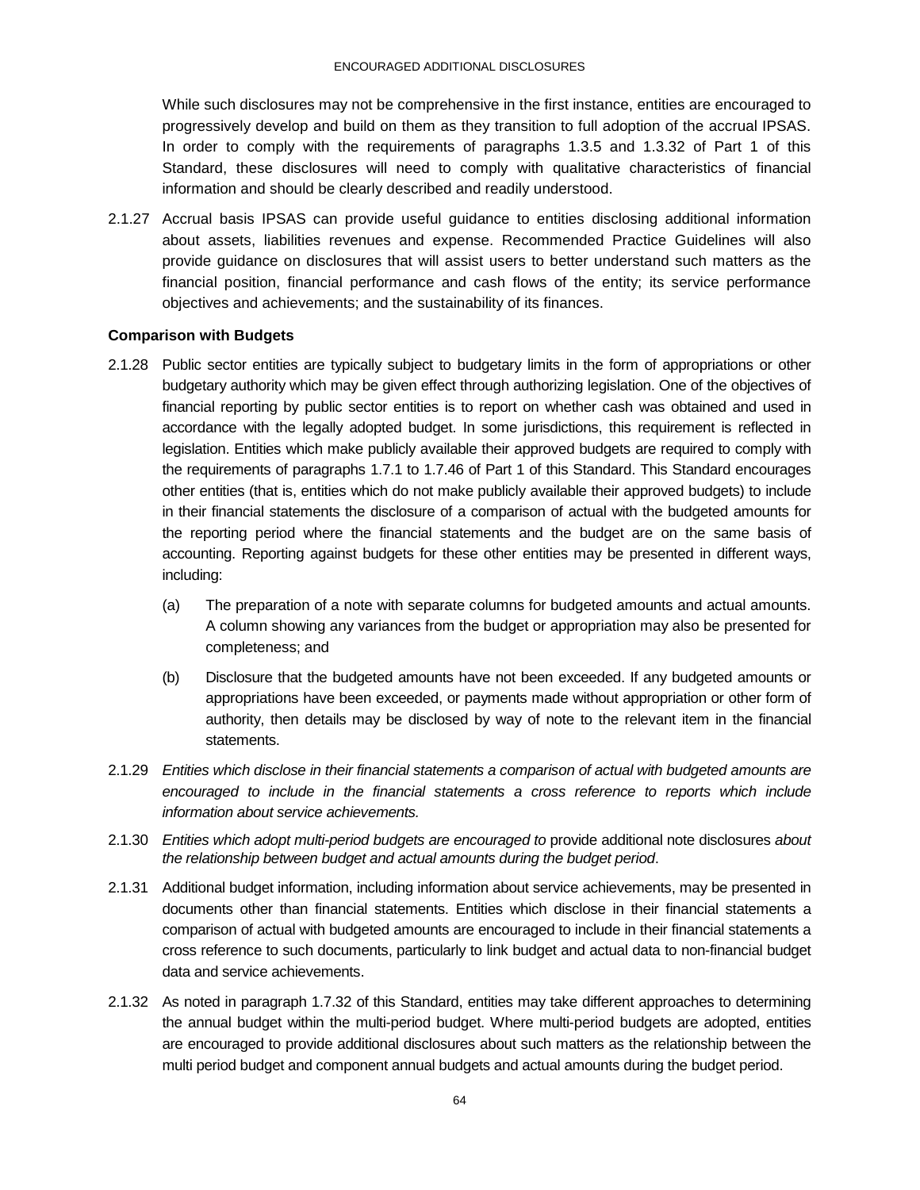While such disclosures may not be comprehensive in the first instance, entities are encouraged to progressively develop and build on them as they transition to full adoption of the accrual IPSAS. In order to comply with the requirements of paragraphs 1.3.5 and 1.3.32 of Part 1 of this Standard, these disclosures will need to comply with qualitative characteristics of financial information and should be clearly described and readily understood.

2.1.27 Accrual basis IPSAS can provide useful guidance to entities disclosing additional information about assets, liabilities revenues and expense. Recommended Practice Guidelines will also provide guidance on disclosures that will assist users to better understand such matters as the financial position, financial performance and cash flows of the entity; its service performance objectives and achievements; and the sustainability of its finances.

**Comparison with Budgets**

2.1.28 Public sector entities are typically subject to budgetary limits in the form of appropriations or other budgetary authority which may be given effect through authorizing legislation. One of the objectives of financial reporting by public sector entities is to report on whether cash was obtained and used in accordance with the legally adopted budget. In some jurisdictions, this requirement is reflected in legislation. Entities which make publicly available their approved budgets are required to comply with the requirements of paragraphs 1.7.1 to 1.7.46 of Part 1 of this Standard. This Standard encourages other entities (that is, entities which do not make publicly available their approved budgets) to include in their financial statements the disclosure of a comparison of actual with the budgeted amounts for the reporting period where the financial statements and the budget are on the same basis of accounting. Reporting against budgets for these other entities may be presented in different ways, including:

(a) The preparation of a note with separate columns for budgeted amounts and actual amounts. A column showing any variances from the budget or appropriation may also be presented for completeness; and

(b) Disclosure that the budgeted amounts have not been exceeded. If any budgeted amounts or appropriations have been exceeded, or payments made without appropriation or other form of authority, then details may be disclosed by way of note to the relevant item in the financial statements.

2.1.29 *Entities which disclose in their financial statements a comparison of actual with budgeted amounts are encouraged to include in the financial statements a cross reference to reports which include information about service achievements.*

2.1.30 *Entities which adopt multi-period budgets are encouraged to* provide additional note disclosures *about the relationship between budget and actual amounts during the budget period*.

2.1.31 Additional budget information, including information about service achievements, may be presented in documents other than financial statements. Entities which disclose in their financial statements a comparison of actual with budgeted amounts are encouraged to include in their financial statements a cross reference to such documents, particularly to link budget and actual data to non-financial budget data and service achievements.

2.1.32 As noted in paragraph 1.7.32 of this Standard, entities may take different approaches to determining the annual budget within the multi-period budget. Where multi-period budgets are adopted, entities are encouraged to provide additional disclosures about such matters as the relationship between the multi period budget and component annual budgets and actual amounts during the budget period.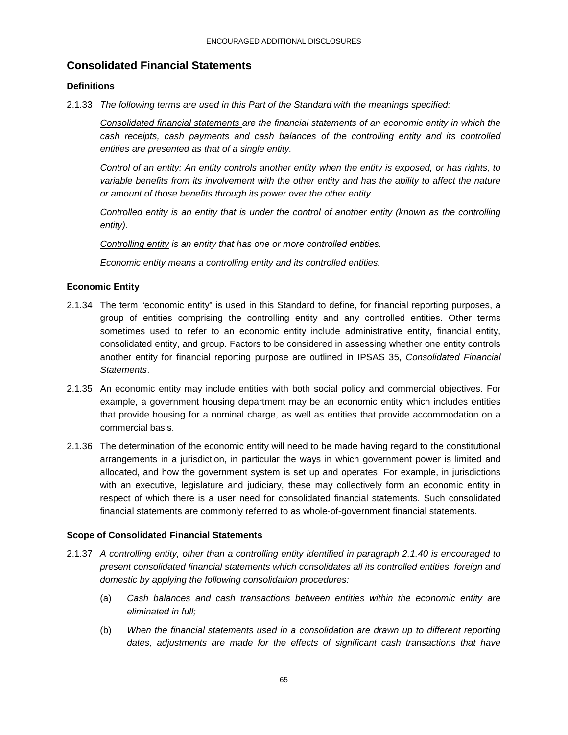## Consolidated Financial Statements

### Definitions

2.1.33 *The following terms are used in this Part of the Standard with the meanings specified:*

*Consolidated financial statements are the financial statements of an economic entity in which the cash receipts, cash payments and cash balances of the controlling entity and its controlled entities are presented as that of a single entity.*

*Control of an entity: An entity controls another entity when the entity is exposed, or has rights, to variable benefits from its involvement with the other entity and has the ability to affect the nature or amount of those benefits through its power over the other entity.*

*Controlled entity is an entity that is under the control of another entity (known as the controlling entity).*

*Controlling entity is an entity that has one or more controlled entities.*

*Economic entity means a controlling entity and its controlled entities.*

### Economic Entity

2.1.34 The term "economic entity" is used in this Standard to define, for financial reporting purposes, a group of entities comprising the controlling entity and any controlled entities. Other terms sometimes used to refer to an economic entity include administrative entity, financial entity, consolidated entity, and group. Factors to be considered in assessing whether one entity controls another entity for financial reporting purpose are outlined in IPSAS 35, *Consolidated Financial Statements*.

2.1.35 An economic entity may include entities with both social policy and commercial objectives. For example, a government housing department may be an economic entity which includes entities that provide housing for a nominal charge, as well as entities that provide accommodation on a commercial basis.

2.1.36 The determination of the economic entity will need to be made having regard to the constitutional arrangements in a jurisdiction, in particular the ways in which government power is limited and allocated, and how the government system is set up and operates. For example, in jurisdictions with an executive, legislature and judiciary, these may collectively form an economic entity in respect of which there is a user need for consolidated financial statements. Such consolidated financial statements are commonly referred to as whole-of-government financial statements.

### Scope of Consolidated Financial Statements

2.1.37 *A controlling entity, other than a controlling entity identified in paragraph 2.1.40 is encouraged to present consolidated financial statements which consolidates all its controlled entities, foreign and domestic by applying the following consolidation procedures:*

(a) *Cash balances and cash transactions between entities within the economic entity are eliminated in full;*

(b) *When the financial statements used in a consolidation are drawn up to different reporting dates, adjustments are made for the effects of significant cash transactions that have*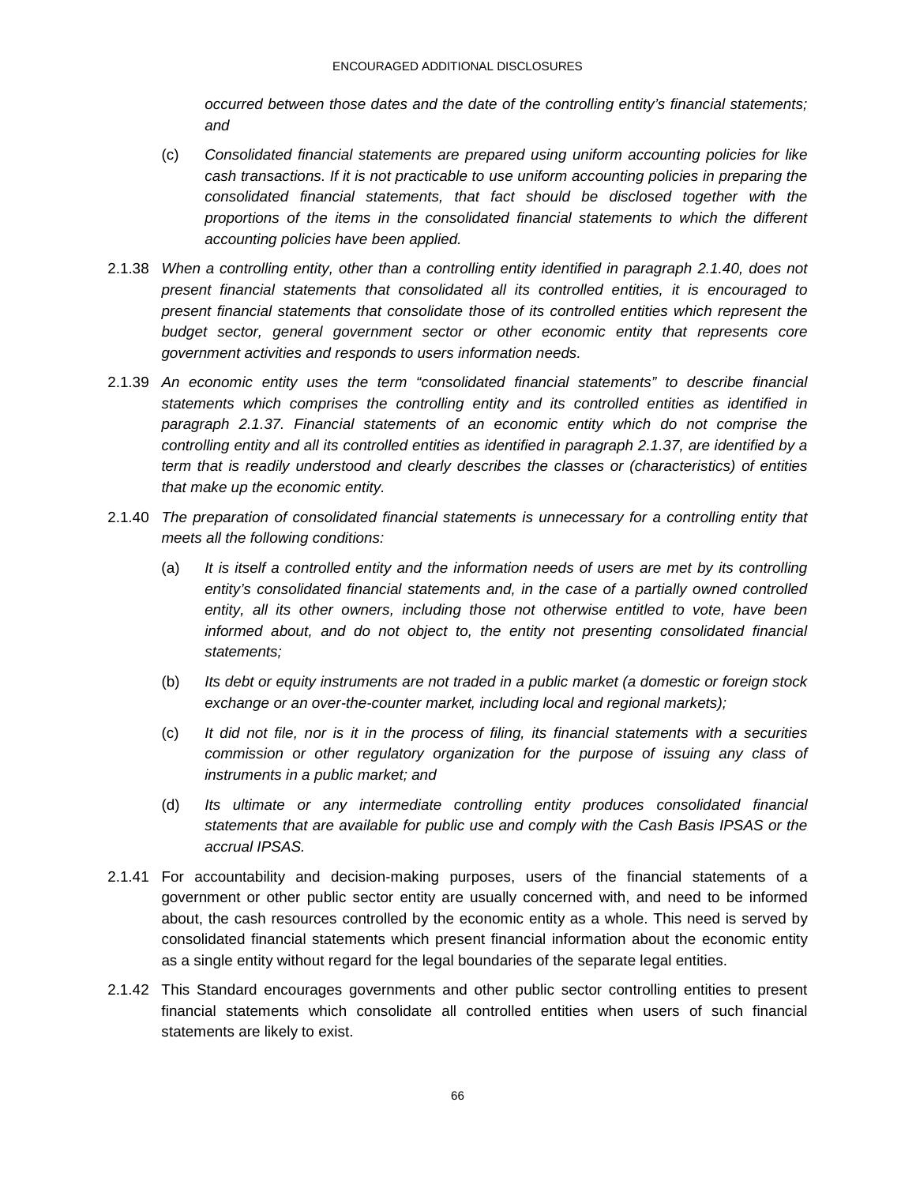*occurred between those dates and the date of the controlling entity's financial statements; and*

(c) *Consolidated financial statements are prepared using uniform accounting policies for like cash transactions. If it is not practicable to use uniform accounting policies in preparing the consolidated financial statements, that fact should be disclosed together with the proportions of the items in the consolidated financial statements to which the different accounting policies have been applied.*

2.1.38 *When a controlling entity, other than a controlling entity identified in paragraph 2.1.40, does not present financial statements that consolidated all its controlled entities, it is encouraged to present financial statements that consolidate those of its controlled entities which represent the budget sector, general government sector or other economic entity that represents core government activities and responds to users information needs.*

2.1.39 *An economic entity uses the term "consolidated financial statements" to describe financial statements which comprises the controlling entity and its controlled entities as identified in paragraph 2.1.37. Financial statements of an economic entity which do not comprise the controlling entity and all its controlled entities as identified in paragraph 2.1.37, are identified by a term that is readily understood and clearly describes the classes or (characteristics) of entities that make up the economic entity.*

2.1.40 *The preparation of consolidated financial statements is unnecessary for a controlling entity that meets all the following conditions:*

(a) *It is itself a controlled entity and the information needs of users are met by its controlling entity's consolidated financial statements and, in the case of a partially owned controlled entity, all its other owners, including those not otherwise entitled to vote, have been informed about, and do not object to, the entity not presenting consolidated financial statements;*

(b) *Its debt or equity instruments are not traded in a public market (a domestic or foreign stock exchange or an over-the-counter market, including local and regional markets);*

(c) *It did not file, nor is it in the process of filing, its financial statements with a securities commission or other regulatory organization for the purpose of issuing any class of instruments in a public market; and*

(d) *Its ultimate or any intermediate controlling entity produces consolidated financial statements that are available for public use and comply with the Cash Basis IPSAS or the accrual IPSAS.*

2.1.41 For accountability and decision-making purposes, users of the financial statements of a government or other public sector entity are usually concerned with, and need to be informed about, the cash resources controlled by the economic entity as a whole. This need is served by consolidated financial statements which present financial information about the economic entity as a single entity without regard for the legal boundaries of the separate legal entities.

2.1.42 This Standard encourages governments and other public sector controlling entities to present financial statements which consolidate all controlled entities when users of such financial statements are likely to exist.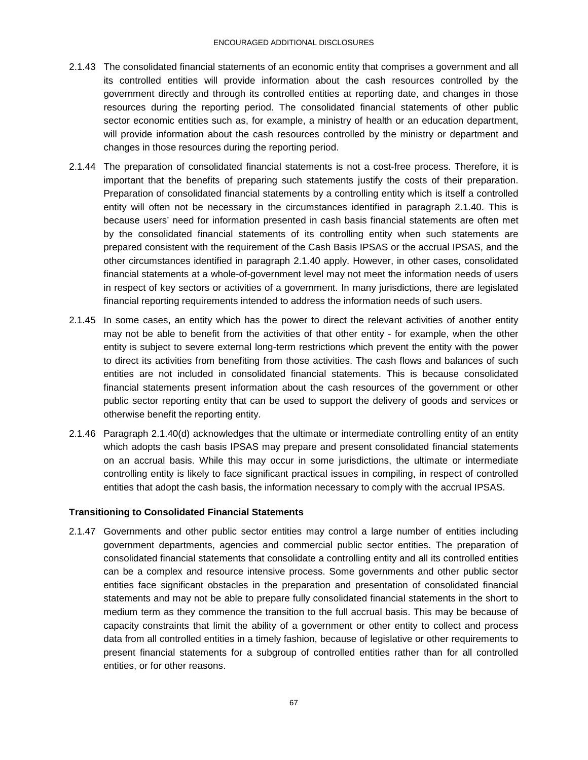2.1.43 The consolidated financial statements of an economic entity that comprises a government and all its controlled entities will provide information about the cash resources controlled by the government directly and through its controlled entities at reporting date, and changes in those resources during the reporting period. The consolidated financial statements of other public sector economic entities such as, for example, a ministry of health or an education department, will provide information about the cash resources controlled by the ministry or department and changes in those resources during the reporting period.

2.1.44 The preparation of consolidated financial statements is not a cost-free process. Therefore, it is important that the benefits of preparing such statements justify the costs of their preparation. Preparation of consolidated financial statements by a controlling entity which is itself a controlled entity will often not be necessary in the circumstances identified in paragraph 2.1.40. This is because users' need for information presented in cash basis financial statements are often met by the consolidated financial statements of its controlling entity when such statements are prepared consistent with the requirement of the Cash Basis IPSAS or the accrual IPSAS, and the other circumstances identified in paragraph 2.1.40 apply. However, in other cases, consolidated financial statements at a whole-of-government level may not meet the information needs of users in respect of key sectors or activities of a government. In many jurisdictions, there are legislated financial reporting requirements intended to address the information needs of such users.

2.1.45 In some cases, an entity which has the power to direct the relevant activities of another entity may not be able to benefit from the activities of that other entity - for example, when the other entity is subject to severe external long-term restrictions which prevent the entity with the power to direct its activities from benefiting from those activities. The cash flows and balances of such entities are not included in consolidated financial statements. This is because consolidated financial statements present information about the cash resources of the government or other public sector reporting entity that can be used to support the delivery of goods and services or otherwise benefit the reporting entity.

2.1.46 Paragraph 2.1.40(d) acknowledges that the ultimate or intermediate controlling entity of an entity which adopts the cash basis IPSAS may prepare and present consolidated financial statements on an accrual basis. While this may occur in some jurisdictions, the ultimate or intermediate controlling entity is likely to face significant practical issues in compiling, in respect of controlled entities that adopt the cash basis, the information necessary to comply with the accrual IPSAS.

**Transitioning to Consolidated Financial Statements**

2.1.47 Governments and other public sector entities may control a large number of entities including government departments, agencies and commercial public sector entities. The preparation of consolidated financial statements that consolidate a controlling entity and all its controlled entities can be a complex and resource intensive process. Some governments and other public sector entities face significant obstacles in the preparation and presentation of consolidated financial statements and may not be able to prepare fully consolidated financial statements in the short to medium term as they commence the transition to the full accrual basis. This may be because of capacity constraints that limit the ability of a government or other entity to collect and process data from all controlled entities in a timely fashion, because of legislative or other requirements to present financial statements for a subgroup of controlled entities rather than for all controlled entities, or for other reasons.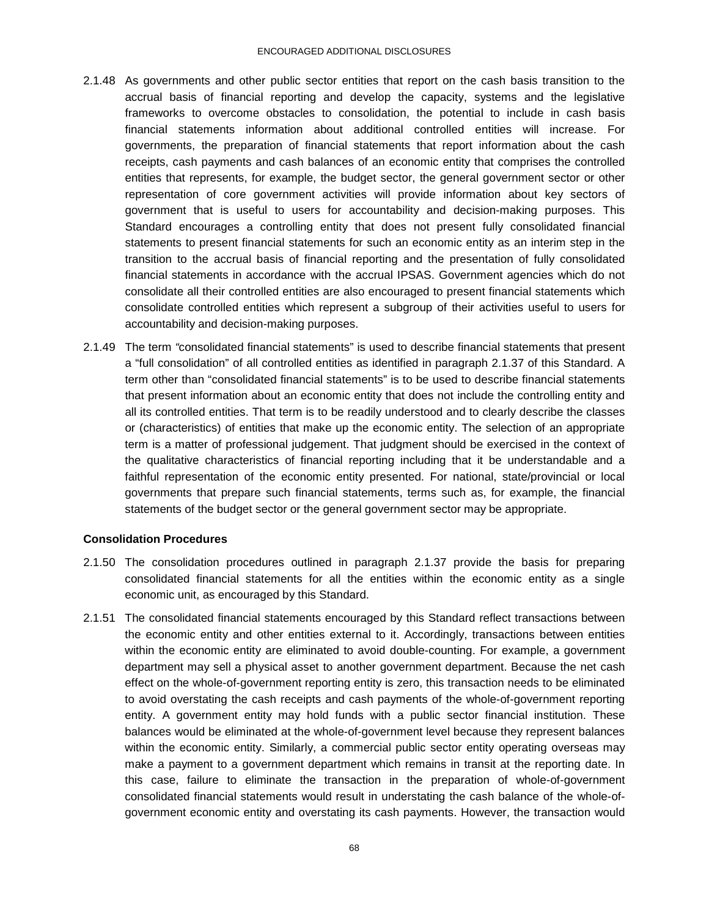2.1.48 As governments and other public sector entities that report on the cash basis transition to the accrual basis of financial reporting and develop the capacity, systems and the legislative frameworks to overcome obstacles to consolidation, the potential to include in cash basis financial statements information about additional controlled entities will increase. For governments, the preparation of financial statements that report information about the cash receipts, cash payments and cash balances of an economic entity that comprises the controlled entities that represents, for example, the budget sector, the general government sector or other representation of core government activities will provide information about key sectors of government that is useful to users for accountability and decision-making purposes. This Standard encourages a controlling entity that does not present fully consolidated financial statements to present financial statements for such an economic entity as an interim step in the transition to the accrual basis of financial reporting and the presentation of fully consolidated financial statements in accordance with the accrual IPSAS. Government agencies which do not consolidate all their controlled entities are also encouraged to present financial statements which consolidate controlled entities which represent a subgroup of their activities useful to users for accountability and decision-making purposes.

2.1.49 The term "consolidated financial statements" is used to describe financial statements that present a "full consolidation" of all controlled entities as identified in paragraph 2.1.37 of this Standard. A term other than "consolidated financial statements" is to be used to describe financial statements that present information about an economic entity that does not include the controlling entity and all its controlled entities. That term is to be readily understood and to clearly describe the classes or (characteristics) of entities that make up the economic entity. The selection of an appropriate term is a matter of professional judgement. That judgment should be exercised in the context of the qualitative characteristics of financial reporting including that it be understandable and a faithful representation of the economic entity presented. For national, state/provincial or local governments that prepare such financial statements, terms such as, for example, the financial statements of the budget sector or the general government sector may be appropriate.

**Consolidation Procedures**

2.1.50 The consolidation procedures outlined in paragraph 2.1.37 provide the basis for preparing consolidated financial statements for all the entities within the economic entity as a single economic unit, as encouraged by this Standard.

2.1.51 The consolidated financial statements encouraged by this Standard reflect transactions between the economic entity and other entities external to it. Accordingly, transactions between entities within the economic entity are eliminated to avoid double-counting. For example, a government department may sell a physical asset to another government department. Because the net cash effect on the whole-of-government reporting entity is zero, this transaction needs to be eliminated to avoid overstating the cash receipts and cash payments of the whole-of-government reporting entity. A government entity may hold funds with a public sector financial institution. These balances would be eliminated at the whole-of-government level because they represent balances within the economic entity. Similarly, a commercial public sector entity operating overseas may make a payment to a government department which remains in transit at the reporting date. In this case, failure to eliminate the transaction in the preparation of whole-of-government consolidated financial statements would result in understating the cash balance of the whole-of-government economic entity and overstating its cash payments. However, the transaction would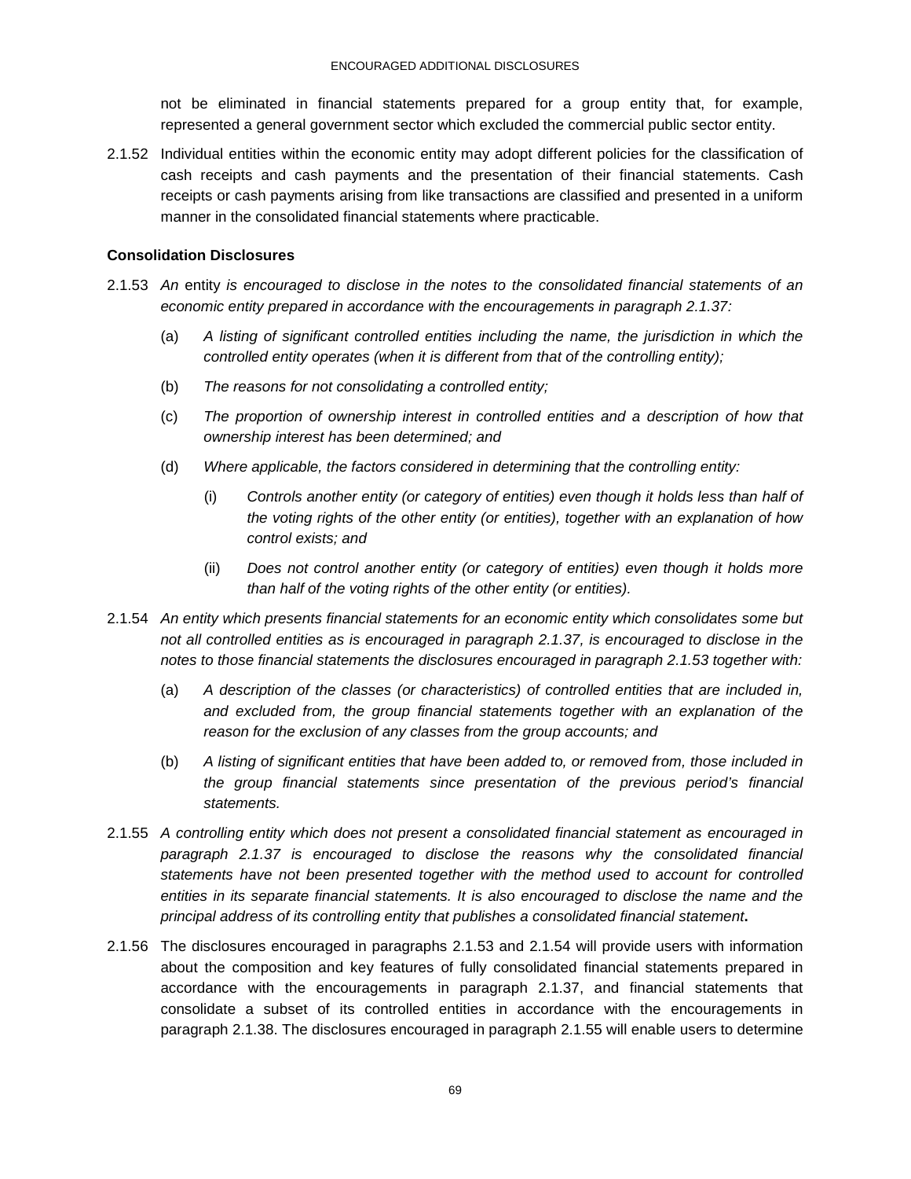not be eliminated in financial statements prepared for a group entity that, for example, represented a general government sector which excluded the commercial public sector entity.

2.1.52 Individual entities within the economic entity may adopt different policies for the classification of cash receipts and cash payments and the presentation of their financial statements. Cash receipts or cash payments arising from like transactions are classified and presented in a uniform manner in the consolidated financial statements where practicable.

**Consolidation Disclosures**

2.1.53 *An* entity *is encouraged to disclose in the notes to the consolidated financial statements of an economic entity prepared in accordance with the encouragements in paragraph 2.1.37:*

(a) *A listing of significant controlled entities including the name, the jurisdiction in which the controlled entity operates (when it is different from that of the controlling entity);*

(b) *The reasons for not consolidating a controlled entity;*

(c) *The proportion of ownership interest in controlled entities and a description of how that ownership interest has been determined; and*

(d) *Where applicable, the factors considered in determining that the controlling entity:*

(i) *Controls another entity (or category of entities) even though it holds less than half of the voting rights of the other entity (or entities), together with an explanation of how control exists; and*

(ii) *Does not control another entity (or category of entities) even though it holds more than half of the voting rights of the other entity (or entities).*

2.1.54 *An entity which presents financial statements for an economic entity which consolidates some but not all controlled entities as is encouraged in paragraph 2.1.37, is encouraged to disclose in the notes to those financial statements the disclosures encouraged in paragraph 2.1.53 together with:*

(a) *A description of the classes (or characteristics) of controlled entities that are included in, and excluded from, the group financial statements together with an explanation of the reason for the exclusion of any classes from the group accounts; and*

(b) *A listing of significant entities that have been added to, or removed from, those included in the group financial statements since presentation of the previous period's financial statements.*

2.1.55 *A controlling entity which does not present a consolidated financial statement as encouraged in paragraph 2.1.37 is encouraged to disclose the reasons why the consolidated financial statements have not been presented together with the method used to account for controlled entities in its separate financial statements. It is also encouraged to disclose the name and the principal address of its controlling entity that publishes a consolidated financial statement***.**

2.1.56 The disclosures encouraged in paragraphs 2.1.53 and 2.1.54 will provide users with information about the composition and key features of fully consolidated financial statements prepared in accordance with the encouragements in paragraph 2.1.37, and financial statements that consolidate a subset of its controlled entities in accordance with the encouragements in paragraph 2.1.38. The disclosures encouraged in paragraph 2.1.55 will enable users to determine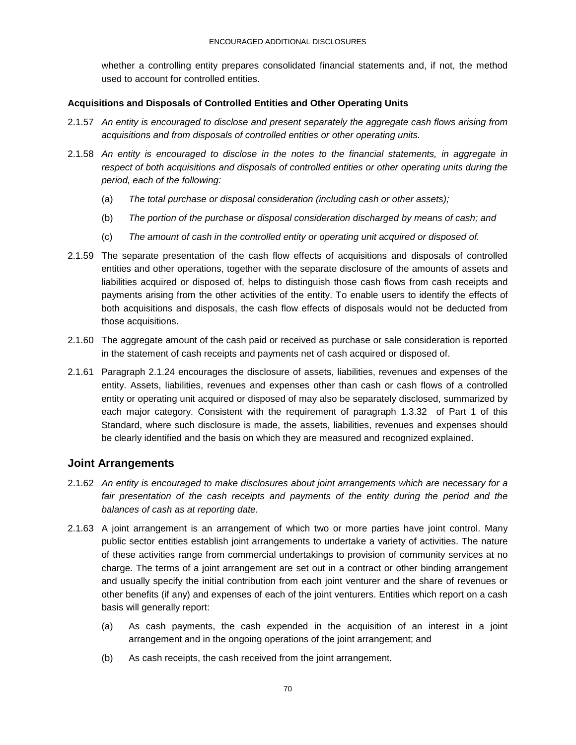whether a controlling entity prepares consolidated financial statements and, if not, the method used to account for controlled entities.

**Acquisitions and Disposals of Controlled Entities and Other Operating Units**

2.1.57 *An entity is encouraged to disclose and present separately the aggregate cash flows arising from acquisitions and from disposals of controlled entities or other operating units.*

2.1.58 *An entity is encouraged to disclose in the notes to the financial statements, in aggregate in respect of both acquisitions and disposals of controlled entities or other operating units during the period, each of the following:*

(a) *The total purchase or disposal consideration (including cash or other assets);*

(b) *The portion of the purchase or disposal consideration discharged by means of cash; and*

(c) *The amount of cash in the controlled entity or operating unit acquired or disposed of.*

2.1.59 The separate presentation of the cash flow effects of acquisitions and disposals of controlled entities and other operations, together with the separate disclosure of the amounts of assets and liabilities acquired or disposed of, helps to distinguish those cash flows from cash receipts and payments arising from the other activities of the entity. To enable users to identify the effects of both acquisitions and disposals, the cash flow effects of disposals would not be deducted from those acquisitions.

2.1.60 The aggregate amount of the cash paid or received as purchase or sale consideration is reported in the statement of cash receipts and payments net of cash acquired or disposed of.

2.1.61 Paragraph 2.1.24 encourages the disclosure of assets, liabilities, revenues and expenses of the entity. Assets, liabilities, revenues and expenses other than cash or cash flows of a controlled entity or operating unit acquired or disposed of may also be separately disclosed, summarized by each major category. Consistent with the requirement of paragraph 1.3.32 of Part 1 of this Standard, where such disclosure is made, the assets, liabilities, revenues and expenses should be clearly identified and the basis on which they are measured and recognized explained.

## Joint Arrangements

2.1.62 *An entity is encouraged to make disclosures about joint arrangements which are necessary for a fair presentation of the cash receipts and payments of the entity during the period and the balances of cash as at reporting date.*

2.1.63 A joint arrangement is an arrangement of which two or more parties have joint control. Many public sector entities establish joint arrangements to undertake a variety of activities. The nature of these activities range from commercial undertakings to provision of community services at no charge. The terms of a joint arrangement are set out in a contract or other binding arrangement and usually specify the initial contribution from each joint venturer and the share of revenues or other benefits (if any) and expenses of each of the joint venturers. Entities which report on a cash basis will generally report:

(a) As cash payments, the cash expended in the acquisition of an interest in a joint arrangement and in the ongoing operations of the joint arrangement; and

(b) As cash receipts, the cash received from the joint arrangement.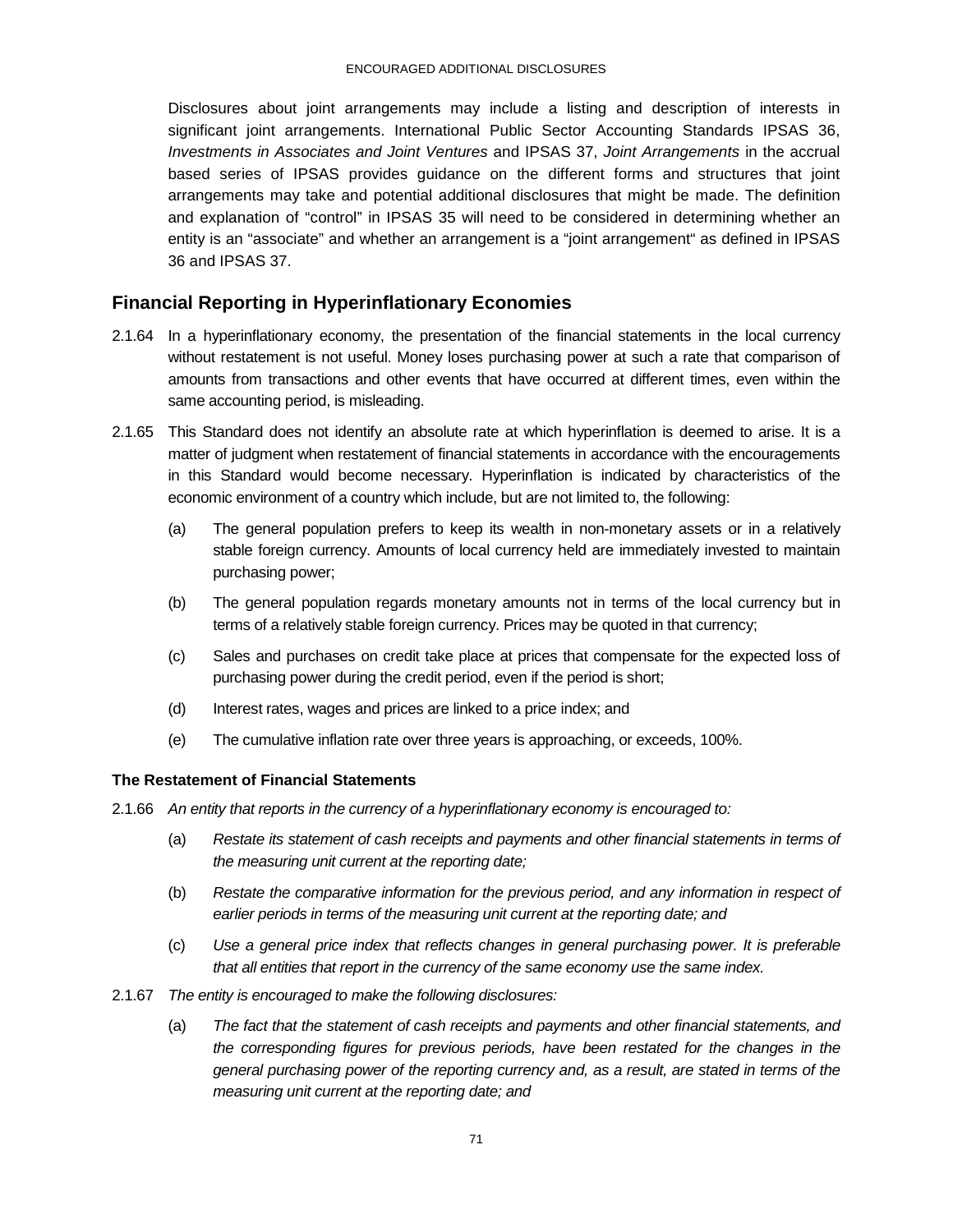Disclosures about joint arrangements may include a listing and description of interests in significant joint arrangements. International Public Sector Accounting Standards IPSAS 36, *Investments in Associates and Joint Ventures* and IPSAS 37, *Joint Arrangements* in the accrual based series of IPSAS provides guidance on the different forms and structures that joint arrangements may take and potential additional disclosures that might be made. The definition and explanation of "control" in IPSAS 35 will need to be considered in determining whether an entity is an "associate" and whether an arrangement is a "joint arrangement" as defined in IPSAS 36 and IPSAS 37.

## Financial Reporting in Hyperinflationary Economies

2.1.64 In a hyperinflationary economy, the presentation of the financial statements in the local currency without restatement is not useful. Money loses purchasing power at such a rate that comparison of amounts from transactions and other events that have occurred at different times, even within the same accounting period, is misleading.

2.1.65 This Standard does not identify an absolute rate at which hyperinflation is deemed to arise. It is a matter of judgment when restatement of financial statements in accordance with the encouragements in this Standard would become necessary. Hyperinflation is indicated by characteristics of the economic environment of a country which include, but are not limited to, the following:

(a) The general population prefers to keep its wealth in non-monetary assets or in a relatively stable foreign currency. Amounts of local currency held are immediately invested to maintain purchasing power;

(b) The general population regards monetary amounts not in terms of the local currency but in terms of a relatively stable foreign currency. Prices may be quoted in that currency;

(c) Sales and purchases on credit take place at prices that compensate for the expected loss of purchasing power during the credit period, even if the period is short;

(d) Interest rates, wages and prices are linked to a price index; and

(e) The cumulative inflation rate over three years is approaching, or exceeds, 100%.

### The Restatement of Financial Statements

2.1.66 *An entity that reports in the currency of a hyperinflationary economy is encouraged to:*

(a) *Restate its statement of cash receipts and payments and other financial statements in terms of the measuring unit current at the reporting date;*

(b) *Restate the comparative information for the previous period, and any information in respect of earlier periods in terms of the measuring unit current at the reporting date; and*

(c) *Use a general price index that reflects changes in general purchasing power. It is preferable that all entities that report in the currency of the same economy use the same index.*

2.1.67 *The entity is encouraged to make the following disclosures:*

(a) *The fact that the statement of cash receipts and payments and other financial statements, and the corresponding figures for previous periods, have been restated for the changes in the general purchasing power of the reporting currency and, as a result, are stated in terms of the measuring unit current at the reporting date; and*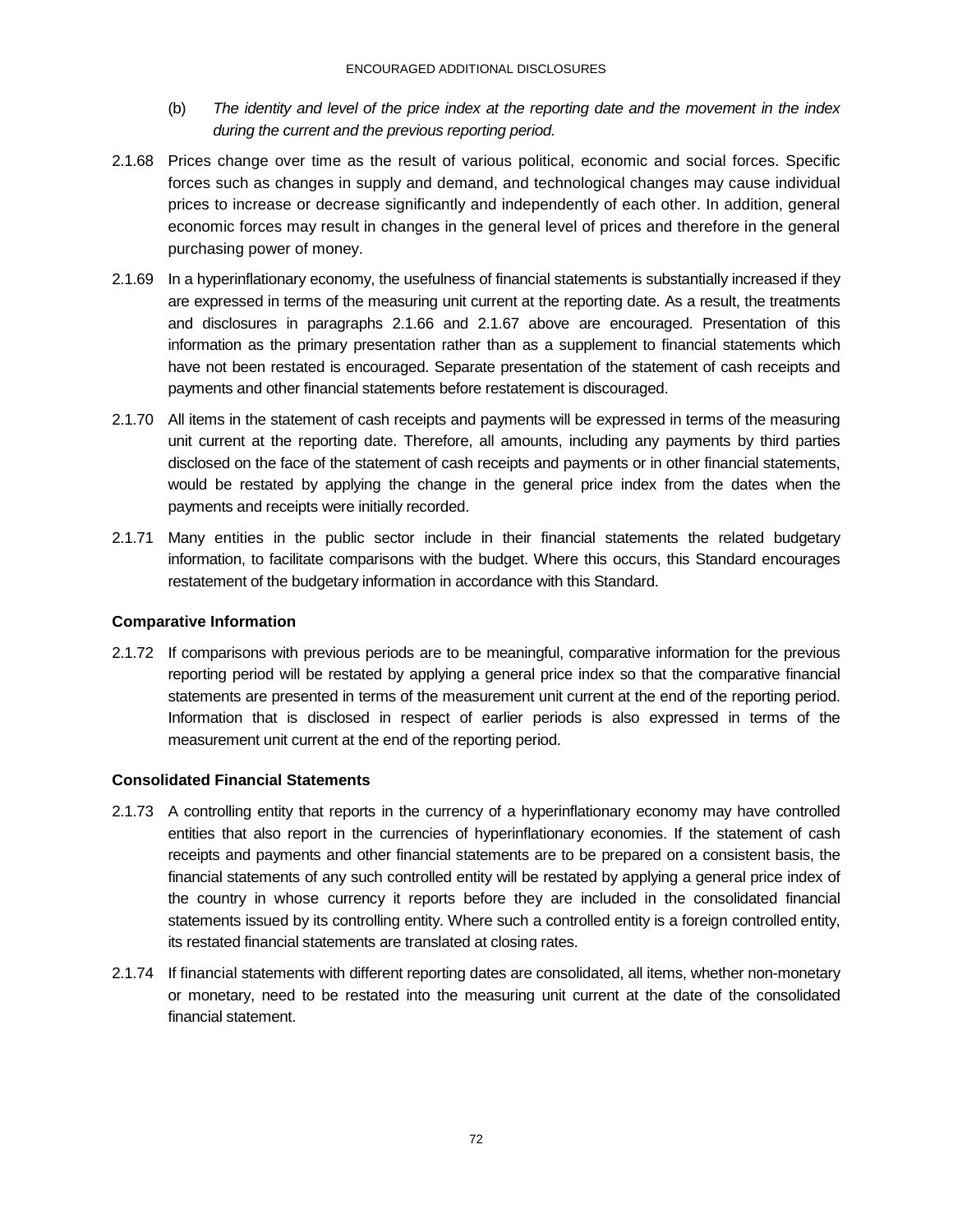(b) *The identity and level of the price index at the reporting date and the movement in the index during the current and the previous reporting period.*

2.1.68 Prices change over time as the result of various political, economic and social forces. Specific forces such as changes in supply and demand, and technological changes may cause individual prices to increase or decrease significantly and independently of each other. In addition, general economic forces may result in changes in the general level of prices and therefore in the general purchasing power of money.

2.1.69 In a hyperinflationary economy, the usefulness of financial statements is substantially increased if they are expressed in terms of the measuring unit current at the reporting date. As a result, the treatments and disclosures in paragraphs 2.1.66 and 2.1.67 above are encouraged. Presentation of this information as the primary presentation rather than as a supplement to financial statements which have not been restated is encouraged. Separate presentation of the statement of cash receipts and payments and other financial statements before restatement is discouraged.

2.1.70 All items in the statement of cash receipts and payments will be expressed in terms of the measuring unit current at the reporting date. Therefore, all amounts, including any payments by third parties disclosed on the face of the statement of cash receipts and payments or in other financial statements, would be restated by applying the change in the general price index from the dates when the payments and receipts were initially recorded.

2.1.71 Many entities in the public sector include in their financial statements the related budgetary information, to facilitate comparisons with the budget. Where this occurs, this Standard encourages restatement of the budgetary information in accordance with this Standard.

### Comparative Information

2.1.72 If comparisons with previous periods are to be meaningful, comparative information for the previous reporting period will be restated by applying a general price index so that the comparative financial statements are presented in terms of the measurement unit current at the end of the reporting period. Information that is disclosed in respect of earlier periods is also expressed in terms of the measurement unit current at the end of the reporting period.

### Consolidated Financial Statements

2.1.73 A controlling entity that reports in the currency of a hyperinflationary economy may have controlled entities that also report in the currencies of hyperinflationary economies. If the statement of cash receipts and payments and other financial statements are to be prepared on a consistent basis, the financial statements of any such controlled entity will be restated by applying a general price index of the country in whose currency it reports before they are included in the consolidated financial statements issued by its controlling entity. Where such a controlled entity is a foreign controlled entity, its restated financial statements are translated at closing rates.

2.1.74 If financial statements with different reporting dates are consolidated, all items, whether non-monetary or monetary, need to be restated into the measuring unit current at the date of the consolidated financial statement.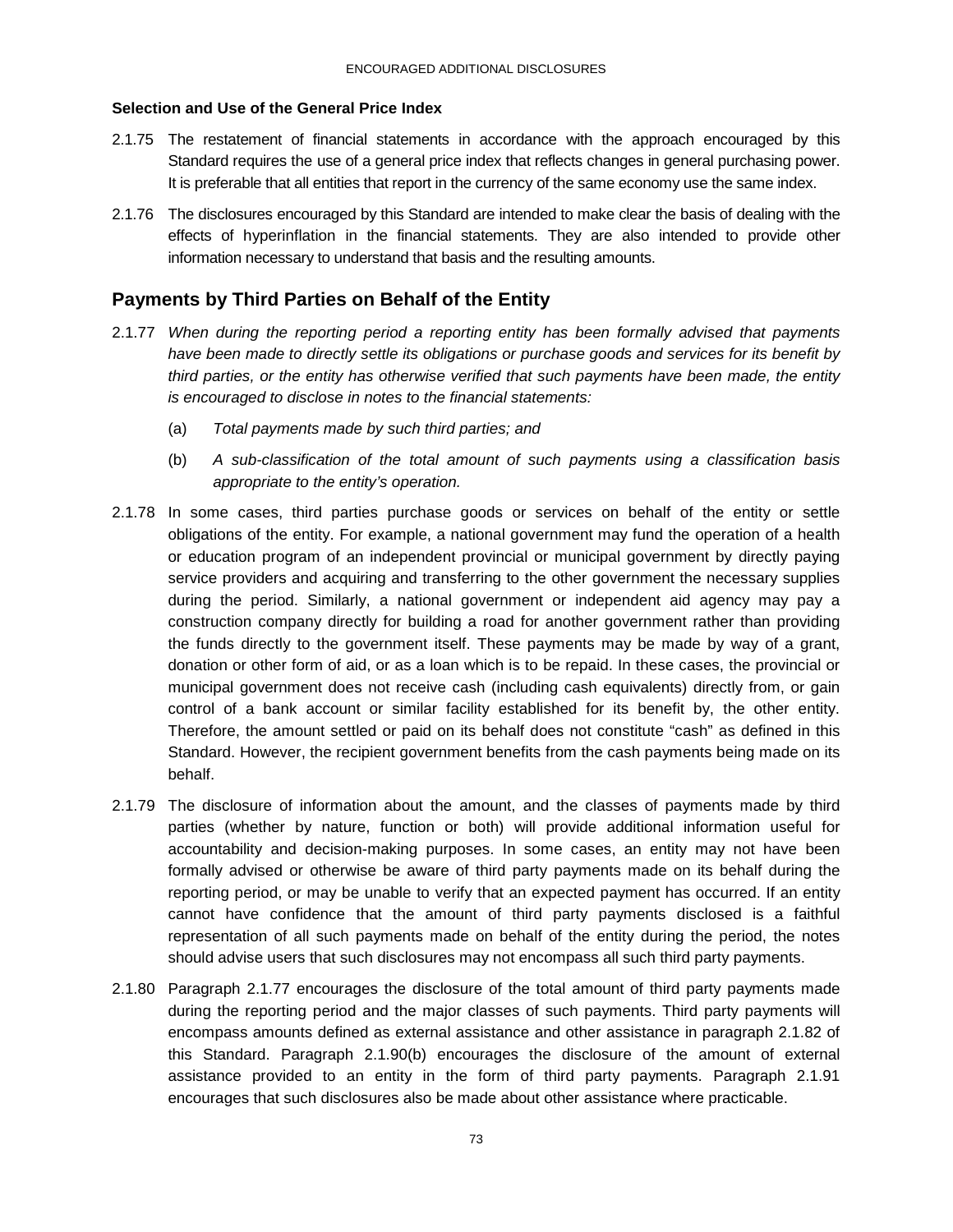### Selection and Use of the General Price Index

2.1.75 The restatement of financial statements in accordance with the approach encouraged by this Standard requires the use of a general price index that reflects changes in general purchasing power. It is preferable that all entities that report in the currency of the same economy use the same index.

2.1.76 The disclosures encouraged by this Standard are intended to make clear the basis of dealing with the effects of hyperinflation in the financial statements. They are also intended to provide other information necessary to understand that basis and the resulting amounts.

## Payments by Third Parties on Behalf of the Entity

2.1.77 *When during the reporting period a reporting entity has been formally advised that payments have been made to directly settle its obligations or purchase goods and services for its benefit by third parties, or the entity has otherwise verified that such payments have been made, the entity is encouraged to disclose in notes to the financial statements:*

(a) *Total payments made by such third parties; and*

(b) *A sub-classification of the total amount of such payments using a classification basis appropriate to the entity's operation.*

2.1.78 In some cases, third parties purchase goods or services on behalf of the entity or settle obligations of the entity. For example, a national government may fund the operation of a health or education program of an independent provincial or municipal government by directly paying service providers and acquiring and transferring to the other government the necessary supplies during the period. Similarly, a national government or independent aid agency may pay a construction company directly for building a road for another government rather than providing the funds directly to the government itself. These payments may be made by way of a grant, donation or other form of aid, or as a loan which is to be repaid. In these cases, the provincial or municipal government does not receive cash (including cash equivalents) directly from, or gain control of a bank account or similar facility established for its benefit by, the other entity. Therefore, the amount settled or paid on its behalf does not constitute "cash" as defined in this Standard. However, the recipient government benefits from the cash payments being made on its behalf.

2.1.79 The disclosure of information about the amount, and the classes of payments made by third parties (whether by nature, function or both) will provide additional information useful for accountability and decision-making purposes. In some cases, an entity may not have been formally advised or otherwise be aware of third party payments made on its behalf during the reporting period, or may be unable to verify that an expected payment has occurred. If an entity cannot have confidence that the amount of third party payments disclosed is a faithful representation of all such payments made on behalf of the entity during the period, the notes should advise users that such disclosures may not encompass all such third party payments.

2.1.80 Paragraph 2.1.77 encourages the disclosure of the total amount of third party payments made during the reporting period and the major classes of such payments. Third party payments will encompass amounts defined as external assistance and other assistance in paragraph 2.1.82 of this Standard. Paragraph 2.1.90(b) encourages the disclosure of the amount of external assistance provided to an entity in the form of third party payments. Paragraph 2.1.91 encourages that such disclosures also be made about other assistance where practicable.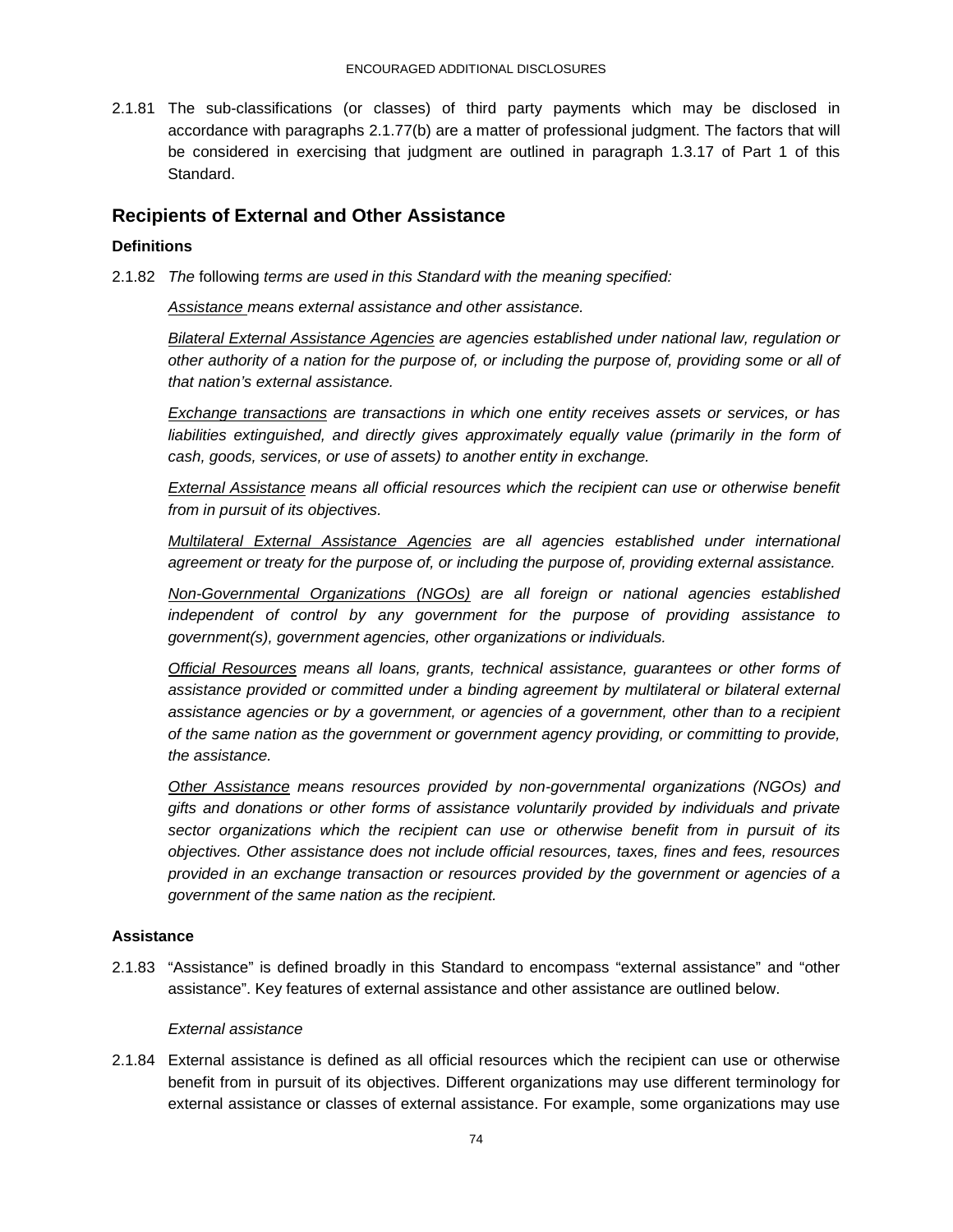2.1.81 The sub-classifications (or classes) of third party payments which may be disclosed in accordance with paragraphs 2.1.77(b) are a matter of professional judgment. The factors that will be considered in exercising that judgment are outlined in paragraph 1.3.17 of Part 1 of this Standard.

## Recipients of External and Other Assistance

### Definitions

2.1.82 *The* following *terms are used in this Standard with the meaning specified:*

*Assistance means external assistance and other assistance.*

*Bilateral External Assistance Agencies are agencies established under national law, regulation or other authority of a nation for the purpose of, or including the purpose of, providing some or all of that nation's external assistance.*

*Exchange transactions are transactions in which one entity receives assets or services, or has liabilities extinguished, and directly gives approximately equally value (primarily in the form of cash, goods, services, or use of assets) to another entity in exchange.*

*External Assistance means all official resources which the recipient can use or otherwise benefit from in pursuit of its objectives.*

*Multilateral External Assistance Agencies are all agencies established under international agreement or treaty for the purpose of, or including the purpose of, providing external assistance.*

*Non-Governmental Organizations (NGOs) are all foreign or national agencies established independent of control by any government for the purpose of providing assistance to government(s), government agencies, other organizations or individuals.*

*Official Resources means all loans, grants, technical assistance, guarantees or other forms of assistance provided or committed under a binding agreement by multilateral or bilateral external assistance agencies or by a government, or agencies of a government, other than to a recipient of the same nation as the government or government agency providing, or committing to provide, the assistance.*

*Other Assistance means resources provided by non-governmental organizations (NGOs) and gifts and donations or other forms of assistance voluntarily provided by individuals and private sector organizations which the recipient can use or otherwise benefit from in pursuit of its objectives. Other assistance does not include official resources, taxes, fines and fees, resources provided in an exchange transaction or resources provided by the government or agencies of a government of the same nation as the recipient.*

### Assistance

2.1.83 "Assistance" is defined broadly in this Standard to encompass "external assistance" and "other assistance". Key features of external assistance and other assistance are outlined below.

*External assistance*

2.1.84 External assistance is defined as all official resources which the recipient can use or otherwise benefit from in pursuit of its objectives. Different organizations may use different terminology for external assistance or classes of external assistance. For example, some organizations may use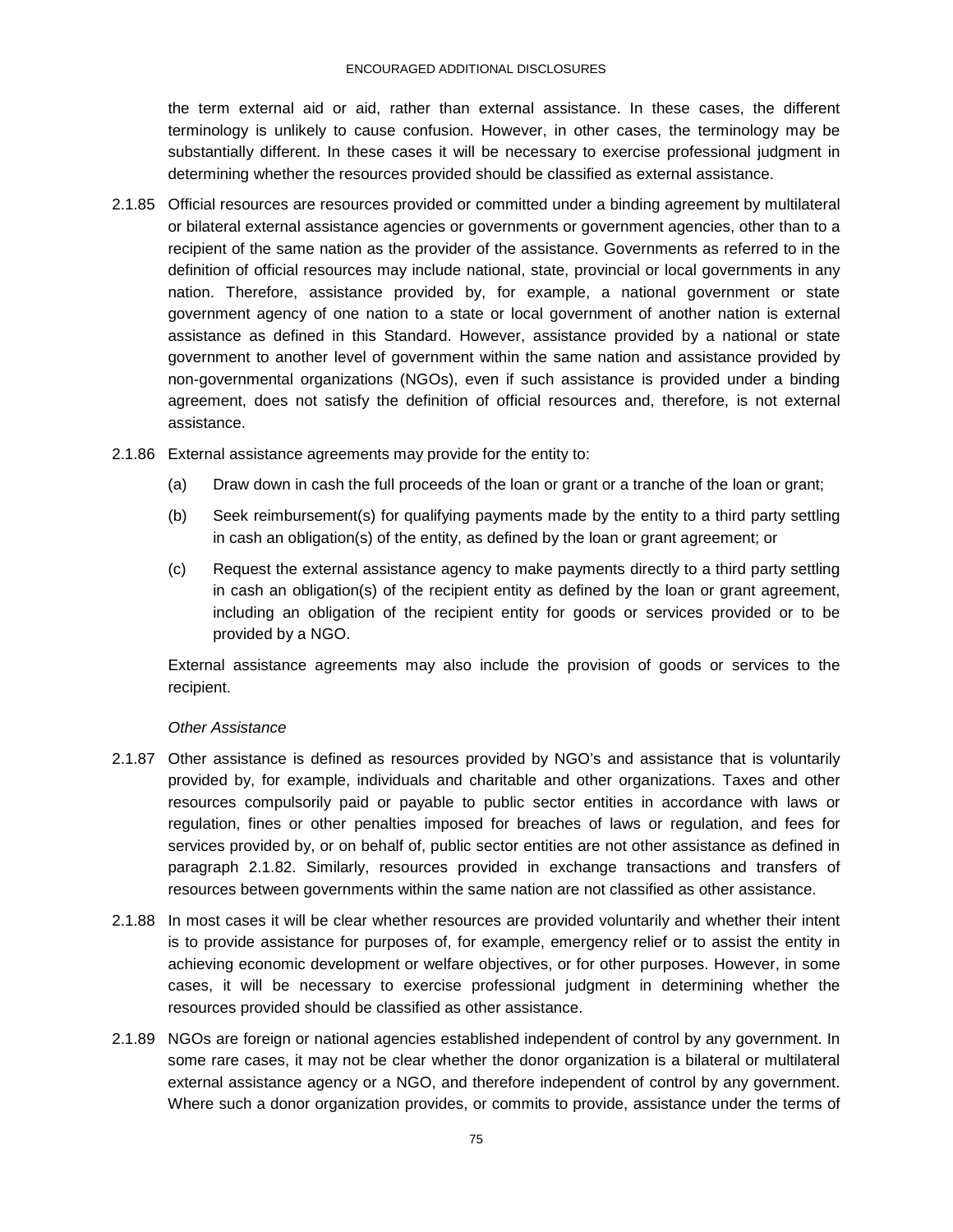the term external aid or aid, rather than external assistance. In these cases, the different terminology is unlikely to cause confusion. However, in other cases, the terminology may be substantially different. In these cases it will be necessary to exercise professional judgment in determining whether the resources provided should be classified as external assistance.

2.1.85 Official resources are resources provided or committed under a binding agreement by multilateral or bilateral external assistance agencies or governments or government agencies, other than to a recipient of the same nation as the provider of the assistance. Governments as referred to in the definition of official resources may include national, state, provincial or local governments in any nation. Therefore, assistance provided by, for example, a national government or state government agency of one nation to a state or local government of another nation is external assistance as defined in this Standard. However, assistance provided by a national or state government to another level of government within the same nation and assistance provided by non-governmental organizations (NGOs), even if such assistance is provided under a binding agreement, does not satisfy the definition of official resources and, therefore, is not external assistance.

2.1.86 External assistance agreements may provide for the entity to:

(a) Draw down in cash the full proceeds of the loan or grant or a tranche of the loan or grant;

(b) Seek reimbursement(s) for qualifying payments made by the entity to a third party settling in cash an obligation(s) of the entity, as defined by the loan or grant agreement; or

(c) Request the external assistance agency to make payments directly to a third party settling in cash an obligation(s) of the recipient entity as defined by the loan or grant agreement, including an obligation of the recipient entity for goods or services provided or to be provided by a NGO.

External assistance agreements may also include the provision of goods or services to the recipient.

*Other Assistance*

2.1.87 Other assistance is defined as resources provided by NGO's and assistance that is voluntarily provided by, for example, individuals and charitable and other organizations. Taxes and other resources compulsorily paid or payable to public sector entities in accordance with laws or regulation, fines or other penalties imposed for breaches of laws or regulation, and fees for services provided by, or on behalf of, public sector entities are not other assistance as defined in paragraph 2.1.82. Similarly, resources provided in exchange transactions and transfers of resources between governments within the same nation are not classified as other assistance.

2.1.88 In most cases it will be clear whether resources are provided voluntarily and whether their intent is to provide assistance for purposes of, for example, emergency relief or to assist the entity in achieving economic development or welfare objectives, or for other purposes. However, in some cases, it will be necessary to exercise professional judgment in determining whether the resources provided should be classified as other assistance.

2.1.89 NGOs are foreign or national agencies established independent of control by any government. In some rare cases, it may not be clear whether the donor organization is a bilateral or multilateral external assistance agency or a NGO, and therefore independent of control by any government. Where such a donor organization provides, or commits to provide, assistance under the terms of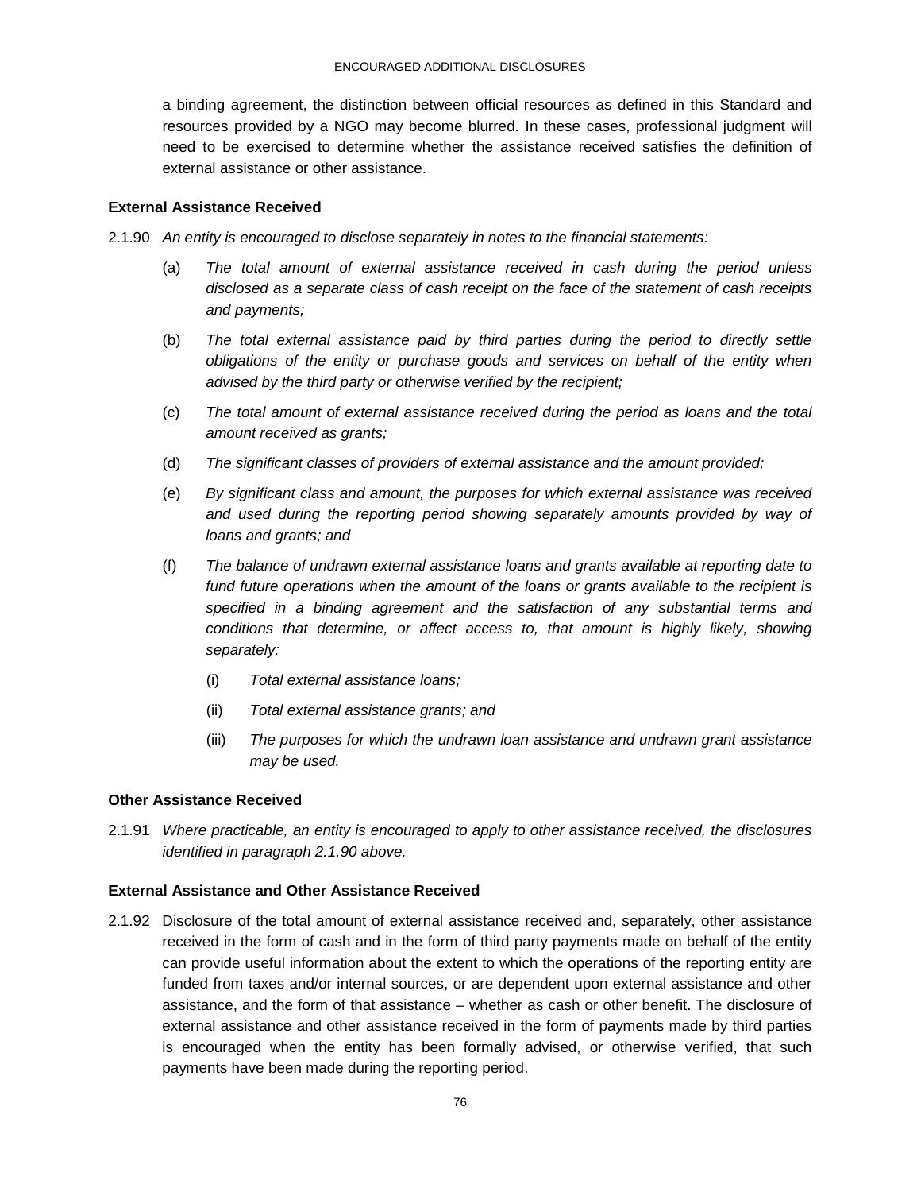a binding agreement, the distinction between official resources as defined in this Standard and resources provided by a NGO may become blurred. In these cases, professional judgment will need to be exercised to determine whether the assistance received satisfies the definition of external assistance or other assistance.

**External Assistance Received**

2.1.90 *An entity is encouraged to disclose separately in notes to the financial statements:*

(a) *The total amount of external assistance received in cash during the period unless disclosed as a separate class of cash receipt on the face of the statement of cash receipts and payments;*

(b) *The total external assistance paid by third parties during the period to directly settle obligations of the entity or purchase goods and services on behalf of the entity when advised by the third party or otherwise verified by the recipient;*

(c) *The total amount of external assistance received during the period as loans and the total amount received as grants;*

(d) *The significant classes of providers of external assistance and the amount provided;*

(e) *By significant class and amount, the purposes for which external assistance was received and used during the reporting period showing separately amounts provided by way of loans and grants; and*

(f) *The balance of undrawn external assistance loans and grants available at reporting date to fund future operations when the amount of the loans or grants available to the recipient is specified in a binding agreement and the satisfaction of any substantial terms and conditions that determine, or affect access to, that amount is highly likely, showing separately:*

   (i) *Total external assistance loans;*

   (ii) *Total external assistance grants; and*

   (iii) *The purposes for which the undrawn loan assistance and undrawn grant assistance may be used.*

**Other Assistance Received**

2.1.91 *Where practicable, an entity is encouraged to apply to other assistance received, the disclosures identified in paragraph 2.1.90 above.*

**External Assistance and Other Assistance Received**

2.1.92 Disclosure of the total amount of external assistance received and, separately, other assistance received in the form of cash and in the form of third party payments made on behalf of the entity can provide useful information about the extent to which the operations of the reporting entity are funded from taxes and/or internal sources, or are dependent upon external assistance and other assistance, and the form of that assistance – whether as cash or other benefit. The disclosure of external assistance and other assistance received in the form of payments made by third parties is encouraged when the entity has been formally advised, or otherwise verified, that such payments have been made during the reporting period.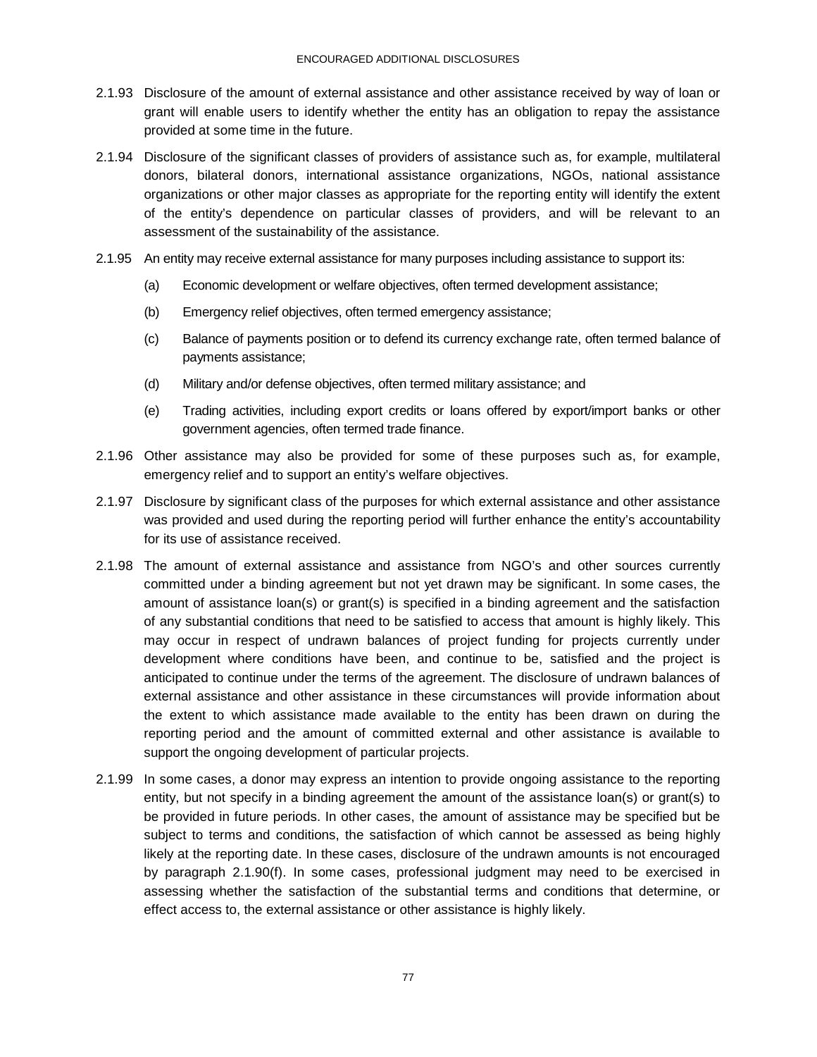2.1.93 Disclosure of the amount of external assistance and other assistance received by way of loan or grant will enable users to identify whether the entity has an obligation to repay the assistance provided at some time in the future.

2.1.94 Disclosure of the significant classes of providers of assistance such as, for example, multilateral donors, bilateral donors, international assistance organizations, NGOs, national assistance organizations or other major classes as appropriate for the reporting entity will identify the extent of the entity's dependence on particular classes of providers, and will be relevant to an assessment of the sustainability of the assistance.

2.1.95 An entity may receive external assistance for many purposes including assistance to support its:

(a) Economic development or welfare objectives, often termed development assistance;

(b) Emergency relief objectives, often termed emergency assistance;

(c) Balance of payments position or to defend its currency exchange rate, often termed balance of payments assistance;

(d) Military and/or defense objectives, often termed military assistance; and

(e) Trading activities, including export credits or loans offered by export/import banks or other government agencies, often termed trade finance.

2.1.96 Other assistance may also be provided for some of these purposes such as, for example, emergency relief and to support an entity's welfare objectives.

2.1.97 Disclosure by significant class of the purposes for which external assistance and other assistance was provided and used during the reporting period will further enhance the entity's accountability for its use of assistance received.

2.1.98 The amount of external assistance and assistance from NGO's and other sources currently committed under a binding agreement but not yet drawn may be significant. In some cases, the amount of assistance loan(s) or grant(s) is specified in a binding agreement and the satisfaction of any substantial conditions that need to be satisfied to access that amount is highly likely. This may occur in respect of undrawn balances of project funding for projects currently under development where conditions have been, and continue to be, satisfied and the project is anticipated to continue under the terms of the agreement. The disclosure of undrawn balances of external assistance and other assistance in these circumstances will provide information about the extent to which assistance made available to the entity has been drawn on during the reporting period and the amount of committed external and other assistance is available to support the ongoing development of particular projects.

2.1.99 In some cases, a donor may express an intention to provide ongoing assistance to the reporting entity, but not specify in a binding agreement the amount of the assistance loan(s) or grant(s) to be provided in future periods. In other cases, the amount of assistance may be specified but be subject to terms and conditions, the satisfaction of which cannot be assessed as being highly likely at the reporting date. In these cases, disclosure of the undrawn amounts is not encouraged by paragraph 2.1.90(f). In some cases, professional judgment may need to be exercised in assessing whether the satisfaction of the substantial terms and conditions that determine, or effect access to, the external assistance or other assistance is highly likely.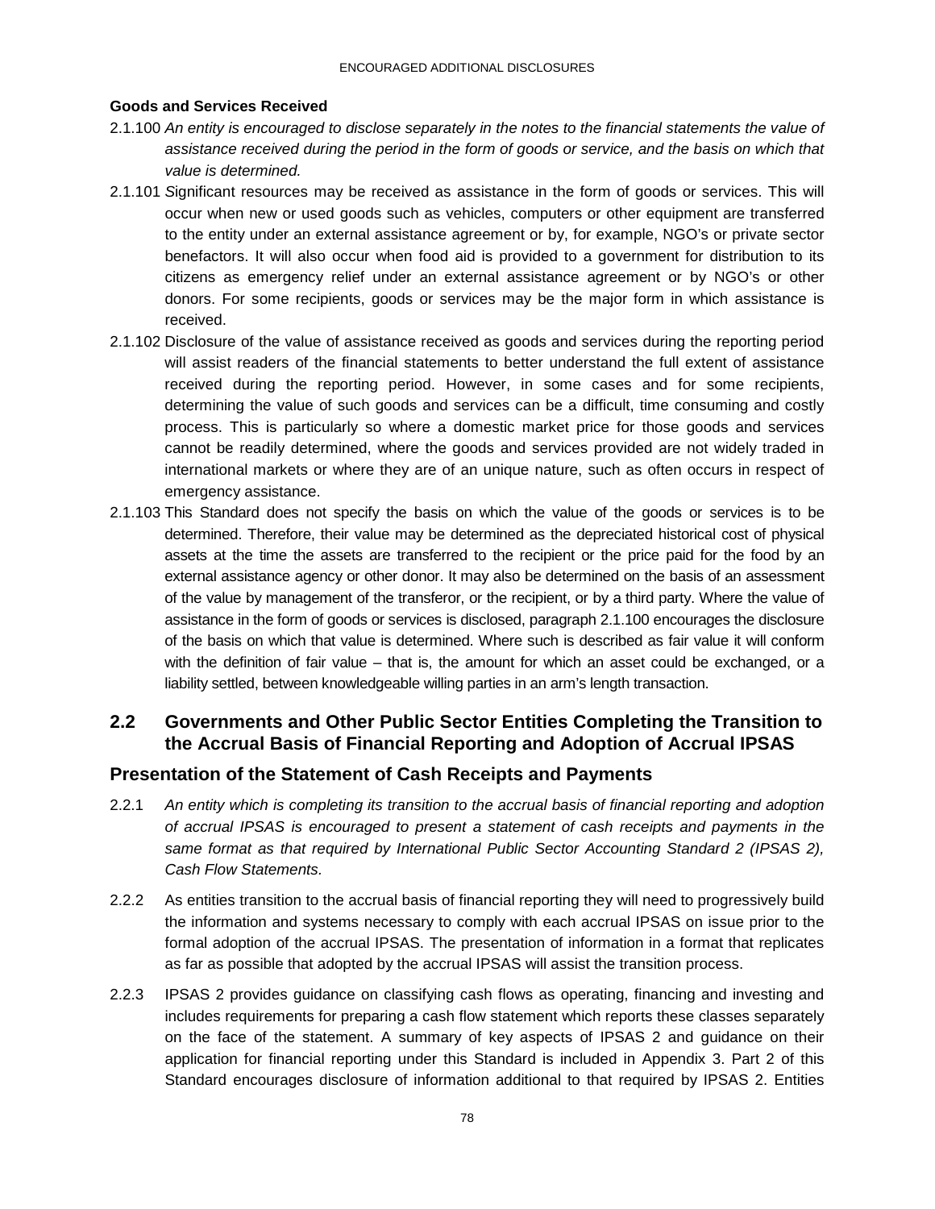**Goods and Services Received**

2.1.100 *An entity is encouraged to disclose separately in the notes to the financial statements the value of assistance received during the period in the form of goods or service, and the basis on which that value is determined.*

2.1.101 Significant resources may be received as assistance in the form of goods or services. This will occur when new or used goods such as vehicles, computers or other equipment are transferred to the entity under an external assistance agreement or by, for example, NGO's or private sector benefactors. It will also occur when food aid is provided to a government for distribution to its citizens as emergency relief under an external assistance agreement or by NGO's or other donors. For some recipients, goods or services may be the major form in which assistance is received.

2.1.102 Disclosure of the value of assistance received as goods and services during the reporting period will assist readers of the financial statements to better understand the full extent of assistance received during the reporting period. However, in some cases and for some recipients, determining the value of such goods and services can be a difficult, time consuming and costly process. This is particularly so where a domestic market price for those goods and services cannot be readily determined, where the goods and services provided are not widely traded in international markets or where they are of an unique nature, such as often occurs in respect of emergency assistance.

2.1.103 This Standard does not specify the basis on which the value of the goods or services is to be determined. Therefore, their value may be determined as the depreciated historical cost of physical assets at the time the assets are transferred to the recipient or the price paid for the food by an external assistance agency or other donor. It may also be determined on the basis of an assessment of the value by management of the transferor, or the recipient, or by a third party. Where the value of assistance in the form of goods or services is disclosed, paragraph 2.1.100 encourages the disclosure of the basis on which that value is determined. Where such is described as fair value it will conform with the definition of fair value – that is, the amount for which an asset could be exchanged, or a liability settled, between knowledgeable willing parties in an arm's length transaction.

## 2.2 Governments and Other Public Sector Entities Completing the Transition to the Accrual Basis of Financial Reporting and Adoption of Accrual IPSAS

### Presentation of the Statement of Cash Receipts and Payments

2.2.1 *An entity which is completing its transition to the accrual basis of financial reporting and adoption of accrual IPSAS is encouraged to present a statement of cash receipts and payments in the same format as that required by International Public Sector Accounting Standard 2 (IPSAS 2), Cash Flow Statements.*

2.2.2 As entities transition to the accrual basis of financial reporting they will need to progressively build the information and systems necessary to comply with each accrual IPSAS on issue prior to the formal adoption of the accrual IPSAS. The presentation of information in a format that replicates as far as possible that adopted by the accrual IPSAS will assist the transition process.

2.2.3 IPSAS 2 provides guidance on classifying cash flows as operating, financing and investing and includes requirements for preparing a cash flow statement which reports these classes separately on the face of the statement. A summary of key aspects of IPSAS 2 and guidance on their application for financial reporting under this Standard is included in Appendix 3. Part 2 of this Standard encourages disclosure of information additional to that required by IPSAS 2. Entities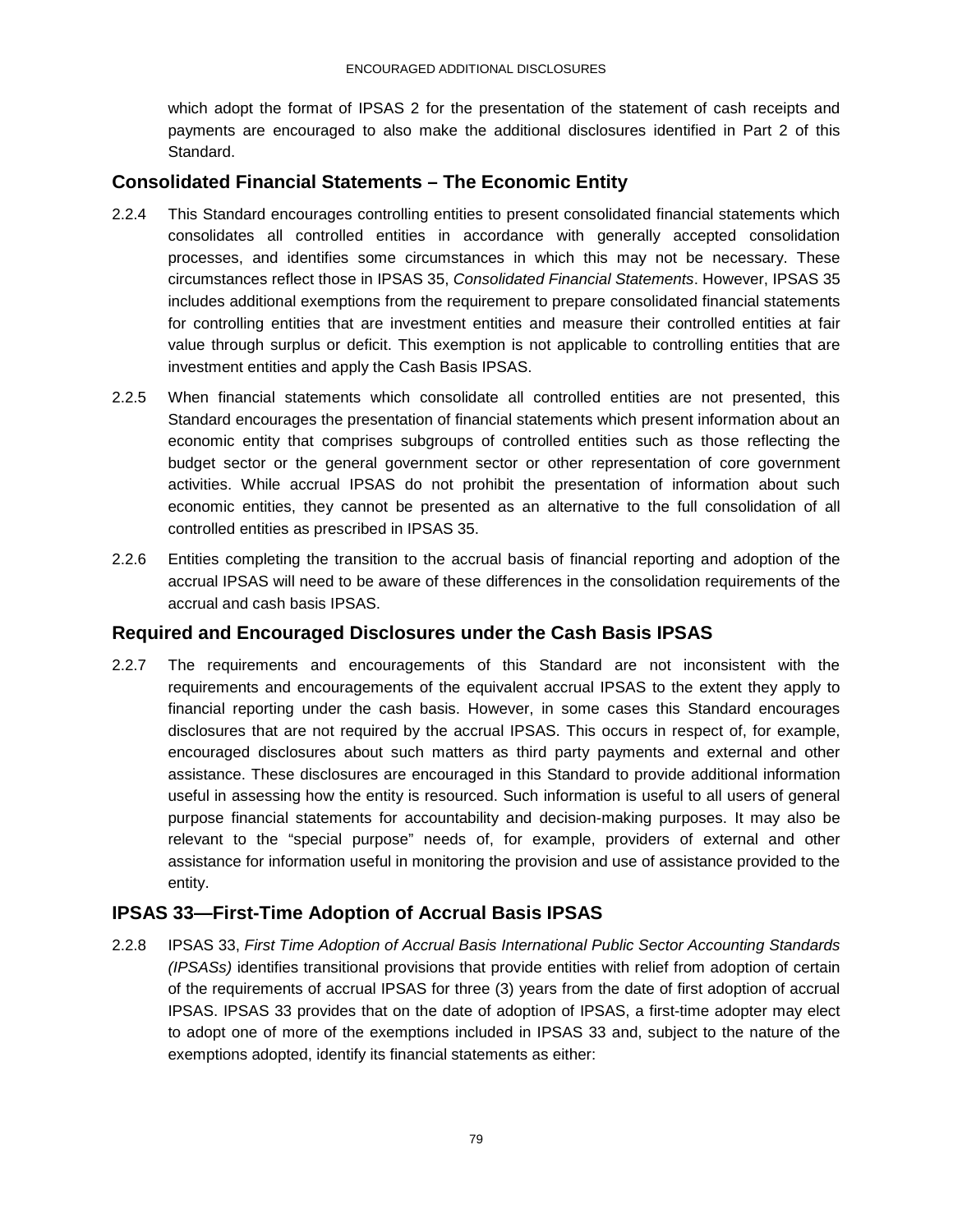which adopt the format of IPSAS 2 for the presentation of the statement of cash receipts and payments are encouraged to also make the additional disclosures identified in Part 2 of this Standard.

## Consolidated Financial Statements – The Economic Entity

2.2.4 This Standard encourages controlling entities to present consolidated financial statements which consolidates all controlled entities in accordance with generally accepted consolidation processes, and identifies some circumstances in which this may not be necessary. These circumstances reflect those in IPSAS 35, *Consolidated Financial Statements*. However, IPSAS 35 includes additional exemptions from the requirement to prepare consolidated financial statements for controlling entities that are investment entities and measure their controlled entities at fair value through surplus or deficit. This exemption is not applicable to controlling entities that are investment entities and apply the Cash Basis IPSAS.

2.2.5 When financial statements which consolidate all controlled entities are not presented, this Standard encourages the presentation of financial statements which present information about an economic entity that comprises subgroups of controlled entities such as those reflecting the budget sector or the general government sector or other representation of core government activities. While accrual IPSAS do not prohibit the presentation of information about such economic entities, they cannot be presented as an alternative to the full consolidation of all controlled entities as prescribed in IPSAS 35.

2.2.6 Entities completing the transition to the accrual basis of financial reporting and adoption of the accrual IPSAS will need to be aware of these differences in the consolidation requirements of the accrual and cash basis IPSAS.

## Required and Encouraged Disclosures under the Cash Basis IPSAS

2.2.7 The requirements and encouragements of this Standard are not inconsistent with the requirements and encouragements of the equivalent accrual IPSAS to the extent they apply to financial reporting under the cash basis. However, in some cases this Standard encourages disclosures that are not required by the accrual IPSAS. This occurs in respect of, for example, encouraged disclosures about such matters as third party payments and external and other assistance. These disclosures are encouraged in this Standard to provide additional information useful in assessing how the entity is resourced. Such information is useful to all users of general purpose financial statements for accountability and decision-making purposes. It may also be relevant to the "special purpose" needs of, for example, providers of external and other assistance for information useful in monitoring the provision and use of assistance provided to the entity.

## IPSAS 33—First-Time Adoption of Accrual Basis IPSAS

2.2.8 IPSAS 33, *First Time Adoption of Accrual Basis International Public Sector Accounting Standards (IPSASs)* identifies transitional provisions that provide entities with relief from adoption of certain of the requirements of accrual IPSAS for three (3) years from the date of first adoption of accrual IPSAS. IPSAS 33 provides that on the date of adoption of IPSAS, a first-time adopter may elect to adopt one of more of the exemptions included in IPSAS 33 and, subject to the nature of the exemptions adopted, identify its financial statements as either: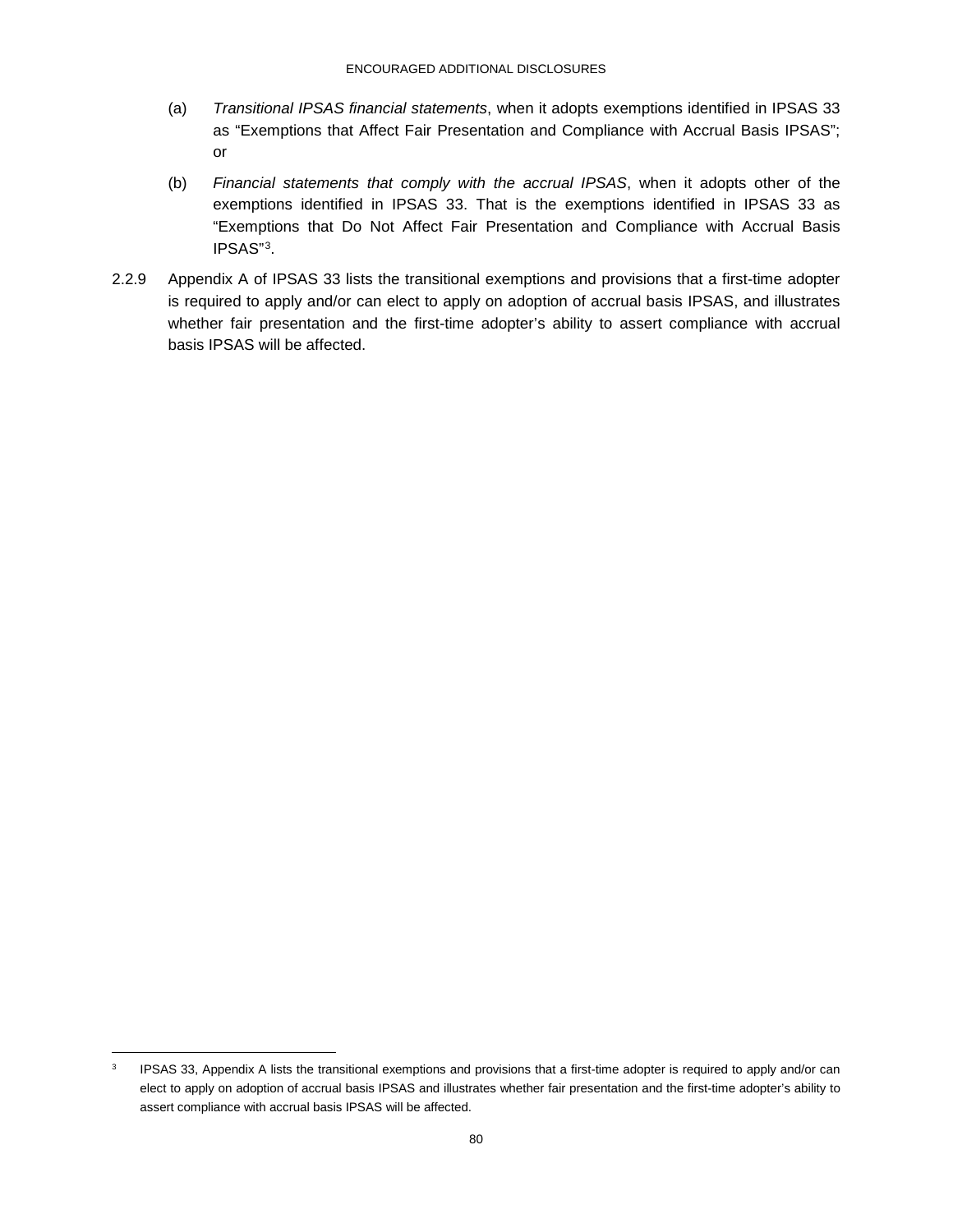(a) *Transitional IPSAS financial statements*, when it adopts exemptions identified in IPSAS 33 as "Exemptions that Affect Fair Presentation and Compliance with Accrual Basis IPSAS"; or

(b) *Financial statements that comply with the accrual IPSAS*, when it adopts other of the exemptions identified in IPSAS 33. That is the exemptions identified in IPSAS 33 as "Exemptions that Do Not Affect Fair Presentation and Compliance with Accrual Basis IPSAS"[3].

2.2.9 Appendix A of IPSAS 33 lists the transitional exemptions and provisions that a first-time adopter is required to apply and/or can elect to apply on adoption of accrual basis IPSAS, and illustrates whether fair presentation and the first-time adopter's ability to assert compliance with accrual basis IPSAS will be affected.

---

[3] IPSAS 33, Appendix A lists the transitional exemptions and provisions that a first-time adopter is required to apply and/or can elect to apply on adoption of accrual basis IPSAS and illustrates whether fair presentation and the first-time adopter's ability to assert compliance with accrual basis IPSAS will be affected.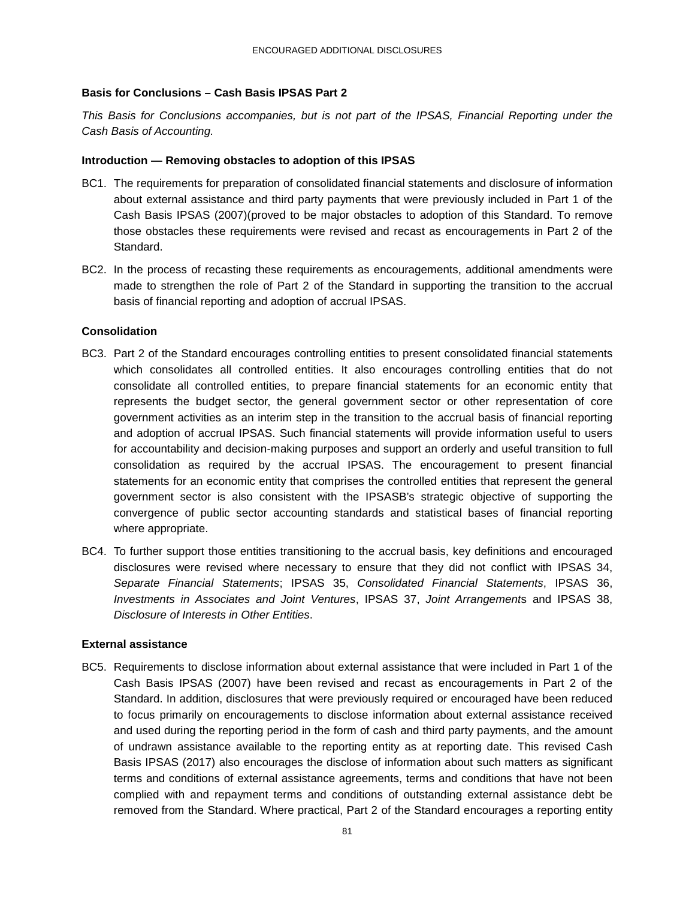**Basis for Conclusions – Cash Basis IPSAS Part 2**

*This Basis for Conclusions accompanies, but is not part of the IPSAS, Financial Reporting under the Cash Basis of Accounting.*

**Introduction — Removing obstacles to adoption of this IPSAS**

BC1. The requirements for preparation of consolidated financial statements and disclosure of information about external assistance and third party payments that were previously included in Part 1 of the Cash Basis IPSAS (2007)(proved to be major obstacles to adoption of this Standard. To remove those obstacles these requirements were revised and recast as encouragements in Part 2 of the Standard.

BC2. In the process of recasting these requirements as encouragements, additional amendments were made to strengthen the role of Part 2 of the Standard in supporting the transition to the accrual basis of financial reporting and adoption of accrual IPSAS.

**Consolidation**

BC3. Part 2 of the Standard encourages controlling entities to present consolidated financial statements which consolidates all controlled entities. It also encourages controlling entities that do not consolidate all controlled entities, to prepare financial statements for an economic entity that represents the budget sector, the general government sector or other representation of core government activities as an interim step in the transition to the accrual basis of financial reporting and adoption of accrual IPSAS. Such financial statements will provide information useful to users for accountability and decision-making purposes and support an orderly and useful transition to full consolidation as required by the accrual IPSAS. The encouragement to present financial statements for an economic entity that comprises the controlled entities that represent the general government sector is also consistent with the IPSASB's strategic objective of supporting the convergence of public sector accounting standards and statistical bases of financial reporting where appropriate.

BC4. To further support those entities transitioning to the accrual basis, key definitions and encouraged disclosures were revised where necessary to ensure that they did not conflict with IPSAS 34, *Separate Financial Statements*; IPSAS 35, *Consolidated Financial Statements*, IPSAS 36, *Investments in Associates and Joint Ventures*, IPSAS 37, *Joint Arrangements* and IPSAS 38, *Disclosure of Interests in Other Entities*.

**External assistance**

BC5. Requirements to disclose information about external assistance that were included in Part 1 of the Cash Basis IPSAS (2007) have been revised and recast as encouragements in Part 2 of the Standard. In addition, disclosures that were previously required or encouraged have been reduced to focus primarily on encouragements to disclose information about external assistance received and used during the reporting period in the form of cash and third party payments, and the amount of undrawn assistance available to the reporting entity as at reporting date. This revised Cash Basis IPSAS (2017) also encourages the disclose of information about such matters as significant terms and conditions of external assistance agreements, terms and conditions that have not been complied with and repayment terms and conditions of outstanding external assistance debt be removed from the Standard. Where practical, Part 2 of the Standard encourages a reporting entity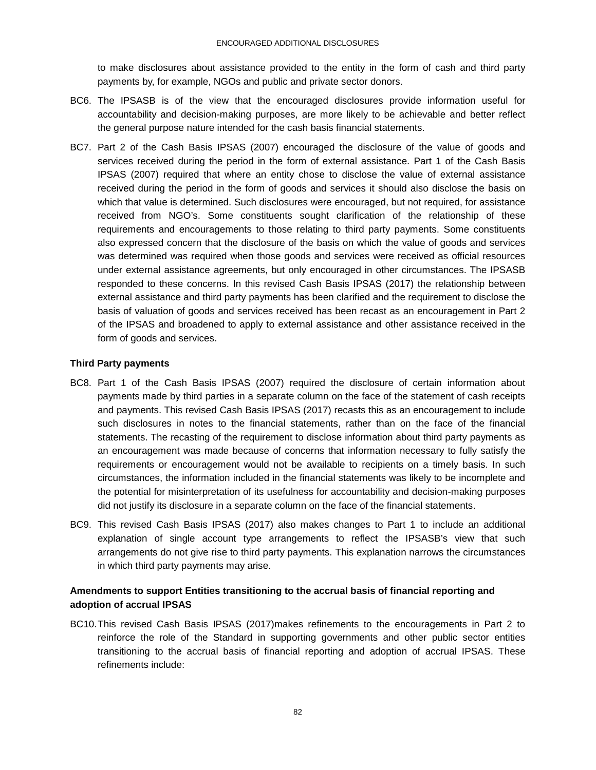to make disclosures about assistance provided to the entity in the form of cash and third party payments by, for example, NGOs and public and private sector donors.

BC6. The IPSASB is of the view that the encouraged disclosures provide information useful for accountability and decision-making purposes, are more likely to be achievable and better reflect the general purpose nature intended for the cash basis financial statements.

BC7. Part 2 of the Cash Basis IPSAS (2007) encouraged the disclosure of the value of goods and services received during the period in the form of external assistance. Part 1 of the Cash Basis IPSAS (2007) required that where an entity chose to disclose the value of external assistance received during the period in the form of goods and services it should also disclose the basis on which that value is determined. Such disclosures were encouraged, but not required, for assistance received from NGO's. Some constituents sought clarification of the relationship of these requirements and encouragements to those relating to third party payments. Some constituents also expressed concern that the disclosure of the basis on which the value of goods and services was determined was required when those goods and services were received as official resources under external assistance agreements, but only encouraged in other circumstances. The IPSASB responded to these concerns. In this revised Cash Basis IPSAS (2017) the relationship between external assistance and third party payments has been clarified and the requirement to disclose the basis of valuation of goods and services received has been recast as an encouragement in Part 2 of the IPSAS and broadened to apply to external assistance and other assistance received in the form of goods and services.

### Third Party payments

BC8. Part 1 of the Cash Basis IPSAS (2007) required the disclosure of certain information about payments made by third parties in a separate column on the face of the statement of cash receipts and payments. This revised Cash Basis IPSAS (2017) recasts this as an encouragement to include such disclosures in notes to the financial statements, rather than on the face of the financial statements. The recasting of the requirement to disclose information about third party payments as an encouragement was made because of concerns that information necessary to fully satisfy the requirements or encouragement would not be available to recipients on a timely basis. In such circumstances, the information included in the financial statements was likely to be incomplete and the potential for misinterpretation of its usefulness for accountability and decision-making purposes did not justify its disclosure in a separate column on the face of the financial statements.

BC9. This revised Cash Basis IPSAS (2017) also makes changes to Part 1 to include an additional explanation of single account type arrangements to reflect the IPSASB's view that such arrangements do not give rise to third party payments. This explanation narrows the circumstances in which third party payments may arise.

### Amendments to support Entities transitioning to the accrual basis of financial reporting and adoption of accrual IPSAS

BC10. This revised Cash Basis IPSAS (2017)makes refinements to the encouragements in Part 2 to reinforce the role of the Standard in supporting governments and other public sector entities transitioning to the accrual basis of financial reporting and adoption of accrual IPSAS. These refinements include: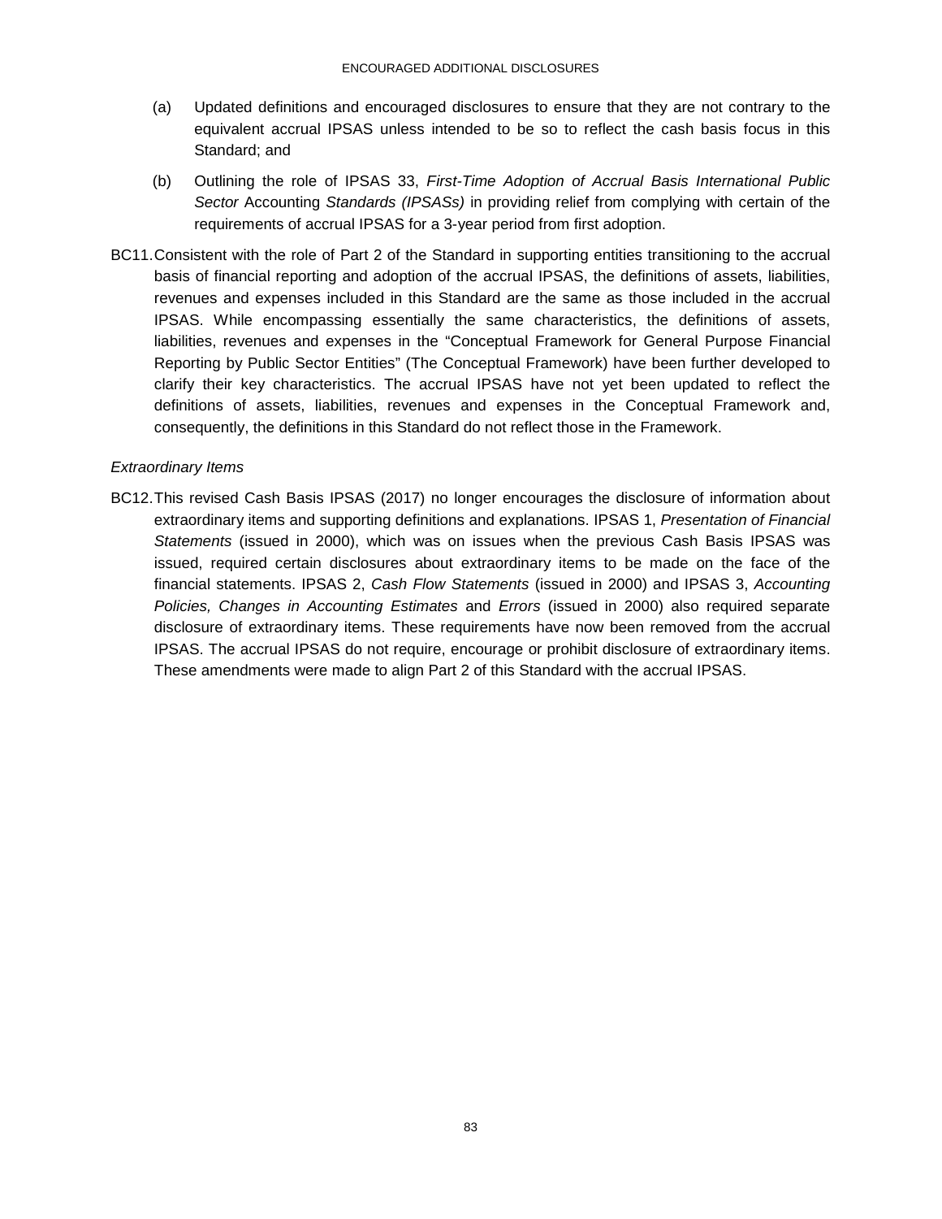(a) Updated definitions and encouraged disclosures to ensure that they are not contrary to the equivalent accrual IPSAS unless intended to be so to reflect the cash basis focus in this Standard; and

(b) Outlining the role of IPSAS 33, *First-Time Adoption of Accrual Basis International Public Sector* Accounting *Standards (IPSASs)* in providing relief from complying with certain of the requirements of accrual IPSAS for a 3-year period from first adoption.

BC11. Consistent with the role of Part 2 of the Standard in supporting entities transitioning to the accrual basis of financial reporting and adoption of the accrual IPSAS, the definitions of assets, liabilities, revenues and expenses included in this Standard are the same as those included in the accrual IPSAS. While encompassing essentially the same characteristics, the definitions of assets, liabilities, revenues and expenses in the "Conceptual Framework for General Purpose Financial Reporting by Public Sector Entities" (The Conceptual Framework) have been further developed to clarify their key characteristics. The accrual IPSAS have not yet been updated to reflect the definitions of assets, liabilities, revenues and expenses in the Conceptual Framework and, consequently, the definitions in this Standard do not reflect those in the Framework.

*Extraordinary Items*

BC12. This revised Cash Basis IPSAS (2017) no longer encourages the disclosure of information about extraordinary items and supporting definitions and explanations. IPSAS 1, *Presentation of Financial Statements* (issued in 2000), which was on issues when the previous Cash Basis IPSAS was issued, required certain disclosures about extraordinary items to be made on the face of the financial statements. IPSAS 2, *Cash Flow Statements* (issued in 2000) and IPSAS 3, *Accounting Policies, Changes in Accounting Estimates* and *Errors* (issued in 2000) also required separate disclosure of extraordinary items. These requirements have now been removed from the accrual IPSAS. The accrual IPSAS do not require, encourage or prohibit disclosure of extraordinary items. These amendments were made to align Part 2 of this Standard with the accrual IPSAS.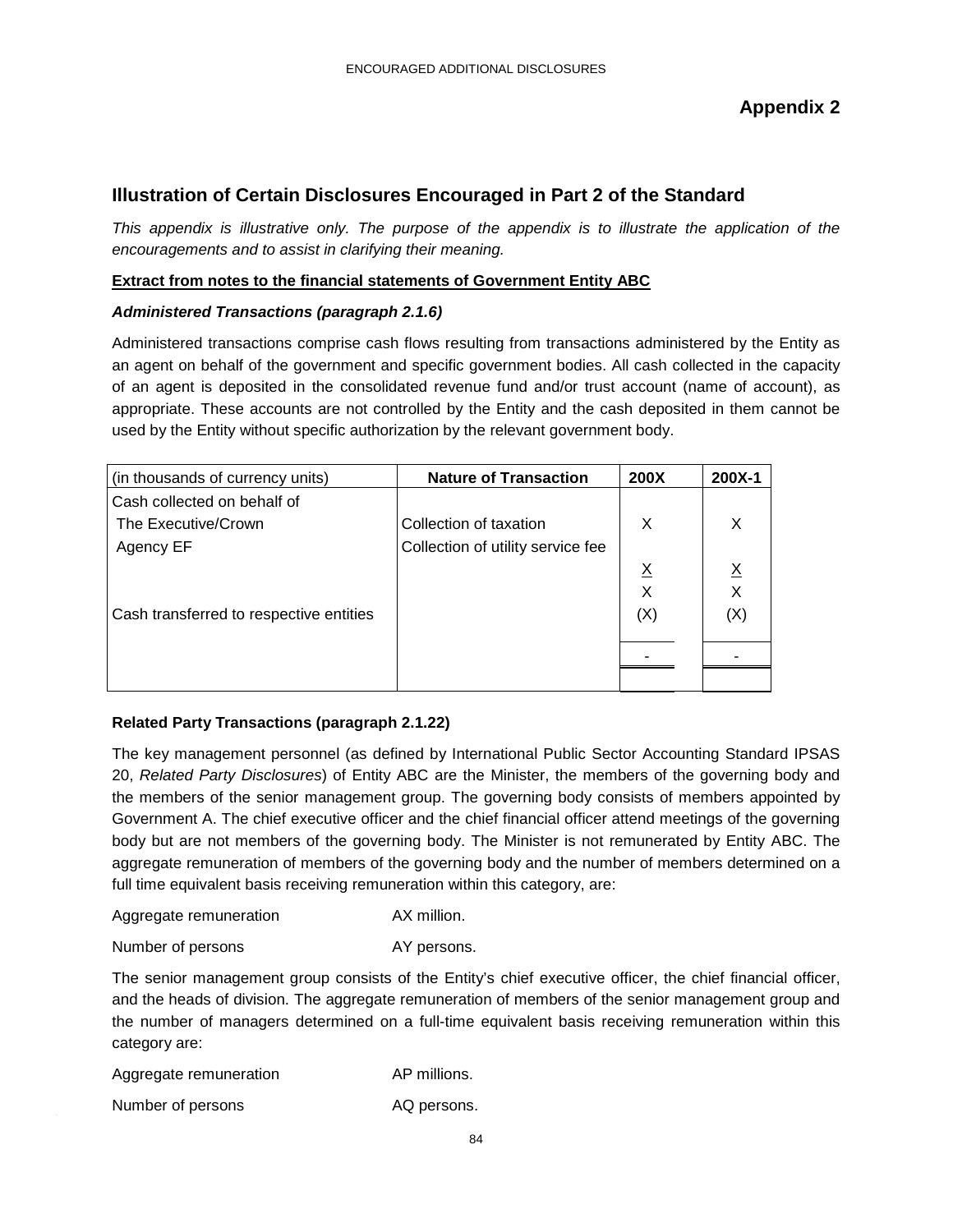ENCOURAGED ADDITIONAL DISCLOSURES

## Appendix 2

## Illustration of Certain Disclosures Encouraged in Part 2 of the Standard

*This appendix is illustrative only. The purpose of the appendix is to illustrate the application of the encouragements and to assist in clarifying their meaning.*

**Extract from notes to the financial statements of Government Entity ABC**

***Administered Transactions (paragraph 2.1.6)***

Administered transactions comprise cash flows resulting from transactions administered by the Entity as an agent on behalf of the government and specific government bodies. All cash collected in the capacity of an agent is deposited in the consolidated revenue fund and/or trust account (name of account), as appropriate. These accounts are not controlled by the Entity and the cash deposited in them cannot be used by the Entity without specific authorization by the relevant government body.

| (in thousands of currency units) | Nature of Transaction | 200X | 200X-1 |
|---|---|---|---|
| Cash collected on behalf of | | | |
| The Executive/Crown | Collection of taxation | X | X |
| Agency EF | Collection of utility service fee | | |
| | | X | X |
| | | X | X |
| Cash transferred to respective entities | | (X) | (X) |
| | | - | - |

**Related Party Transactions (paragraph 2.1.22)**

The key management personnel (as defined by International Public Sector Accounting Standard IPSAS 20, *Related Party Disclosures*) of Entity ABC are the Minister, the members of the governing body and the members of the senior management group. The governing body consists of members appointed by Government A. The chief executive officer and the chief financial officer attend meetings of the governing body but are not members of the governing body. The Minister is not remunerated by Entity ABC. The aggregate remuneration of members of the governing body and the number of members determined on a full time equivalent basis receiving remuneration within this category, are:

Aggregate remuneration AX million.

Number of persons AY persons.

The senior management group consists of the Entity's chief executive officer, the chief financial officer, and the heads of division. The aggregate remuneration of members of the senior management group and the number of managers determined on a full-time equivalent basis receiving remuneration within this category are:

Aggregate remuneration AP millions.

Number of persons AQ persons.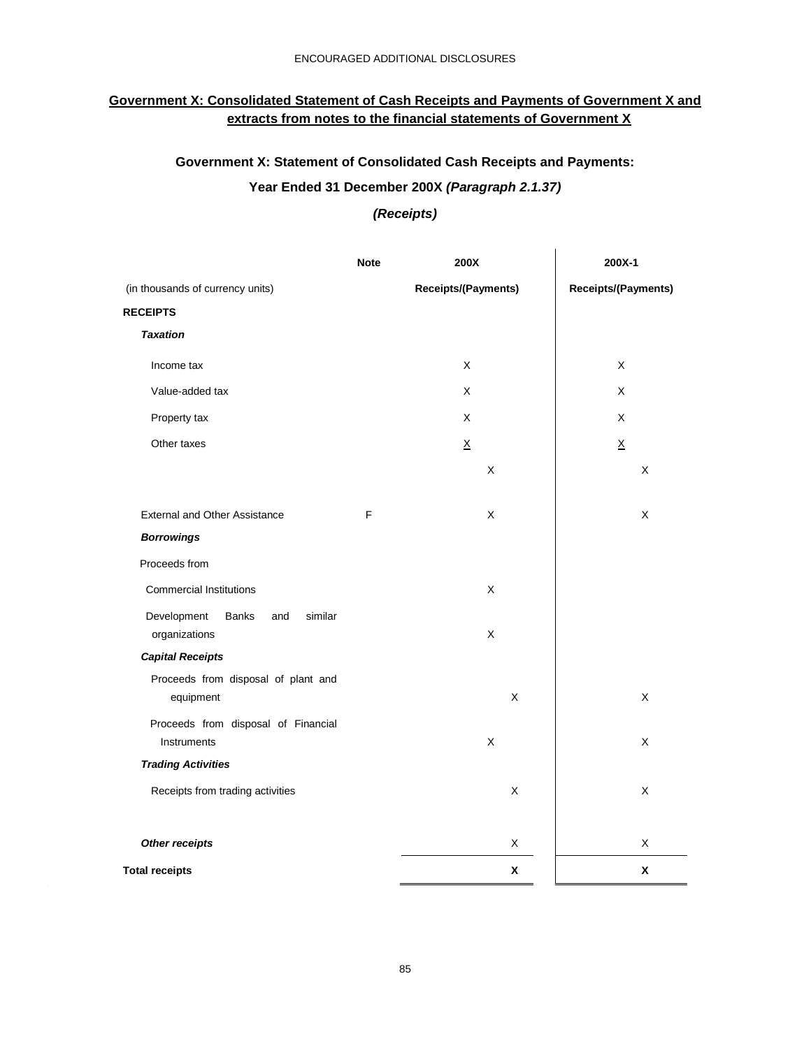ENCOURAGED ADDITIONAL DISCLOSURES

## Government X: Consolidated Statement of Cash Receipts and Payments of Government X and extracts from notes to the financial statements of Government X

### Government X: Statement of Consolidated Cash Receipts and Payments: Year Ended 31 December 200X *(Paragraph 2.1.37)*

### *(Receipts)*

| | Note | 200X | | | 200X-1 | |
|---|---|---|---|---|---|---|
| (in thousands of currency units) | | Receipts/(Payments) | | | Receipts/(Payments) | |
| **RECEIPTS** | | | | | | |
| ***Taxation*** | | | | | | |
| Income tax | | X | | | X | |
| Value-added tax | | X | | | X | |
| Property tax | | X | | | X | |
| Other taxes | | X | | | X | |
| | | | X | | | X |
| External and Other Assistance | F | | X | | | X |
| ***Borrowings*** | | | | | | |
| Proceeds from | | | | | | |
| Commercial Institutions | | | X | | | |
| Development Banks and similar organizations | | | X | | | |
| ***Capital Receipts*** | | | | | | |
| Proceeds from disposal of plant and equipment | | | | X | | X |
| Proceeds from disposal of Financial Instruments | | | X | | | X |
| ***Trading Activities*** | | | | | | |
| Receipts from trading activities | | | | X | | X |
| ***Other receipts*** | | | | X | | X |
| **Total receipts** | | | | **X** | | **X** |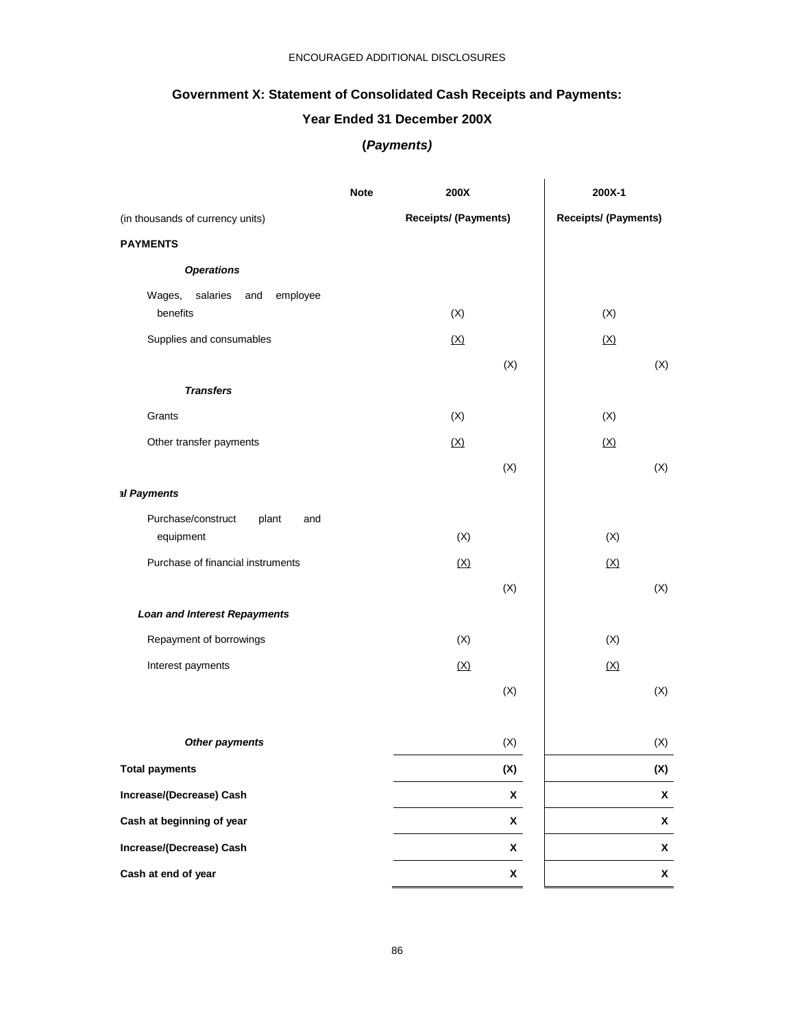ENCOURAGED ADDITIONAL DISCLOSURES

## Government X: Statement of Consolidated Cash Receipts and Payments:

## Year Ended 31 December 200X

## (*Payments)*

| | Note | 200X | | 200X-1 | |
|---|---|---|---|---|---|
| (in thousands of currency units) | | **Receipts/ (Payments)** | | **Receipts/ (Payments)** | |
| **PAYMENTS** | | | | | |
| ***Operations*** | | | | | |
| Wages, salaries and employee benefits | | (X) | | (X) | |
| Supplies and consumables | | (X) | | (X) | |
| | | | (X) | | (X) |
| ***Transfers*** | | | | | |
| Grants | | (X) | | (X) | |
| Other transfer payments | | (X) | | (X) | |
| | | | (X) | | (X) |
| ***al Payments*** | | | | | |
| Purchase/construct plant and equipment | | (X) | | (X) | |
| Purchase of financial instruments | | (X) | | (X) | |
| | | | (X) | | (X) |
| ***Loan and Interest Repayments*** | | | | | |
| Repayment of borrowings | | (X) | | (X) | |
| Interest payments | | (X) | | (X) | |
| | | | (X) | | (X) |
| ***Other payments*** | | | (X) | | (X) |
| **Total payments** | | | **(X)** | | **(X)** |
| **Increase/(Decrease) Cash** | | | **X** | | **X** |
| **Cash at beginning of year** | | | **X** | | **X** |
| **Increase/(Decrease) Cash** | | | **X** | | **X** |
| **Cash at end of year** | | | **X** | | **X** |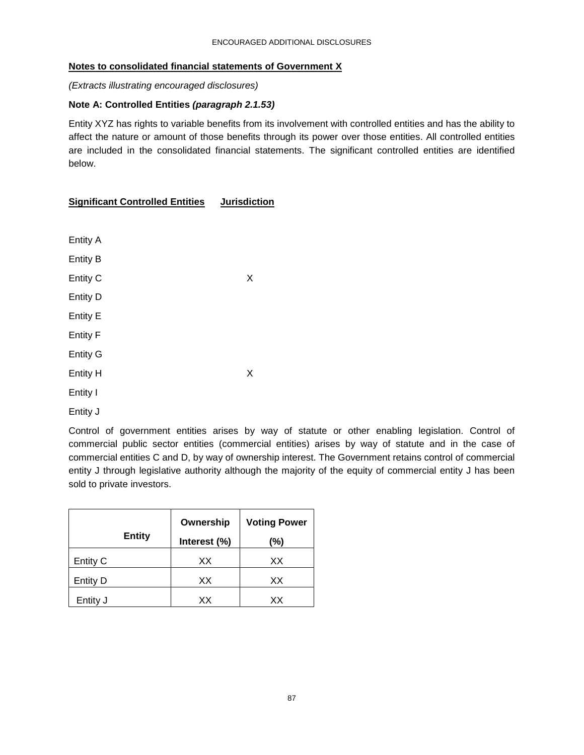ENCOURAGED ADDITIONAL DISCLOSURES

**Notes to consolidated financial statements of Government X**

*(Extracts illustrating encouraged disclosures)*

**Note A: Controlled Entities *(paragraph 2.1.53)***

Entity XYZ has rights to variable benefits from its involvement with controlled entities and has the ability to affect the nature or amount of those benefits through its power over those entities. All controlled entities are included in the consolidated financial statements. The significant controlled entities are identified below.

| Significant Controlled Entities | Jurisdiction |
|---|---|
| Entity A | |
| Entity B | |
| Entity C | X |
| Entity D | |
| Entity E | |
| Entity F | |
| Entity G | |
| Entity H | X |
| Entity I | |
| Entity J | |

Control of government entities arises by way of statute or other enabling legislation. Control of commercial public sector entities (commercial entities) arises by way of statute and in the case of commercial entities C and D, by way of ownership interest. The Government retains control of commercial entity J through legislative authority although the majority of the equity of commercial entity J has been sold to private investors.

| Entity | Ownership Interest (%) | Voting Power (%) |
|---|---|---|
| Entity C | XX | XX |
| Entity D | XX | XX |
| Entity J | XX | XX |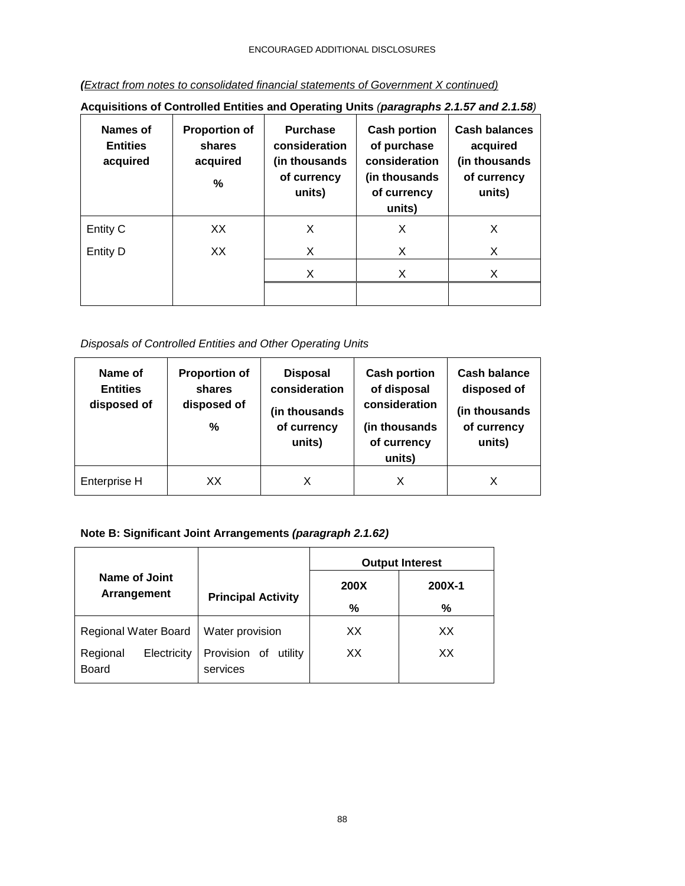***(**Extract from notes to consolidated financial statements of Government X continued)*

**Acquisitions of Controlled Entities and Operating Units** *(**paragraphs 2.1.57 and 2.1.58**)*

| Names of Entities acquired | Proportion of shares acquired % | Purchase consideration (in thousands of currency units) | Cash portion of purchase consideration (in thousands of currency units) | Cash balances acquired (in thousands of currency units) |
|---|---|---|---|---|
| Entity C | XX | X | X | X |
| Entity D | XX | X | X | X |
| | | X | X | X |

*Disposals of Controlled Entities and Other Operating Units*

| Name of Entities disposed of | Proportion of shares disposed of % | Disposal consideration (in thousands of currency units) | Cash portion of disposal consideration (in thousands of currency units) | Cash balance disposed of (in thousands of currency units) |
|---|---|---|---|---|
| Enterprise H | XX | X | X | X |

**Note B: Significant Joint Arrangements *(paragraph 2.1.62)***

| Name of Joint Arrangement | Principal Activity | Output Interest | |
|---|---|---|---|
| | | 200X % | 200X-1 % |
| Regional Water Board | Water provision | XX | XX |
| Regional Electricity Board | Provision of utility services | XX | XX |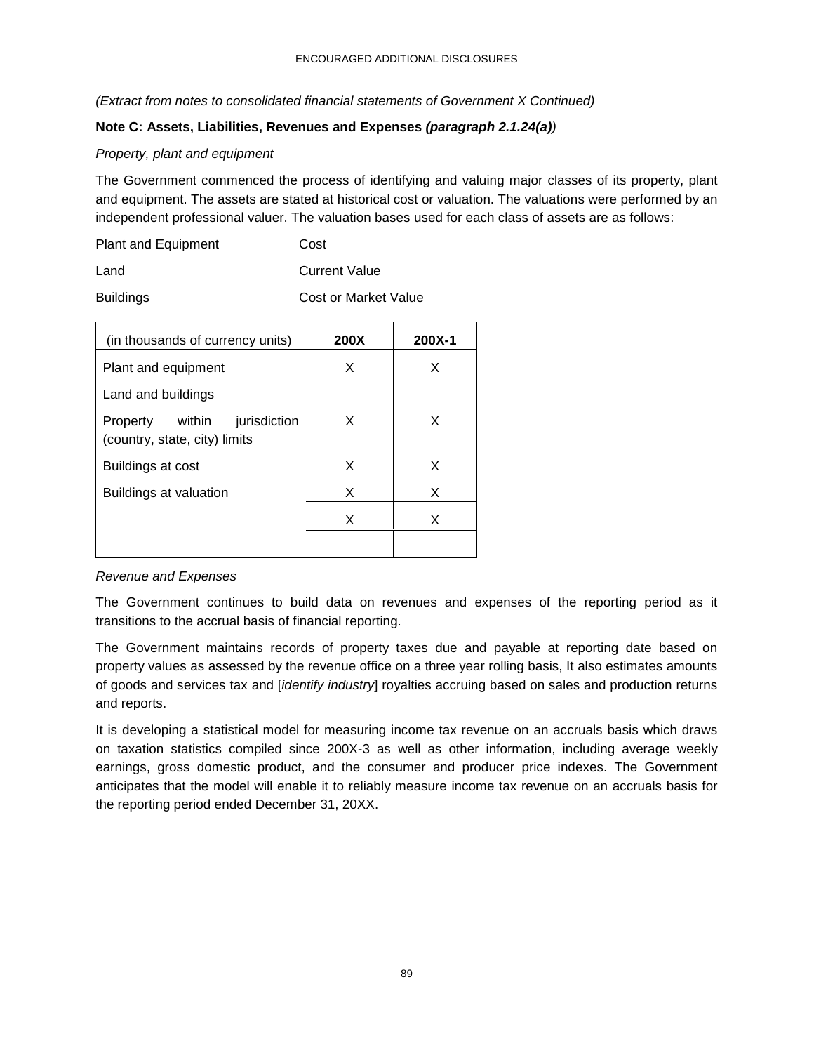*(Extract from notes to consolidated financial statements of Government X Continued)*

**Note C: Assets, Liabilities, Revenues and Expenses *(paragraph 2.1.24(a)*)**

*Property, plant and equipment*

The Government commenced the process of identifying and valuing major classes of its property, plant and equipment. The assets are stated at historical cost or valuation. The valuations were performed by an independent professional valuer. The valuation bases used for each class of assets are as follows:

| | |
|---|---|
| Plant and Equipment | Cost |
| Land | Current Value |
| Buildings | Cost or Market Value |

| (in thousands of currency units) | **200X** | **200X-1** |
|---|---|---|
| Plant and equipment | X | X |
| Land and buildings | | |
| Property within jurisdiction (country, state, city) limits | X | X |
| Buildings at cost | X | X |
| Buildings at valuation | X | X |
| | X | X |

*Revenue and Expenses*

The Government continues to build data on revenues and expenses of the reporting period as it transitions to the accrual basis of financial reporting.

The Government maintains records of property taxes due and payable at reporting date based on property values as assessed by the revenue office on a three year rolling basis, It also estimates amounts of goods and services tax and [*identify industry*] royalties accruing based on sales and production returns and reports.

It is developing a statistical model for measuring income tax revenue on an accruals basis which draws on taxation statistics compiled since 200X-3 as well as other information, including average weekly earnings, gross domestic product, and the consumer and producer price indexes. The Government anticipates that the model will enable it to reliably measure income tax revenue on an accruals basis for the reporting period ended December 31, 20XX.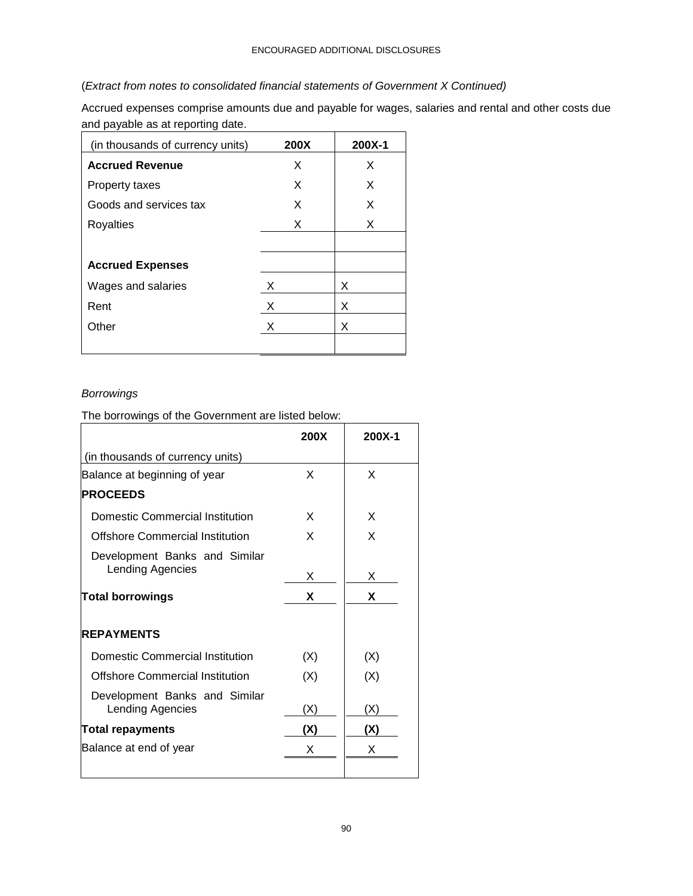(*Extract from notes to consolidated financial statements of Government X Continued)*

Accrued expenses comprise amounts due and payable for wages, salaries and rental and other costs due and payable as at reporting date.

| (in thousands of currency units) | 200X | 200X-1 |
|---|---|---|
| **Accrued Revenue** | X | X |
| Property taxes | X | X |
| Goods and services tax | X | X |
| Royalties | X | X |
| | | |
| **Accrued Expenses** | | |
| Wages and salaries | X | X |
| Rent | X | X |
| Other | X | X |
| | | |

*Borrowings*

The borrowings of the Government are listed below:

| (in thousands of currency units) | 200X | 200X-1 |
|---|---|---|
| Balance at beginning of year | X | X |
| **PROCEEDS** | | |
| Domestic Commercial Institution | X | X |
| Offshore Commercial Institution | X | X |
| Development Banks and Similar Lending Agencies | X | X |
| **Total borrowings** | **X** | **X** |
| | | |
| **REPAYMENTS** | | |
| Domestic Commercial Institution | (X) | (X) |
| Offshore Commercial Institution | (X) | (X) |
| Development Banks and Similar Lending Agencies | (X) | (X) |
| **Total repayments** | **(X)** | **(X)** |
| Balance at end of year | X | X |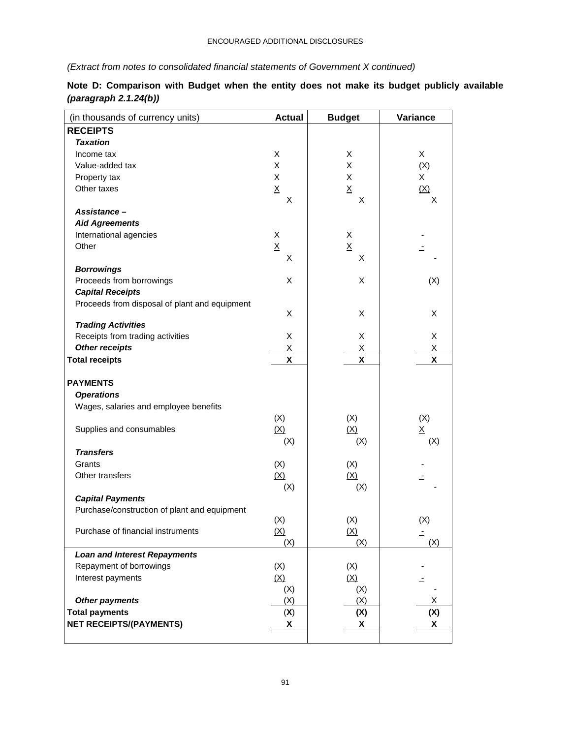ENCOURAGED ADDITIONAL DISCLOSURES

*(Extract from notes to consolidated financial statements of Government X continued)*

**Note D: Comparison with Budget when the entity does not make its budget publicly available *(paragraph 2.1.24(b))***

| (in thousands of currency units) | Actual | Budget | Variance |
|---|---|---|---|
| **RECEIPTS** | | | |
| ***Taxation*** | | | |
| Income tax | X | X | X |
| Value-added tax | X | X | (X) |
| Property tax | X | X | X |
| Other taxes | X | X | (X) |
| | X | X | X |
| ***Assistance – Aid Agreements*** | | | |
| International agencies | X | X | - |
| Other | X | X | - |
| | X | X | - |
| ***Borrowings*** | | | |
| Proceeds from borrowings | X | X | (X) |
| ***Capital Receipts*** | | | |
| Proceeds from disposal of plant and equipment | X | X | X |
| ***Trading Activities*** | | | |
| Receipts from trading activities | X | X | X |
| ***Other receipts*** | X | X | X |
| **Total receipts** | **X** | **X** | **X** |
| | | | |
| **PAYMENTS** | | | |
| ***Operations*** | | | |
| Wages, salaries and employee benefits | (X) | (X) | (X) |
| Supplies and consumables | (X) | (X) | X |
| | (X) | (X) | (X) |
| ***Transfers*** | | | |
| Grants | (X) | (X) | - |
| Other transfers | (X) | (X) | - |
| | (X) | (X) | - |
| ***Capital Payments*** | | | |
| Purchase/construction of plant and equipment | (X) | (X) | (X) |
| Purchase of financial instruments | (X) | (X) | - |
| | (X) | (X) | (X) |
| ***Loan and Interest Repayments*** | | | |
| Repayment of borrowings | (X) | (X) | - |
| Interest payments | (X) | (X) | - |
| | (X) | (X) | - |
| ***Other payments*** | (X) | (X) | X |
| **Total payments** | **(X)** | **(X)** | **(X)** |
| **NET RECEIPTS/(PAYMENTS)** | **X** | **X** | **X** |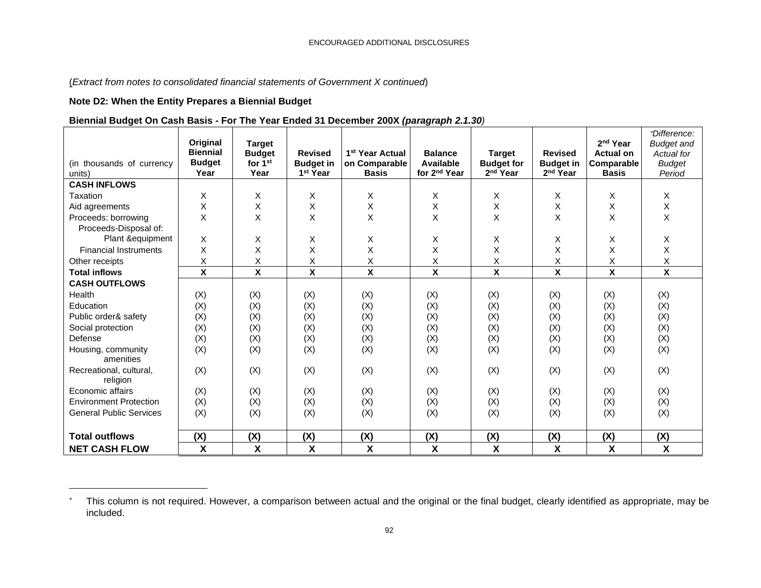(*Extract from notes to consolidated financial statements of Government X continued*)

**Note D2: When the Entity Prepares a Biennial Budget**

**Biennial Budget On Cash Basis - For The Year Ended 31 December 200X *(paragraph 2.1.30)***

| (in thousands of currency units) | Original Biennial Budget Year | Target Budget for 1st Year | Revised Budget in 1st Year | 1st Year Actual on Comparable Basis | Balance Available for 2nd Year | Target Budget for 2nd Year | Revised Budget in 2nd Year | 2nd Year Actual on Comparable Basis | *Difference: Budget and Actual for Budget Period* [*] |
|---|---|---|---|---|---|---|---|---|---|
| **CASH INFLOWS** | | | | | | | | | |
| Taxation | X | X | X | X | X | X | X | X | X |
| Aid agreements | X | X | X | X | X | X | X | X | X |
| Proceeds: borrowing | X | X | X | X | X | X | X | X | X |
| Proceeds-Disposal of: Plant &equipment | X | X | X | X | X | X | X | X | X |
| Financial Instruments | X | X | X | X | X | X | X | X | X |
| Other receipts | X | X | X | X | X | X | X | X | X |
| **Total inflows** | **X** | **X** | **X** | **X** | **X** | **X** | **X** | **X** | **X** |
| **CASH OUTFLOWS** | | | | | | | | | |
| Health | (X) | (X) | (X) | (X) | (X) | (X) | (X) | (X) | (X) |
| Education | (X) | (X) | (X) | (X) | (X) | (X) | (X) | (X) | (X) |
| Public order& safety | (X) | (X) | (X) | (X) | (X) | (X) | (X) | (X) | (X) |
| Social protection | (X) | (X) | (X) | (X) | (X) | (X) | (X) | (X) | (X) |
| Defense | (X) | (X) | (X) | (X) | (X) | (X) | (X) | (X) | (X) |
| Housing, community amenities | (X) | (X) | (X) | (X) | (X) | (X) | (X) | (X) | (X) |
| Recreational, cultural, religion | (X) | (X) | (X) | (X) | (X) | (X) | (X) | (X) | (X) |
| Economic affairs | (X) | (X) | (X) | (X) | (X) | (X) | (X) | (X) | (X) |
| Environment Protection | (X) | (X) | (X) | (X) | (X) | (X) | (X) | (X) | (X) |
| General Public Services | (X) | (X) | (X) | (X) | (X) | (X) | (X) | (X) | (X) |
| **Total outflows** | **(X)** | **(X)** | **(X)** | **(X)** | **(X)** | **(X)** | **(X)** | **(X)** | **(X)** |
| **NET CASH FLOW** | **X** | **X** | **X** | **X** | **X** | **X** | **X** | **X** | **X** |

[*] This column is not required. However, a comparison between actual and the original or the final budget, clearly identified as appropriate, may be included.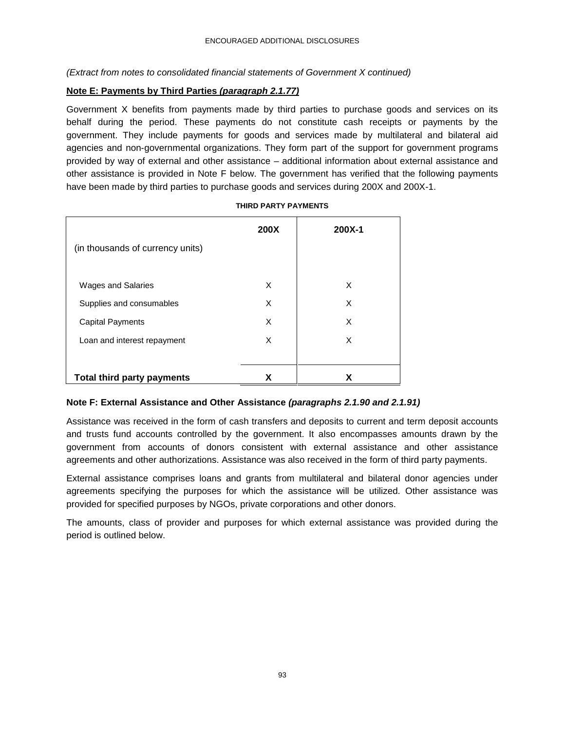*(Extract from notes to consolidated financial statements of Government X continued)*

**Note E: Payments by Third Parties *(paragraph 2.1.77)***

Government X benefits from payments made by third parties to purchase goods and services on its behalf during the period. These payments do not constitute cash receipts or payments by the government. They include payments for goods and services made by multilateral and bilateral aid agencies and non-governmental organizations. They form part of the support for government programs provided by way of external and other assistance – additional information about external assistance and other assistance is provided in Note F below. The government has verified that the following payments have been made by third parties to purchase goods and services during 200X and 200X-1.

**THIRD PARTY PAYMENTS**

| (in thousands of currency units) | **200X** | **200X-1** |
|---|---|---|
| Wages and Salaries | X | X |
| Supplies and consumables | X | X |
| Capital Payments | X | X |
| Loan and interest repayment | X | X |
| **Total third party payments** | **X** | **X** |

**Note F: External Assistance and Other Assistance *(paragraphs 2.1.90 and 2.1.91)***

Assistance was received in the form of cash transfers and deposits to current and term deposit accounts and trusts fund accounts controlled by the government. It also encompasses amounts drawn by the government from accounts of donors consistent with external assistance and other assistance agreements and other authorizations. Assistance was also received in the form of third party payments.

External assistance comprises loans and grants from multilateral and bilateral donor agencies under agreements specifying the purposes for which the assistance will be utilized. Other assistance was provided for specified purposes by NGOs, private corporations and other donors.

The amounts, class of provider and purposes for which external assistance was provided during the period is outlined below.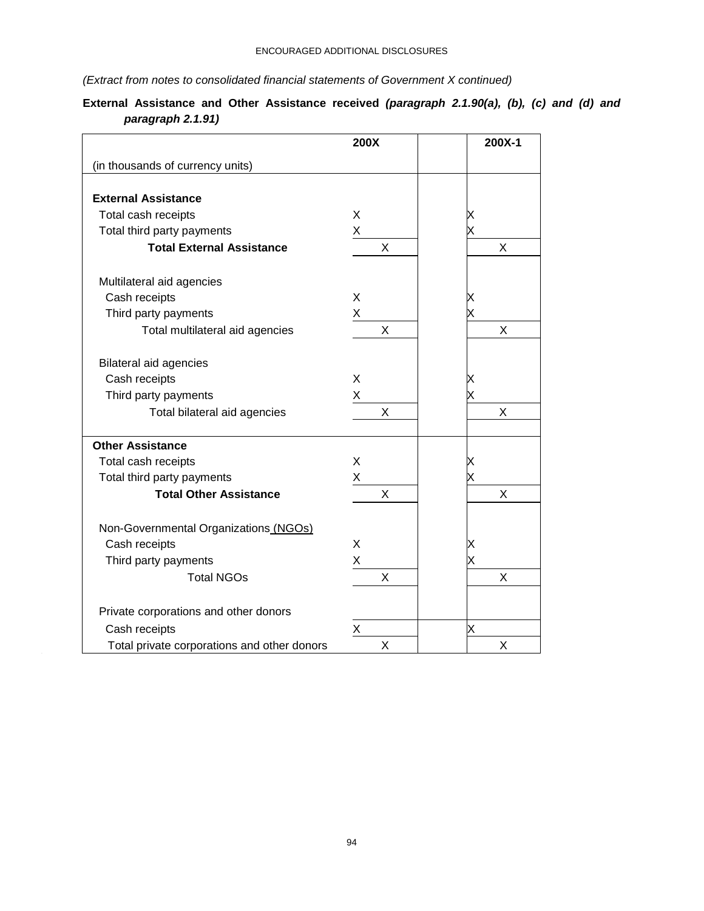*(Extract from notes to consolidated financial statements of Government X continued)*

**External Assistance and Other Assistance received *(paragraph 2.1.90(a), (b), (c) and (d) and paragraph 2.1.91)***

| (in thousands of currency units) | 200X | | 200X-1 |
|---|---|---|---|
| **External Assistance** | | | |
| Total cash receipts | X | | X |
| Total third party payments | X | | X |
| **Total External Assistance** | X | | X |
| Multilateral aid agencies | | | |
| Cash receipts | X | | X |
| Third party payments | X | | X |
| Total multilateral aid agencies | X | | X |
| Bilateral aid agencies | | | |
| Cash receipts | X | | X |
| Third party payments | X | | X |
| Total bilateral aid agencies | X | | X |
| **Other Assistance** | | | |
| Total cash receipts | X | | X |
| Total third party payments | X | | X |
| **Total Other Assistance** | X | | X |
| Non-Governmental Organizations (NGOs) | | | |
| Cash receipts | X | | X |
| Third party payments | X | | X |
| Total NGOs | X | | X |
| Private corporations and other donors | | | |
| Cash receipts | X | | X |
| Total private corporations and other donors | X | | X |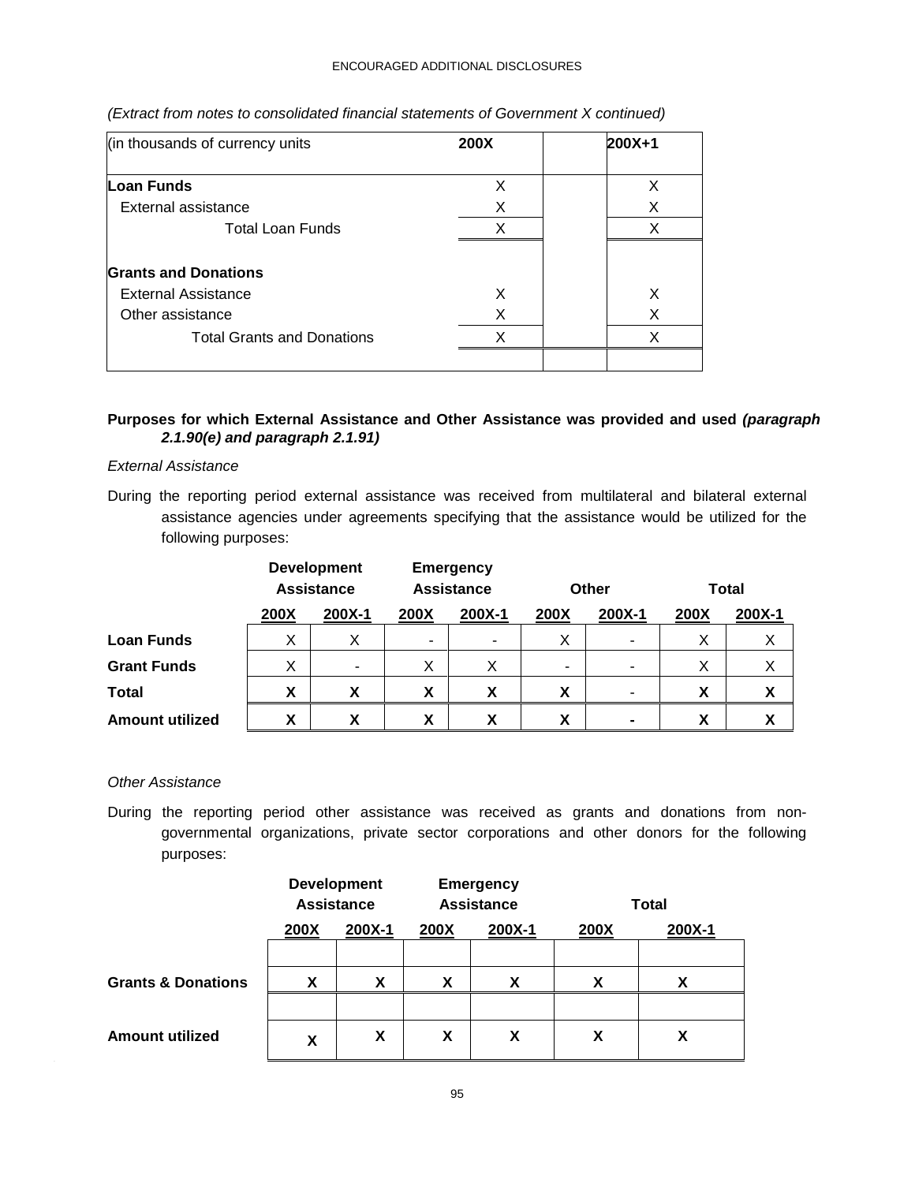*(Extract from notes to consolidated financial statements of Government X continued)*

| (in thousands of currency units | 200X | | 200X+1 |
|---|---|---|---|
| **Loan Funds** | X | | X |
| External assistance | X | | X |
| Total Loan Funds | X | | X |
| **Grants and Donations** | | | |
| External Assistance | X | | X |
| Other assistance | X | | X |
| Total Grants and Donations | X | | X |

**Purposes for which External Assistance and Other Assistance was provided and used *(paragraph 2.1.90(e) and paragraph 2.1.91)***

*External Assistance*

During the reporting period external assistance was received from multilateral and bilateral external assistance agencies under agreements specifying that the assistance would be utilized for the following purposes:

| | Development Assistance | | Emergency Assistance | | Other | | Total | |
|---|---|---|---|---|---|---|---|---|
| | 200X | 200X-1 | 200X | 200X-1 | 200X | 200X-1 | 200X | 200X-1 |
| **Loan Funds** | X | X | - | - | X | - | X | X |
| **Grant Funds** | X | - | X | X | - | - | X | X |
| **Total** | **X** | **X** | **X** | **X** | **X** | - | **X** | **X** |
| **Amount utilized** | **X** | **X** | **X** | **X** | **X** | **-** | **X** | **X** |

*Other Assistance*

During the reporting period other assistance was received as grants and donations from non-governmental organizations, private sector corporations and other donors for the following purposes:

| | Development Assistance | | Emergency Assistance | | Total | |
|---|---|---|---|---|---|---|
| | 200X | 200X-1 | 200X | 200X-1 | 200X | 200X-1 |
| **Grants & Donations** | **X** | **X** | **X** | **X** | **X** | **X** |
| **Amount utilized** | **X** | **X** | **X** | **X** | **X** | **X** |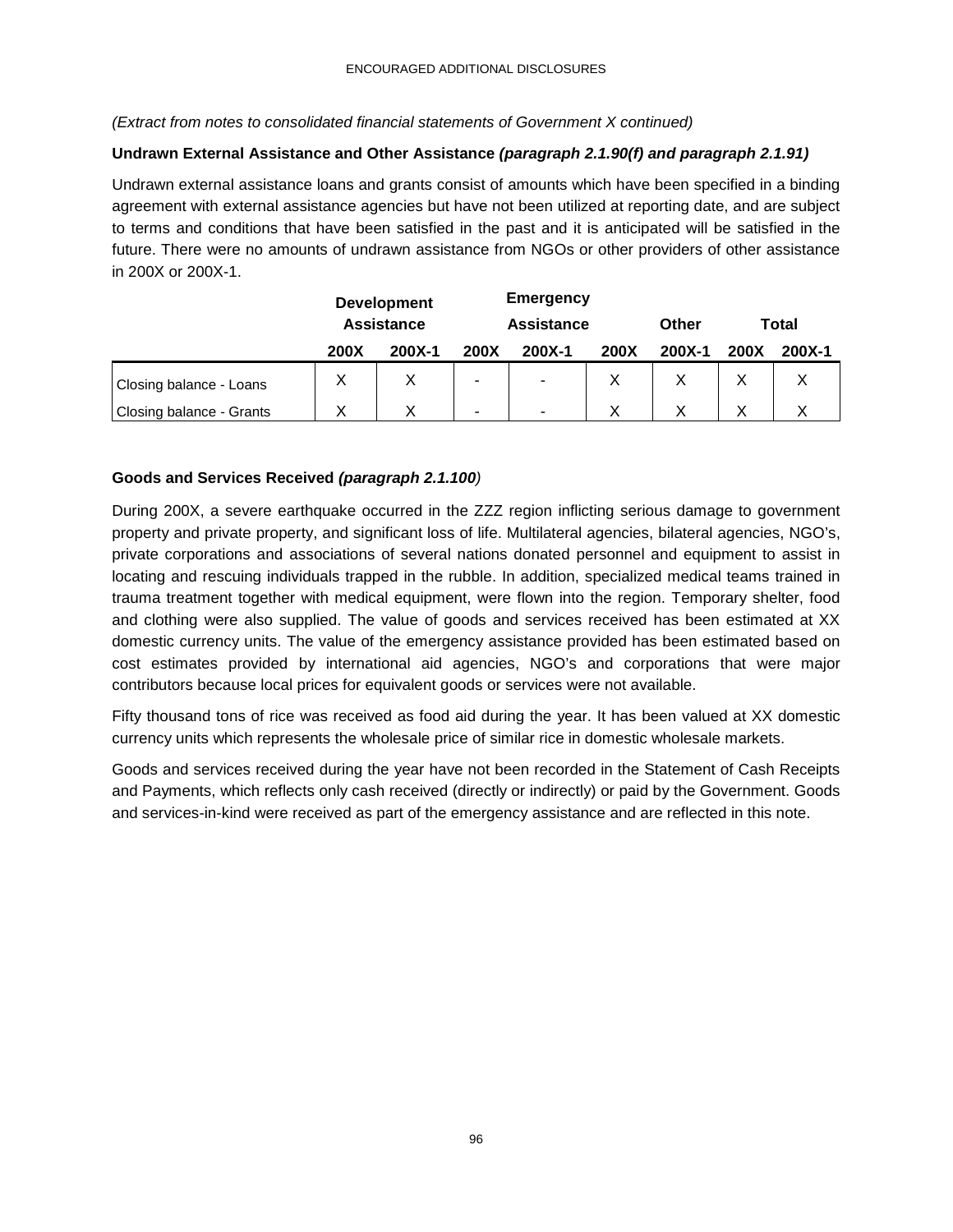(Extract from notes to consolidated financial statements of Government X continued)

**Undrawn External Assistance and Other Assistance *(paragraph 2.1.90(f) and paragraph 2.1.91)***

Undrawn external assistance loans and grants consist of amounts which have been specified in a binding agreement with external assistance agencies but have not been utilized at reporting date, and are subject to terms and conditions that have been satisfied in the past and it is anticipated will be satisfied in the future. There were no amounts of undrawn assistance from NGOs or other providers of other assistance in 200X or 200X-1.

| | Development Assistance | | Emergency Assistance | | Other | | Total | |
|---|---|---|---|---|---|---|---|---|
| | **200X** | **200X-1** | **200X** | **200X-1** | **200X** | **200X-1** | **200X** | **200X-1** |
| Closing balance - Loans | X | X | - | - | X | X | X | X |
| Closing balance - Grants | X | X | - | - | X | X | X | X |

**Goods and Services Received *(paragraph 2.1.100)***

During 200X, a severe earthquake occurred in the ZZZ region inflicting serious damage to government property and private property, and significant loss of life. Multilateral agencies, bilateral agencies, NGO's, private corporations and associations of several nations donated personnel and equipment to assist in locating and rescuing individuals trapped in the rubble. In addition, specialized medical teams trained in trauma treatment together with medical equipment, were flown into the region. Temporary shelter, food and clothing were also supplied. The value of goods and services received has been estimated at XX domestic currency units. The value of the emergency assistance provided has been estimated based on cost estimates provided by international aid agencies, NGO's and corporations that were major contributors because local prices for equivalent goods or services were not available.

Fifty thousand tons of rice was received as food aid during the year. It has been valued at XX domestic currency units which represents the wholesale price of similar rice in domestic wholesale markets.

Goods and services received during the year have not been recorded in the Statement of Cash Receipts and Payments, which reflects only cash received (directly or indirectly) or paid by the Government. Goods and services-in-kind were received as part of the emergency assistance and are reflected in this note.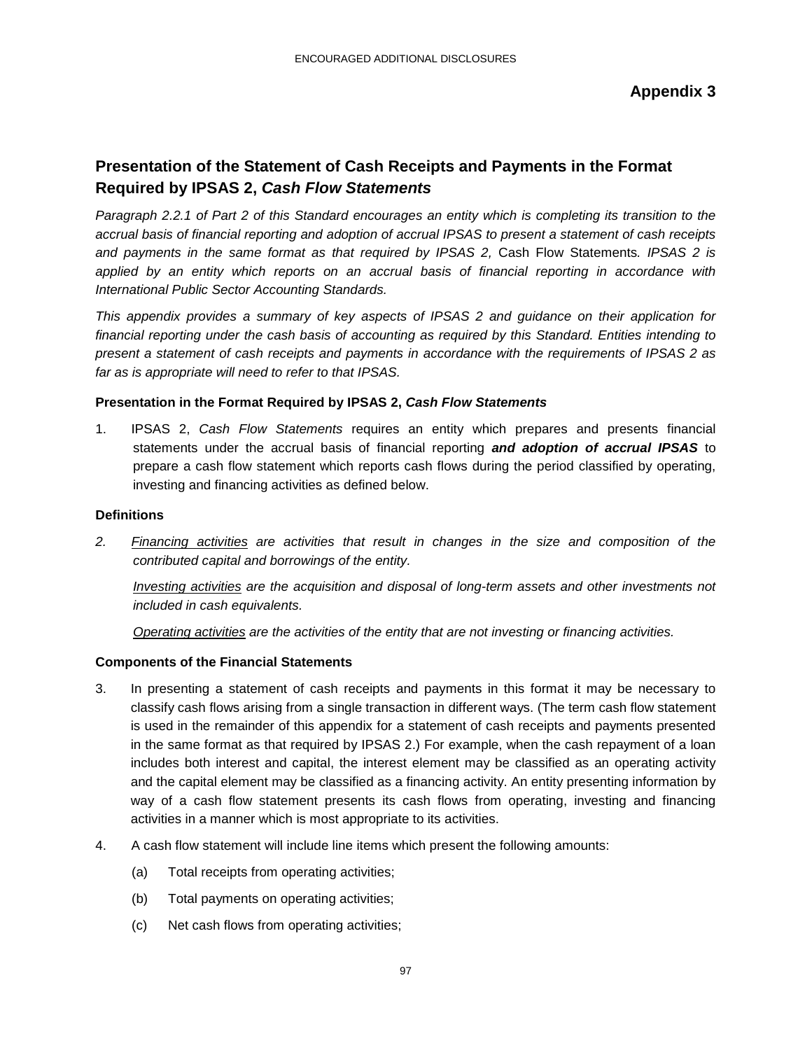# Appendix 3

## Presentation of the Statement of Cash Receipts and Payments in the Format Required by IPSAS 2, *Cash Flow Statements*

*Paragraph 2.2.1 of Part 2 of this Standard encourages an entity which is completing its transition to the accrual basis of financial reporting and adoption of accrual IPSAS to present a statement of cash receipts and payments in the same format as that required by IPSAS 2,* Cash Flow Statements*. IPSAS 2 is applied by an entity which reports on an accrual basis of financial reporting in accordance with International Public Sector Accounting Standards.*

*This appendix provides a summary of key aspects of IPSAS 2 and guidance on their application for financial reporting under the cash basis of accounting as required by this Standard. Entities intending to present a statement of cash receipts and payments in accordance with the requirements of IPSAS 2 as far as is appropriate will need to refer to that IPSAS.*

### Presentation in the Format Required by IPSAS 2, *Cash Flow Statements*

1. IPSAS 2, *Cash Flow Statements* requires an entity which prepares and presents financial statements under the accrual basis of financial reporting ***and adoption of accrual IPSAS*** to prepare a cash flow statement which reports cash flows during the period classified by operating, investing and financing activities as defined below.

### Definitions

*2. Financing activities are activities that result in changes in the size and composition of the contributed capital and borrowings of the entity.*

*Investing activities are the acquisition and disposal of long-term assets and other investments not included in cash equivalents.*

*Operating activities are the activities of the entity that are not investing or financing activities.*

### Components of the Financial Statements

3. In presenting a statement of cash receipts and payments in this format it may be necessary to classify cash flows arising from a single transaction in different ways. (The term cash flow statement is used in the remainder of this appendix for a statement of cash receipts and payments presented in the same format as that required by IPSAS 2.) For example, when the cash repayment of a loan includes both interest and capital, the interest element may be classified as an operating activity and the capital element may be classified as a financing activity. An entity presenting information by way of a cash flow statement presents its cash flows from operating, investing and financing activities in a manner which is most appropriate to its activities.

4. A cash flow statement will include line items which present the following amounts:

   (a) Total receipts from operating activities;

   (b) Total payments on operating activities;

   (c) Net cash flows from operating activities;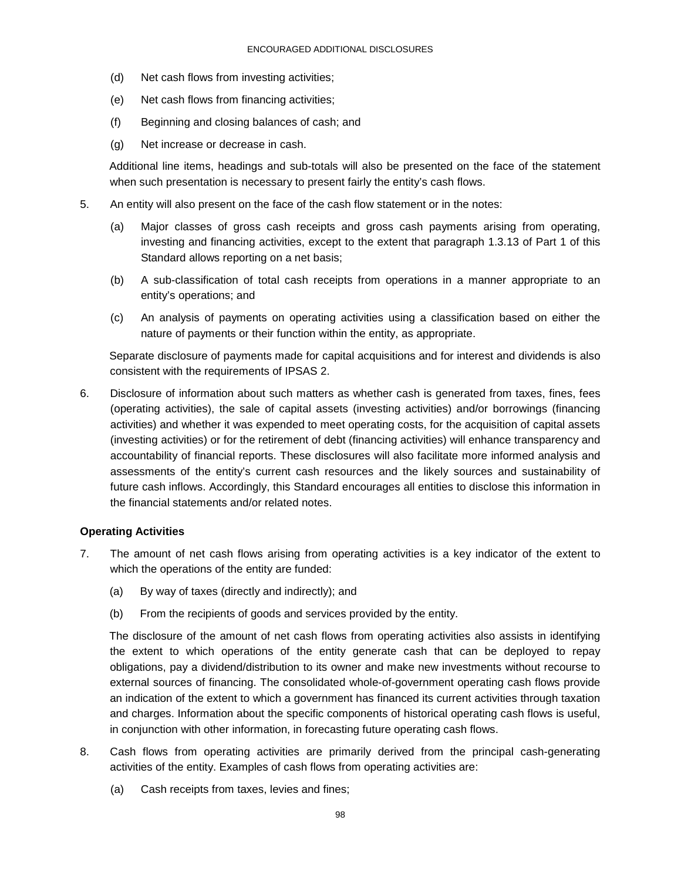(d) Net cash flows from investing activities;

(e) Net cash flows from financing activities;

(f) Beginning and closing balances of cash; and

(g) Net increase or decrease in cash.

Additional line items, headings and sub-totals will also be presented on the face of the statement when such presentation is necessary to present fairly the entity's cash flows.

5. An entity will also present on the face of the cash flow statement or in the notes:

   (a) Major classes of gross cash receipts and gross cash payments arising from operating, investing and financing activities, except to the extent that paragraph 1.3.13 of Part 1 of this Standard allows reporting on a net basis;

   (b) A sub-classification of total cash receipts from operations in a manner appropriate to an entity's operations; and

   (c) An analysis of payments on operating activities using a classification based on either the nature of payments or their function within the entity, as appropriate.

   Separate disclosure of payments made for capital acquisitions and for interest and dividends is also consistent with the requirements of IPSAS 2.

6. Disclosure of information about such matters as whether cash is generated from taxes, fines, fees (operating activities), the sale of capital assets (investing activities) and/or borrowings (financing activities) and whether it was expended to meet operating costs, for the acquisition of capital assets (investing activities) or for the retirement of debt (financing activities) will enhance transparency and accountability of financial reports. These disclosures will also facilitate more informed analysis and assessments of the entity's current cash resources and the likely sources and sustainability of future cash inflows. Accordingly, this Standard encourages all entities to disclose this information in the financial statements and/or related notes.

**Operating Activities**

7. The amount of net cash flows arising from operating activities is a key indicator of the extent to which the operations of the entity are funded:

   (a) By way of taxes (directly and indirectly); and

   (b) From the recipients of goods and services provided by the entity.

   The disclosure of the amount of net cash flows from operating activities also assists in identifying the extent to which operations of the entity generate cash that can be deployed to repay obligations, pay a dividend/distribution to its owner and make new investments without recourse to external sources of financing. The consolidated whole-of-government operating cash flows provide an indication of the extent to which a government has financed its current activities through taxation and charges. Information about the specific components of historical operating cash flows is useful, in conjunction with other information, in forecasting future operating cash flows.

8. Cash flows from operating activities are primarily derived from the principal cash-generating activities of the entity. Examples of cash flows from operating activities are:

   (a) Cash receipts from taxes, levies and fines;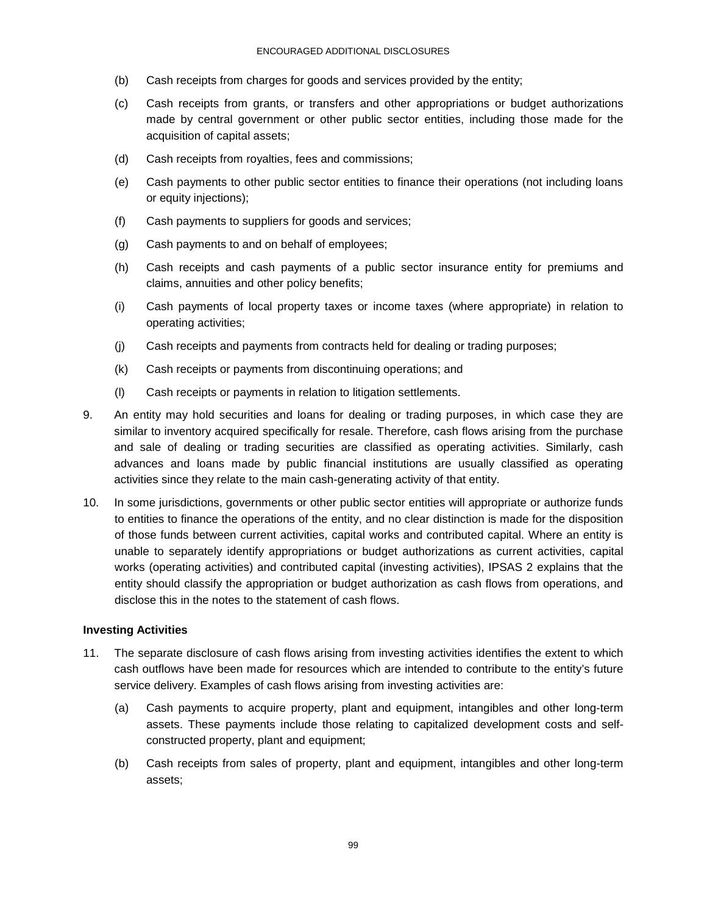(b) Cash receipts from charges for goods and services provided by the entity;

(c) Cash receipts from grants, or transfers and other appropriations or budget authorizations made by central government or other public sector entities, including those made for the acquisition of capital assets;

(d) Cash receipts from royalties, fees and commissions;

(e) Cash payments to other public sector entities to finance their operations (not including loans or equity injections);

(f) Cash payments to suppliers for goods and services;

(g) Cash payments to and on behalf of employees;

(h) Cash receipts and cash payments of a public sector insurance entity for premiums and claims, annuities and other policy benefits;

(i) Cash payments of local property taxes or income taxes (where appropriate) in relation to operating activities;

(j) Cash receipts and payments from contracts held for dealing or trading purposes;

(k) Cash receipts or payments from discontinuing operations; and

(l) Cash receipts or payments in relation to litigation settlements.

9. An entity may hold securities and loans for dealing or trading purposes, in which case they are similar to inventory acquired specifically for resale. Therefore, cash flows arising from the purchase and sale of dealing or trading securities are classified as operating activities. Similarly, cash advances and loans made by public financial institutions are usually classified as operating activities since they relate to the main cash-generating activity of that entity.

10. In some jurisdictions, governments or other public sector entities will appropriate or authorize funds to entities to finance the operations of the entity, and no clear distinction is made for the disposition of those funds between current activities, capital works and contributed capital. Where an entity is unable to separately identify appropriations or budget authorizations as current activities, capital works (operating activities) and contributed capital (investing activities), IPSAS 2 explains that the entity should classify the appropriation or budget authorization as cash flows from operations, and disclose this in the notes to the statement of cash flows.

**Investing Activities**

11. The separate disclosure of cash flows arising from investing activities identifies the extent to which cash outflows have been made for resources which are intended to contribute to the entity's future service delivery. Examples of cash flows arising from investing activities are:

    (a) Cash payments to acquire property, plant and equipment, intangibles and other long-term assets. These payments include those relating to capitalized development costs and self-constructed property, plant and equipment;

    (b) Cash receipts from sales of property, plant and equipment, intangibles and other long-term assets;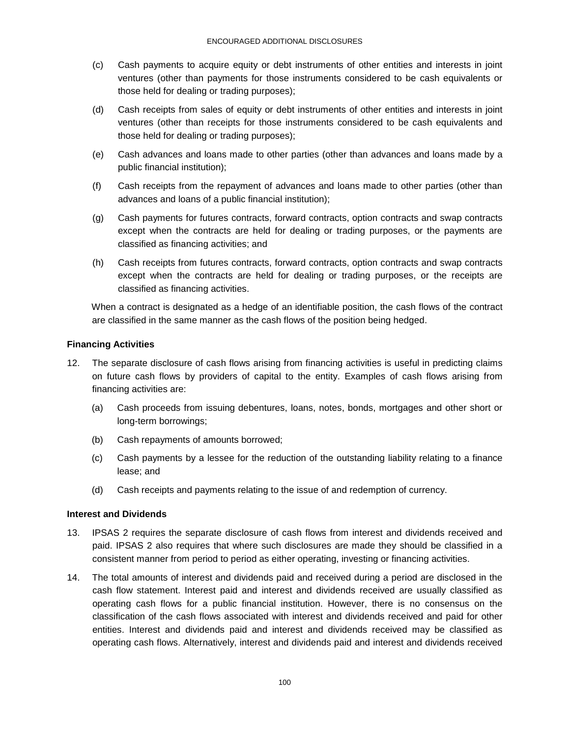(c) Cash payments to acquire equity or debt instruments of other entities and interests in joint ventures (other than payments for those instruments considered to be cash equivalents or those held for dealing or trading purposes);

(d) Cash receipts from sales of equity or debt instruments of other entities and interests in joint ventures (other than receipts for those instruments considered to be cash equivalents and those held for dealing or trading purposes);

(e) Cash advances and loans made to other parties (other than advances and loans made by a public financial institution);

(f) Cash receipts from the repayment of advances and loans made to other parties (other than advances and loans of a public financial institution);

(g) Cash payments for futures contracts, forward contracts, option contracts and swap contracts except when the contracts are held for dealing or trading purposes, or the payments are classified as financing activities; and

(h) Cash receipts from futures contracts, forward contracts, option contracts and swap contracts except when the contracts are held for dealing or trading purposes, or the receipts are classified as financing activities.

When a contract is designated as a hedge of an identifiable position, the cash flows of the contract are classified in the same manner as the cash flows of the position being hedged.

**Financing Activities**

12. The separate disclosure of cash flows arising from financing activities is useful in predicting claims on future cash flows by providers of capital to the entity. Examples of cash flows arising from financing activities are:

 (a) Cash proceeds from issuing debentures, loans, notes, bonds, mortgages and other short or long-term borrowings;

 (b) Cash repayments of amounts borrowed;

 (c) Cash payments by a lessee for the reduction of the outstanding liability relating to a finance lease; and

 (d) Cash receipts and payments relating to the issue of and redemption of currency.

**Interest and Dividends**

13. IPSAS 2 requires the separate disclosure of cash flows from interest and dividends received and paid. IPSAS 2 also requires that where such disclosures are made they should be classified in a consistent manner from period to period as either operating, investing or financing activities.

14. The total amounts of interest and dividends paid and received during a period are disclosed in the cash flow statement. Interest paid and interest and dividends received are usually classified as operating cash flows for a public financial institution. However, there is no consensus on the classification of the cash flows associated with interest and dividends received and paid for other entities. Interest and dividends paid and interest and dividends received may be classified as operating cash flows. Alternatively, interest and dividends paid and interest and dividends received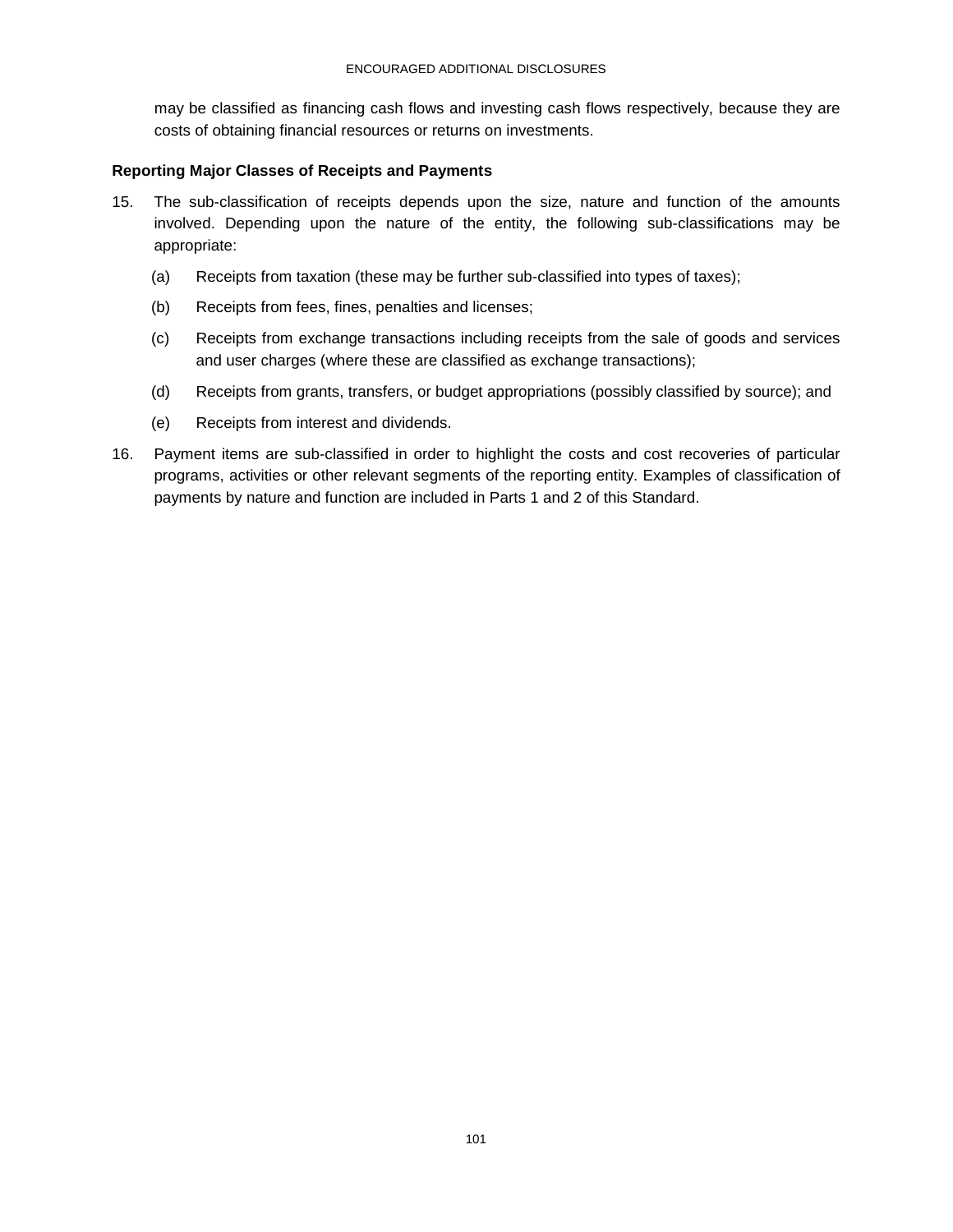may be classified as financing cash flows and investing cash flows respectively, because they are costs of obtaining financial resources or returns on investments.

### Reporting Major Classes of Receipts and Payments

15. The sub-classification of receipts depends upon the size, nature and function of the amounts involved. Depending upon the nature of the entity, the following sub-classifications may be appropriate:

    (a) Receipts from taxation (these may be further sub-classified into types of taxes);

    (b) Receipts from fees, fines, penalties and licenses;

    (c) Receipts from exchange transactions including receipts from the sale of goods and services and user charges (where these are classified as exchange transactions);

    (d) Receipts from grants, transfers, or budget appropriations (possibly classified by source); and

    (e) Receipts from interest and dividends.

16. Payment items are sub-classified in order to highlight the costs and cost recoveries of particular programs, activities or other relevant segments of the reporting entity. Examples of classification of payments by nature and function are included in Parts 1 and 2 of this Standard.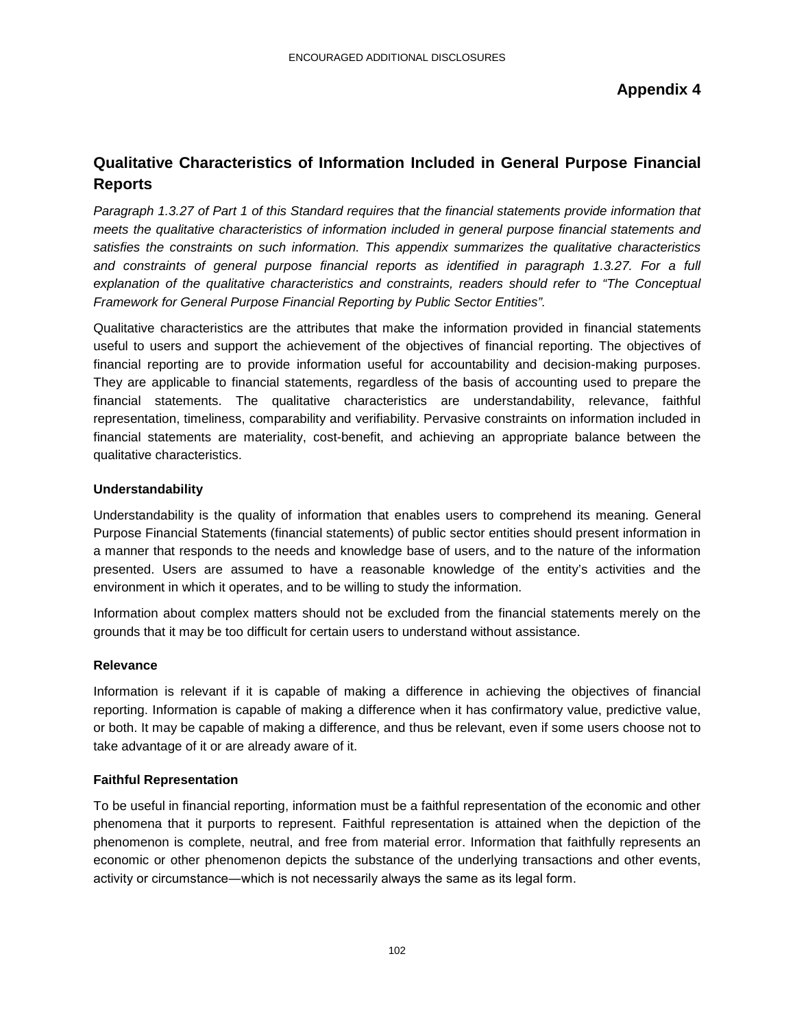## Appendix 4

## Qualitative Characteristics of Information Included in General Purpose Financial Reports

*Paragraph 1.3.27 of Part 1 of this Standard requires that the financial statements provide information that meets the qualitative characteristics of information included in general purpose financial statements and satisfies the constraints on such information. This appendix summarizes the qualitative characteristics and constraints of general purpose financial reports as identified in paragraph 1.3.27. For a full explanation of the qualitative characteristics and constraints, readers should refer to "The Conceptual Framework for General Purpose Financial Reporting by Public Sector Entities".*

Qualitative characteristics are the attributes that make the information provided in financial statements useful to users and support the achievement of the objectives of financial reporting. The objectives of financial reporting are to provide information useful for accountability and decision-making purposes. They are applicable to financial statements, regardless of the basis of accounting used to prepare the financial statements. The qualitative characteristics are understandability, relevance, faithful representation, timeliness, comparability and verifiability. Pervasive constraints on information included in financial statements are materiality, cost-benefit, and achieving an appropriate balance between the qualitative characteristics.

### Understandability

Understandability is the quality of information that enables users to comprehend its meaning. General Purpose Financial Statements (financial statements) of public sector entities should present information in a manner that responds to the needs and knowledge base of users, and to the nature of the information presented. Users are assumed to have a reasonable knowledge of the entity's activities and the environment in which it operates, and to be willing to study the information.

Information about complex matters should not be excluded from the financial statements merely on the grounds that it may be too difficult for certain users to understand without assistance.

### Relevance

Information is relevant if it is capable of making a difference in achieving the objectives of financial reporting. Information is capable of making a difference when it has confirmatory value, predictive value, or both. It may be capable of making a difference, and thus be relevant, even if some users choose not to take advantage of it or are already aware of it.

### Faithful Representation

To be useful in financial reporting, information must be a faithful representation of the economic and other phenomena that it purports to represent. Faithful representation is attained when the depiction of the phenomenon is complete, neutral, and free from material error. Information that faithfully represents an economic or other phenomenon depicts the substance of the underlying transactions and other events, activity or circumstance—which is not necessarily always the same as its legal form.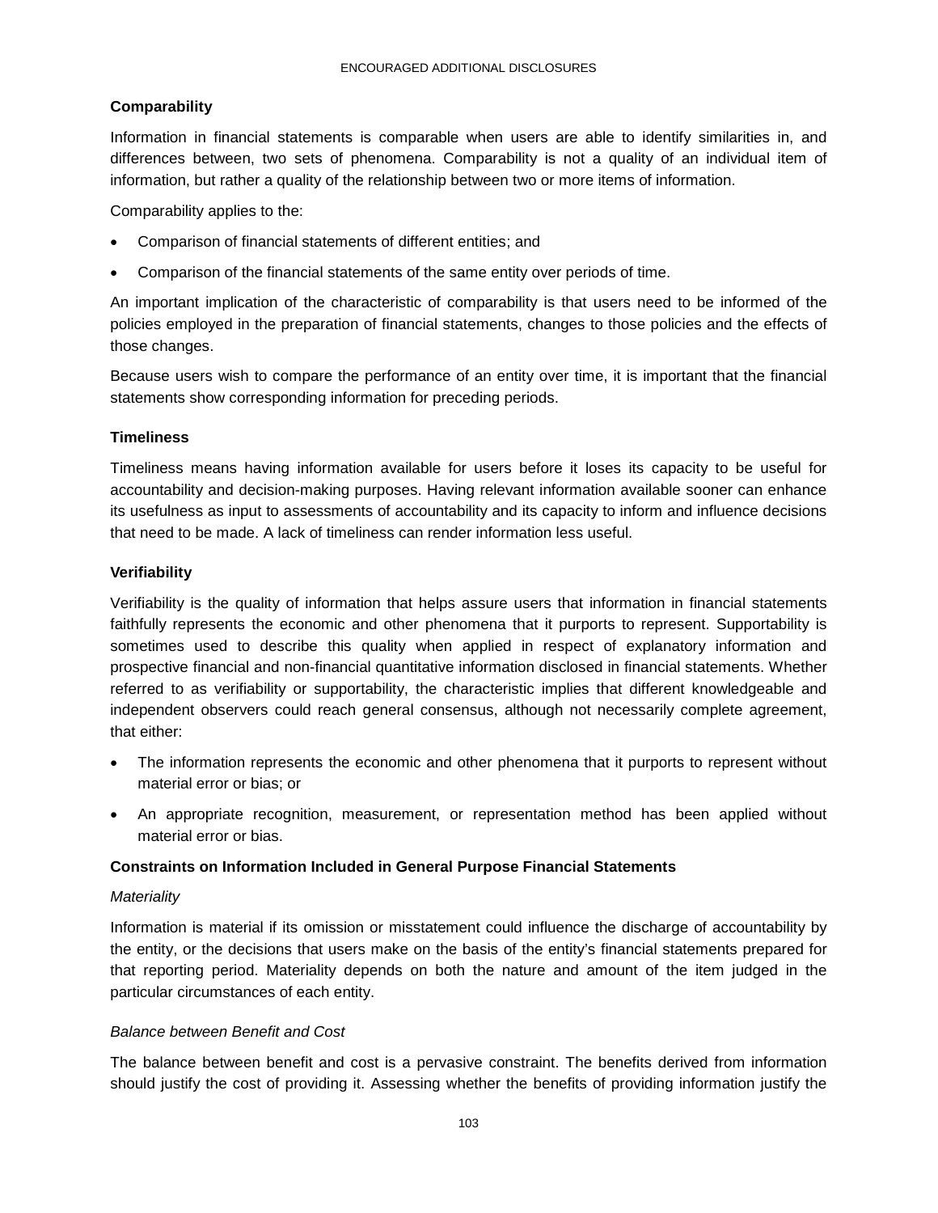### Comparability

Information in financial statements is comparable when users are able to identify similarities in, and differences between, two sets of phenomena. Comparability is not a quality of an individual item of information, but rather a quality of the relationship between two or more items of information.

Comparability applies to the:

- Comparison of financial statements of different entities; and
- Comparison of the financial statements of the same entity over periods of time.

An important implication of the characteristic of comparability is that users need to be informed of the policies employed in the preparation of financial statements, changes to those policies and the effects of those changes.

Because users wish to compare the performance of an entity over time, it is important that the financial statements show corresponding information for preceding periods.

### Timeliness

Timeliness means having information available for users before it loses its capacity to be useful for accountability and decision-making purposes. Having relevant information available sooner can enhance its usefulness as input to assessments of accountability and its capacity to inform and influence decisions that need to be made. A lack of timeliness can render information less useful.

### Verifiability

Verifiability is the quality of information that helps assure users that information in financial statements faithfully represents the economic and other phenomena that it purports to represent. Supportability is sometimes used to describe this quality when applied in respect of explanatory information and prospective financial and non-financial quantitative information disclosed in financial statements. Whether referred to as verifiability or supportability, the characteristic implies that different knowledgeable and independent observers could reach general consensus, although not necessarily complete agreement, that either:

- The information represents the economic and other phenomena that it purports to represent without material error or bias; or
- An appropriate recognition, measurement, or representation method has been applied without material error or bias.

### Constraints on Information Included in General Purpose Financial Statements

*Materiality*

Information is material if its omission or misstatement could influence the discharge of accountability by the entity, or the decisions that users make on the basis of the entity's financial statements prepared for that reporting period. Materiality depends on both the nature and amount of the item judged in the particular circumstances of each entity.

*Balance between Benefit and Cost*

The balance between benefit and cost is a pervasive constraint. The benefits derived from information should justify the cost of providing it. Assessing whether the benefits of providing information justify the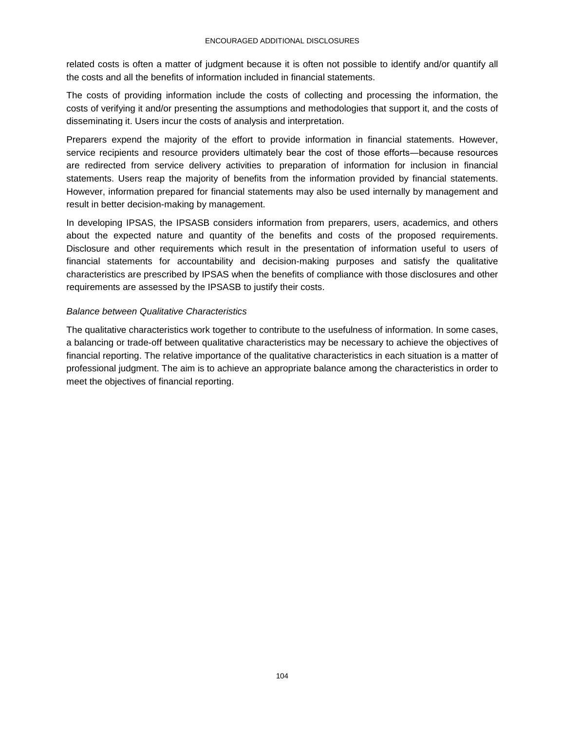related costs is often a matter of judgment because it is often not possible to identify and/or quantify all the costs and all the benefits of information included in financial statements.

The costs of providing information include the costs of collecting and processing the information, the costs of verifying it and/or presenting the assumptions and methodologies that support it, and the costs of disseminating it. Users incur the costs of analysis and interpretation.

Preparers expend the majority of the effort to provide information in financial statements. However, service recipients and resource providers ultimately bear the cost of those efforts—because resources are redirected from service delivery activities to preparation of information for inclusion in financial statements. Users reap the majority of benefits from the information provided by financial statements. However, information prepared for financial statements may also be used internally by management and result in better decision-making by management.

In developing IPSAS, the IPSASB considers information from preparers, users, academics, and others about the expected nature and quantity of the benefits and costs of the proposed requirements. Disclosure and other requirements which result in the presentation of information useful to users of financial statements for accountability and decision-making purposes and satisfy the qualitative characteristics are prescribed by IPSAS when the benefits of compliance with those disclosures and other requirements are assessed by the IPSASB to justify their costs.

*Balance between Qualitative Characteristics*

The qualitative characteristics work together to contribute to the usefulness of information. In some cases, a balancing or trade-off between qualitative characteristics may be necessary to achieve the objectives of financial reporting. The relative importance of the qualitative characteristics in each situation is a matter of professional judgment. The aim is to achieve an appropriate balance among the characteristics in order to meet the objectives of financial reporting.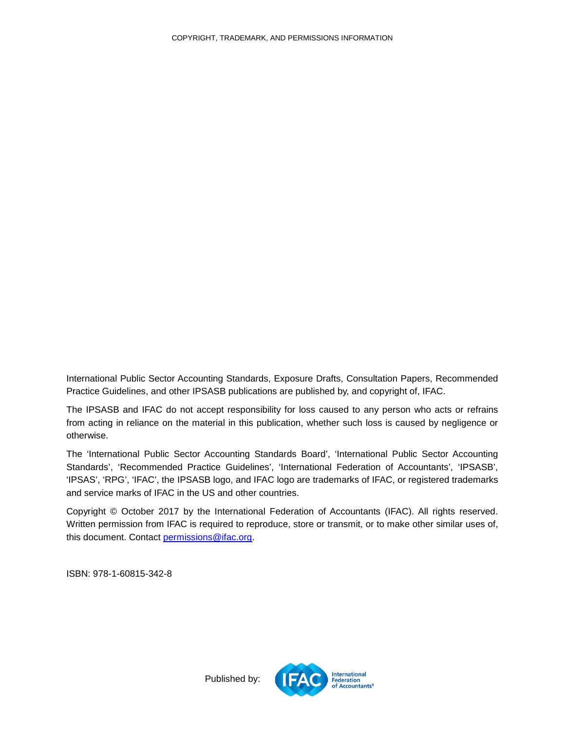COPYRIGHT, TRADEMARK, AND PERMISSIONS INFORMATION

International Public Sector Accounting Standards, Exposure Drafts, Consultation Papers, Recommended Practice Guidelines, and other IPSASB publications are published by, and copyright of, IFAC.

The IPSASB and IFAC do not accept responsibility for loss caused to any person who acts or refrains from acting in reliance on the material in this publication, whether such loss is caused by negligence or otherwise.

The 'International Public Sector Accounting Standards Board', 'International Public Sector Accounting Standards', 'Recommended Practice Guidelines', 'International Federation of Accountants', 'IPSASB', 'IPSAS', 'RPG', 'IFAC', the IPSASB logo, and IFAC logo are trademarks of IFAC, or registered trademarks and service marks of IFAC in the US and other countries.

Copyright © October 2017 by the International Federation of Accountants (IFAC). All rights reserved. Written permission from IFAC is required to reproduce, store or transmit, or to make other similar uses of, this document. Contact [permissions@ifac.org](mailto:permissions@ifac.org).

ISBN: 978-1-60815-342-8

Published by: IFAC International Federation of Accountants®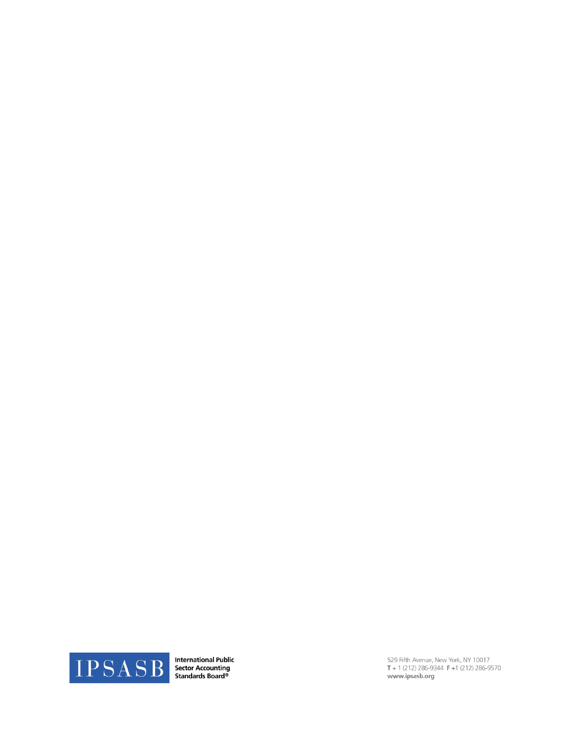IPSASB

International Public Sector Accounting Standards Board®

529 Fifth Avenue, New York, NY 10017
**T** + 1 (212) 286-9344 **F** +1 (212) 286-9570
**www.ipsasb.org**